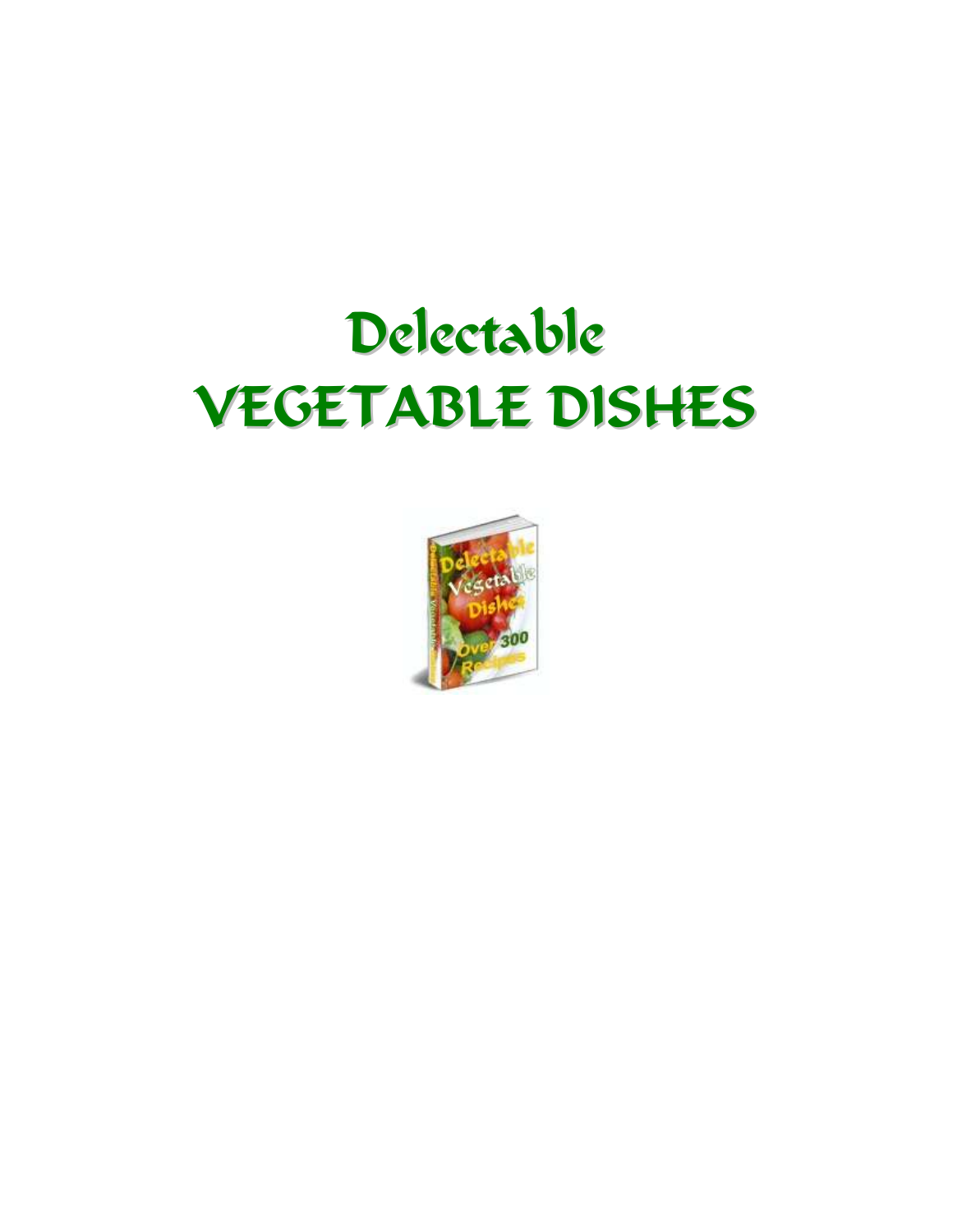# Delectable
# VEGETABLE DISHES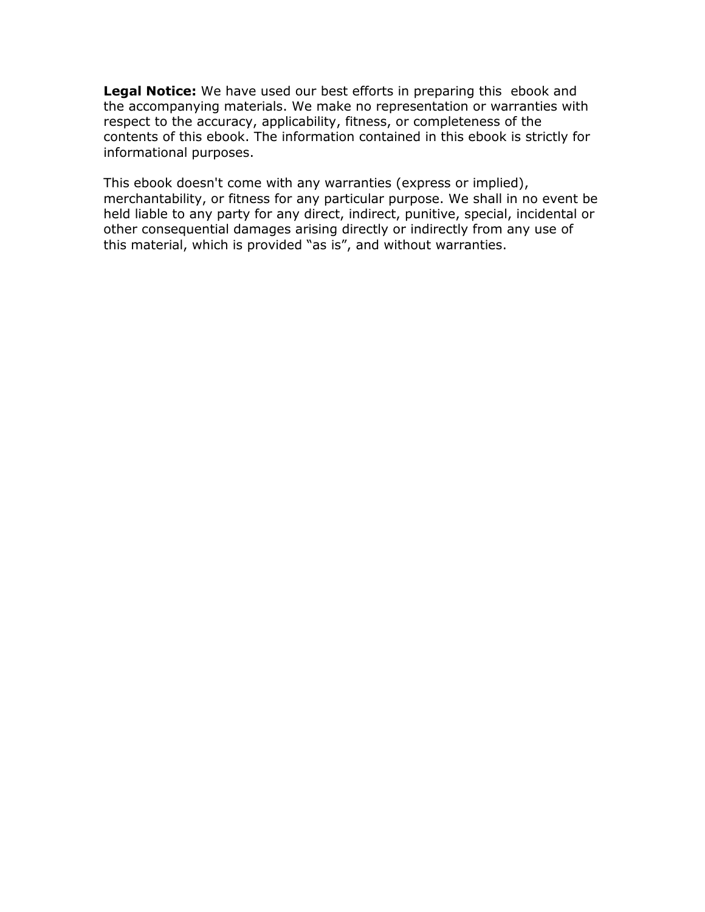**Legal Notice:** We have used our best efforts in preparing this ebook and the accompanying materials. We make no representation or warranties with respect to the accuracy, applicability, fitness, or completeness of the contents of this ebook. The information contained in this ebook is strictly for informational purposes.

This ebook doesn't come with any warranties (express or implied), merchantability, or fitness for any particular purpose. We shall in no event be held liable to any party for any direct, indirect, punitive, special, incidental or other consequential damages arising directly or indirectly from any use of this material, which is provided "as is", and without warranties.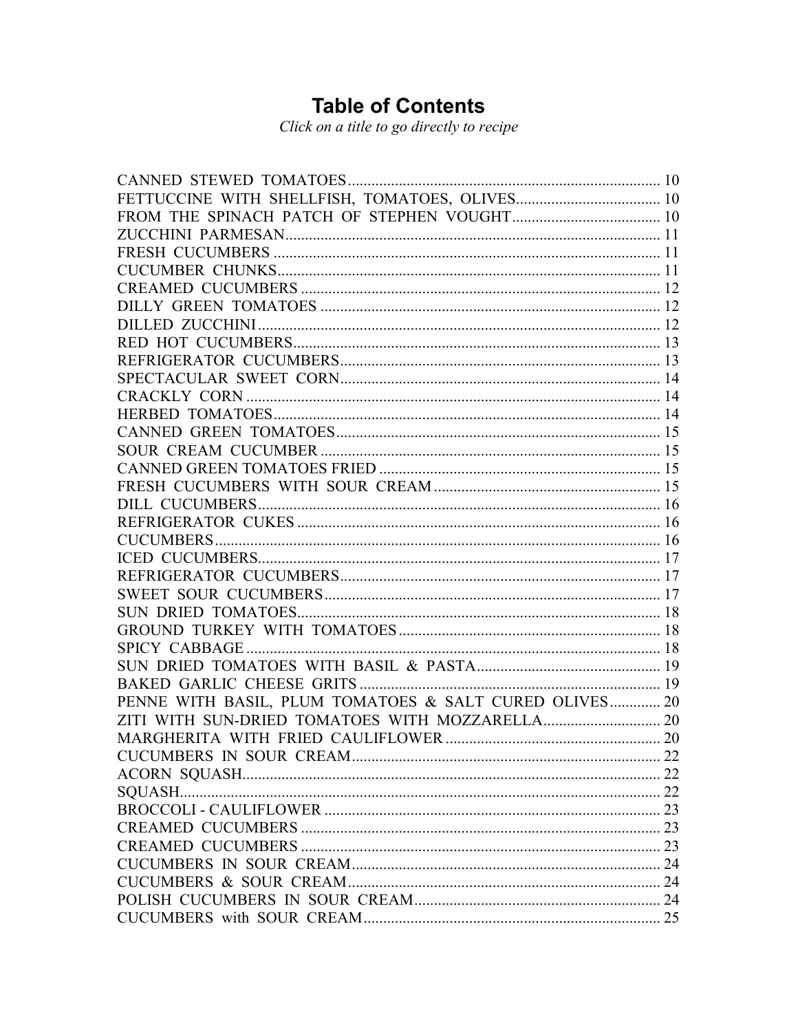# Table of Contents

*Click on a title to go directly to recipe*

CANNED STEWED TOMATOES ........ 10
FETTUCCINE WITH SHELLFISH, TOMATOES, OLIVES ........ 10
FROM THE SPINACH PATCH OF STEPHEN VOUGHT ........ 10
ZUCCHINI PARMESAN ........ 11
FRESH CUCUMBERS ........ 11
CUCUMBER CHUNKS ........ 11
CREAMED CUCUMBERS ........ 12
DILLY GREEN TOMATOES ........ 12
DILLED ZUCCHINI ........ 12
RED HOT CUCUMBERS ........ 13
REFRIGERATOR CUCUMBERS ........ 13
SPECTACULAR SWEET CORN ........ 14
CRACKLY CORN ........ 14
HERBED TOMATOES ........ 14
CANNED GREEN TOMATOES ........ 15
SOUR CREAM CUCUMBER ........ 15
CANNED GREEN TOMATOES FRIED ........ 15
FRESH CUCUMBERS WITH SOUR CREAM ........ 15
DILL CUCUMBERS ........ 16
REFRIGERATOR CUKES ........ 16
CUCUMBERS ........ 16
ICED CUCUMBERS ........ 17
REFRIGERATOR CUCUMBERS ........ 17
SWEET SOUR CUCUMBERS ........ 17
SUN DRIED TOMATOES ........ 18
GROUND TURKEY WITH TOMATOES ........ 18
SPICY CABBAGE ........ 18
SUN DRIED TOMATOES WITH BASIL & PASTA ........ 19
BAKED GARLIC CHEESE GRITS ........ 19
PENNE WITH BASIL, PLUM TOMATOES & SALT CURED OLIVES ........ 20
ZITI WITH SUN-DRIED TOMATOES WITH MOZZARELLA ........ 20
MARGHERITA WITH FRIED CAULIFLOWER ........ 20
CUCUMBERS IN SOUR CREAM ........ 22
ACORN SQUASH ........ 22
SQUASH ........ 22
BROCCOLI - CAULIFLOWER ........ 23
CREAMED CUCUMBERS ........ 23
CREAMED CUCUMBERS ........ 23
CUCUMBERS IN SOUR CREAM ........ 24
CUCUMBERS & SOUR CREAM ........ 24
POLISH CUCUMBERS IN SOUR CREAM ........ 24
CUCUMBERS with SOUR CREAM ........ 25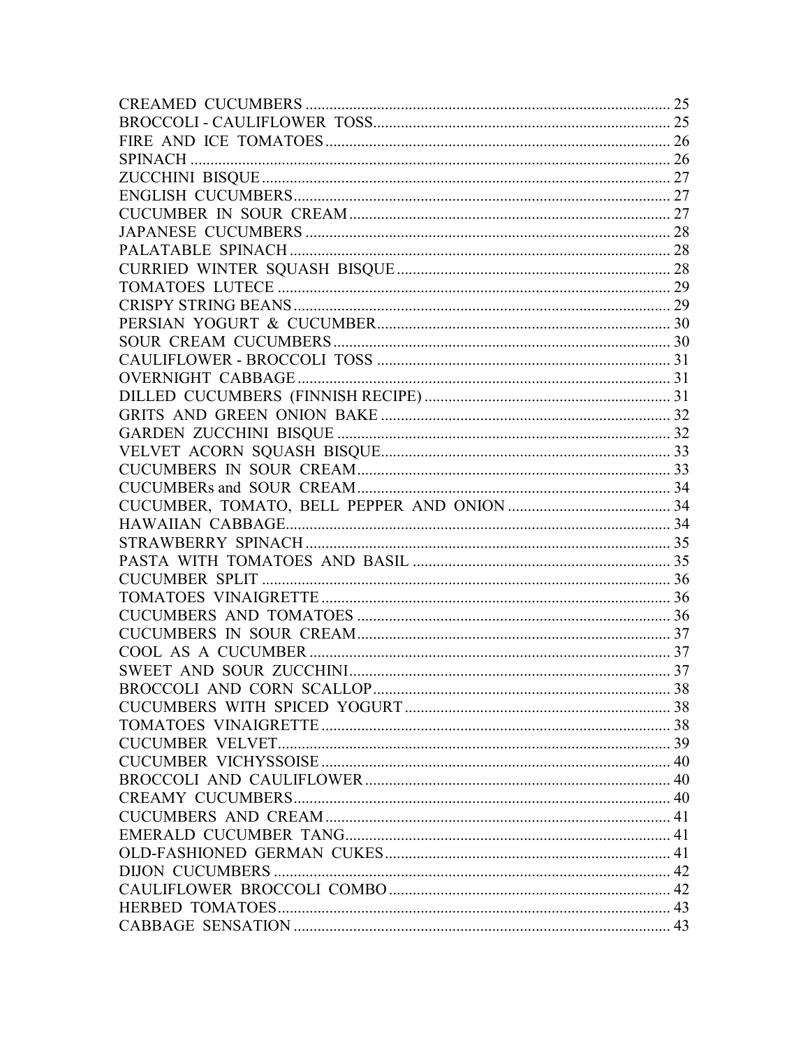CREAMED CUCUMBERS ........................................................................................ 25
BROCCOLI - CAULIFLOWER TOSS....................................................................... 25
FIRE AND ICE TOMATOES ................................................................................... 26
SPINACH ................................................................................................................. 26
ZUCCHINI BISQUE ................................................................................................. 27
ENGLISH CUCUMBERS.......................................................................................... 27
CUCUMBER IN SOUR CREAM ............................................................................ 27
JAPANESE CUCUMBERS ...................................................................................... 28
PALATABLE SPINACH .......................................................................................... 28
CURRIED WINTER SQUASH BISQUE ................................................................. 28
TOMATOES LUTECE ............................................................................................. 29
CRISPY STRING BEANS ........................................................................................ 29
PERSIAN YOGURT & CUCUMBER...................................................................... 30
SOUR CREAM CUCUMBERS ................................................................................ 30
CAULIFLOWER - BROCCOLI TOSS ..................................................................... 31
OVERNIGHT CABBAGE ......................................................................................... 31
DILLED CUCUMBERS (FINNISH RECIPE) .......................................................... 31
GRITS AND GREEN ONION BAKE ...................................................................... 32
GARDEN ZUCCHINI BISQUE ................................................................................ 32
VELVET ACORN SQUASH BISQUE...................................................................... 33
CUCUMBERS IN SOUR CREAM ........................................................................... 33
CUCUMBERs and SOUR CREAM .......................................................................... 34
CUCUMBER, TOMATO, BELL PEPPER AND ONION ....................................... 34
HAWAIIAN CABBAGE............................................................................................ 34
STRAWBERRY SPINACH ...................................................................................... 35
PASTA WITH TOMATOES AND BASIL ............................................................... 35
CUCUMBER SPLIT ................................................................................................. 36
TOMATOES VINAIGRETTE .................................................................................. 36
CUCUMBERS AND TOMATOES .......................................................................... 36
CUCUMBERS IN SOUR CREAM ........................................................................... 37
COOL AS A CUCUMBER ....................................................................................... 37
SWEET AND SOUR ZUCCHINI.............................................................................. 37
BROCCOLI AND CORN SCALLOP ....................................................................... 38
CUCUMBERS WITH SPICED YOGURT ................................................................ 38
TOMATOES VINAIGRETTE .................................................................................. 38
CUCUMBER VELVET............................................................................................. 39
CUCUMBER VICHYSSOISE ................................................................................... 40
BROCCOLI AND CAULIFLOWER ......................................................................... 40
CREAMY CUCUMBERS.......................................................................................... 40
CUCUMBERS AND CREAM .................................................................................. 41
EMERALD CUCUMBER TANG.............................................................................. 41
OLD-FASHIONED GERMAN CUKES .................................................................... 41
DIJON CUCUMBERS .............................................................................................. 42
CAULIFLOWER BROCCOLI COMBO .................................................................. 42
HERBED TOMATOES.............................................................................................. 43
CABBAGE SENSATION .......................................................................................... 43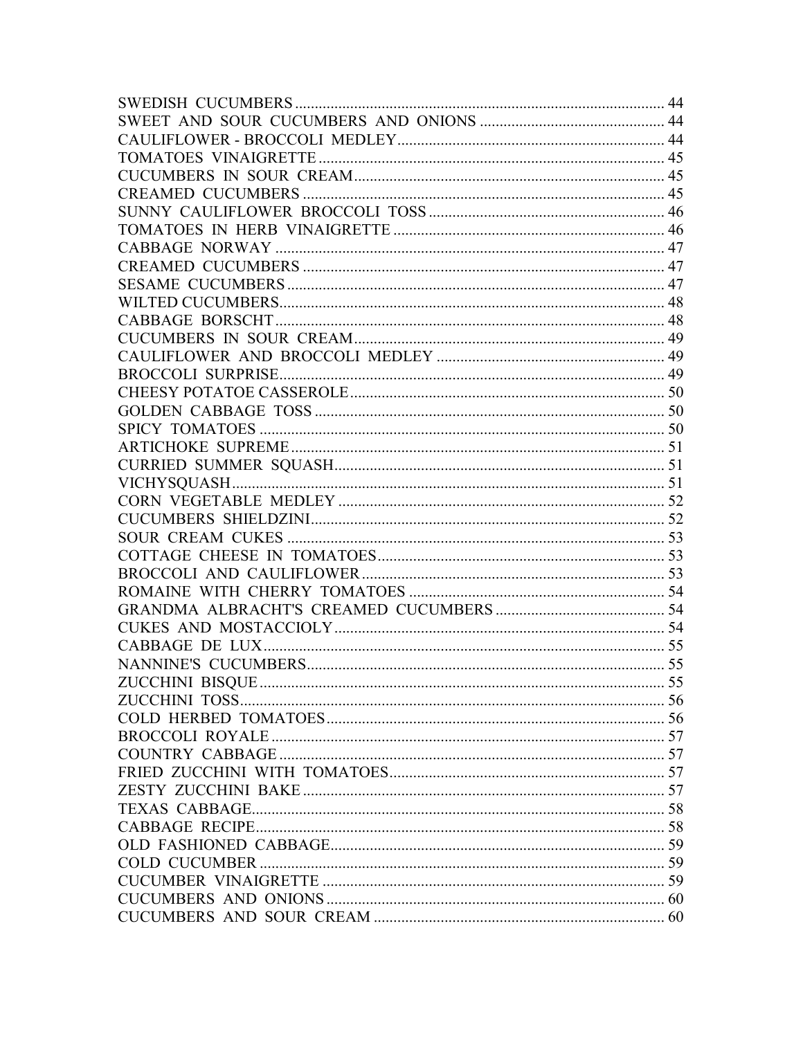SWEDISH CUCUMBERS ........................................................................................ 44
SWEET AND SOUR CUCUMBERS AND ONIONS ............................................ 44
CAULIFLOWER - BROCCOLI MEDLEY.................................................................. 44
TOMATOES VINAIGRETTE ..................................................................................... 45
CUCUMBERS IN SOUR CREAM............................................................................. 45
CREAMED CUCUMBERS ......................................................................................... 45
SUNNY CAULIFLOWER BROCCOLI TOSS ........................................................... 46
TOMATOES IN HERB VINAIGRETTE .................................................................... 46
CABBAGE NORWAY ................................................................................................. 47
CREAMED CUCUMBERS ......................................................................................... 47
SESAME CUCUMBERS ............................................................................................. 47
WILTED CUCUMBERS.............................................................................................. 48
CABBAGE BORSCHT................................................................................................. 48
CUCUMBERS IN SOUR CREAM............................................................................. 49
CAULIFLOWER AND BROCCOLI MEDLEY ......................................................... 49
BROCCOLI SURPRISE.............................................................................................. 49
CHEESY POTATOE CASSEROLE............................................................................ 50
GOLDEN CABBAGE TOSS ....................................................................................... 50
SPICY TOMATOES .................................................................................................... 50
ARTICHOKE SUPREME............................................................................................ 51
CURRIED SUMMER SQUASH.................................................................................. 51
VICHYSQUASH.......................................................................................................... 51
CORN VEGETABLE MEDLEY .................................................................................. 52
CUCUMBERS SHIELDZINI....................................................................................... 52
SOUR CREAM CUKES ............................................................................................... 53
COTTAGE CHEESE IN TOMATOES........................................................................ 53
BROCCOLI AND CAULIFLOWER............................................................................ 53
ROMAINE WITH CHERRY TOMATOES ................................................................ 54
GRANDMA ALBRACHT'S CREAMED CUCUMBERS ........................................... 54
CUKES AND MOSTACCIOLY.................................................................................. 54
CABBAGE DE LUX...................................................................................................... 55
NANNINE'S CUCUMBERS......................................................................................... 55
ZUCCHINI BISQUE .................................................................................................... 55
ZUCCHINI TOSS.......................................................................................................... 56
COLD HERBED TOMATOES..................................................................................... 56
BROCCOLI ROYALE .................................................................................................. 57
COUNTRY CABBAGE ................................................................................................ 57
FRIED ZUCCHINI WITH TOMATOES..................................................................... 57
ZESTY ZUCCHINI BAKE .......................................................................................... 57
TEXAS CABBAGE....................................................................................................... 58
CABBAGE RECIPE...................................................................................................... 58
OLD FASHIONED CABBAGE.................................................................................... 59
COLD CUCUMBER ..................................................................................................... 59
CUCUMBER VINAIGRETTE ..................................................................................... 59
CUCUMBERS AND ONIONS..................................................................................... 60
CUCUMBERS AND SOUR CREAM ......................................................................... 60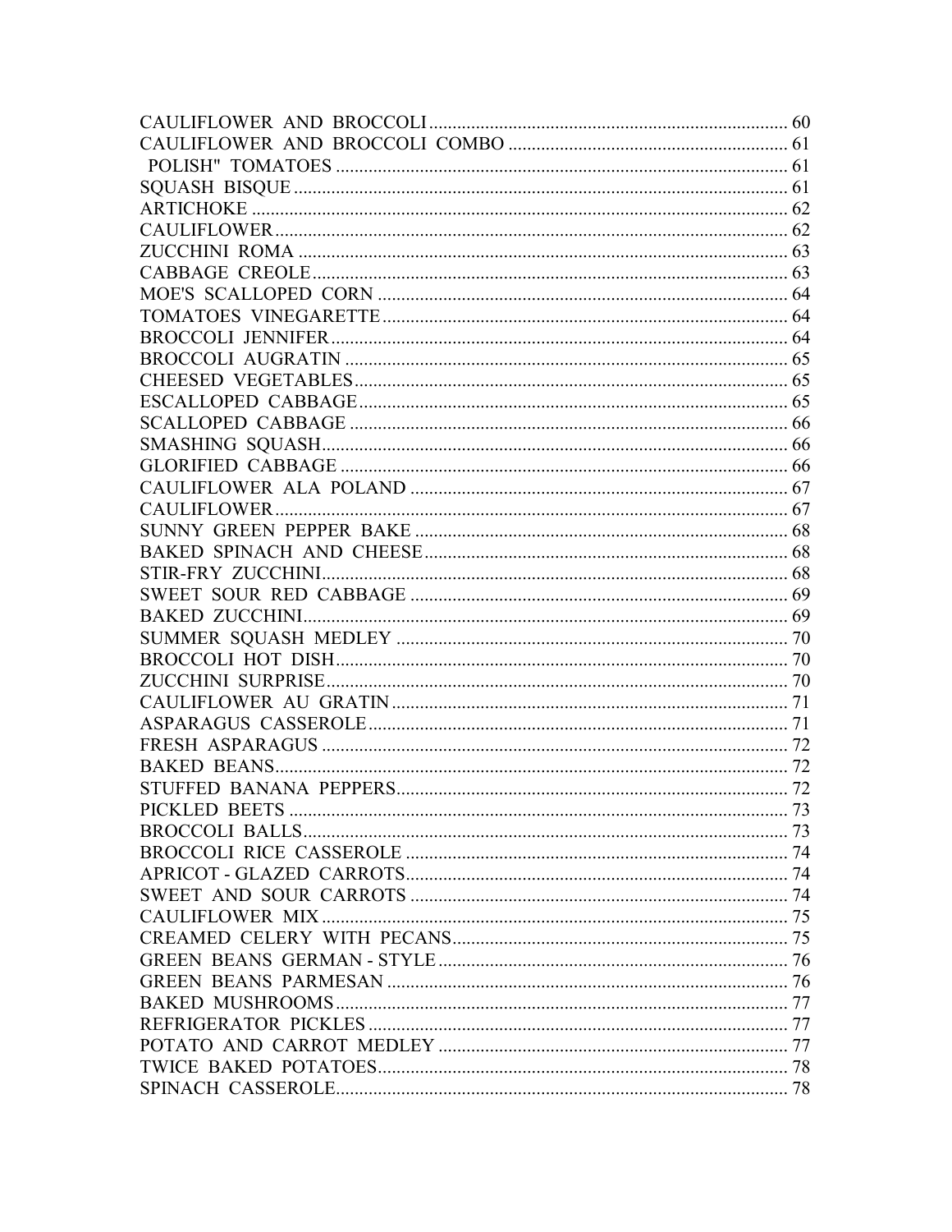CAULIFLOWER AND BROCCOLI ............................................................................ 60
CAULIFLOWER AND BROCCOLI COMBO ............................................................ 61
POLISH" TOMATOES ................................................................................................ 61
SQUASH BISQUE ........................................................................................................ 61
ARTICHOKE ................................................................................................................ 62
CAULIFLOWER ............................................................................................................ 62
ZUCCHINI ROMA ........................................................................................................ 63
CABBAGE CREOLE ..................................................................................................... 63
MOE'S SCALLOPED CORN ........................................................................................ 64
TOMATOES VINEGARETTE ...................................................................................... 64
BROCCOLI JENNIFER ................................................................................................. 64
BROCCOLI AUGRATIN .............................................................................................. 65
CHEESED VEGETABLES ............................................................................................ 65
ESCALLOPED CABBAGE ........................................................................................... 65
SCALLOPED CABBAGE ............................................................................................. 66
SMASHING SQUASH ................................................................................................... 66
GLORIFIED CABBAGE ................................................................................................ 66
CAULIFLOWER ALA POLAND ................................................................................. 67
CAULIFLOWER ............................................................................................................ 67
SUNNY GREEN PEPPER BAKE ................................................................................. 68
BAKED SPINACH AND CHEESE ............................................................................... 68
STIR-FRY ZUCCHINI ................................................................................................... 68
SWEET SOUR RED CABBAGE ................................................................................... 69
BAKED ZUCCHINI ....................................................................................................... 69
SUMMER SQUASH MEDLEY ..................................................................................... 70
BROCCOLI HOT DISH ................................................................................................. 70
ZUCCHINI SURPRISE .................................................................................................. 70
CAULIFLOWER AU GRATIN ..................................................................................... 71
ASPARAGUS CASSEROLE ......................................................................................... 71
FRESH ASPARAGUS .................................................................................................... 72
BAKED BEANS ............................................................................................................. 72
STUFFED BANANA PEPPERS .................................................................................... 72
PICKLED BEETS ........................................................................................................... 73
BROCCOLI BALLS ....................................................................................................... 73
BROCCOLI RICE CASSEROLE .................................................................................. 74
APRICOT - GLAZED CARROTS ................................................................................. 74
SWEET AND SOUR CARROTS ................................................................................... 74
CAULIFLOWER MIX .................................................................................................... 75
CREAMED CELERY WITH PECANS ......................................................................... 75
GREEN BEANS GERMAN - STYLE ........................................................................... 76
GREEN BEANS PARMESAN ...................................................................................... 76
BAKED MUSHROOMS ................................................................................................. 77
REFRIGERATOR PICKLES .......................................................................................... 77
POTATO AND CARROT MEDLEY ............................................................................ 77
TWICE BAKED POTATOES ........................................................................................ 78
SPINACH CASSEROLE ................................................................................................ 78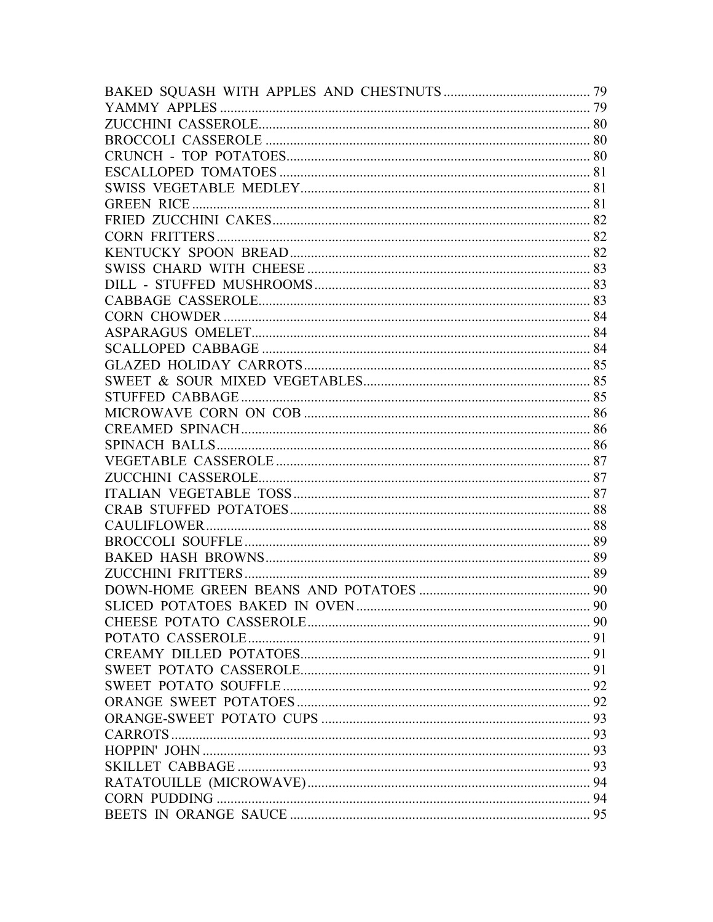BAKED SQUASH WITH APPLES AND CHESTNUTS .......... 79
YAMMY APPLES .......... 79
ZUCCHINI CASSEROLE .......... 80
BROCCOLI CASSEROLE .......... 80
CRUNCH - TOP POTATOES .......... 80
ESCALLOPED TOMATOES .......... 81
SWISS VEGETABLE MEDLEY .......... 81
GREEN RICE .......... 81
FRIED ZUCCHINI CAKES .......... 82
CORN FRITTERS .......... 82
KENTUCKY SPOON BREAD .......... 82
SWISS CHARD WITH CHEESE .......... 83
DILL - STUFFED MUSHROOMS .......... 83
CABBAGE CASSEROLE .......... 83
CORN CHOWDER .......... 84
ASPARAGUS OMELET .......... 84
SCALLOPED CABBAGE .......... 84
GLAZED HOLIDAY CARROTS .......... 85
SWEET & SOUR MIXED VEGETABLES .......... 85
STUFFED CABBAGE .......... 85
MICROWAVE CORN ON COB .......... 86
CREAMED SPINACH .......... 86
SPINACH BALLS .......... 86
VEGETABLE CASSEROLE .......... 87
ZUCCHINI CASSEROLE .......... 87
ITALIAN VEGETABLE TOSS .......... 87
CRAB STUFFED POTATOES .......... 88
CAULIFLOWER .......... 88
BROCCOLI SOUFFLE .......... 89
BAKED HASH BROWNS .......... 89
ZUCCHINI FRITTERS .......... 89
DOWN-HOME GREEN BEANS AND POTATOES .......... 90
SLICED POTATOES BAKED IN OVEN .......... 90
CHEESE POTATO CASSEROLE .......... 90
POTATO CASSEROLE .......... 91
CREAMY DILLED POTATOES .......... 91
SWEET POTATO CASSEROLE .......... 91
SWEET POTATO SOUFFLE .......... 92
ORANGE SWEET POTATOES .......... 92
ORANGE-SWEET POTATO CUPS .......... 93
CARROTS .......... 93
HOPPIN' JOHN .......... 93
SKILLET CABBAGE .......... 93
RATATOUILLE (MICROWAVE) .......... 94
CORN PUDDING .......... 94
BEETS IN ORANGE SAUCE .......... 95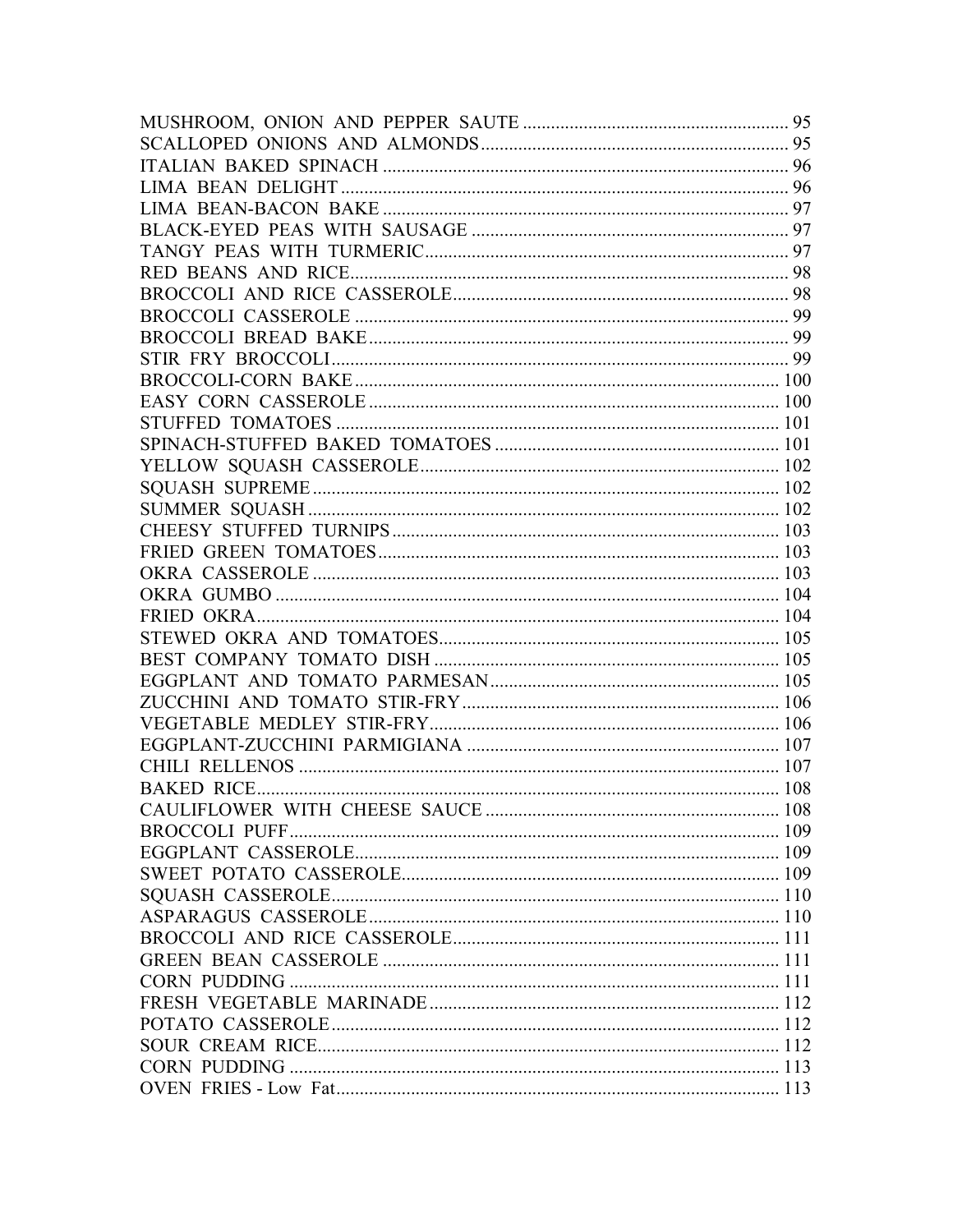MUSHROOM, ONION AND PEPPER SAUTE ........................................................ 95
SCALLOPED ONIONS AND ALMONDS ................................................................ 95
ITALIAN BAKED SPINACH ...................................................................................... 96
LIMA BEAN DELIGHT .............................................................................................. 96
LIMA BEAN-BACON BAKE ..................................................................................... 97
BLACK-EYED PEAS WITH SAUSAGE ................................................................... 97
TANGY PEAS WITH TURMERIC ............................................................................ 97
RED BEANS AND RICE ............................................................................................ 98
BROCCOLI AND RICE CASSEROLE ...................................................................... 98
BROCCOLI CASSEROLE ........................................................................................... 99
BROCCOLI BREAD BAKE ........................................................................................ 99
STIR FRY BROCCOLI ................................................................................................ 99
BROCCOLI-CORN BAKE ......................................................................................... 100
EASY CORN CASSEROLE ....................................................................................... 100
STUFFED TOMATOES .............................................................................................. 101
SPINACH-STUFFED BAKED TOMATOES ............................................................. 101
YELLOW SQUASH CASSEROLE ............................................................................ 102
SQUASH SUPREME ................................................................................................... 102
SUMMER SQUASH .................................................................................................... 102
CHEESY STUFFED TURNIPS .................................................................................. 103
FRIED GREEN TOMATOES ..................................................................................... 103
OKRA CASSEROLE ................................................................................................... 103
OKRA GUMBO ........................................................................................................... 104
FRIED OKRA ............................................................................................................... 104
STEWED OKRA AND TOMATOES ......................................................................... 105
BEST COMPANY TOMATO DISH .......................................................................... 105
EGGPLANT AND TOMATO PARMESAN ............................................................. 105
ZUCCHINI AND TOMATO STIR-FRY ................................................................... 106
VEGETABLE MEDLEY STIR-FRY .......................................................................... 106
EGGPLANT-ZUCCHINI PARMIGIANA .................................................................. 107
CHILI RELLENOS ....................................................................................................... 107
BAKED RICE ................................................................................................................ 108
CAULIFLOWER WITH CHEESE SAUCE ............................................................... 108
BROCCOLI PUFF ......................................................................................................... 109
EGGPLANT CASSEROLE .......................................................................................... 109
SWEET POTATO CASSEROLE ................................................................................ 109
SQUASH CASSEROLE ............................................................................................... 110
ASPARAGUS CASSEROLE ....................................................................................... 110
BROCCOLI AND RICE CASSEROLE ...................................................................... 111
GREEN BEAN CASSEROLE ..................................................................................... 111
CORN PUDDING ......................................................................................................... 111
FRESH VEGETABLE MARINADE ........................................................................... 112
POTATO CASSEROLE ............................................................................................... 112
SOUR CREAM RICE ................................................................................................... 112
CORN PUDDING ......................................................................................................... 113
OVEN FRIES - Low Fat ................................................................................................ 113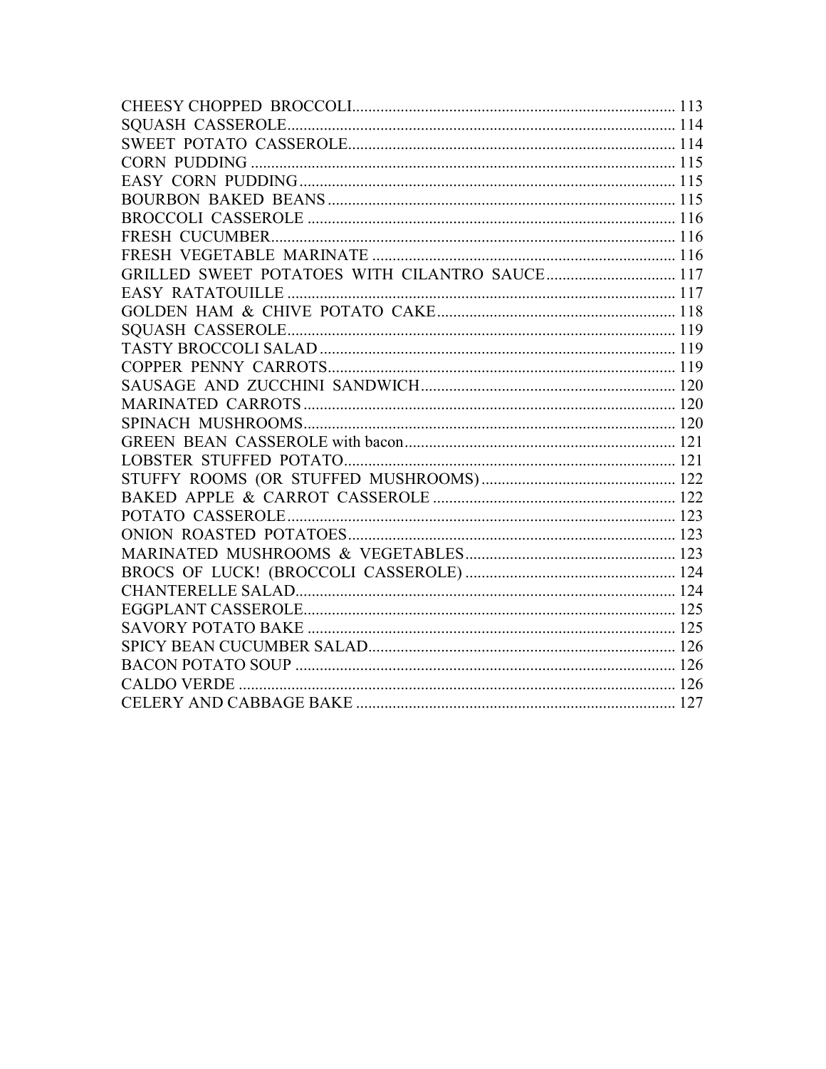CHEESY CHOPPED BROCCOLI........................................................................ 113
SQUASH CASSEROLE........................................................................ 114
SWEET POTATO CASSEROLE........................................................................ 114
CORN PUDDING ........................................................................ 115
EASY CORN PUDDING........................................................................ 115
BOURBON BAKED BEANS........................................................................ 115
BROCCOLI CASSEROLE ........................................................................ 116
FRESH CUCUMBER........................................................................ 116
FRESH VEGETABLE MARINATE ........................................................................ 116
GRILLED SWEET POTATOES WITH CILANTRO SAUCE................................ 117
EASY RATATOUILLE ........................................................................ 117
GOLDEN HAM & CHIVE POTATO CAKE........................................................ 118
SQUASH CASSEROLE........................................................................ 119
TASTY BROCCOLI SALAD........................................................................ 119
COPPER PENNY CARROTS........................................................................ 119
SAUSAGE AND ZUCCHINI SANDWICH........................................................ 120
MARINATED CARROTS........................................................................ 120
SPINACH MUSHROOMS........................................................................ 120
GREEN BEAN CASSEROLE with bacon........................................................ 121
LOBSTER STUFFED POTATO........................................................................ 121
STUFFY ROOMS (OR STUFFED MUSHROOMS)................................................ 122
BAKED APPLE & CARROT CASSEROLE ........................................................ 122
POTATO CASSEROLE........................................................................ 123
ONION ROASTED POTATOES........................................................................ 123
MARINATED MUSHROOMS & VEGETABLES................................................ 123
BROCS OF LUCK! (BROCCOLI CASSEROLE) ................................................ 124
CHANTERELLE SALAD........................................................................ 124
EGGPLANT CASSEROLE........................................................................ 125
SAVORY POTATO BAKE ........................................................................ 125
SPICY BEAN CUCUMBER SALAD........................................................................ 126
BACON POTATO SOUP ........................................................................ 126
CALDO VERDE ........................................................................ 126
CELERY AND CABBAGE BAKE ........................................................................ 127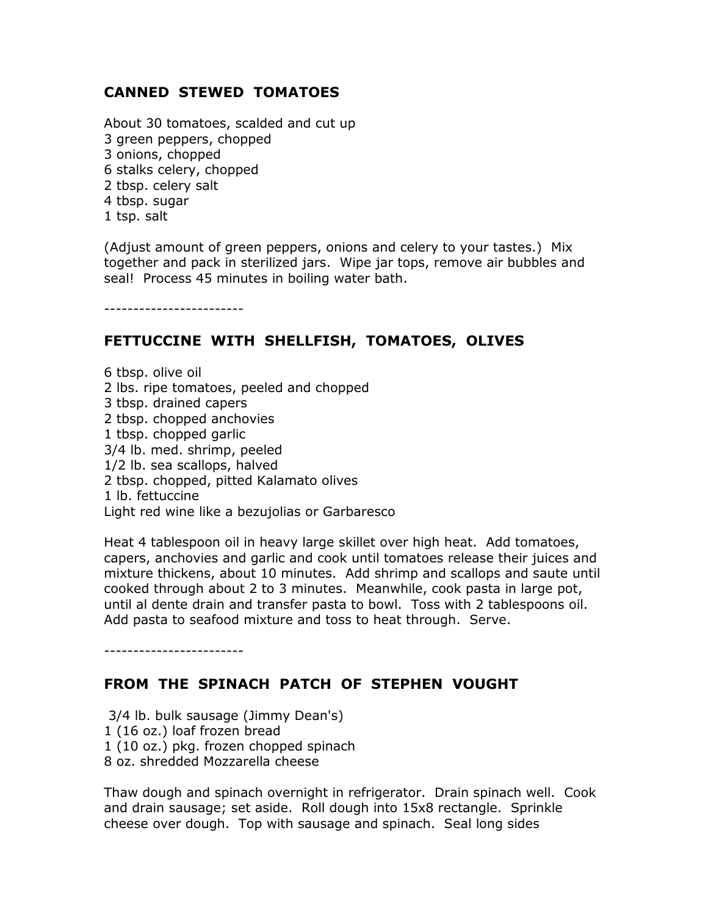## CANNED STEWED TOMATOES

About 30 tomatoes, scalded and cut up
3 green peppers, chopped
3 onions, chopped
6 stalks celery, chopped
2 tbsp. celery salt
4 tbsp. sugar
1 tsp. salt

(Adjust amount of green peppers, onions and celery to your tastes.) Mix together and pack in sterilized jars. Wipe jar tops, remove air bubbles and seal! Process 45 minutes in boiling water bath.

------------------------

## FETTUCCINE WITH SHELLFISH, TOMATOES, OLIVES

6 tbsp. olive oil
2 lbs. ripe tomatoes, peeled and chopped
3 tbsp. drained capers
2 tbsp. chopped anchovies
1 tbsp. chopped garlic
3/4 lb. med. shrimp, peeled
1/2 lb. sea scallops, halved
2 tbsp. chopped, pitted Kalamato olives
1 lb. fettuccine
Light red wine like a bezujolias or Garbaresco

Heat 4 tablespoon oil in heavy large skillet over high heat. Add tomatoes, capers, anchovies and garlic and cook until tomatoes release their juices and mixture thickens, about 10 minutes. Add shrimp and scallops and saute until cooked through about 2 to 3 minutes. Meanwhile, cook pasta in large pot, until al dente drain and transfer pasta to bowl. Toss with 2 tablespoons oil. Add pasta to seafood mixture and toss to heat through. Serve.

------------------------

## FROM THE SPINACH PATCH OF STEPHEN VOUGHT

3/4 lb. bulk sausage (Jimmy Dean's)
1 (16 oz.) loaf frozen bread
1 (10 oz.) pkg. frozen chopped spinach
8 oz. shredded Mozzarella cheese

Thaw dough and spinach overnight in refrigerator. Drain spinach well. Cook and drain sausage; set aside. Roll dough into 15x8 rectangle. Sprinkle cheese over dough. Top with sausage and spinach. Seal long sides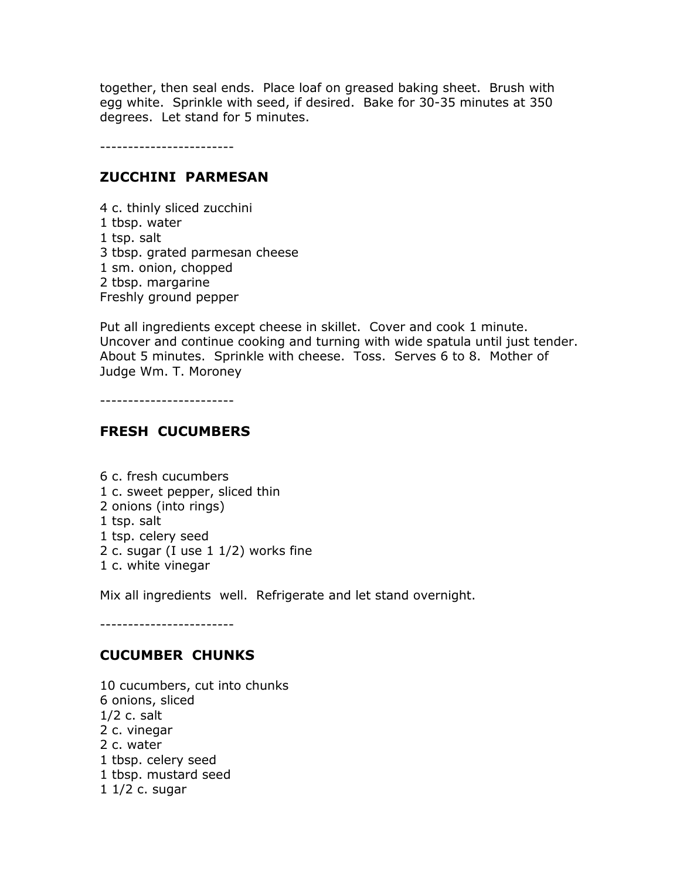together, then seal ends. Place loaf on greased baking sheet. Brush with egg white. Sprinkle with seed, if desired. Bake for 30-35 minutes at 350 degrees. Let stand for 5 minutes.

------------------------

## ZUCCHINI PARMESAN

4 c. thinly sliced zucchini
1 tbsp. water
1 tsp. salt
3 tbsp. grated parmesan cheese
1 sm. onion, chopped
2 tbsp. margarine
Freshly ground pepper

Put all ingredients except cheese in skillet. Cover and cook 1 minute. Uncover and continue cooking and turning with wide spatula until just tender. About 5 minutes. Sprinkle with cheese. Toss. Serves 6 to 8. Mother of Judge Wm. T. Moroney

------------------------

## FRESH CUCUMBERS

6 c. fresh cucumbers
1 c. sweet pepper, sliced thin
2 onions (into rings)
1 tsp. salt
1 tsp. celery seed
2 c. sugar (I use 1 1/2) works fine
1 c. white vinegar

Mix all ingredients well. Refrigerate and let stand overnight.

------------------------

## CUCUMBER CHUNKS

10 cucumbers, cut into chunks
6 onions, sliced
1/2 c. salt
2 c. vinegar
2 c. water
1 tbsp. celery seed
1 tbsp. mustard seed
1 1/2 c. sugar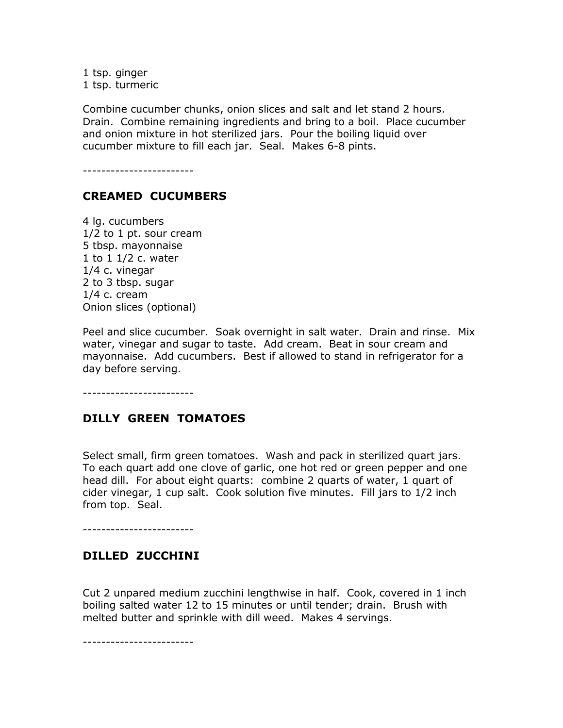1 tsp. ginger
1 tsp. turmeric

Combine cucumber chunks, onion slices and salt and let stand 2 hours. Drain. Combine remaining ingredients and bring to a boil. Place cucumber and onion mixture in hot sterilized jars. Pour the boiling liquid over cucumber mixture to fill each jar. Seal. Makes 6-8 pints.

------------------------

## CREAMED CUCUMBERS

4 lg. cucumbers
1/2 to 1 pt. sour cream
5 tbsp. mayonnaise
1 to 1 1/2 c. water
1/4 c. vinegar
2 to 3 tbsp. sugar
1/4 c. cream
Onion slices (optional)

Peel and slice cucumber. Soak overnight in salt water. Drain and rinse. Mix water, vinegar and sugar to taste. Add cream. Beat in sour cream and mayonnaise. Add cucumbers. Best if allowed to stand in refrigerator for a day before serving.

------------------------

## DILLY GREEN TOMATOES

Select small, firm green tomatoes. Wash and pack in sterilized quart jars. To each quart add one clove of garlic, one hot red or green pepper and one head dill. For about eight quarts: combine 2 quarts of water, 1 quart of cider vinegar, 1 cup salt. Cook solution five minutes. Fill jars to 1/2 inch from top. Seal.

------------------------

## DILLED ZUCCHINI

Cut 2 unpared medium zucchini lengthwise in half. Cook, covered in 1 inch boiling salted water 12 to 15 minutes or until tender; drain. Brush with melted butter and sprinkle with dill weed. Makes 4 servings.

------------------------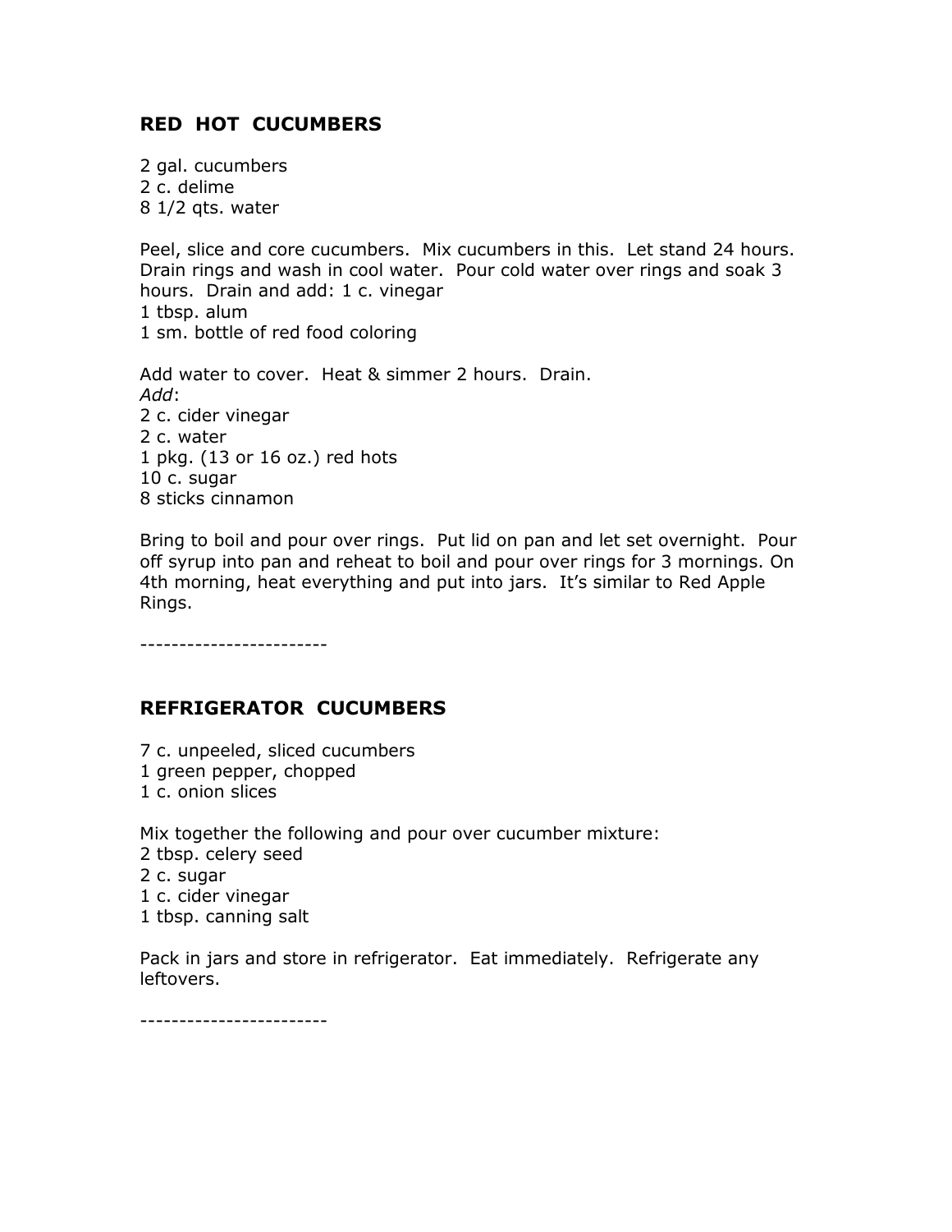## RED HOT CUCUMBERS

2 gal. cucumbers
2 c. delime
8 1/2 qts. water

Peel, slice and core cucumbers. Mix cucumbers in this. Let stand 24 hours. Drain rings and wash in cool water. Pour cold water over rings and soak 3 hours. Drain and add: 1 c. vinegar
1 tbsp. alum
1 sm. bottle of red food coloring

Add water to cover. Heat & simmer 2 hours. Drain.
*Add*:
2 c. cider vinegar
2 c. water
1 pkg. (13 or 16 oz.) red hots
10 c. sugar
8 sticks cinnamon

Bring to boil and pour over rings. Put lid on pan and let set overnight. Pour off syrup into pan and reheat to boil and pour over rings for 3 mornings. On 4th morning, heat everything and put into jars. It's similar to Red Apple Rings.

------------------------

## REFRIGERATOR CUCUMBERS

7 c. unpeeled, sliced cucumbers
1 green pepper, chopped
1 c. onion slices

Mix together the following and pour over cucumber mixture:
2 tbsp. celery seed
2 c. sugar
1 c. cider vinegar
1 tbsp. canning salt

Pack in jars and store in refrigerator. Eat immediately. Refrigerate any leftovers.

------------------------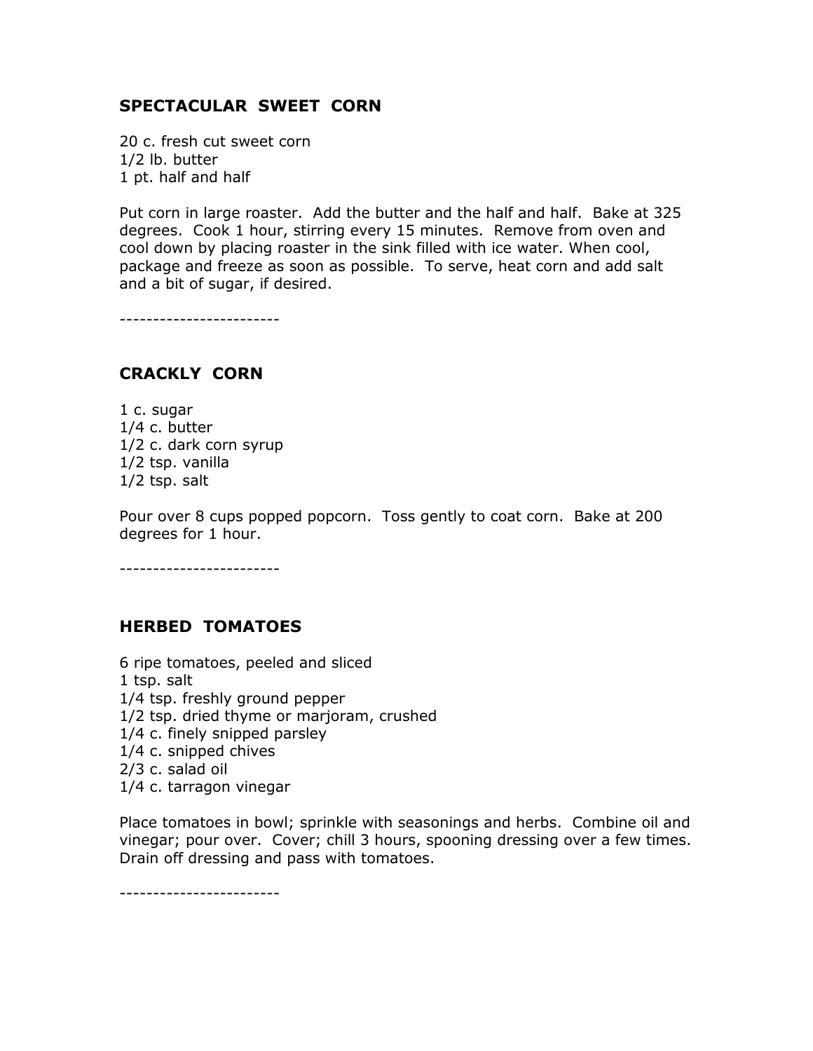## SPECTACULAR SWEET CORN

20 c. fresh cut sweet corn
1/2 lb. butter
1 pt. half and half

Put corn in large roaster. Add the butter and the half and half. Bake at 325 degrees. Cook 1 hour, stirring every 15 minutes. Remove from oven and cool down by placing roaster in the sink filled with ice water. When cool, package and freeze as soon as possible. To serve, heat corn and add salt and a bit of sugar, if desired.

------------------------

## CRACKLY CORN

1 c. sugar
1/4 c. butter
1/2 c. dark corn syrup
1/2 tsp. vanilla
1/2 tsp. salt

Pour over 8 cups popped popcorn. Toss gently to coat corn. Bake at 200 degrees for 1 hour.

------------------------

## HERBED TOMATOES

6 ripe tomatoes, peeled and sliced
1 tsp. salt
1/4 tsp. freshly ground pepper
1/2 tsp. dried thyme or marjoram, crushed
1/4 c. finely snipped parsley
1/4 c. snipped chives
2/3 c. salad oil
1/4 c. tarragon vinegar

Place tomatoes in bowl; sprinkle with seasonings and herbs. Combine oil and vinegar; pour over. Cover; chill 3 hours, spooning dressing over a few times. Drain off dressing and pass with tomatoes.

------------------------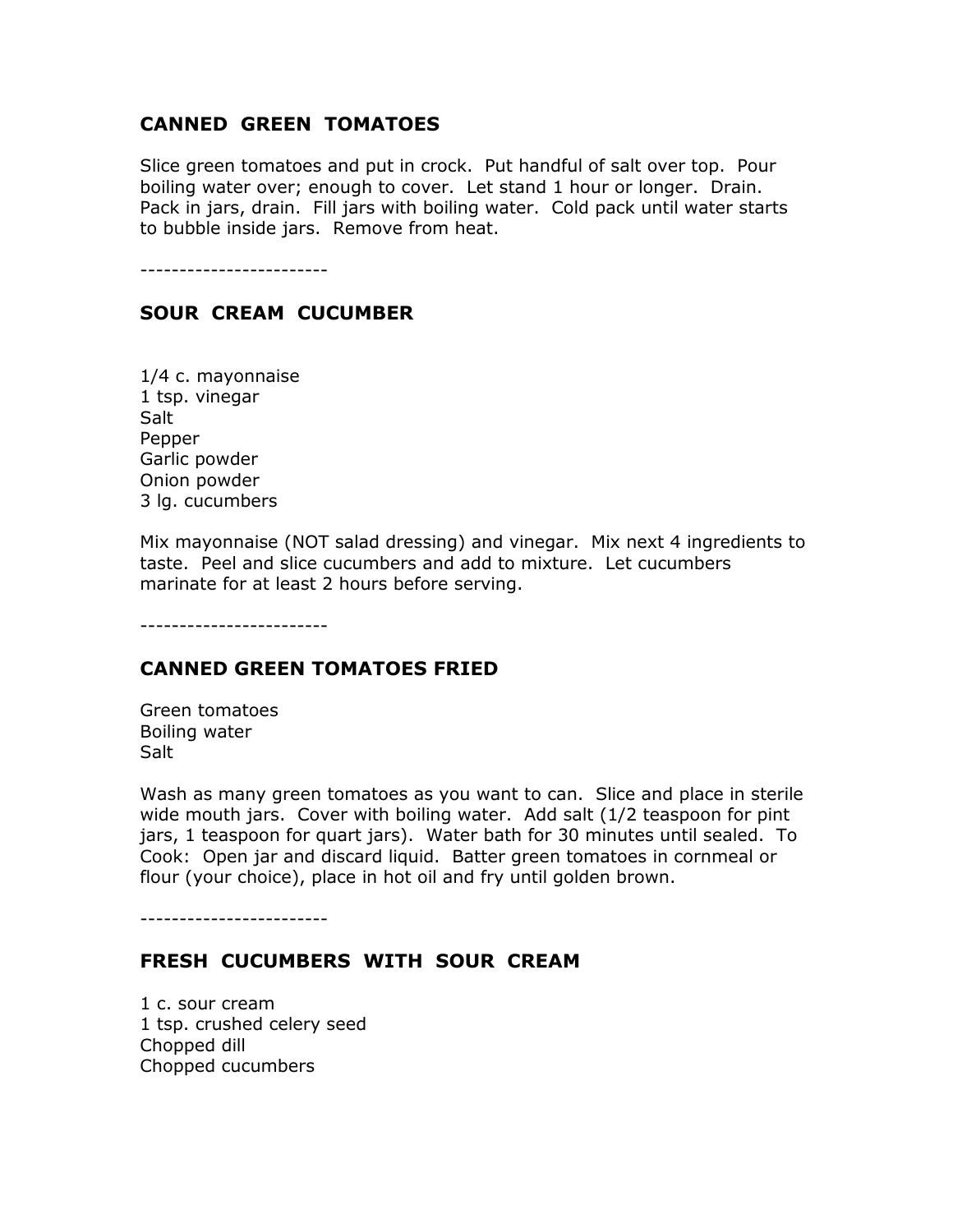## CANNED GREEN TOMATOES

Slice green tomatoes and put in crock. Put handful of salt over top. Pour boiling water over; enough to cover. Let stand 1 hour or longer. Drain. Pack in jars, drain. Fill jars with boiling water. Cold pack until water starts to bubble inside jars. Remove from heat.

------------------------

## SOUR CREAM CUCUMBER

1/4 c. mayonnaise
1 tsp. vinegar
Salt
Pepper
Garlic powder
Onion powder
3 lg. cucumbers

Mix mayonnaise (NOT salad dressing) and vinegar. Mix next 4 ingredients to taste. Peel and slice cucumbers and add to mixture. Let cucumbers marinate for at least 2 hours before serving.

------------------------

## CANNED GREEN TOMATOES FRIED

Green tomatoes
Boiling water
Salt

Wash as many green tomatoes as you want to can. Slice and place in sterile wide mouth jars. Cover with boiling water. Add salt (1/2 teaspoon for pint jars, 1 teaspoon for quart jars). Water bath for 30 minutes until sealed. To Cook: Open jar and discard liquid. Batter green tomatoes in cornmeal or flour (your choice), place in hot oil and fry until golden brown.

------------------------

## FRESH CUCUMBERS WITH SOUR CREAM

1 c. sour cream
1 tsp. crushed celery seed
Chopped dill
Chopped cucumbers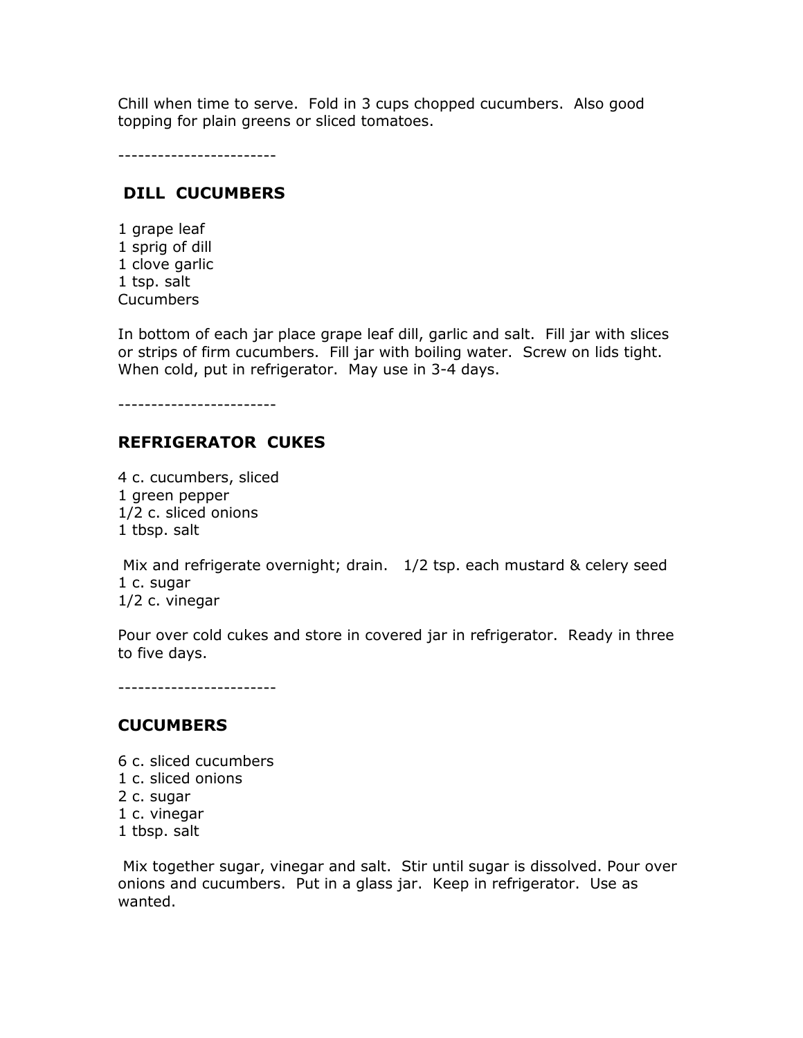Chill when time to serve. Fold in 3 cups chopped cucumbers. Also good topping for plain greens or sliced tomatoes.

------------------------

## DILL CUCUMBERS

1 grape leaf
1 sprig of dill
1 clove garlic
1 tsp. salt
Cucumbers

In bottom of each jar place grape leaf dill, garlic and salt. Fill jar with slices or strips of firm cucumbers. Fill jar with boiling water. Screw on lids tight. When cold, put in refrigerator. May use in 3-4 days.

------------------------

## REFRIGERATOR CUKES

4 c. cucumbers, sliced
1 green pepper
1/2 c. sliced onions
1 tbsp. salt

Mix and refrigerate overnight; drain. 1/2 tsp. each mustard & celery seed
1 c. sugar
1/2 c. vinegar

Pour over cold cukes and store in covered jar in refrigerator. Ready in three to five days.

------------------------

## CUCUMBERS

6 c. sliced cucumbers
1 c. sliced onions
2 c. sugar
1 c. vinegar
1 tbsp. salt

Mix together sugar, vinegar and salt. Stir until sugar is dissolved. Pour over onions and cucumbers. Put in a glass jar. Keep in refrigerator. Use as wanted.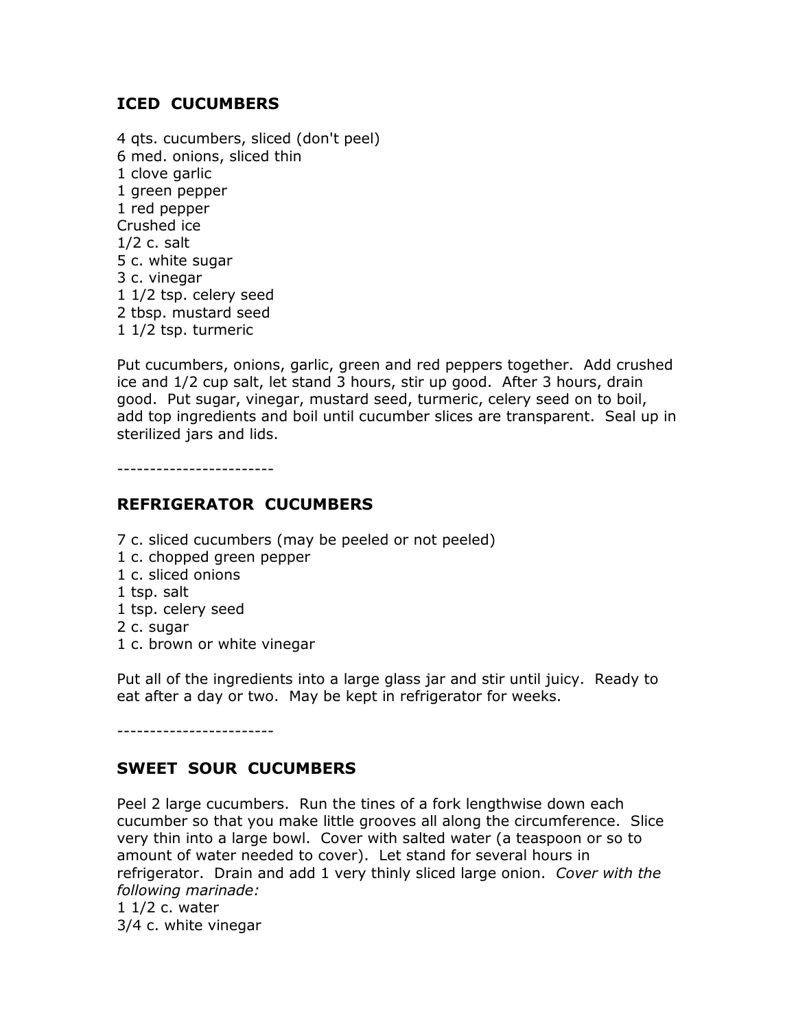## ICED CUCUMBERS

4 qts. cucumbers, sliced (don't peel)
6 med. onions, sliced thin
1 clove garlic
1 green pepper
1 red pepper
Crushed ice
1/2 c. salt
5 c. white sugar
3 c. vinegar
1 1/2 tsp. celery seed
2 tbsp. mustard seed
1 1/2 tsp. turmeric

Put cucumbers, onions, garlic, green and red peppers together. Add crushed ice and 1/2 cup salt, let stand 3 hours, stir up good. After 3 hours, drain good. Put sugar, vinegar, mustard seed, turmeric, celery seed on to boil, add top ingredients and boil until cucumber slices are transparent. Seal up in sterilized jars and lids.

------------------------

## REFRIGERATOR CUCUMBERS

7 c. sliced cucumbers (may be peeled or not peeled)
1 c. chopped green pepper
1 c. sliced onions
1 tsp. salt
1 tsp. celery seed
2 c. sugar
1 c. brown or white vinegar

Put all of the ingredients into a large glass jar and stir until juicy. Ready to eat after a day or two. May be kept in refrigerator for weeks.

------------------------

## SWEET SOUR CUCUMBERS

Peel 2 large cucumbers. Run the tines of a fork lengthwise down each cucumber so that you make little grooves all along the circumference. Slice very thin into a large bowl. Cover with salted water (a teaspoon or so to amount of water needed to cover). Let stand for several hours in refrigerator. Drain and add 1 very thinly sliced large onion. *Cover with the following marinade:*
1 1/2 c. water
3/4 c. white vinegar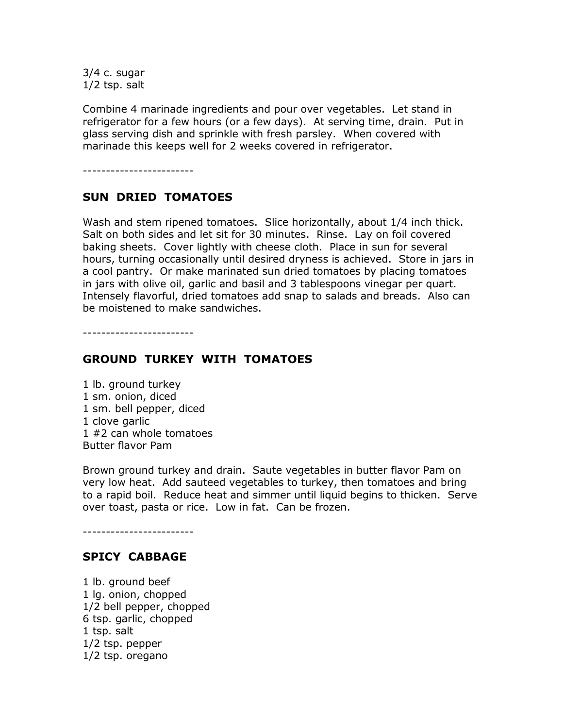3/4 c. sugar
1/2 tsp. salt

Combine 4 marinade ingredients and pour over vegetables. Let stand in refrigerator for a few hours (or a few days). At serving time, drain. Put in glass serving dish and sprinkle with fresh parsley. When covered with marinade this keeps well for 2 weeks covered in refrigerator.

------------------------

## SUN DRIED TOMATOES

Wash and stem ripened tomatoes. Slice horizontally, about 1/4 inch thick. Salt on both sides and let sit for 30 minutes. Rinse. Lay on foil covered baking sheets. Cover lightly with cheese cloth. Place in sun for several hours, turning occasionally until desired dryness is achieved. Store in jars in a cool pantry. Or make marinated sun dried tomatoes by placing tomatoes in jars with olive oil, garlic and basil and 3 tablespoons vinegar per quart. Intensely flavorful, dried tomatoes add snap to salads and breads. Also can be moistened to make sandwiches.

------------------------

## GROUND TURKEY WITH TOMATOES

1 lb. ground turkey
1 sm. onion, diced
1 sm. bell pepper, diced
1 clove garlic
1 #2 can whole tomatoes
Butter flavor Pam

Brown ground turkey and drain. Saute vegetables in butter flavor Pam on very low heat. Add sauteed vegetables to turkey, then tomatoes and bring to a rapid boil. Reduce heat and simmer until liquid begins to thicken. Serve over toast, pasta or rice. Low in fat. Can be frozen.

------------------------

## SPICY CABBAGE

1 lb. ground beef
1 lg. onion, chopped
1/2 bell pepper, chopped
6 tsp. garlic, chopped
1 tsp. salt
1/2 tsp. pepper
1/2 tsp. oregano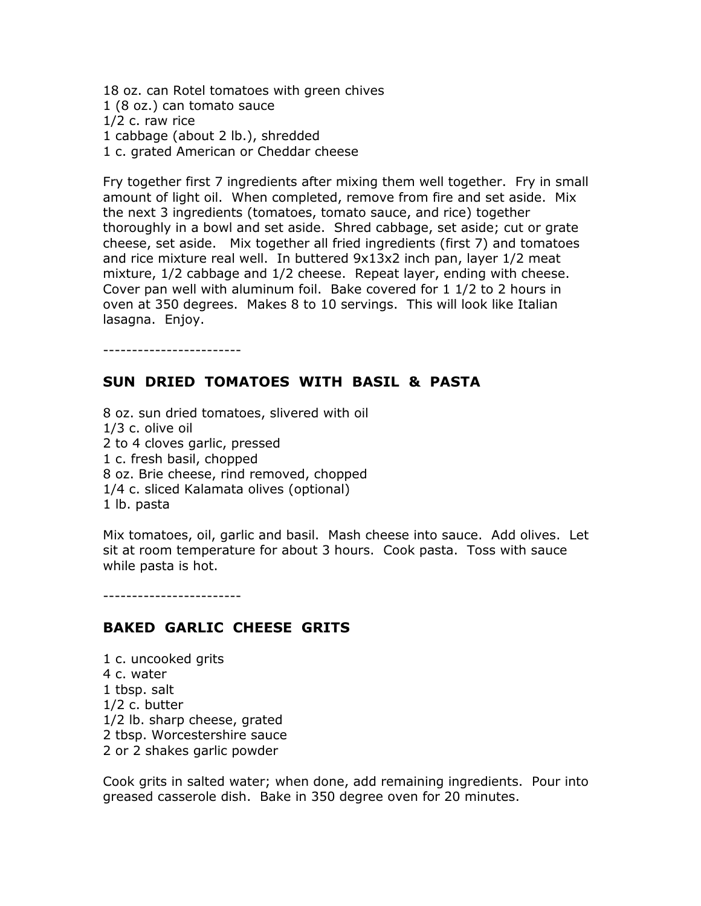18 oz. can Rotel tomatoes with green chives
1 (8 oz.) can tomato sauce
1/2 c. raw rice
1 cabbage (about 2 lb.), shredded
1 c. grated American or Cheddar cheese

Fry together first 7 ingredients after mixing them well together. Fry in small amount of light oil. When completed, remove from fire and set aside. Mix the next 3 ingredients (tomatoes, tomato sauce, and rice) together thoroughly in a bowl and set aside. Shred cabbage, set aside; cut or grate cheese, set aside. Mix together all fried ingredients (first 7) and tomatoes and rice mixture real well. In buttered 9x13x2 inch pan, layer 1/2 meat mixture, 1/2 cabbage and 1/2 cheese. Repeat layer, ending with cheese. Cover pan well with aluminum foil. Bake covered for 1 1/2 to 2 hours in oven at 350 degrees. Makes 8 to 10 servings. This will look like Italian lasagna. Enjoy.

------------------------

## SUN DRIED TOMATOES WITH BASIL & PASTA

8 oz. sun dried tomatoes, slivered with oil
1/3 c. olive oil
2 to 4 cloves garlic, pressed
1 c. fresh basil, chopped
8 oz. Brie cheese, rind removed, chopped
1/4 c. sliced Kalamata olives (optional)
1 lb. pasta

Mix tomatoes, oil, garlic and basil. Mash cheese into sauce. Add olives. Let sit at room temperature for about 3 hours. Cook pasta. Toss with sauce while pasta is hot.

------------------------

## BAKED GARLIC CHEESE GRITS

1 c. uncooked grits
4 c. water
1 tbsp. salt
1/2 c. butter
1/2 lb. sharp cheese, grated
2 tbsp. Worcestershire sauce
2 or 2 shakes garlic powder

Cook grits in salted water; when done, add remaining ingredients. Pour into greased casserole dish. Bake in 350 degree oven for 20 minutes.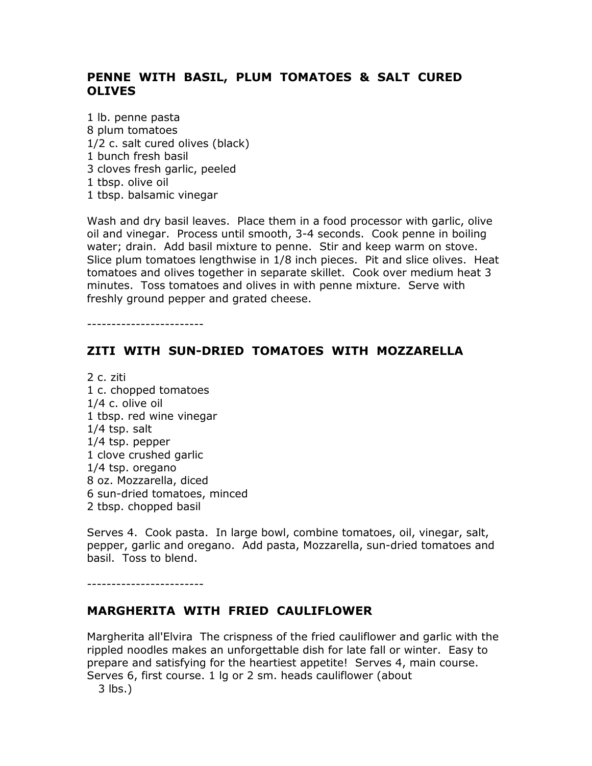## PENNE WITH BASIL, PLUM TOMATOES & SALT CURED OLIVES

1 lb. penne pasta
8 plum tomatoes
1/2 c. salt cured olives (black)
1 bunch fresh basil
3 cloves fresh garlic, peeled
1 tbsp. olive oil
1 tbsp. balsamic vinegar

Wash and dry basil leaves. Place them in a food processor with garlic, olive oil and vinegar. Process until smooth, 3-4 seconds. Cook penne in boiling water; drain. Add basil mixture to penne. Stir and keep warm on stove. Slice plum tomatoes lengthwise in 1/8 inch pieces. Pit and slice olives. Heat tomatoes and olives together in separate skillet. Cook over medium heat 3 minutes. Toss tomatoes and olives in with penne mixture. Serve with freshly ground pepper and grated cheese.

------------------------

## ZITI WITH SUN-DRIED TOMATOES WITH MOZZARELLA

2 c. ziti
1 c. chopped tomatoes
1/4 c. olive oil
1 tbsp. red wine vinegar
1/4 tsp. salt
1/4 tsp. pepper
1 clove crushed garlic
1/4 tsp. oregano
8 oz. Mozzarella, diced
6 sun-dried tomatoes, minced
2 tbsp. chopped basil

Serves 4. Cook pasta. In large bowl, combine tomatoes, oil, vinegar, salt, pepper, garlic and oregano. Add pasta, Mozzarella, sun-dried tomatoes and basil. Toss to blend.

------------------------

## MARGHERITA WITH FRIED CAULIFLOWER

Margherita all'Elvira The crispness of the fried cauliflower and garlic with the rippled noodles makes an unforgettable dish for late fall or winter. Easy to prepare and satisfying for the heartiest appetite! Serves 4, main course. Serves 6, first course. 1 lg or 2 sm. heads cauliflower (about 3 lbs.)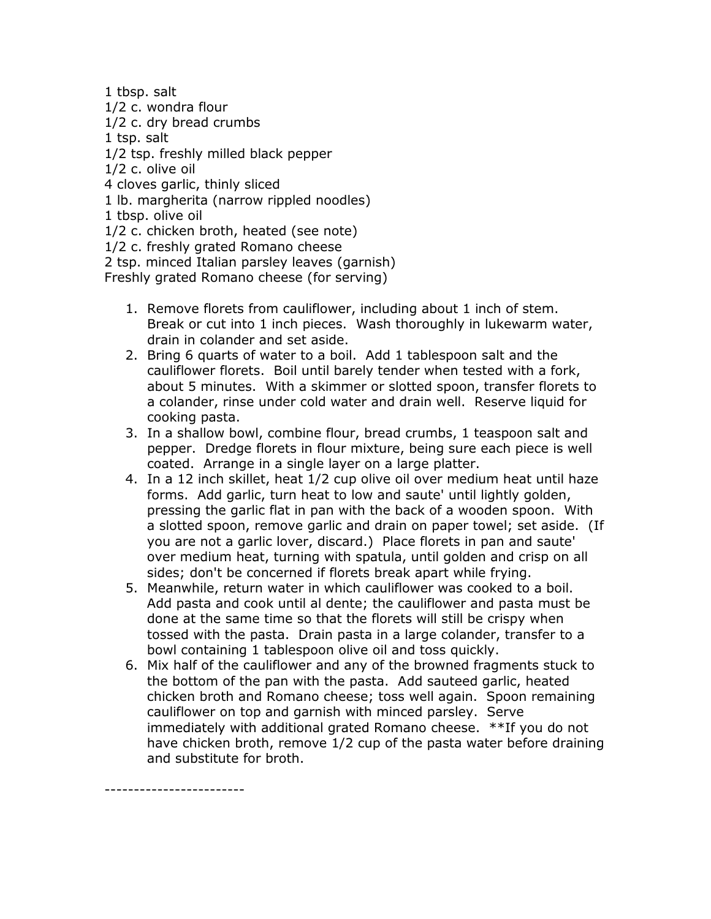1 tbsp. salt  
1/2 c. wondra flour  
1/2 c. dry bread crumbs  
1 tsp. salt  
1/2 tsp. freshly milled black pepper  
1/2 c. olive oil  
4 cloves garlic, thinly sliced  
1 lb. margherita (narrow rippled noodles)  
1 tbsp. olive oil  
1/2 c. chicken broth, heated (see note)  
1/2 c. freshly grated Romano cheese  
2 tsp. minced Italian parsley leaves (garnish)  
Freshly grated Romano cheese (for serving)

1. Remove florets from cauliflower, including about 1 inch of stem. Break or cut into 1 inch pieces. Wash thoroughly in lukewarm water, drain in colander and set aside.
2. Bring 6 quarts of water to a boil. Add 1 tablespoon salt and the cauliflower florets. Boil until barely tender when tested with a fork, about 5 minutes. With a skimmer or slotted spoon, transfer florets to a colander, rinse under cold water and drain well. Reserve liquid for cooking pasta.
3. In a shallow bowl, combine flour, bread crumbs, 1 teaspoon salt and pepper. Dredge florets in flour mixture, being sure each piece is well coated. Arrange in a single layer on a large platter.
4. In a 12 inch skillet, heat 1/2 cup olive oil over medium heat until haze forms. Add garlic, turn heat to low and saute' until lightly golden, pressing the garlic flat in pan with the back of a wooden spoon. With a slotted spoon, remove garlic and drain on paper towel; set aside. (If you are not a garlic lover, discard.) Place florets in pan and saute' over medium heat, turning with spatula, until golden and crisp on all sides; don't be concerned if florets break apart while frying.
5. Meanwhile, return water in which cauliflower was cooked to a boil. Add pasta and cook until al dente; the cauliflower and pasta must be done at the same time so that the florets will still be crispy when tossed with the pasta. Drain pasta in a large colander, transfer to a bowl containing 1 tablespoon olive oil and toss quickly.
6. Mix half of the cauliflower and any of the browned fragments stuck to the bottom of the pan with the pasta. Add sauteed garlic, heated chicken broth and Romano cheese; toss well again. Spoon remaining cauliflower on top and garnish with minced parsley. Serve immediately with additional grated Romano cheese. **If you do not have chicken broth, remove 1/2 cup of the pasta water before draining and substitute for broth.

------------------------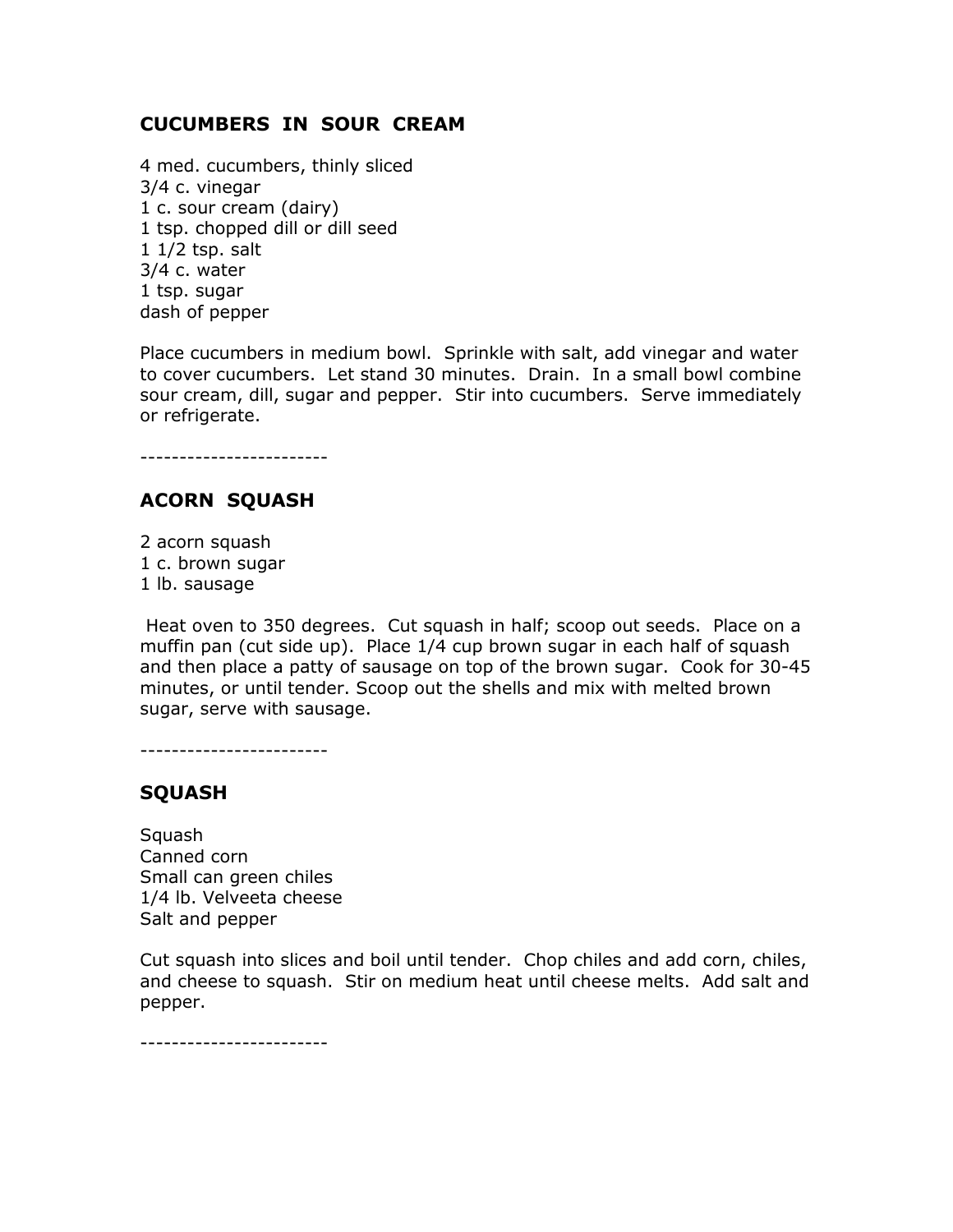## CUCUMBERS IN SOUR CREAM

4 med. cucumbers, thinly sliced
3/4 c. vinegar
1 c. sour cream (dairy)
1 tsp. chopped dill or dill seed
1 1/2 tsp. salt
3/4 c. water
1 tsp. sugar
dash of pepper

Place cucumbers in medium bowl. Sprinkle with salt, add vinegar and water to cover cucumbers. Let stand 30 minutes. Drain. In a small bowl combine sour cream, dill, sugar and pepper. Stir into cucumbers. Serve immediately or refrigerate.

------------------------

## ACORN SQUASH

2 acorn squash
1 c. brown sugar
1 lb. sausage

Heat oven to 350 degrees. Cut squash in half; scoop out seeds. Place on a muffin pan (cut side up). Place 1/4 cup brown sugar in each half of squash and then place a patty of sausage on top of the brown sugar. Cook for 30-45 minutes, or until tender. Scoop out the shells and mix with melted brown sugar, serve with sausage.

------------------------

## SQUASH

Squash
Canned corn
Small can green chiles
1/4 lb. Velveeta cheese
Salt and pepper

Cut squash into slices and boil until tender. Chop chiles and add corn, chiles, and cheese to squash. Stir on medium heat until cheese melts. Add salt and pepper.

------------------------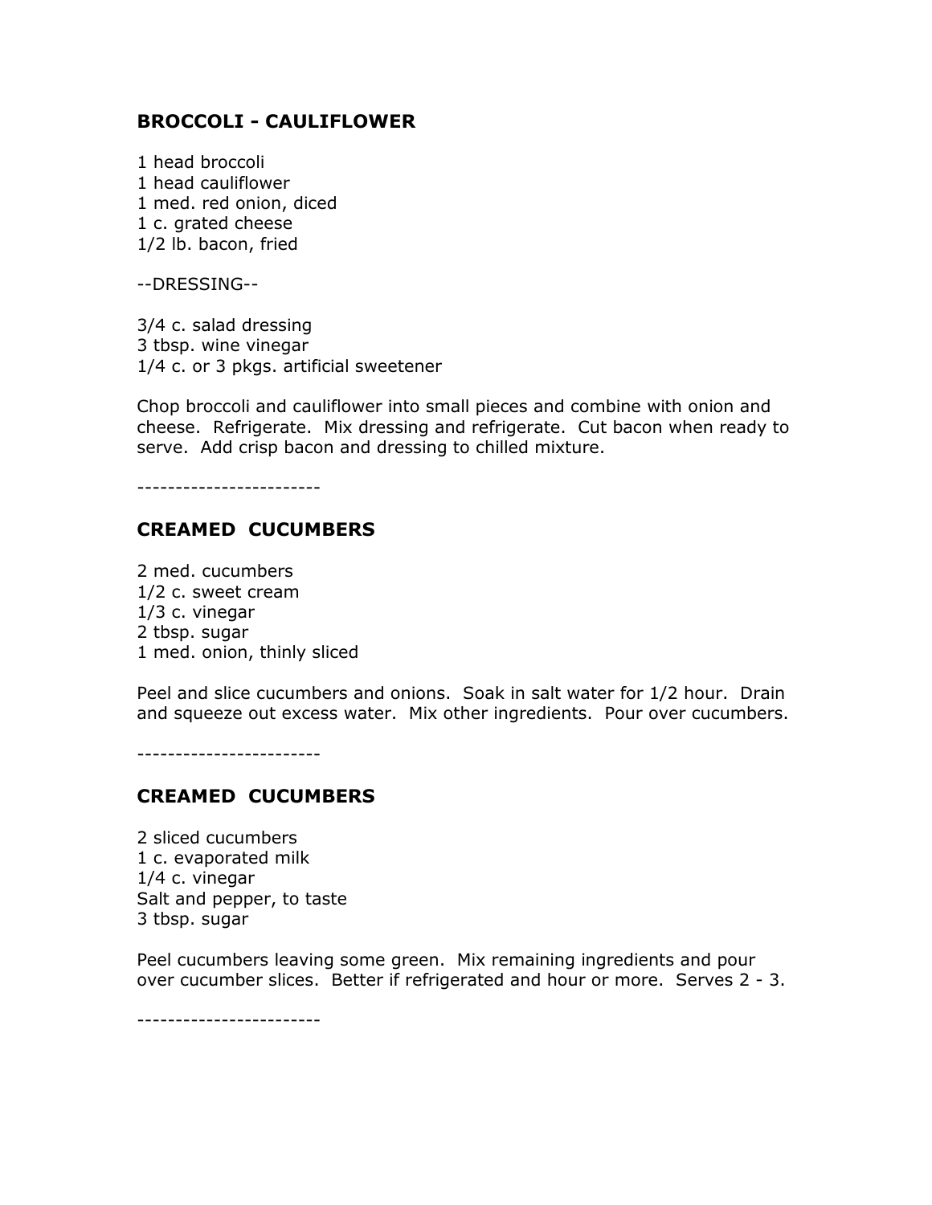## BROCCOLI - CAULIFLOWER

1 head broccoli
1 head cauliflower
1 med. red onion, diced
1 c. grated cheese
1/2 lb. bacon, fried

--DRESSING--

3/4 c. salad dressing
3 tbsp. wine vinegar
1/4 c. or 3 pkgs. artificial sweetener

Chop broccoli and cauliflower into small pieces and combine with onion and cheese. Refrigerate. Mix dressing and refrigerate. Cut bacon when ready to serve. Add crisp bacon and dressing to chilled mixture.

------------------------

## CREAMED CUCUMBERS

2 med. cucumbers
1/2 c. sweet cream
1/3 c. vinegar
2 tbsp. sugar
1 med. onion, thinly sliced

Peel and slice cucumbers and onions. Soak in salt water for 1/2 hour. Drain and squeeze out excess water. Mix other ingredients. Pour over cucumbers.

------------------------

## CREAMED CUCUMBERS

2 sliced cucumbers
1 c. evaporated milk
1/4 c. vinegar
Salt and pepper, to taste
3 tbsp. sugar

Peel cucumbers leaving some green. Mix remaining ingredients and pour over cucumber slices. Better if refrigerated and hour or more. Serves 2 - 3.

------------------------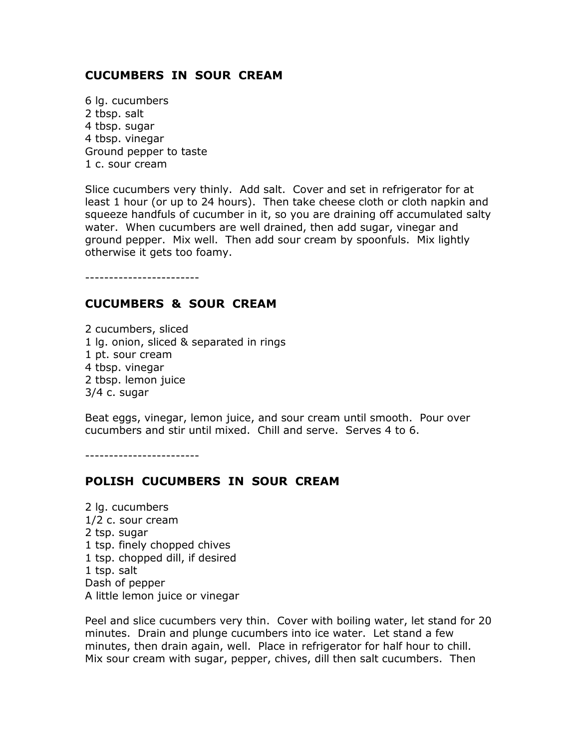## CUCUMBERS IN SOUR CREAM

6 lg. cucumbers
2 tbsp. salt
4 tbsp. sugar
4 tbsp. vinegar
Ground pepper to taste
1 c. sour cream

Slice cucumbers very thinly. Add salt. Cover and set in refrigerator for at least 1 hour (or up to 24 hours). Then take cheese cloth or cloth napkin and squeeze handfuls of cucumber in it, so you are draining off accumulated salty water. When cucumbers are well drained, then add sugar, vinegar and ground pepper. Mix well. Then add sour cream by spoonfuls. Mix lightly otherwise it gets too foamy.

------------------------

## CUCUMBERS & SOUR CREAM

2 cucumbers, sliced
1 lg. onion, sliced & separated in rings
1 pt. sour cream
4 tbsp. vinegar
2 tbsp. lemon juice
3/4 c. sugar

Beat eggs, vinegar, lemon juice, and sour cream until smooth. Pour over cucumbers and stir until mixed. Chill and serve. Serves 4 to 6.

------------------------

## POLISH CUCUMBERS IN SOUR CREAM

2 lg. cucumbers
1/2 c. sour cream
2 tsp. sugar
1 tsp. finely chopped chives
1 tsp. chopped dill, if desired
1 tsp. salt
Dash of pepper
A little lemon juice or vinegar

Peel and slice cucumbers very thin. Cover with boiling water, let stand for 20 minutes. Drain and plunge cucumbers into ice water. Let stand a few minutes, then drain again, well. Place in refrigerator for half hour to chill. Mix sour cream with sugar, pepper, chives, dill then salt cucumbers. Then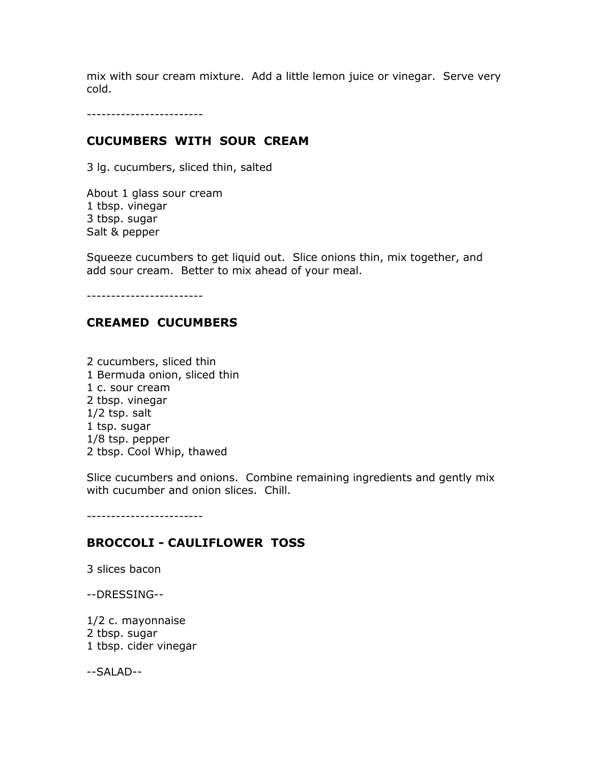mix with sour cream mixture.  Add a little lemon juice or vinegar.  Serve very cold.

------------------------

## CUCUMBERS WITH SOUR CREAM

3 lg. cucumbers, sliced thin, salted

About 1 glass sour cream
1 tbsp. vinegar
3 tbsp. sugar
Salt & pepper

Squeeze cucumbers to get liquid out.  Slice onions thin, mix together, and add sour cream.  Better to mix ahead of your meal.

------------------------

## CREAMED CUCUMBERS

2 cucumbers, sliced thin
1 Bermuda onion, sliced thin
1 c. sour cream
2 tbsp. vinegar
1/2 tsp. salt
1 tsp. sugar
1/8 tsp. pepper
2 tbsp. Cool Whip, thawed

Slice cucumbers and onions.  Combine remaining ingredients and gently mix with cucumber and onion slices.  Chill.

------------------------

## BROCCOLI - CAULIFLOWER TOSS

3 slices bacon

--DRESSING--

1/2 c. mayonnaise
2 tbsp. sugar
1 tbsp. cider vinegar

--SALAD--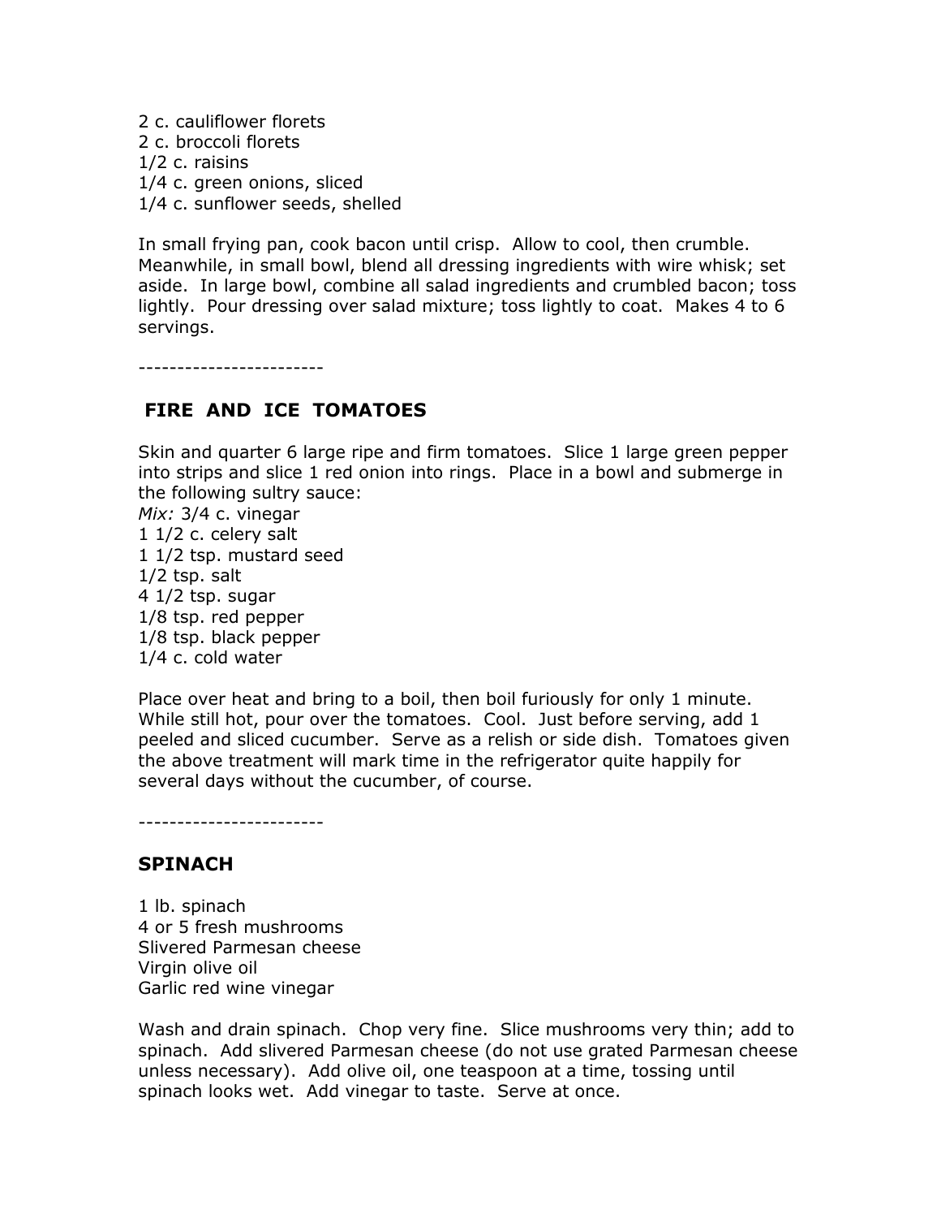2 c. cauliflower florets
2 c. broccoli florets
1/2 c. raisins
1/4 c. green onions, sliced
1/4 c. sunflower seeds, shelled

In small frying pan, cook bacon until crisp. Allow to cool, then crumble. Meanwhile, in small bowl, blend all dressing ingredients with wire whisk; set aside. In large bowl, combine all salad ingredients and crumbled bacon; toss lightly. Pour dressing over salad mixture; toss lightly to coat. Makes 4 to 6 servings.

------------------------

## FIRE AND ICE TOMATOES

Skin and quarter 6 large ripe and firm tomatoes. Slice 1 large green pepper into strips and slice 1 red onion into rings. Place in a bowl and submerge in the following sultry sauce:
*Mix:* 3/4 c. vinegar
1 1/2 c. celery salt
1 1/2 tsp. mustard seed
1/2 tsp. salt
4 1/2 tsp. sugar
1/8 tsp. red pepper
1/8 tsp. black pepper
1/4 c. cold water

Place over heat and bring to a boil, then boil furiously for only 1 minute. While still hot, pour over the tomatoes. Cool. Just before serving, add 1 peeled and sliced cucumber. Serve as a relish or side dish. Tomatoes given the above treatment will mark time in the refrigerator quite happily for several days without the cucumber, of course.

------------------------

## SPINACH

1 lb. spinach
4 or 5 fresh mushrooms
Slivered Parmesan cheese
Virgin olive oil
Garlic red wine vinegar

Wash and drain spinach. Chop very fine. Slice mushrooms very thin; add to spinach. Add slivered Parmesan cheese (do not use grated Parmesan cheese unless necessary). Add olive oil, one teaspoon at a time, tossing until spinach looks wet. Add vinegar to taste. Serve at once.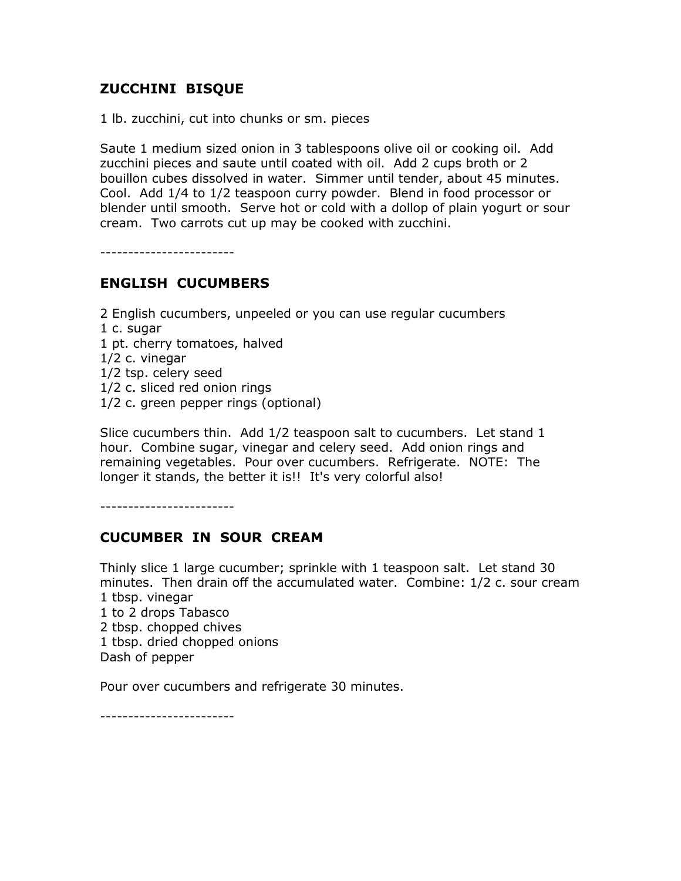## ZUCCHINI BISQUE

1 lb. zucchini, cut into chunks or sm. pieces

Saute 1 medium sized onion in 3 tablespoons olive oil or cooking oil. Add zucchini pieces and saute until coated with oil. Add 2 cups broth or 2 bouillon cubes dissolved in water. Simmer until tender, about 45 minutes. Cool. Add 1/4 to 1/2 teaspoon curry powder. Blend in food processor or blender until smooth. Serve hot or cold with a dollop of plain yogurt or sour cream. Two carrots cut up may be cooked with zucchini.

------------------------

## ENGLISH CUCUMBERS

2 English cucumbers, unpeeled or you can use regular cucumbers
1 c. sugar
1 pt. cherry tomatoes, halved
1/2 c. vinegar
1/2 tsp. celery seed
1/2 c. sliced red onion rings
1/2 c. green pepper rings (optional)

Slice cucumbers thin. Add 1/2 teaspoon salt to cucumbers. Let stand 1 hour. Combine sugar, vinegar and celery seed. Add onion rings and remaining vegetables. Pour over cucumbers. Refrigerate. NOTE: The longer it stands, the better it is!! It's very colorful also!

------------------------

## CUCUMBER IN SOUR CREAM

Thinly slice 1 large cucumber; sprinkle with 1 teaspoon salt. Let stand 30 minutes. Then drain off the accumulated water. Combine: 1/2 c. sour cream
1 tbsp. vinegar
1 to 2 drops Tabasco
2 tbsp. chopped chives
1 tbsp. dried chopped onions
Dash of pepper

Pour over cucumbers and refrigerate 30 minutes.

------------------------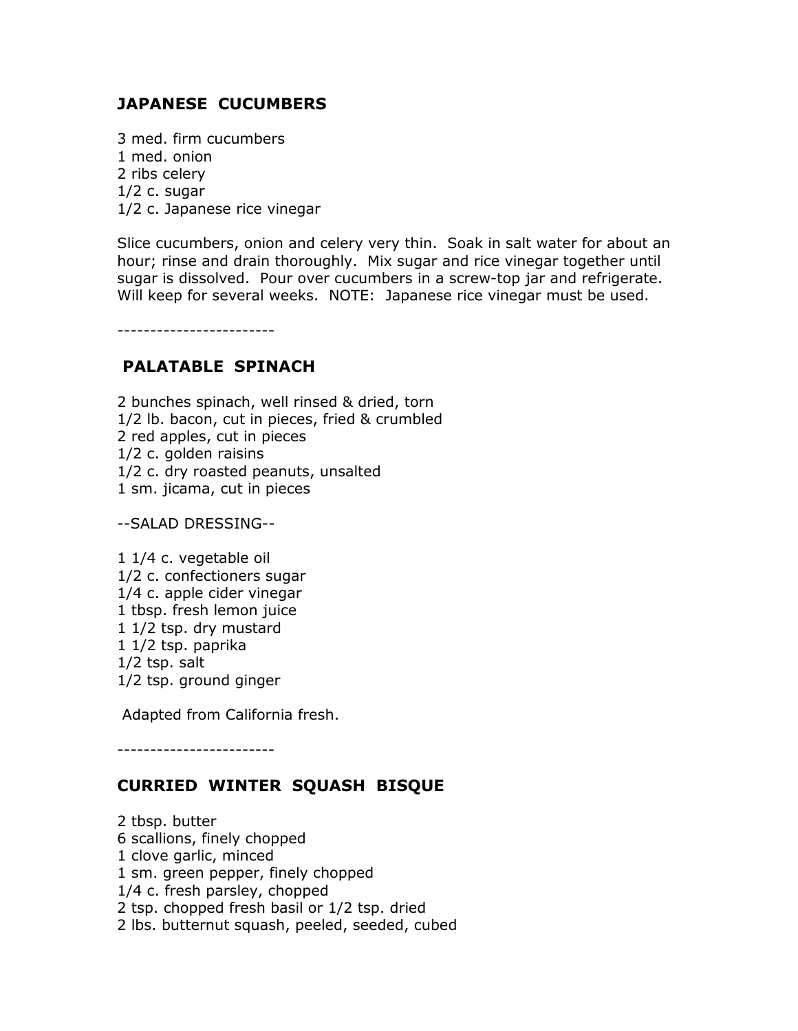## JAPANESE CUCUMBERS

3 med. firm cucumbers
1 med. onion
2 ribs celery
1/2 c. sugar
1/2 c. Japanese rice vinegar

Slice cucumbers, onion and celery very thin. Soak in salt water for about an hour; rinse and drain thoroughly. Mix sugar and rice vinegar together until sugar is dissolved. Pour over cucumbers in a screw-top jar and refrigerate. Will keep for several weeks. NOTE: Japanese rice vinegar must be used.

------------------------

## PALATABLE SPINACH

2 bunches spinach, well rinsed & dried, torn
1/2 lb. bacon, cut in pieces, fried & crumbled
2 red apples, cut in pieces
1/2 c. golden raisins
1/2 c. dry roasted peanuts, unsalted
1 sm. jicama, cut in pieces

--SALAD DRESSING--

1 1/4 c. vegetable oil
1/2 c. confectioners sugar
1/4 c. apple cider vinegar
1 tbsp. fresh lemon juice
1 1/2 tsp. dry mustard
1 1/2 tsp. paprika
1/2 tsp. salt
1/2 tsp. ground ginger

Adapted from California fresh.

------------------------

## CURRIED WINTER SQUASH BISQUE

2 tbsp. butter
6 scallions, finely chopped
1 clove garlic, minced
1 sm. green pepper, finely chopped
1/4 c. fresh parsley, chopped
2 tsp. chopped fresh basil or 1/2 tsp. dried
2 lbs. butternut squash, peeled, seeded, cubed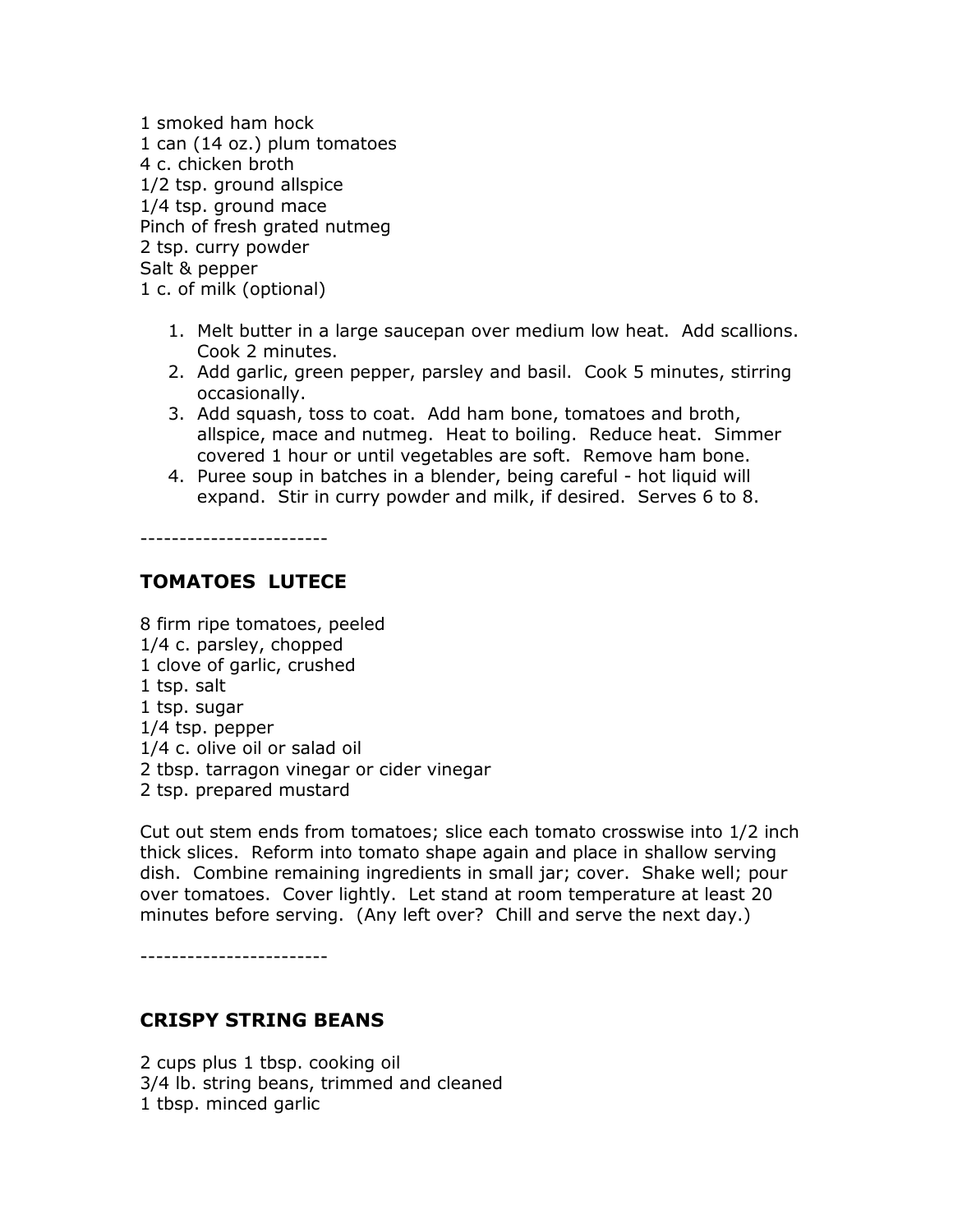1 smoked ham hock
1 can (14 oz.) plum tomatoes
4 c. chicken broth
1/2 tsp. ground allspice
1/4 tsp. ground mace
Pinch of fresh grated nutmeg
2 tsp. curry powder
Salt & pepper
1 c. of milk (optional)

1. Melt butter in a large saucepan over medium low heat. Add scallions. Cook 2 minutes.
2. Add garlic, green pepper, parsley and basil. Cook 5 minutes, stirring occasionally.
3. Add squash, toss to coat. Add ham bone, tomatoes and broth, allspice, mace and nutmeg. Heat to boiling. Reduce heat. Simmer covered 1 hour or until vegetables are soft. Remove ham bone.
4. Puree soup in batches in a blender, being careful - hot liquid will expand. Stir in curry powder and milk, if desired. Serves 6 to 8.

------------------------

### TOMATOES LUTECE

8 firm ripe tomatoes, peeled
1/4 c. parsley, chopped
1 clove of garlic, crushed
1 tsp. salt
1 tsp. sugar
1/4 tsp. pepper
1/4 c. olive oil or salad oil
2 tbsp. tarragon vinegar or cider vinegar
2 tsp. prepared mustard

Cut out stem ends from tomatoes; slice each tomato crosswise into 1/2 inch thick slices. Reform into tomato shape again and place in shallow serving dish. Combine remaining ingredients in small jar; cover. Shake well; pour over tomatoes. Cover lightly. Let stand at room temperature at least 20 minutes before serving. (Any left over? Chill and serve the next day.)

------------------------

### CRISPY STRING BEANS

2 cups plus 1 tbsp. cooking oil
3/4 lb. string beans, trimmed and cleaned
1 tbsp. minced garlic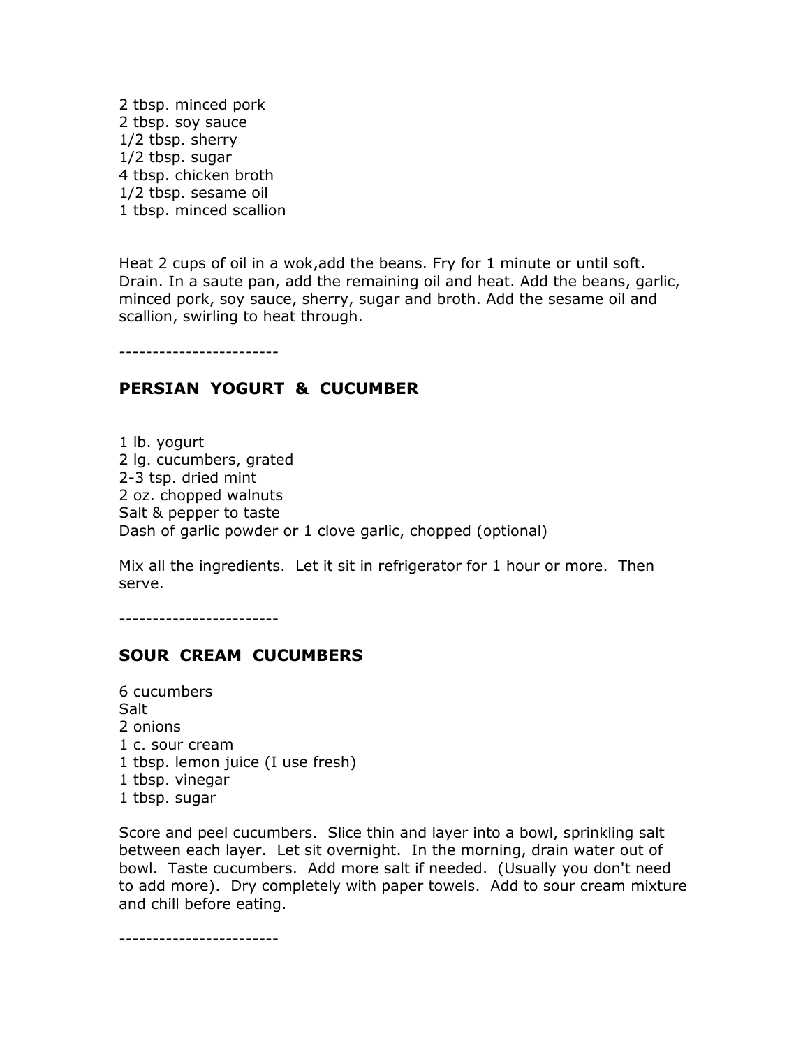2 tbsp. minced pork
2 tbsp. soy sauce
1/2 tbsp. sherry
1/2 tbsp. sugar
4 tbsp. chicken broth
1/2 tbsp. sesame oil
1 tbsp. minced scallion

Heat 2 cups of oil in a wok,add the beans. Fry for 1 minute or until soft. Drain. In a saute pan, add the remaining oil and heat. Add the beans, garlic, minced pork, soy sauce, sherry, sugar and broth. Add the sesame oil and scallion, swirling to heat through.

------------------------

## PERSIAN YOGURT & CUCUMBER

1 lb. yogurt
2 lg. cucumbers, grated
2-3 tsp. dried mint
2 oz. chopped walnuts
Salt & pepper to taste
Dash of garlic powder or 1 clove garlic, chopped (optional)

Mix all the ingredients. Let it sit in refrigerator for 1 hour or more. Then serve.

------------------------

## SOUR CREAM CUCUMBERS

6 cucumbers
Salt
2 onions
1 c. sour cream
1 tbsp. lemon juice (I use fresh)
1 tbsp. vinegar
1 tbsp. sugar

Score and peel cucumbers. Slice thin and layer into a bowl, sprinkling salt between each layer. Let sit overnight. In the morning, drain water out of bowl. Taste cucumbers. Add more salt if needed. (Usually you don't need to add more). Dry completely with paper towels. Add to sour cream mixture and chill before eating.

------------------------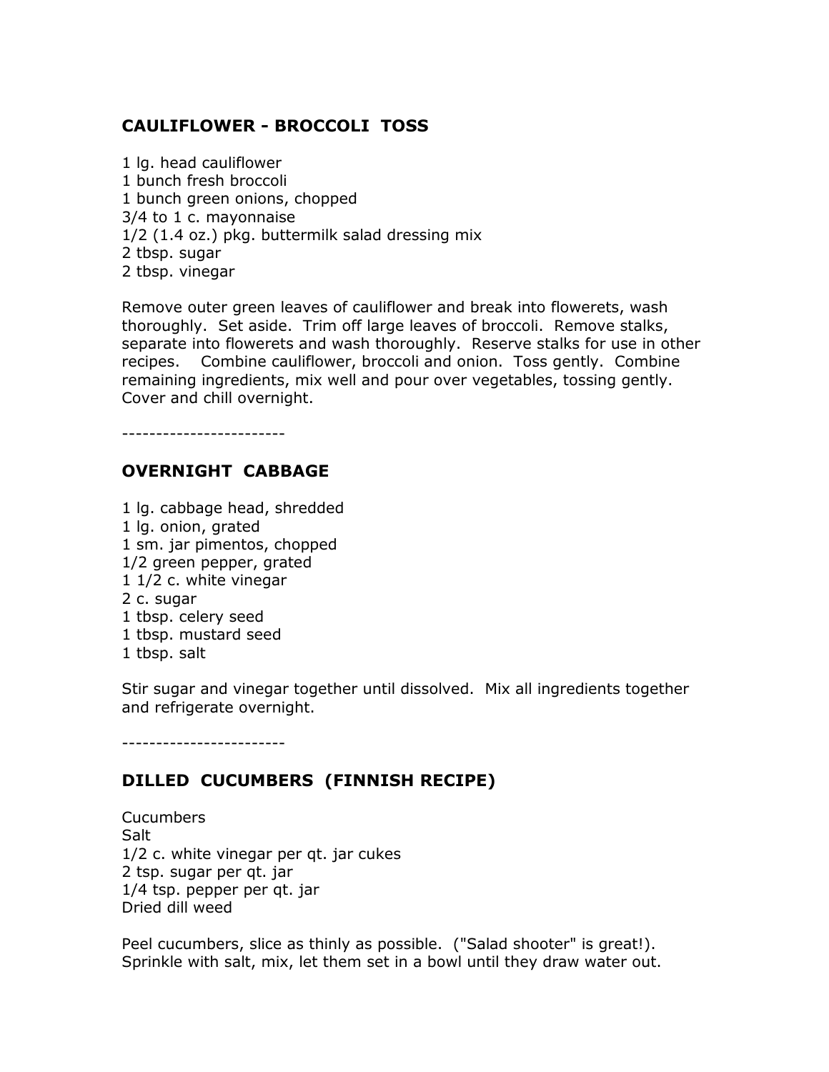## CAULIFLOWER - BROCCOLI TOSS

1 lg. head cauliflower
1 bunch fresh broccoli
1 bunch green onions, chopped
3/4 to 1 c. mayonnaise
1/2 (1.4 oz.) pkg. buttermilk salad dressing mix
2 tbsp. sugar
2 tbsp. vinegar

Remove outer green leaves of cauliflower and break into flowerets, wash thoroughly. Set aside. Trim off large leaves of broccoli. Remove stalks, separate into flowerets and wash thoroughly. Reserve stalks for use in other recipes. Combine cauliflower, broccoli and onion. Toss gently. Combine remaining ingredients, mix well and pour over vegetables, tossing gently. Cover and chill overnight.

------------------------

## OVERNIGHT CABBAGE

1 lg. cabbage head, shredded
1 lg. onion, grated
1 sm. jar pimentos, chopped
1/2 green pepper, grated
1 1/2 c. white vinegar
2 c. sugar
1 tbsp. celery seed
1 tbsp. mustard seed
1 tbsp. salt

Stir sugar and vinegar together until dissolved. Mix all ingredients together and refrigerate overnight.

------------------------

## DILLED CUCUMBERS (FINNISH RECIPE)

Cucumbers
Salt
1/2 c. white vinegar per qt. jar cukes
2 tsp. sugar per qt. jar
1/4 tsp. pepper per qt. jar
Dried dill weed

Peel cucumbers, slice as thinly as possible. ("Salad shooter" is great!). Sprinkle with salt, mix, let them set in a bowl until they draw water out.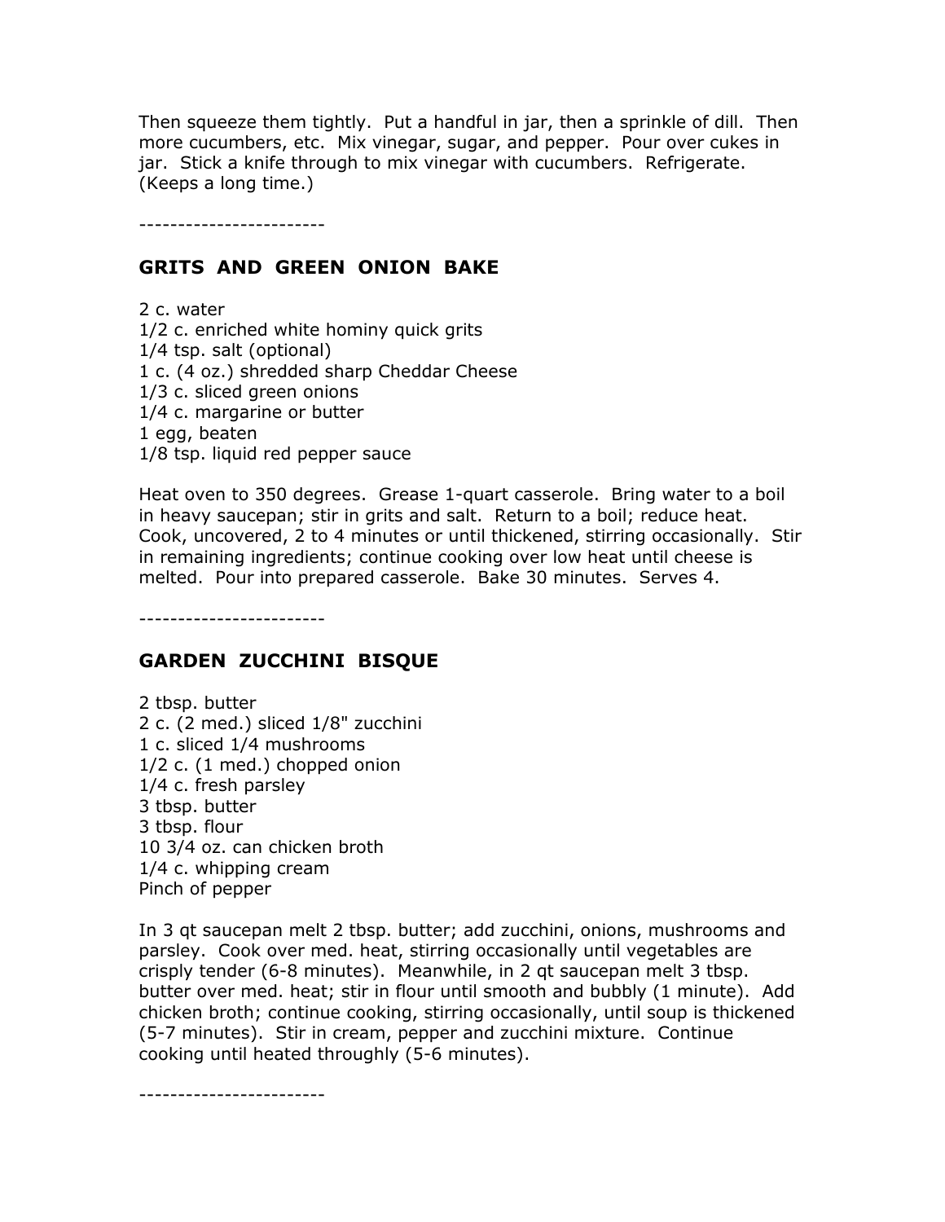Then squeeze them tightly. Put a handful in jar, then a sprinkle of dill. Then more cucumbers, etc. Mix vinegar, sugar, and pepper. Pour over cukes in jar. Stick a knife through to mix vinegar with cucumbers. Refrigerate. (Keeps a long time.)

------------------------

## GRITS AND GREEN ONION BAKE

2 c. water
1/2 c. enriched white hominy quick grits
1/4 tsp. salt (optional)
1 c. (4 oz.) shredded sharp Cheddar Cheese
1/3 c. sliced green onions
1/4 c. margarine or butter
1 egg, beaten
1/8 tsp. liquid red pepper sauce

Heat oven to 350 degrees. Grease 1-quart casserole. Bring water to a boil in heavy saucepan; stir in grits and salt. Return to a boil; reduce heat. Cook, uncovered, 2 to 4 minutes or until thickened, stirring occasionally. Stir in remaining ingredients; continue cooking over low heat until cheese is melted. Pour into prepared casserole. Bake 30 minutes. Serves 4.

------------------------

## GARDEN ZUCCHINI BISQUE

2 tbsp. butter
2 c. (2 med.) sliced 1/8" zucchini
1 c. sliced 1/4 mushrooms
1/2 c. (1 med.) chopped onion
1/4 c. fresh parsley
3 tbsp. butter
3 tbsp. flour
10 3/4 oz. can chicken broth
1/4 c. whipping cream
Pinch of pepper

In 3 qt saucepan melt 2 tbsp. butter; add zucchini, onions, mushrooms and parsley. Cook over med. heat, stirring occasionally until vegetables are crisply tender (6-8 minutes). Meanwhile, in 2 qt saucepan melt 3 tbsp. butter over med. heat; stir in flour until smooth and bubbly (1 minute). Add chicken broth; continue cooking, stirring occasionally, until soup is thickened (5-7 minutes). Stir in cream, pepper and zucchini mixture. Continue cooking until heated throughly (5-6 minutes).

------------------------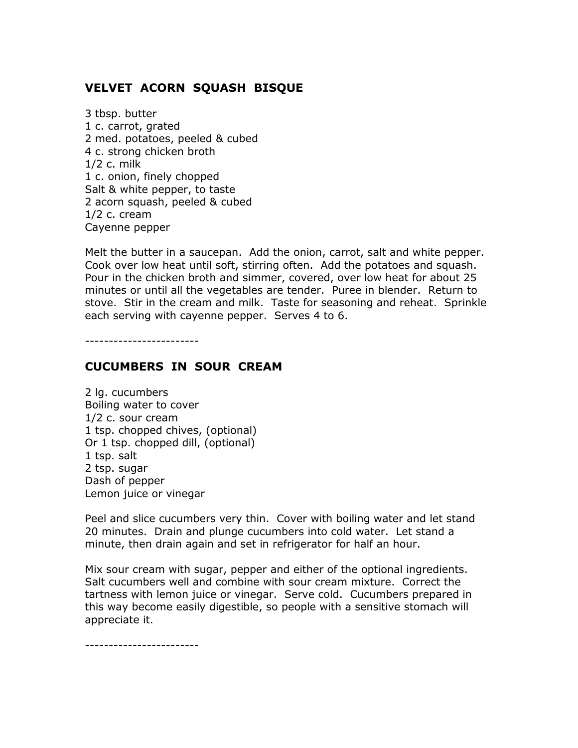## VELVET ACORN SQUASH BISQUE

3 tbsp. butter
1 c. carrot, grated
2 med. potatoes, peeled & cubed
4 c. strong chicken broth
1/2 c. milk
1 c. onion, finely chopped
Salt & white pepper, to taste
2 acorn squash, peeled & cubed
1/2 c. cream
Cayenne pepper

Melt the butter in a saucepan. Add the onion, carrot, salt and white pepper. Cook over low heat until soft, stirring often. Add the potatoes and squash. Pour in the chicken broth and simmer, covered, over low heat for about 25 minutes or until all the vegetables are tender. Puree in blender. Return to stove. Stir in the cream and milk. Taste for seasoning and reheat. Sprinkle each serving with cayenne pepper. Serves 4 to 6.

------------------------

## CUCUMBERS IN SOUR CREAM

2 lg. cucumbers
Boiling water to cover
1/2 c. sour cream
1 tsp. chopped chives, (optional)
Or 1 tsp. chopped dill, (optional)
1 tsp. salt
2 tsp. sugar
Dash of pepper
Lemon juice or vinegar

Peel and slice cucumbers very thin. Cover with boiling water and let stand 20 minutes. Drain and plunge cucumbers into cold water. Let stand a minute, then drain again and set in refrigerator for half an hour.

Mix sour cream with sugar, pepper and either of the optional ingredients. Salt cucumbers well and combine with sour cream mixture. Correct the tartness with lemon juice or vinegar. Serve cold. Cucumbers prepared in this way become easily digestible, so people with a sensitive stomach will appreciate it.

------------------------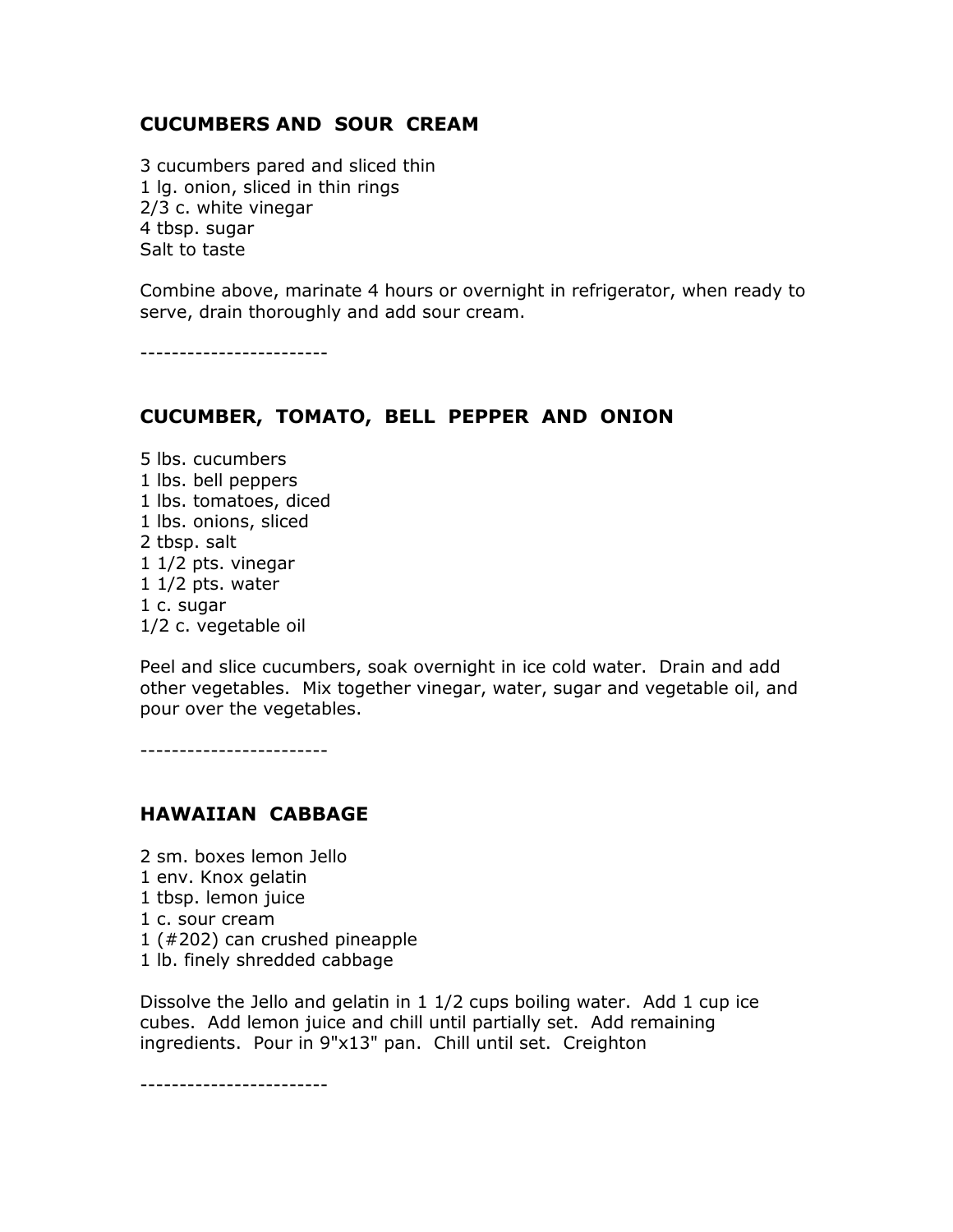## CUCUMBERS AND SOUR CREAM

3 cucumbers pared and sliced thin
1 lg. onion, sliced in thin rings
2/3 c. white vinegar
4 tbsp. sugar
Salt to taste

Combine above, marinate 4 hours or overnight in refrigerator, when ready to serve, drain thoroughly and add sour cream.

------------------------

## CUCUMBER, TOMATO, BELL PEPPER AND ONION

5 lbs. cucumbers
1 lbs. bell peppers
1 lbs. tomatoes, diced
1 lbs. onions, sliced
2 tbsp. salt
1 1/2 pts. vinegar
1 1/2 pts. water
1 c. sugar
1/2 c. vegetable oil

Peel and slice cucumbers, soak overnight in ice cold water. Drain and add other vegetables. Mix together vinegar, water, sugar and vegetable oil, and pour over the vegetables.

------------------------

## HAWAIIAN CABBAGE

2 sm. boxes lemon Jello
1 env. Knox gelatin
1 tbsp. lemon juice
1 c. sour cream
1 (#202) can crushed pineapple
1 lb. finely shredded cabbage

Dissolve the Jello and gelatin in 1 1/2 cups boiling water. Add 1 cup ice cubes. Add lemon juice and chill until partially set. Add remaining ingredients. Pour in 9"x13" pan. Chill until set. Creighton

------------------------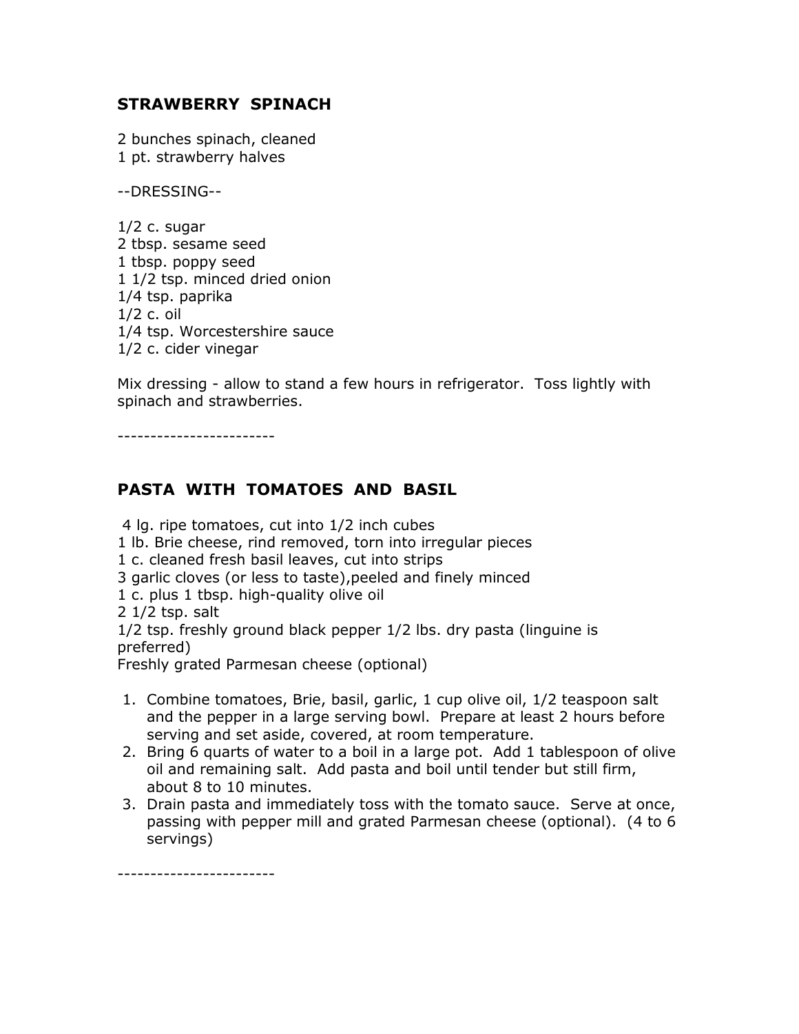## STRAWBERRY SPINACH

2 bunches spinach, cleaned
1 pt. strawberry halves

--DRESSING--

1/2 c. sugar
2 tbsp. sesame seed
1 tbsp. poppy seed
1 1/2 tsp. minced dried onion
1/4 tsp. paprika
1/2 c. oil
1/4 tsp. Worcestershire sauce
1/2 c. cider vinegar

Mix dressing - allow to stand a few hours in refrigerator. Toss lightly with spinach and strawberries.

------------------------

## PASTA WITH TOMATOES AND BASIL

4 lg. ripe tomatoes, cut into 1/2 inch cubes
1 lb. Brie cheese, rind removed, torn into irregular pieces
1 c. cleaned fresh basil leaves, cut into strips
3 garlic cloves (or less to taste),peeled and finely minced
1 c. plus 1 tbsp. high-quality olive oil
2 1/2 tsp. salt
1/2 tsp. freshly ground black pepper 1/2 lbs. dry pasta (linguine is preferred)
Freshly grated Parmesan cheese (optional)

1. Combine tomatoes, Brie, basil, garlic, 1 cup olive oil, 1/2 teaspoon salt and the pepper in a large serving bowl. Prepare at least 2 hours before serving and set aside, covered, at room temperature.
2. Bring 6 quarts of water to a boil in a large pot. Add 1 tablespoon of olive oil and remaining salt. Add pasta and boil until tender but still firm, about 8 to 10 minutes.
3. Drain pasta and immediately toss with the tomato sauce. Serve at once, passing with pepper mill and grated Parmesan cheese (optional). (4 to 6 servings)

------------------------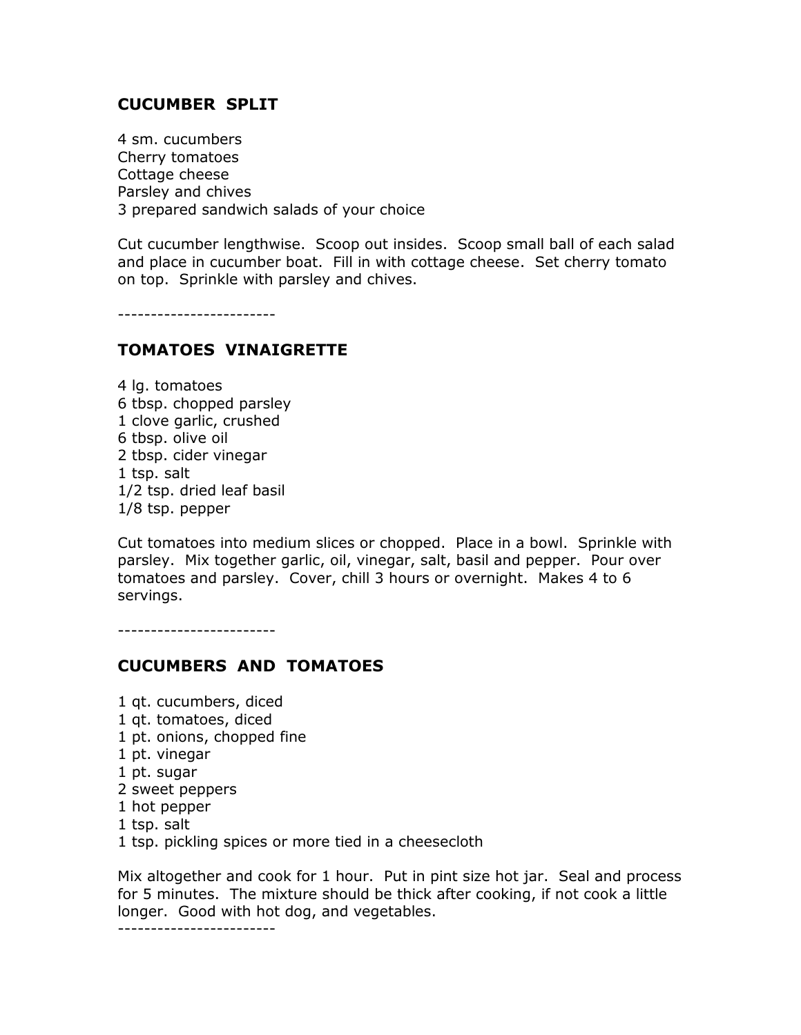## CUCUMBER SPLIT

4 sm. cucumbers
Cherry tomatoes
Cottage cheese
Parsley and chives
3 prepared sandwich salads of your choice

Cut cucumber lengthwise. Scoop out insides. Scoop small ball of each salad and place in cucumber boat. Fill in with cottage cheese. Set cherry tomato on top. Sprinkle with parsley and chives.

------------------------

## TOMATOES VINAIGRETTE

4 lg. tomatoes
6 tbsp. chopped parsley
1 clove garlic, crushed
6 tbsp. olive oil
2 tbsp. cider vinegar
1 tsp. salt
1/2 tsp. dried leaf basil
1/8 tsp. pepper

Cut tomatoes into medium slices or chopped. Place in a bowl. Sprinkle with parsley. Mix together garlic, oil, vinegar, salt, basil and pepper. Pour over tomatoes and parsley. Cover, chill 3 hours or overnight. Makes 4 to 6 servings.

------------------------

## CUCUMBERS AND TOMATOES

1 qt. cucumbers, diced
1 qt. tomatoes, diced
1 pt. onions, chopped fine
1 pt. vinegar
1 pt. sugar
2 sweet peppers
1 hot pepper
1 tsp. salt
1 tsp. pickling spices or more tied in a cheesecloth

Mix altogether and cook for 1 hour. Put in pint size hot jar. Seal and process for 5 minutes. The mixture should be thick after cooking, if not cook a little longer. Good with hot dog, and vegetables.

------------------------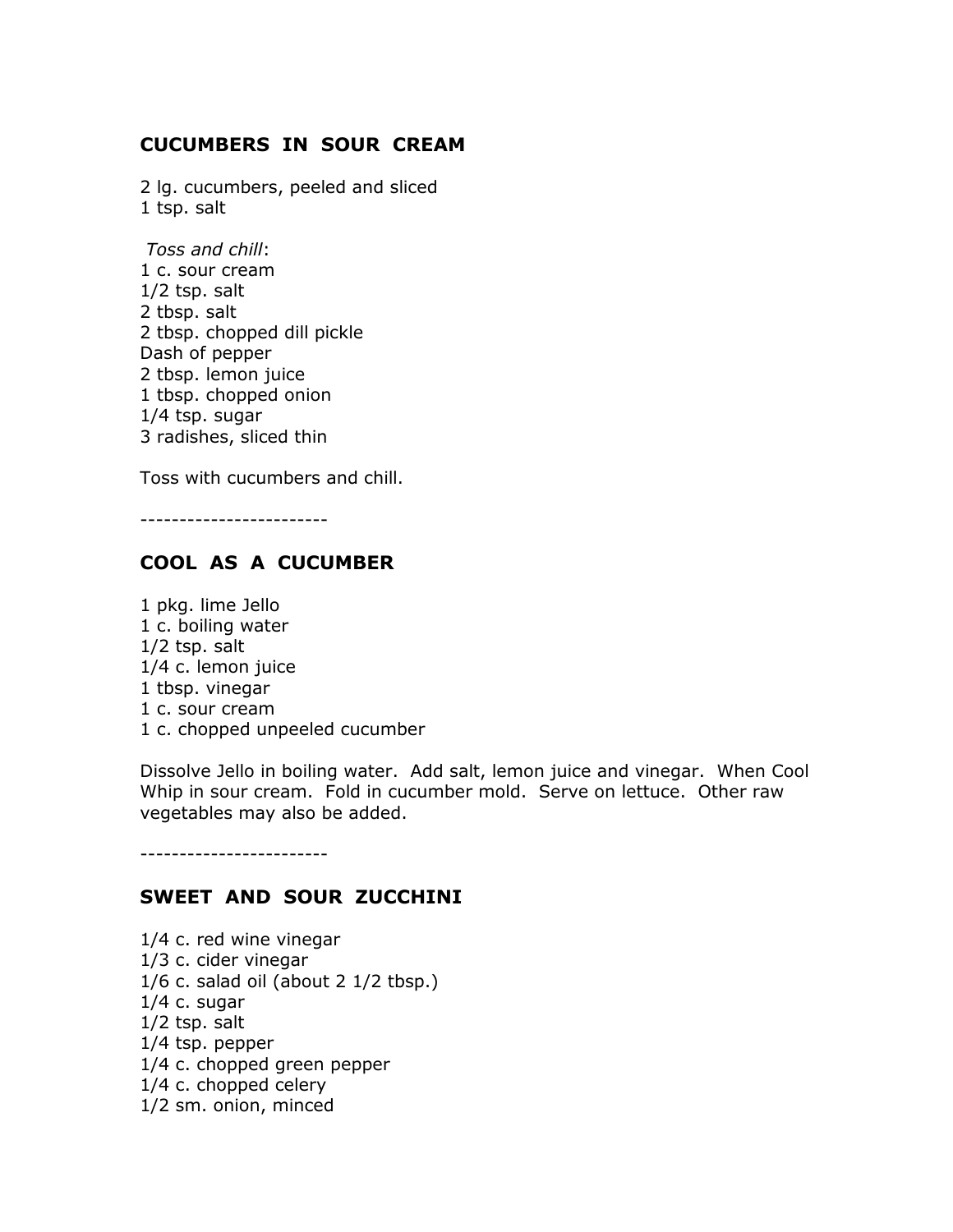## CUCUMBERS IN SOUR CREAM

2 lg. cucumbers, peeled and sliced
1 tsp. salt

*Toss and chill*:
1 c. sour cream
1/2 tsp. salt
2 tbsp. salt
2 tbsp. chopped dill pickle
Dash of pepper
2 tbsp. lemon juice
1 tbsp. chopped onion
1/4 tsp. sugar
3 radishes, sliced thin

Toss with cucumbers and chill.

------------------------

## COOL AS A CUCUMBER

1 pkg. lime Jello
1 c. boiling water
1/2 tsp. salt
1/4 c. lemon juice
1 tbsp. vinegar
1 c. sour cream
1 c. chopped unpeeled cucumber

Dissolve Jello in boiling water. Add salt, lemon juice and vinegar. When Cool Whip in sour cream. Fold in cucumber mold. Serve on lettuce. Other raw vegetables may also be added.

------------------------

## SWEET AND SOUR ZUCCHINI

1/4 c. red wine vinegar
1/3 c. cider vinegar
1/6 c. salad oil (about 2 1/2 tbsp.)
1/4 c. sugar
1/2 tsp. salt
1/4 tsp. pepper
1/4 c. chopped green pepper
1/4 c. chopped celery
1/2 sm. onion, minced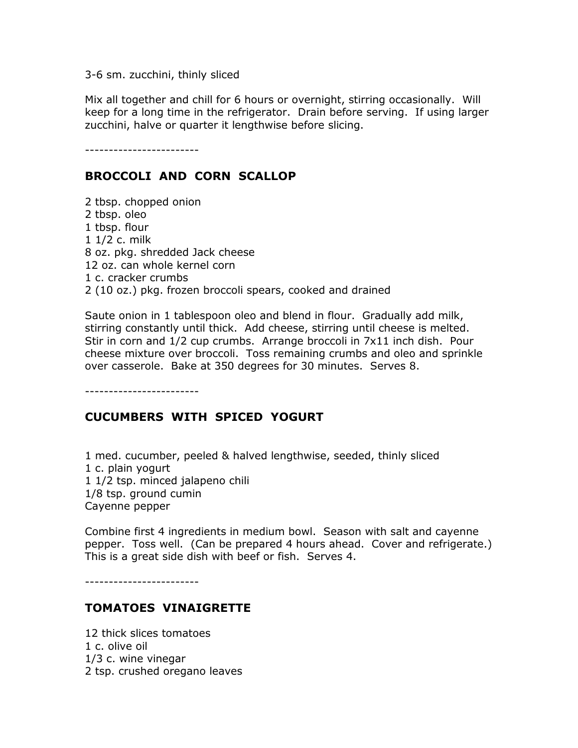3-6 sm. zucchini, thinly sliced

Mix all together and chill for 6 hours or overnight, stirring occasionally. Will keep for a long time in the refrigerator. Drain before serving. If using larger zucchini, halve or quarter it lengthwise before slicing.

------------------------

## BROCCOLI AND CORN SCALLOP

2 tbsp. chopped onion
2 tbsp. oleo
1 tbsp. flour
1 1/2 c. milk
8 oz. pkg. shredded Jack cheese
12 oz. can whole kernel corn
1 c. cracker crumbs
2 (10 oz.) pkg. frozen broccoli spears, cooked and drained

Saute onion in 1 tablespoon oleo and blend in flour. Gradually add milk, stirring constantly until thick. Add cheese, stirring until cheese is melted. Stir in corn and 1/2 cup crumbs. Arrange broccoli in 7x11 inch dish. Pour cheese mixture over broccoli. Toss remaining crumbs and oleo and sprinkle over casserole. Bake at 350 degrees for 30 minutes. Serves 8.

------------------------

## CUCUMBERS WITH SPICED YOGURT

1 med. cucumber, peeled & halved lengthwise, seeded, thinly sliced
1 c. plain yogurt
1 1/2 tsp. minced jalapeno chili
1/8 tsp. ground cumin
Cayenne pepper

Combine first 4 ingredients in medium bowl. Season with salt and cayenne pepper. Toss well. (Can be prepared 4 hours ahead. Cover and refrigerate.) This is a great side dish with beef or fish. Serves 4.

------------------------

## TOMATOES VINAIGRETTE

12 thick slices tomatoes
1 c. olive oil
1/3 c. wine vinegar
2 tsp. crushed oregano leaves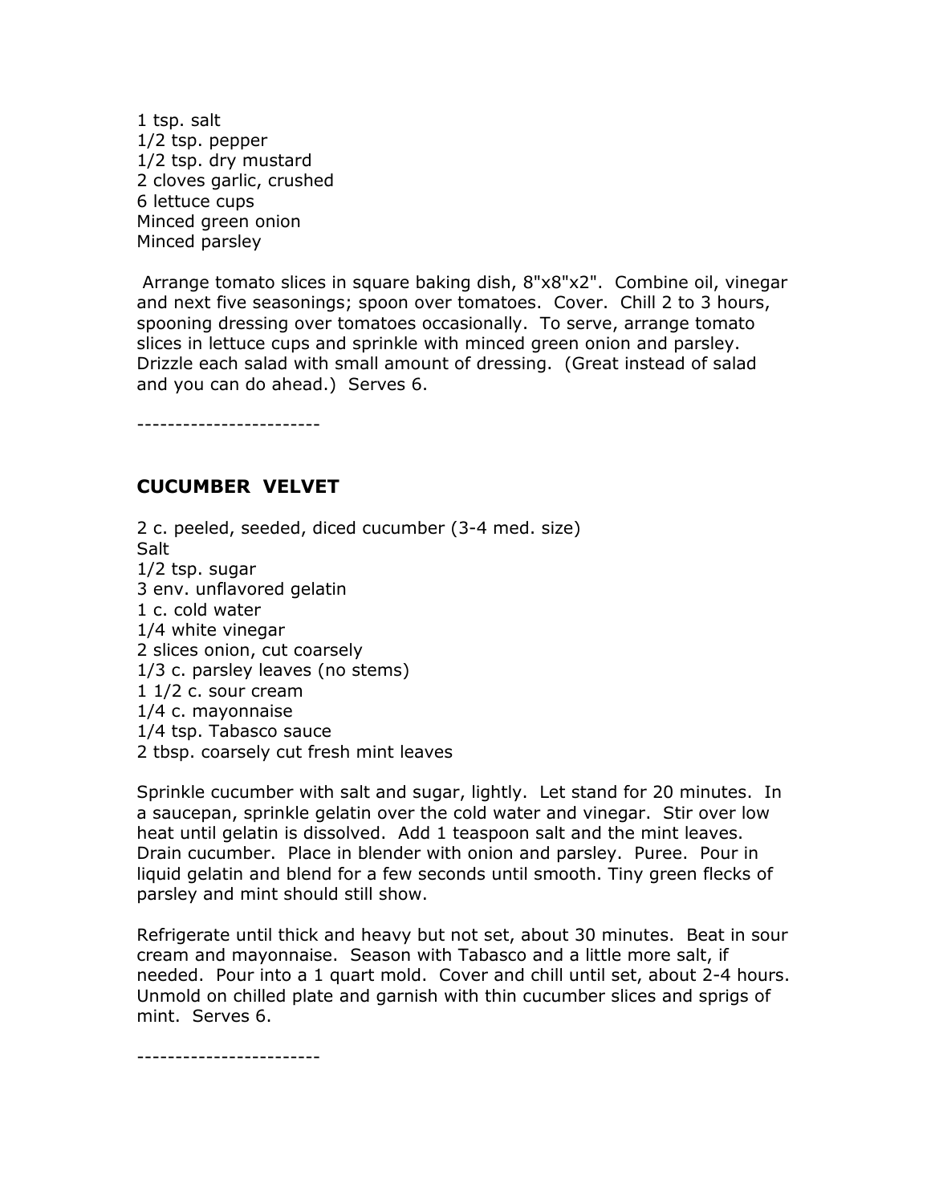1 tsp. salt
1/2 tsp. pepper
1/2 tsp. dry mustard
2 cloves garlic, crushed
6 lettuce cups
Minced green onion
Minced parsley

Arrange tomato slices in square baking dish, 8"x8"x2". Combine oil, vinegar and next five seasonings; spoon over tomatoes. Cover. Chill 2 to 3 hours, spooning dressing over tomatoes occasionally. To serve, arrange tomato slices in lettuce cups and sprinkle with minced green onion and parsley. Drizzle each salad with small amount of dressing. (Great instead of salad and you can do ahead.) Serves 6.

------------------------

## CUCUMBER VELVET

2 c. peeled, seeded, diced cucumber (3-4 med. size)
Salt
1/2 tsp. sugar
3 env. unflavored gelatin
1 c. cold water
1/4 white vinegar
2 slices onion, cut coarsely
1/3 c. parsley leaves (no stems)
1 1/2 c. sour cream
1/4 c. mayonnaise
1/4 tsp. Tabasco sauce
2 tbsp. coarsely cut fresh mint leaves

Sprinkle cucumber with salt and sugar, lightly. Let stand for 20 minutes. In a saucepan, sprinkle gelatin over the cold water and vinegar. Stir over low heat until gelatin is dissolved. Add 1 teaspoon salt and the mint leaves. Drain cucumber. Place in blender with onion and parsley. Puree. Pour in liquid gelatin and blend for a few seconds until smooth. Tiny green flecks of parsley and mint should still show.

Refrigerate until thick and heavy but not set, about 30 minutes. Beat in sour cream and mayonnaise. Season with Tabasco and a little more salt, if needed. Pour into a 1 quart mold. Cover and chill until set, about 2-4 hours. Unmold on chilled plate and garnish with thin cucumber slices and sprigs of mint. Serves 6.

------------------------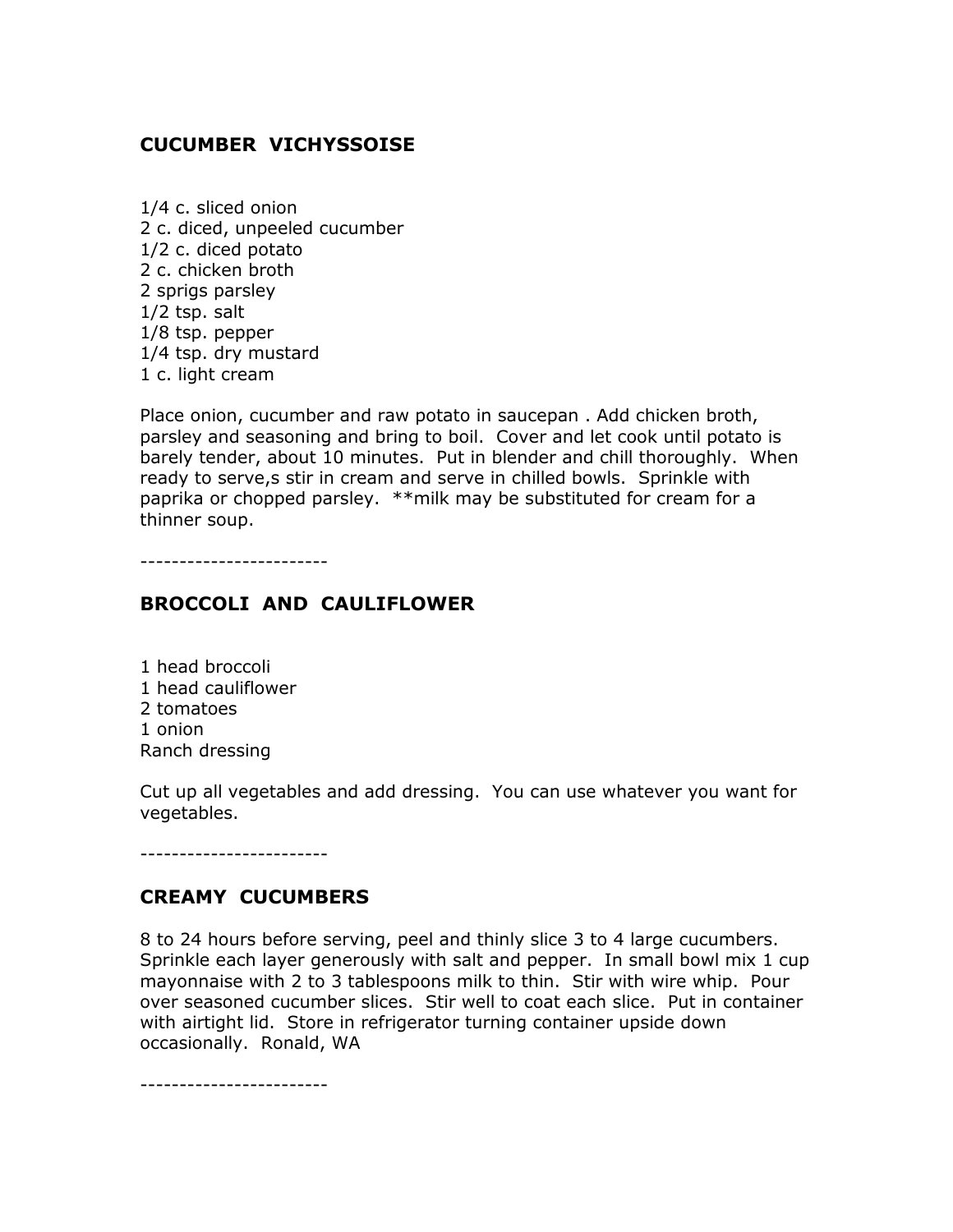## CUCUMBER VICHYSSOISE

1/4 c. sliced onion
2 c. diced, unpeeled cucumber
1/2 c. diced potato
2 c. chicken broth
2 sprigs parsley
1/2 tsp. salt
1/8 tsp. pepper
1/4 tsp. dry mustard
1 c. light cream

Place onion, cucumber and raw potato in saucepan . Add chicken broth, parsley and seasoning and bring to boil. Cover and let cook until potato is barely tender, about 10 minutes. Put in blender and chill thoroughly. When ready to serve,s stir in cream and serve in chilled bowls. Sprinkle with paprika or chopped parsley. **milk may be substituted for cream for a thinner soup.

------------------------

## BROCCOLI AND CAULIFLOWER

1 head broccoli
1 head cauliflower
2 tomatoes
1 onion
Ranch dressing

Cut up all vegetables and add dressing. You can use whatever you want for vegetables.

------------------------

## CREAMY CUCUMBERS

8 to 24 hours before serving, peel and thinly slice 3 to 4 large cucumbers. Sprinkle each layer generously with salt and pepper. In small bowl mix 1 cup mayonnaise with 2 to 3 tablespoons milk to thin. Stir with wire whip. Pour over seasoned cucumber slices. Stir well to coat each slice. Put in container with airtight lid. Store in refrigerator turning container upside down occasionally. Ronald, WA

------------------------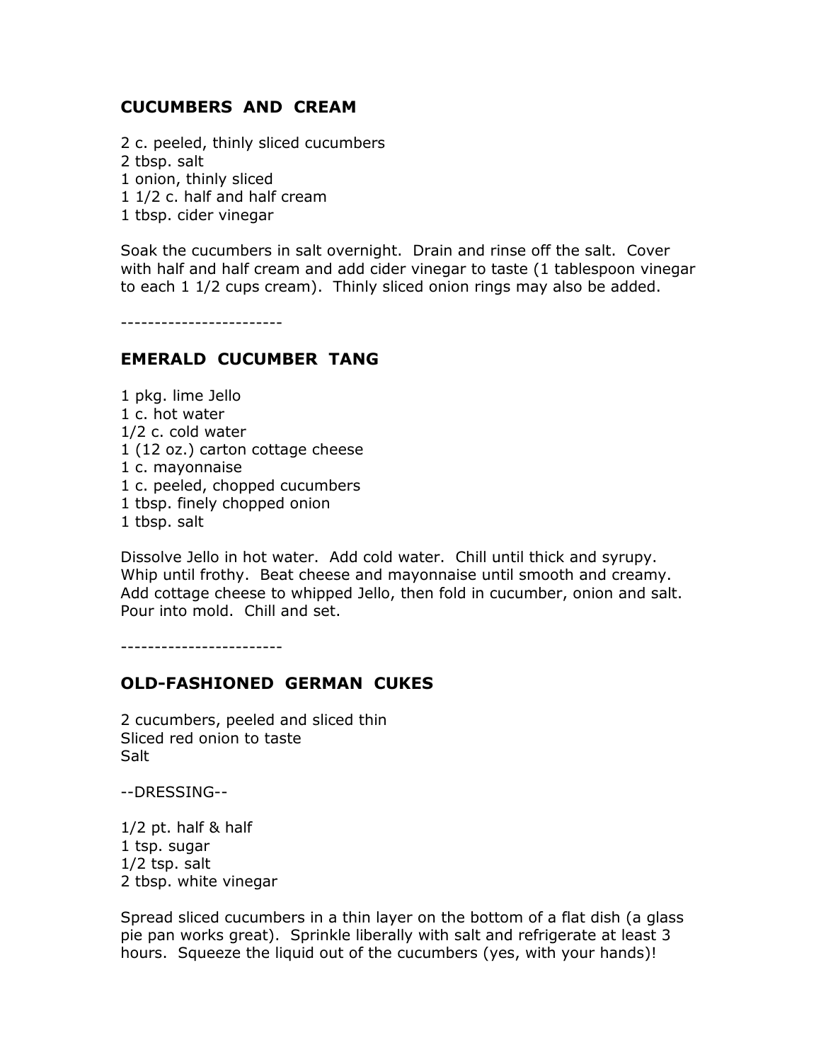## CUCUMBERS AND CREAM

2 c. peeled, thinly sliced cucumbers
2 tbsp. salt
1 onion, thinly sliced
1 1/2 c. half and half cream
1 tbsp. cider vinegar

Soak the cucumbers in salt overnight. Drain and rinse off the salt. Cover with half and half cream and add cider vinegar to taste (1 tablespoon vinegar to each 1 1/2 cups cream). Thinly sliced onion rings may also be added.

------------------------

## EMERALD CUCUMBER TANG

1 pkg. lime Jello
1 c. hot water
1/2 c. cold water
1 (12 oz.) carton cottage cheese
1 c. mayonnaise
1 c. peeled, chopped cucumbers
1 tbsp. finely chopped onion
1 tbsp. salt

Dissolve Jello in hot water. Add cold water. Chill until thick and syrupy. Whip until frothy. Beat cheese and mayonnaise until smooth and creamy. Add cottage cheese to whipped Jello, then fold in cucumber, onion and salt. Pour into mold. Chill and set.

------------------------

## OLD-FASHIONED GERMAN CUKES

2 cucumbers, peeled and sliced thin
Sliced red onion to taste
Salt

--DRESSING--

1/2 pt. half & half
1 tsp. sugar
1/2 tsp. salt
2 tbsp. white vinegar

Spread sliced cucumbers in a thin layer on the bottom of a flat dish (a glass pie pan works great). Sprinkle liberally with salt and refrigerate at least 3 hours. Squeeze the liquid out of the cucumbers (yes, with your hands)!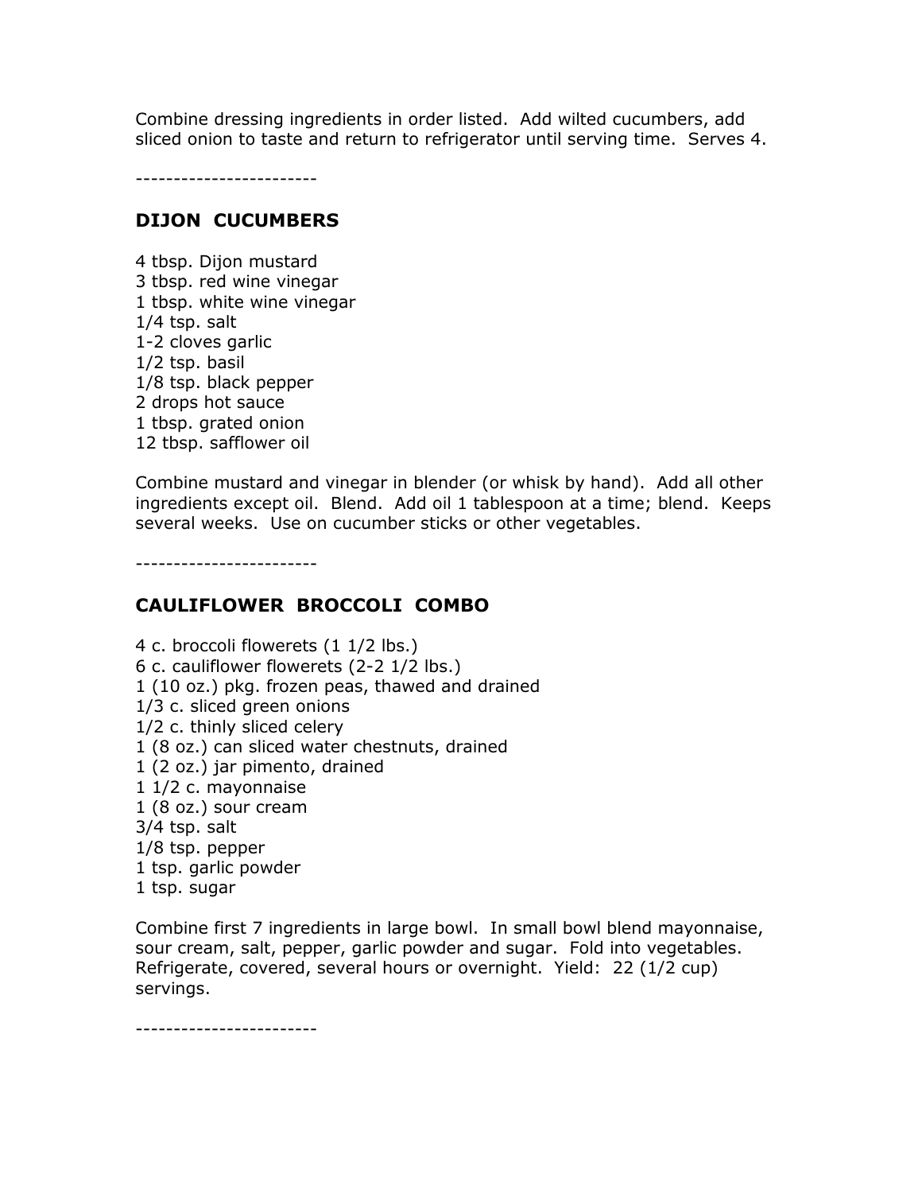Combine dressing ingredients in order listed. Add wilted cucumbers, add sliced onion to taste and return to refrigerator until serving time. Serves 4.

------------------------

## DIJON CUCUMBERS

4 tbsp. Dijon mustard
3 tbsp. red wine vinegar
1 tbsp. white wine vinegar
1/4 tsp. salt
1-2 cloves garlic
1/2 tsp. basil
1/8 tsp. black pepper
2 drops hot sauce
1 tbsp. grated onion
12 tbsp. safflower oil

Combine mustard and vinegar in blender (or whisk by hand). Add all other ingredients except oil. Blend. Add oil 1 tablespoon at a time; blend. Keeps several weeks. Use on cucumber sticks or other vegetables.

------------------------

## CAULIFLOWER BROCCOLI COMBO

4 c. broccoli flowerets (1 1/2 lbs.)
6 c. cauliflower flowerets (2-2 1/2 lbs.)
1 (10 oz.) pkg. frozen peas, thawed and drained
1/3 c. sliced green onions
1/2 c. thinly sliced celery
1 (8 oz.) can sliced water chestnuts, drained
1 (2 oz.) jar pimento, drained
1 1/2 c. mayonnaise
1 (8 oz.) sour cream
3/4 tsp. salt
1/8 tsp. pepper
1 tsp. garlic powder
1 tsp. sugar

Combine first 7 ingredients in large bowl. In small bowl blend mayonnaise, sour cream, salt, pepper, garlic powder and sugar. Fold into vegetables. Refrigerate, covered, several hours or overnight. Yield: 22 (1/2 cup) servings.

------------------------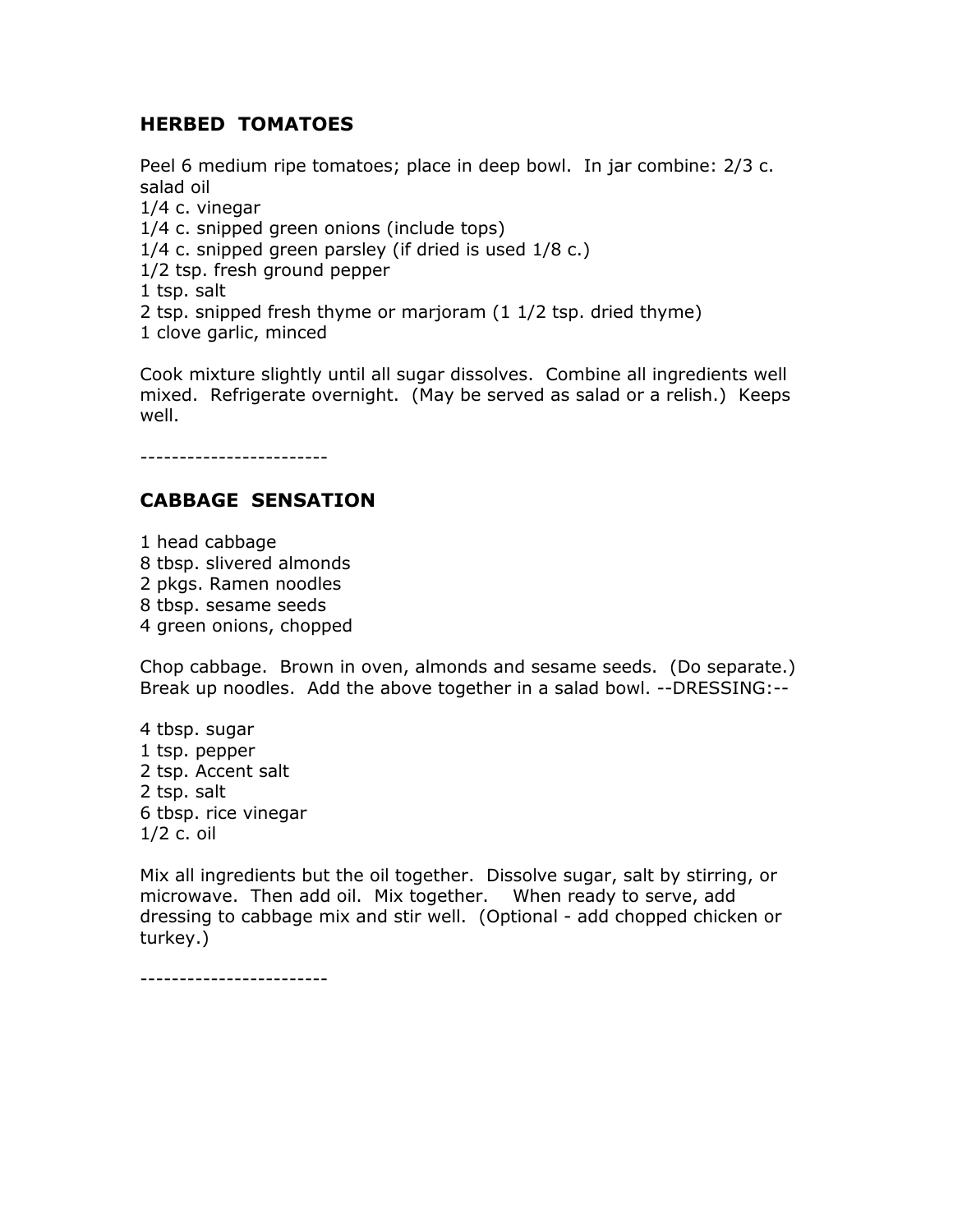## HERBED TOMATOES

Peel 6 medium ripe tomatoes; place in deep bowl. In jar combine: 2/3 c. salad oil
1/4 c. vinegar
1/4 c. snipped green onions (include tops)
1/4 c. snipped green parsley (if dried is used 1/8 c.)
1/2 tsp. fresh ground pepper
1 tsp. salt
2 tsp. snipped fresh thyme or marjoram (1 1/2 tsp. dried thyme)
1 clove garlic, minced

Cook mixture slightly until all sugar dissolves. Combine all ingredients well mixed. Refrigerate overnight. (May be served as salad or a relish.) Keeps well.

------------------------

## CABBAGE SENSATION

1 head cabbage
8 tbsp. slivered almonds
2 pkgs. Ramen noodles
8 tbsp. sesame seeds
4 green onions, chopped

Chop cabbage. Brown in oven, almonds and sesame seeds. (Do separate.) Break up noodles. Add the above together in a salad bowl. --DRESSING:--

4 tbsp. sugar
1 tsp. pepper
2 tsp. Accent salt
2 tsp. salt
6 tbsp. rice vinegar
1/2 c. oil

Mix all ingredients but the oil together. Dissolve sugar, salt by stirring, or microwave. Then add oil. Mix together. When ready to serve, add dressing to cabbage mix and stir well. (Optional - add chopped chicken or turkey.)

------------------------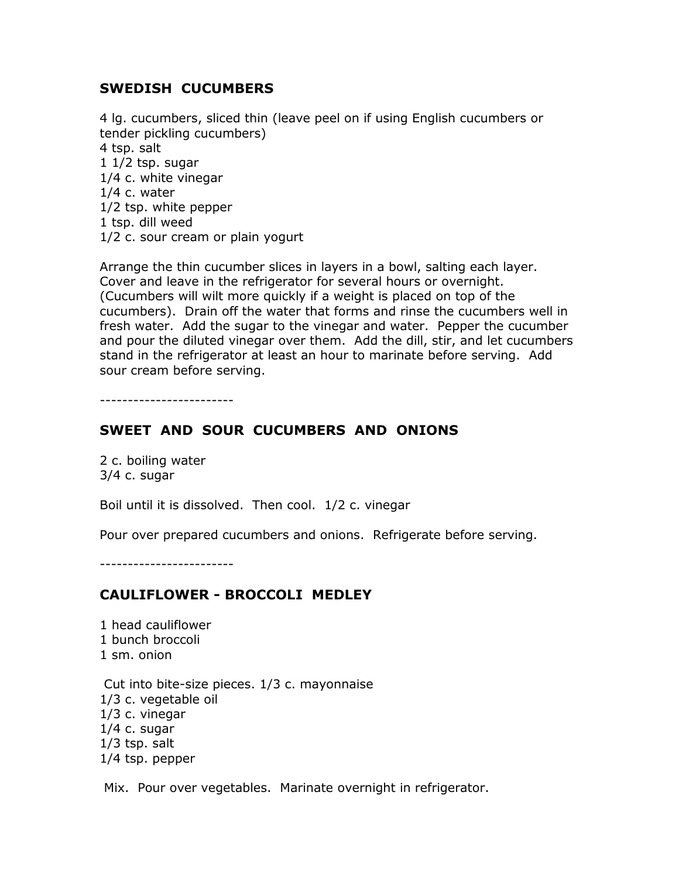## SWEDISH CUCUMBERS

4 lg. cucumbers, sliced thin (leave peel on if using English cucumbers or tender pickling cucumbers)
4 tsp. salt
1 1/2 tsp. sugar
1/4 c. white vinegar
1/4 c. water
1/2 tsp. white pepper
1 tsp. dill weed
1/2 c. sour cream or plain yogurt

Arrange the thin cucumber slices in layers in a bowl, salting each layer. Cover and leave in the refrigerator for several hours or overnight. (Cucumbers will wilt more quickly if a weight is placed on top of the cucumbers). Drain off the water that forms and rinse the cucumbers well in fresh water. Add the sugar to the vinegar and water. Pepper the cucumber and pour the diluted vinegar over them. Add the dill, stir, and let cucumbers stand in the refrigerator at least an hour to marinate before serving. Add sour cream before serving.

------------------------

## SWEET AND SOUR CUCUMBERS AND ONIONS

2 c. boiling water
3/4 c. sugar

Boil until it is dissolved. Then cool. 1/2 c. vinegar

Pour over prepared cucumbers and onions. Refrigerate before serving.

------------------------

## CAULIFLOWER - BROCCOLI MEDLEY

1 head cauliflower
1 bunch broccoli
1 sm. onion

Cut into bite-size pieces. 1/3 c. mayonnaise
1/3 c. vegetable oil
1/3 c. vinegar
1/4 c. sugar
1/3 tsp. salt
1/4 tsp. pepper

Mix. Pour over vegetables. Marinate overnight in refrigerator.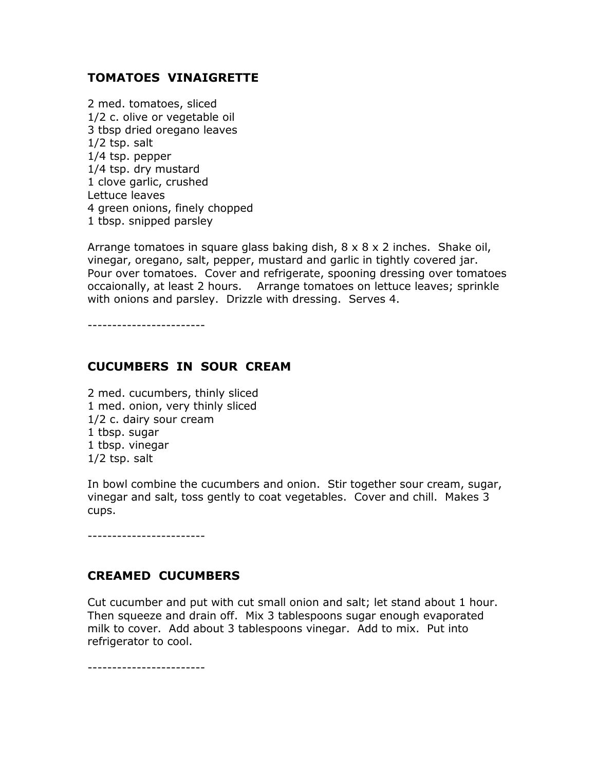## TOMATOES VINAIGRETTE

2 med. tomatoes, sliced
1/2 c. olive or vegetable oil
3 tbsp dried oregano leaves
1/2 tsp. salt
1/4 tsp. pepper
1/4 tsp. dry mustard
1 clove garlic, crushed
Lettuce leaves
4 green onions, finely chopped
1 tbsp. snipped parsley

Arrange tomatoes in square glass baking dish, 8 x 8 x 2 inches. Shake oil, vinegar, oregano, salt, pepper, mustard and garlic in tightly covered jar. Pour over tomatoes. Cover and refrigerate, spooning dressing over tomatoes occaionally, at least 2 hours. Arrange tomatoes on lettuce leaves; sprinkle with onions and parsley. Drizzle with dressing. Serves 4.

------------------------

## CUCUMBERS IN SOUR CREAM

2 med. cucumbers, thinly sliced
1 med. onion, very thinly sliced
1/2 c. dairy sour cream
1 tbsp. sugar
1 tbsp. vinegar
1/2 tsp. salt

In bowl combine the cucumbers and onion. Stir together sour cream, sugar, vinegar and salt, toss gently to coat vegetables. Cover and chill. Makes 3 cups.

------------------------

## CREAMED CUCUMBERS

Cut cucumber and put with cut small onion and salt; let stand about 1 hour. Then squeeze and drain off. Mix 3 tablespoons sugar enough evaporated milk to cover. Add about 3 tablespoons vinegar. Add to mix. Put into refrigerator to cool.

------------------------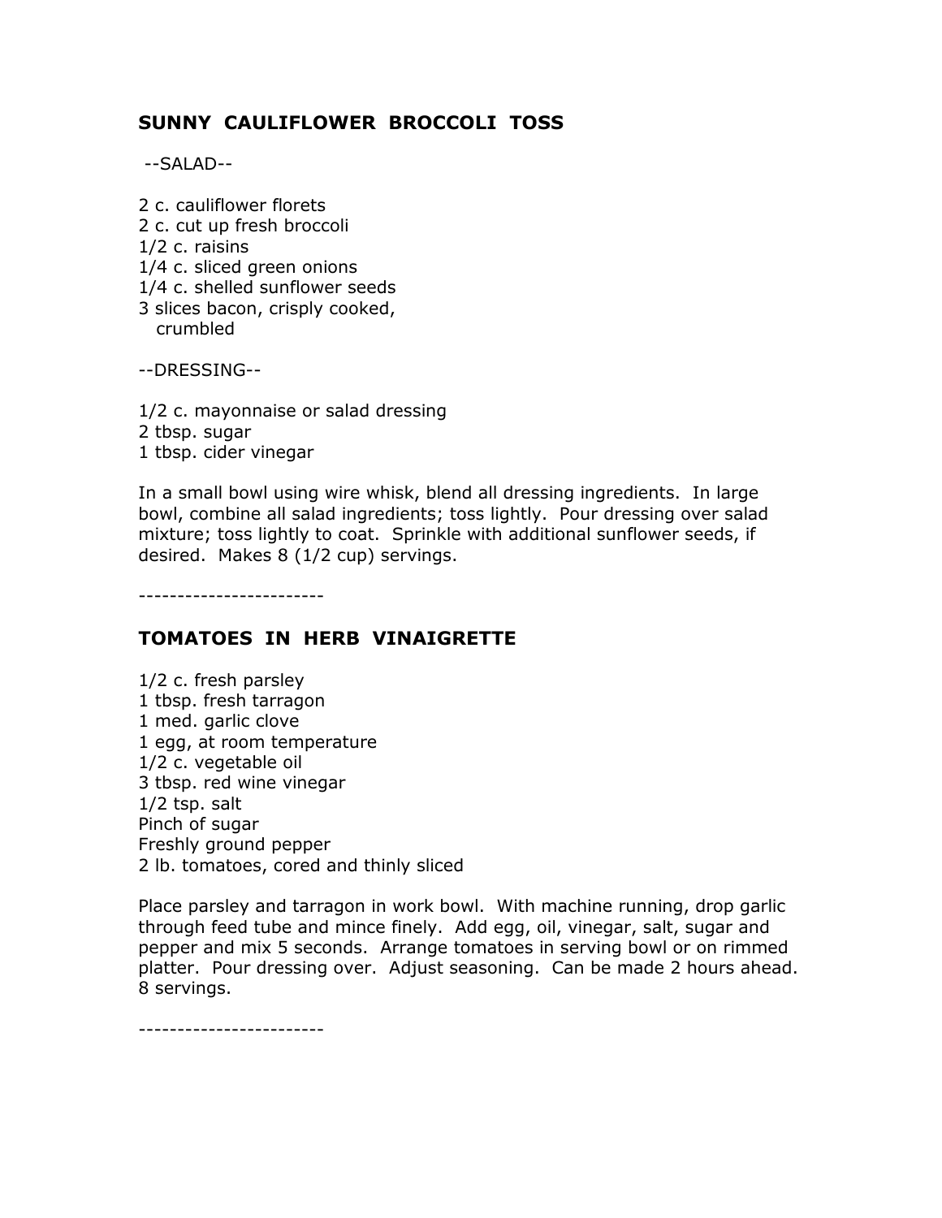## SUNNY CAULIFLOWER BROCCOLI TOSS

--SALAD--

2 c. cauliflower florets
2 c. cut up fresh broccoli
1/2 c. raisins
1/4 c. sliced green onions
1/4 c. shelled sunflower seeds
3 slices bacon, crisply cooked,
crumbled

--DRESSING--

1/2 c. mayonnaise or salad dressing
2 tbsp. sugar
1 tbsp. cider vinegar

In a small bowl using wire whisk, blend all dressing ingredients. In large bowl, combine all salad ingredients; toss lightly. Pour dressing over salad mixture; toss lightly to coat. Sprinkle with additional sunflower seeds, if desired. Makes 8 (1/2 cup) servings.

------------------------

## TOMATOES IN HERB VINAIGRETTE

1/2 c. fresh parsley
1 tbsp. fresh tarragon
1 med. garlic clove
1 egg, at room temperature
1/2 c. vegetable oil
3 tbsp. red wine vinegar
1/2 tsp. salt
Pinch of sugar
Freshly ground pepper
2 lb. tomatoes, cored and thinly sliced

Place parsley and tarragon in work bowl. With machine running, drop garlic through feed tube and mince finely. Add egg, oil, vinegar, salt, sugar and pepper and mix 5 seconds. Arrange tomatoes in serving bowl or on rimmed platter. Pour dressing over. Adjust seasoning. Can be made 2 hours ahead. 8 servings.

------------------------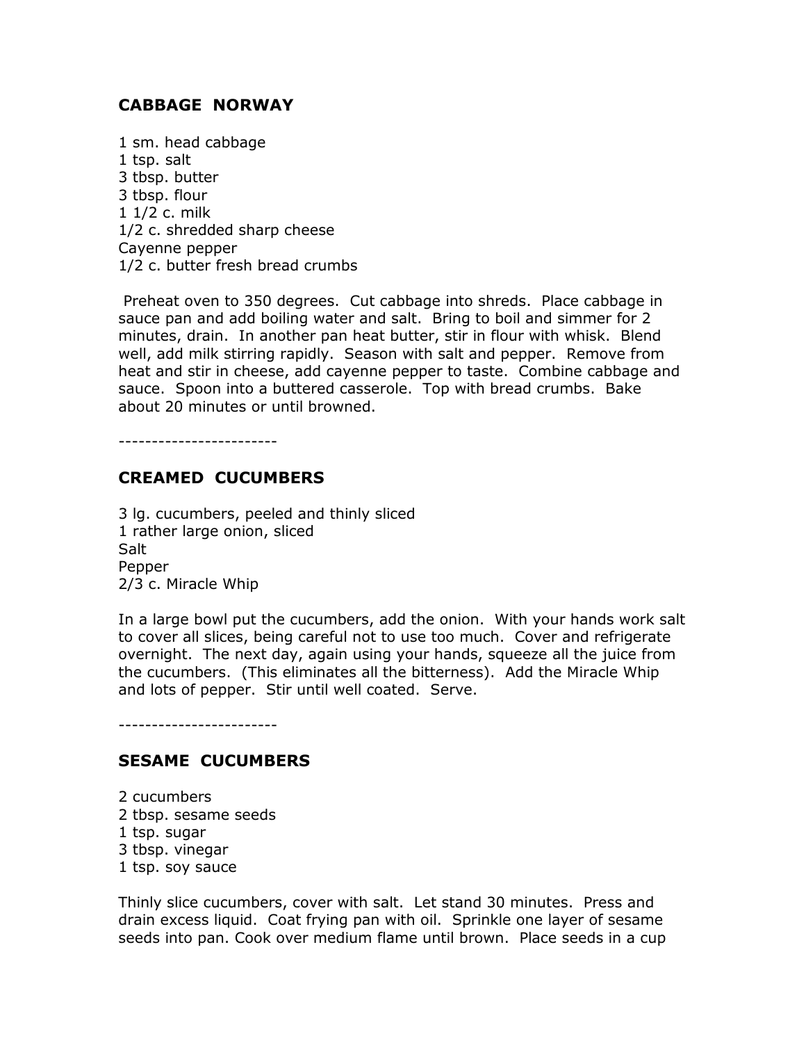## CABBAGE NORWAY

1 sm. head cabbage
1 tsp. salt
3 tbsp. butter
3 tbsp. flour
1 1/2 c. milk
1/2 c. shredded sharp cheese
Cayenne pepper
1/2 c. butter fresh bread crumbs

Preheat oven to 350 degrees. Cut cabbage into shreds. Place cabbage in sauce pan and add boiling water and salt. Bring to boil and simmer for 2 minutes, drain. In another pan heat butter, stir in flour with whisk. Blend well, add milk stirring rapidly. Season with salt and pepper. Remove from heat and stir in cheese, add cayenne pepper to taste. Combine cabbage and sauce. Spoon into a buttered casserole. Top with bread crumbs. Bake about 20 minutes or until browned.

------------------------

## CREAMED CUCUMBERS

3 lg. cucumbers, peeled and thinly sliced
1 rather large onion, sliced
Salt
Pepper
2/3 c. Miracle Whip

In a large bowl put the cucumbers, add the onion. With your hands work salt to cover all slices, being careful not to use too much. Cover and refrigerate overnight. The next day, again using your hands, squeeze all the juice from the cucumbers. (This eliminates all the bitterness). Add the Miracle Whip and lots of pepper. Stir until well coated. Serve.

------------------------

## SESAME CUCUMBERS

2 cucumbers
2 tbsp. sesame seeds
1 tsp. sugar
3 tbsp. vinegar
1 tsp. soy sauce

Thinly slice cucumbers, cover with salt. Let stand 30 minutes. Press and drain excess liquid. Coat frying pan with oil. Sprinkle one layer of sesame seeds into pan. Cook over medium flame until brown. Place seeds in a cup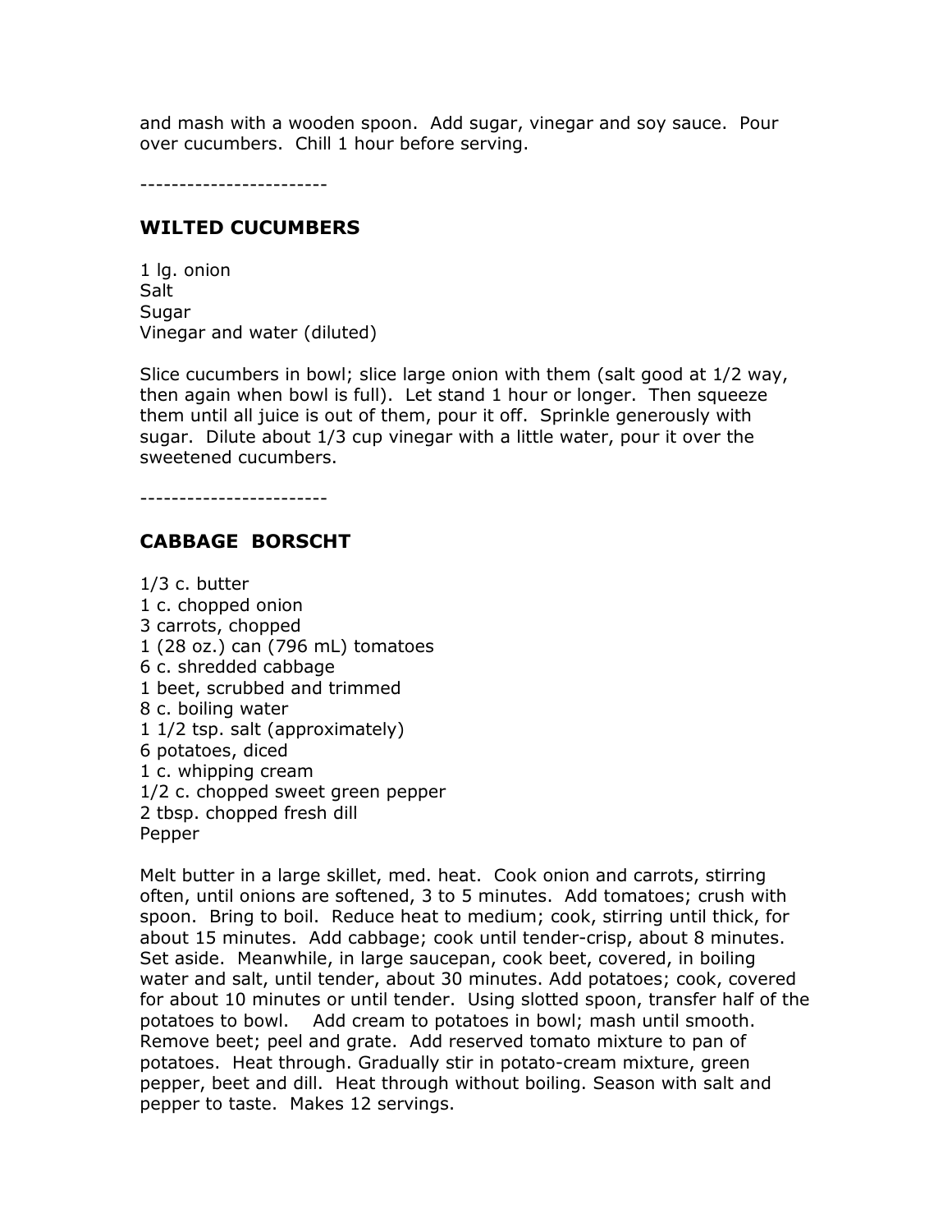and mash with a wooden spoon. Add sugar, vinegar and soy sauce. Pour over cucumbers. Chill 1 hour before serving.

------------------------

## WILTED CUCUMBERS

1 lg. onion
Salt
Sugar
Vinegar and water (diluted)

Slice cucumbers in bowl; slice large onion with them (salt good at 1/2 way, then again when bowl is full). Let stand 1 hour or longer. Then squeeze them until all juice is out of them, pour it off. Sprinkle generously with sugar. Dilute about 1/3 cup vinegar with a little water, pour it over the sweetened cucumbers.

------------------------

## CABBAGE BORSCHT

1/3 c. butter
1 c. chopped onion
3 carrots, chopped
1 (28 oz.) can (796 mL) tomatoes
6 c. shredded cabbage
1 beet, scrubbed and trimmed
8 c. boiling water
1 1/2 tsp. salt (approximately)
6 potatoes, diced
1 c. whipping cream
1/2 c. chopped sweet green pepper
2 tbsp. chopped fresh dill
Pepper

Melt butter in a large skillet, med. heat. Cook onion and carrots, stirring often, until onions are softened, 3 to 5 minutes. Add tomatoes; crush with spoon. Bring to boil. Reduce heat to medium; cook, stirring until thick, for about 15 minutes. Add cabbage; cook until tender-crisp, about 8 minutes. Set aside. Meanwhile, in large saucepan, cook beet, covered, in boiling water and salt, until tender, about 30 minutes. Add potatoes; cook, covered for about 10 minutes or until tender. Using slotted spoon, transfer half of the potatoes to bowl. Add cream to potatoes in bowl; mash until smooth. Remove beet; peel and grate. Add reserved tomato mixture to pan of potatoes. Heat through. Gradually stir in potato-cream mixture, green pepper, beet and dill. Heat through without boiling. Season with salt and pepper to taste. Makes 12 servings.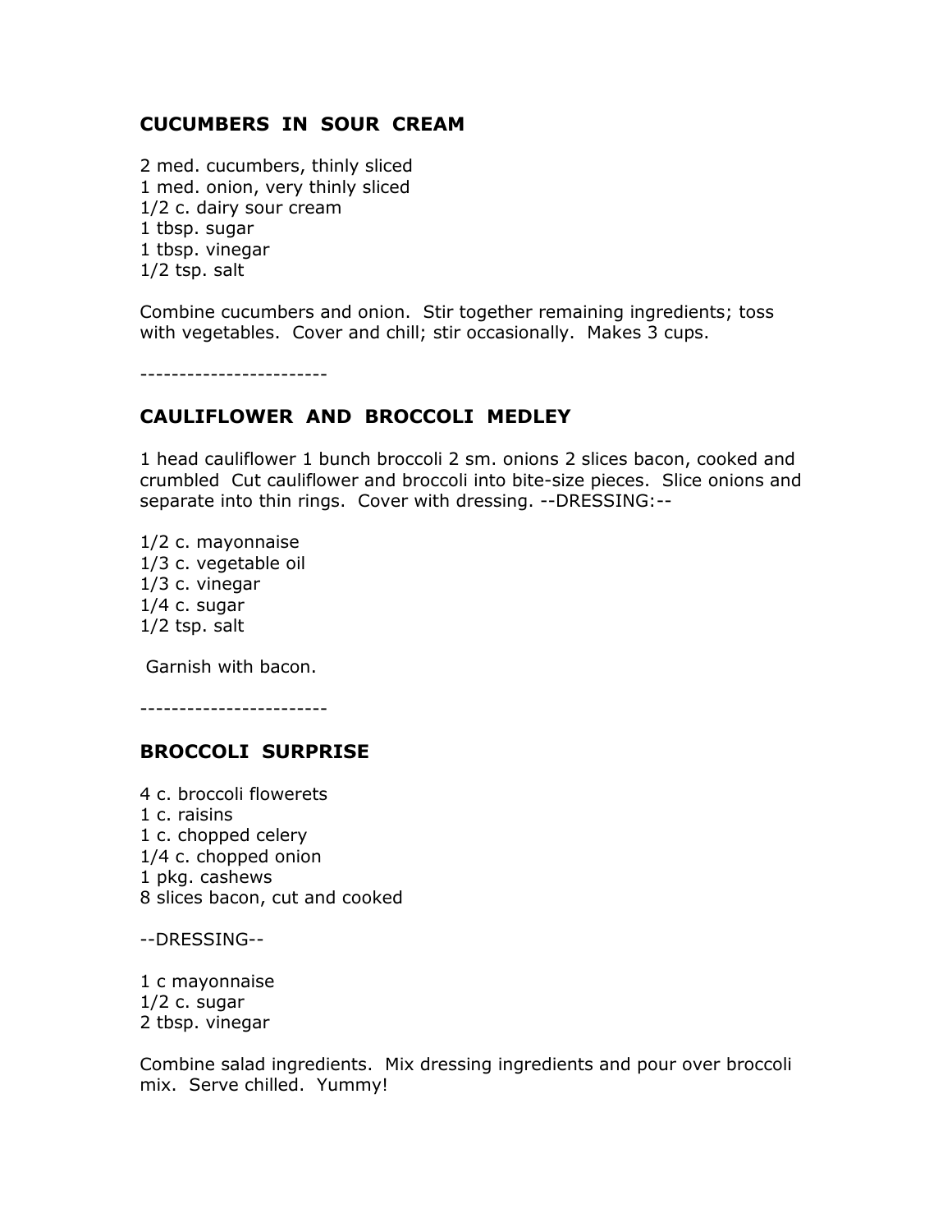## CUCUMBERS IN SOUR CREAM

2 med. cucumbers, thinly sliced
1 med. onion, very thinly sliced
1/2 c. dairy sour cream
1 tbsp. sugar
1 tbsp. vinegar
1/2 tsp. salt

Combine cucumbers and onion. Stir together remaining ingredients; toss with vegetables. Cover and chill; stir occasionally. Makes 3 cups.

------------------------

## CAULIFLOWER AND BROCCOLI MEDLEY

1 head cauliflower 1 bunch broccoli 2 sm. onions 2 slices bacon, cooked and crumbled Cut cauliflower and broccoli into bite-size pieces. Slice onions and separate into thin rings. Cover with dressing. --DRESSING:--

1/2 c. mayonnaise
1/3 c. vegetable oil
1/3 c. vinegar
1/4 c. sugar
1/2 tsp. salt

Garnish with bacon.

------------------------

## BROCCOLI SURPRISE

4 c. broccoli flowerets
1 c. raisins
1 c. chopped celery
1/4 c. chopped onion
1 pkg. cashews
8 slices bacon, cut and cooked

--DRESSING--

1 c mayonnaise
1/2 c. sugar
2 tbsp. vinegar

Combine salad ingredients. Mix dressing ingredients and pour over broccoli mix. Serve chilled. Yummy!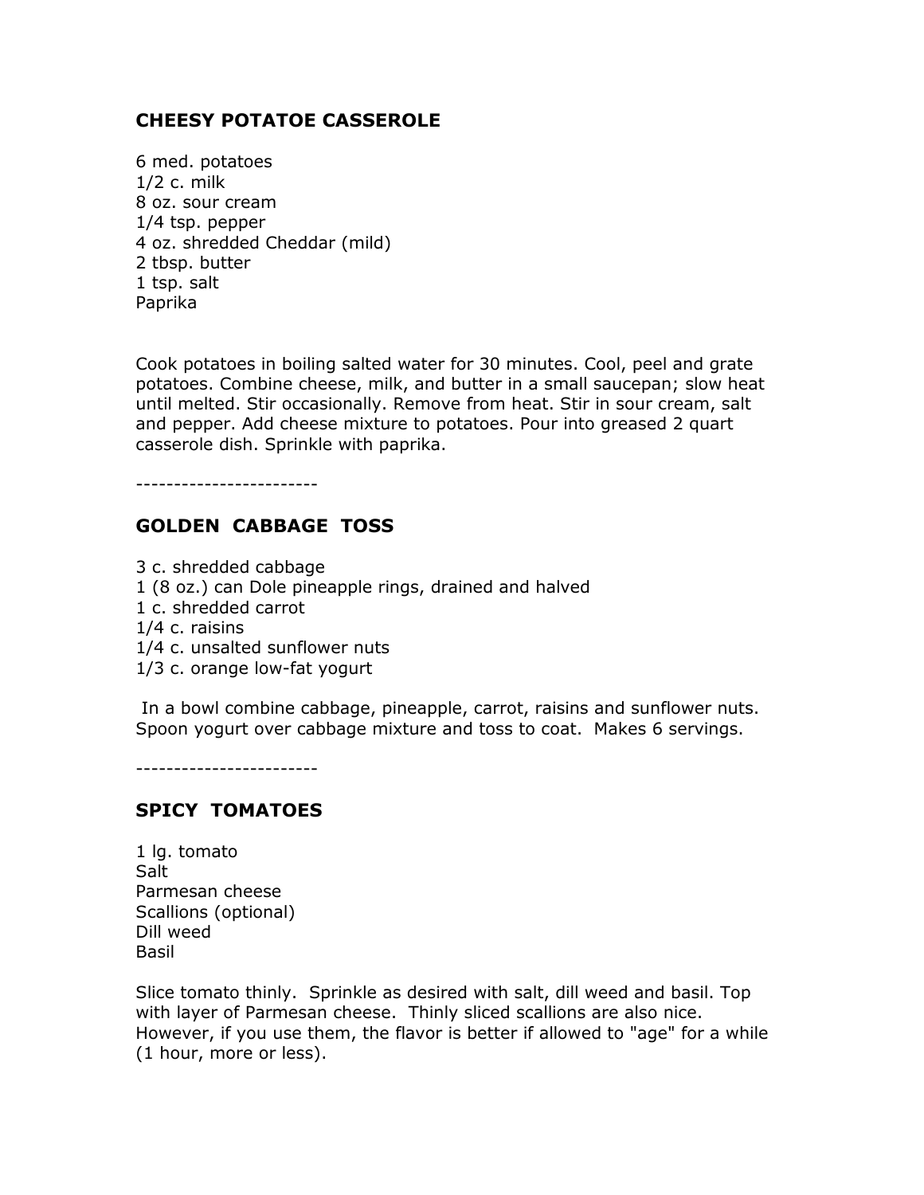## CHEESY POTATOE CASSEROLE

6 med. potatoes
1/2 c. milk
8 oz. sour cream
1/4 tsp. pepper
4 oz. shredded Cheddar (mild)
2 tbsp. butter
1 tsp. salt
Paprika

Cook potatoes in boiling salted water for 30 minutes. Cool, peel and grate potatoes. Combine cheese, milk, and butter in a small saucepan; slow heat until melted. Stir occasionally. Remove from heat. Stir in sour cream, salt and pepper. Add cheese mixture to potatoes. Pour into greased 2 quart casserole dish. Sprinkle with paprika.

------------------------

## GOLDEN CABBAGE TOSS

3 c. shredded cabbage
1 (8 oz.) can Dole pineapple rings, drained and halved
1 c. shredded carrot
1/4 c. raisins
1/4 c. unsalted sunflower nuts
1/3 c. orange low-fat yogurt

In a bowl combine cabbage, pineapple, carrot, raisins and sunflower nuts. Spoon yogurt over cabbage mixture and toss to coat. Makes 6 servings.

------------------------

## SPICY TOMATOES

1 lg. tomato
Salt
Parmesan cheese
Scallions (optional)
Dill weed
Basil

Slice tomato thinly. Sprinkle as desired with salt, dill weed and basil. Top with layer of Parmesan cheese. Thinly sliced scallions are also nice. However, if you use them, the flavor is better if allowed to "age" for a while (1 hour, more or less).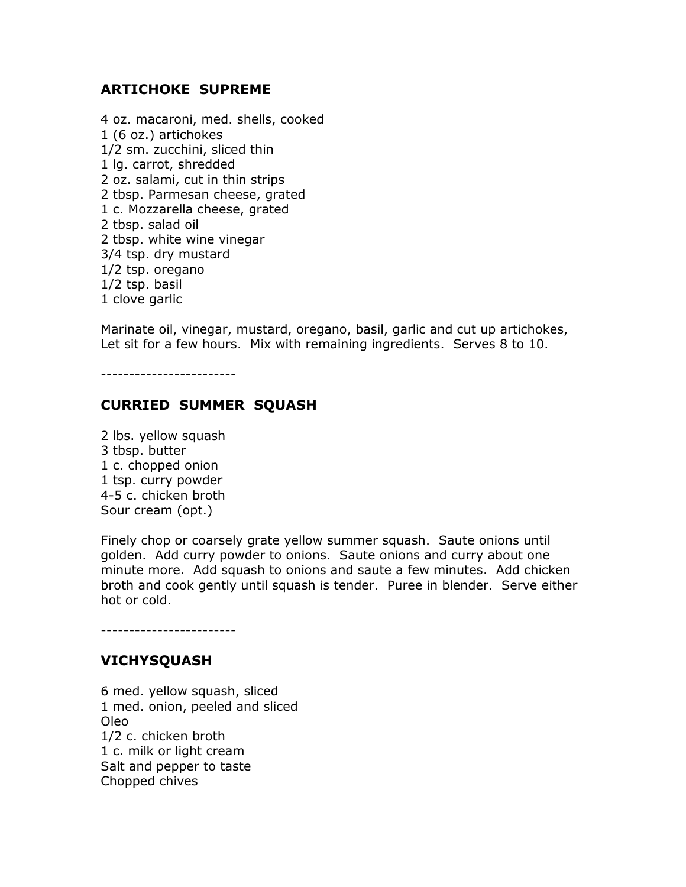## ARTICHOKE SUPREME

4 oz. macaroni, med. shells, cooked
1 (6 oz.) artichokes
1/2 sm. zucchini, sliced thin
1 lg. carrot, shredded
2 oz. salami, cut in thin strips
2 tbsp. Parmesan cheese, grated
1 c. Mozzarella cheese, grated
2 tbsp. salad oil
2 tbsp. white wine vinegar
3/4 tsp. dry mustard
1/2 tsp. oregano
1/2 tsp. basil
1 clove garlic

Marinate oil, vinegar, mustard, oregano, basil, garlic and cut up artichokes, Let sit for a few hours. Mix with remaining ingredients. Serves 8 to 10.

------------------------

## CURRIED SUMMER SQUASH

2 lbs. yellow squash
3 tbsp. butter
1 c. chopped onion
1 tsp. curry powder
4-5 c. chicken broth
Sour cream (opt.)

Finely chop or coarsely grate yellow summer squash. Saute onions until golden. Add curry powder to onions. Saute onions and curry about one minute more. Add squash to onions and saute a few minutes. Add chicken broth and cook gently until squash is tender. Puree in blender. Serve either hot or cold.

------------------------

## VICHYSQUASH

6 med. yellow squash, sliced
1 med. onion, peeled and sliced
Oleo
1/2 c. chicken broth
1 c. milk or light cream
Salt and pepper to taste
Chopped chives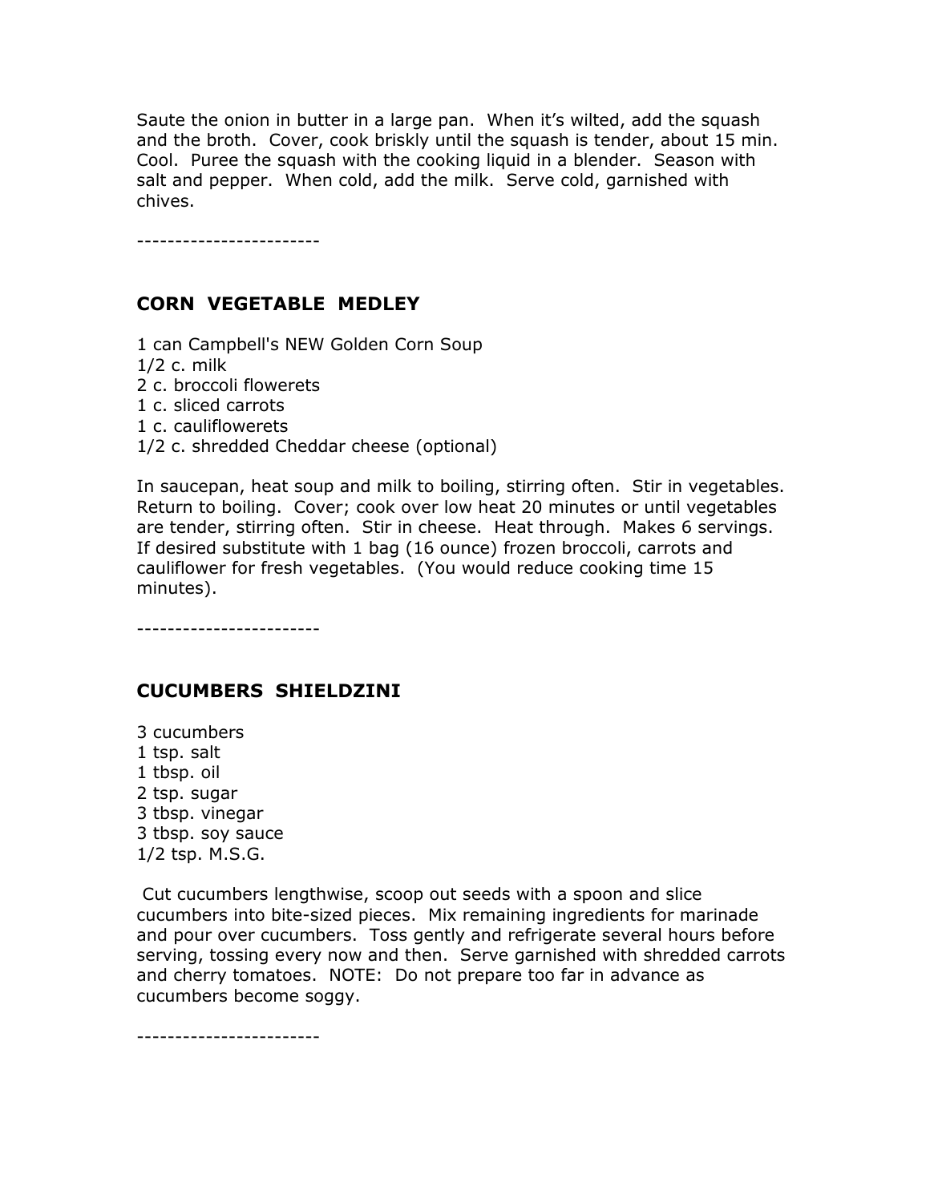Saute the onion in butter in a large pan. When it's wilted, add the squash and the broth. Cover, cook briskly until the squash is tender, about 15 min. Cool. Puree the squash with the cooking liquid in a blender. Season with salt and pepper. When cold, add the milk. Serve cold, garnished with chives.

------------------------

## CORN VEGETABLE MEDLEY

1 can Campbell's NEW Golden Corn Soup
1/2 c. milk
2 c. broccoli flowerets
1 c. sliced carrots
1 c. cauliflowerets
1/2 c. shredded Cheddar cheese (optional)

In saucepan, heat soup and milk to boiling, stirring often. Stir in vegetables. Return to boiling. Cover; cook over low heat 20 minutes or until vegetables are tender, stirring often. Stir in cheese. Heat through. Makes 6 servings. If desired substitute with 1 bag (16 ounce) frozen broccoli, carrots and cauliflower for fresh vegetables. (You would reduce cooking time 15 minutes).

------------------------

## CUCUMBERS SHIELDZINI

3 cucumbers
1 tsp. salt
1 tbsp. oil
2 tsp. sugar
3 tbsp. vinegar
3 tbsp. soy sauce
1/2 tsp. M.S.G.

Cut cucumbers lengthwise, scoop out seeds with a spoon and slice cucumbers into bite-sized pieces. Mix remaining ingredients for marinade and pour over cucumbers. Toss gently and refrigerate several hours before serving, tossing every now and then. Serve garnished with shredded carrots and cherry tomatoes. NOTE: Do not prepare too far in advance as cucumbers become soggy.

------------------------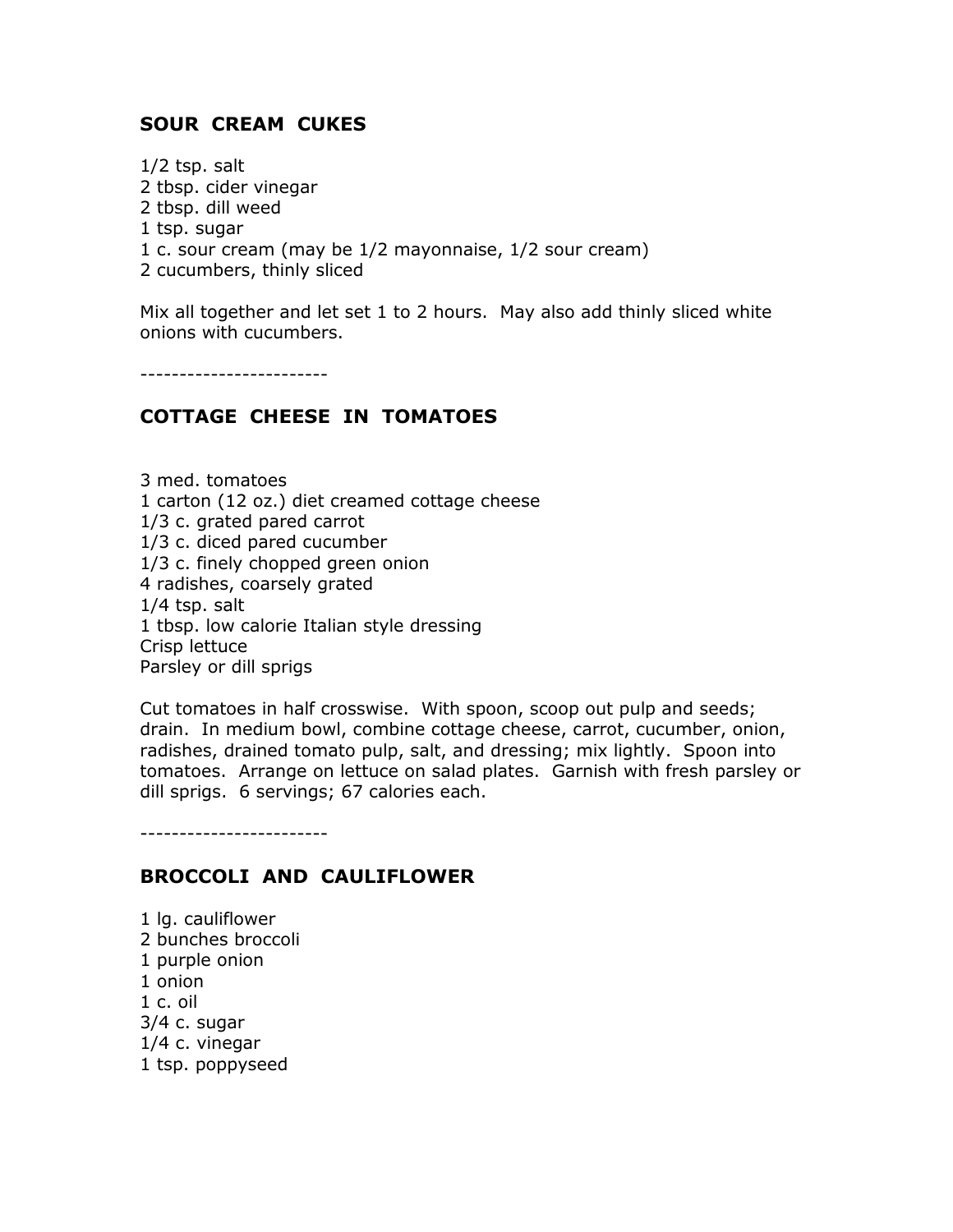## SOUR CREAM CUKES

1/2 tsp. salt
2 tbsp. cider vinegar
2 tbsp. dill weed
1 tsp. sugar
1 c. sour cream (may be 1/2 mayonnaise, 1/2 sour cream)
2 cucumbers, thinly sliced

Mix all together and let set 1 to 2 hours. May also add thinly sliced white onions with cucumbers.

------------------------

## COTTAGE CHEESE IN TOMATOES

3 med. tomatoes
1 carton (12 oz.) diet creamed cottage cheese
1/3 c. grated pared carrot
1/3 c. diced pared cucumber
1/3 c. finely chopped green onion
4 radishes, coarsely grated
1/4 tsp. salt
1 tbsp. low calorie Italian style dressing
Crisp lettuce
Parsley or dill sprigs

Cut tomatoes in half crosswise. With spoon, scoop out pulp and seeds; drain. In medium bowl, combine cottage cheese, carrot, cucumber, onion, radishes, drained tomato pulp, salt, and dressing; mix lightly. Spoon into tomatoes. Arrange on lettuce on salad plates. Garnish with fresh parsley or dill sprigs. 6 servings; 67 calories each.

------------------------

## BROCCOLI AND CAULIFLOWER

1 lg. cauliflower
2 bunches broccoli
1 purple onion
1 onion
1 c. oil
3/4 c. sugar
1/4 c. vinegar
1 tsp. poppyseed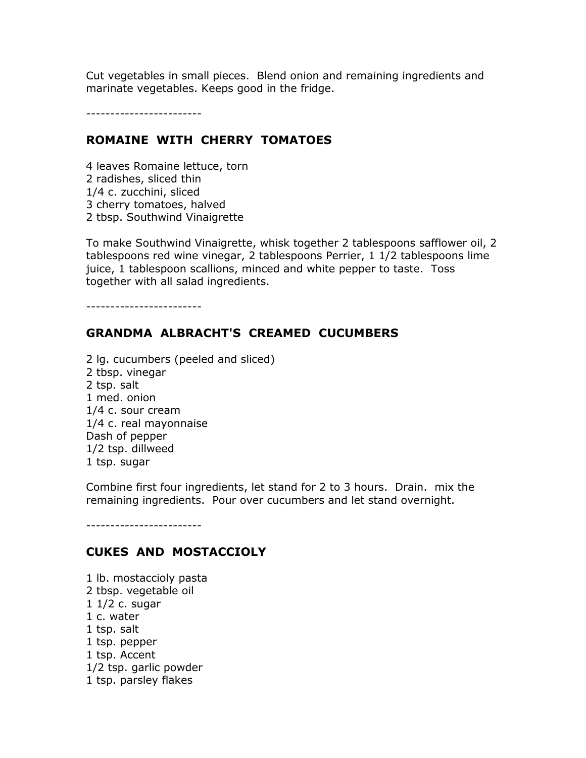Cut vegetables in small pieces.  Blend onion and remaining ingredients and marinate vegetables. Keeps good in the fridge.

------------------------

## ROMAINE  WITH  CHERRY  TOMATOES

4 leaves Romaine lettuce, torn
2 radishes, sliced thin
1/4 c. zucchini, sliced
3 cherry tomatoes, halved
2 tbsp. Southwind Vinaigrette

To make Southwind Vinaigrette, whisk together 2 tablespoons safflower oil, 2 tablespoons red wine vinegar, 2 tablespoons Perrier, 1 1/2 tablespoons lime juice, 1 tablespoon scallions, minced and white pepper to taste.  Toss together with all salad ingredients.

------------------------

## GRANDMA  ALBRACHT'S  CREAMED  CUCUMBERS

2 lg. cucumbers (peeled and sliced)
2 tbsp. vinegar
2 tsp. salt
1 med. onion
1/4 c. sour cream
1/4 c. real mayonnaise
Dash of pepper
1/2 tsp. dillweed
1 tsp. sugar

Combine first four ingredients, let stand for 2 to 3 hours.  Drain.  mix the remaining ingredients.  Pour over cucumbers and let stand overnight.

------------------------

## CUKES  AND  MOSTACCIOLY

1 lb. mostaccioly pasta
2 tbsp. vegetable oil
1 1/2 c. sugar
1 c. water
1 tsp. salt
1 tsp. pepper
1 tsp. Accent
1/2 tsp. garlic powder
1 tsp. parsley flakes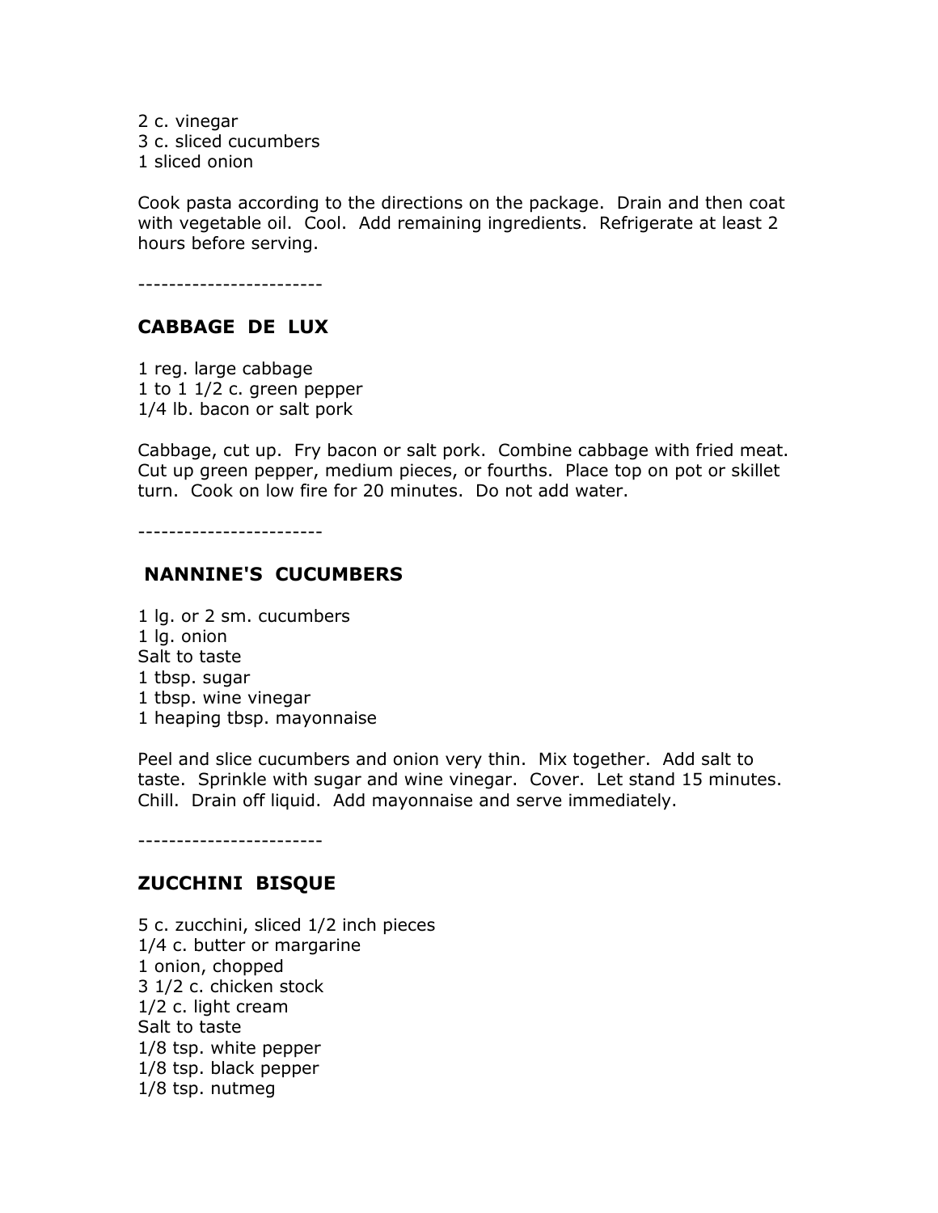2 c. vinegar
3 c. sliced cucumbers
1 sliced onion

Cook pasta according to the directions on the package. Drain and then coat with vegetable oil. Cool. Add remaining ingredients. Refrigerate at least 2 hours before serving.

------------------------

## CABBAGE DE LUX

1 reg. large cabbage
1 to 1 1/2 c. green pepper
1/4 lb. bacon or salt pork

Cabbage, cut up. Fry bacon or salt pork. Combine cabbage with fried meat. Cut up green pepper, medium pieces, or fourths. Place top on pot or skillet turn. Cook on low fire for 20 minutes. Do not add water.

------------------------

## NANNINE'S CUCUMBERS

1 lg. or 2 sm. cucumbers
1 lg. onion
Salt to taste
1 tbsp. sugar
1 tbsp. wine vinegar
1 heaping tbsp. mayonnaise

Peel and slice cucumbers and onion very thin. Mix together. Add salt to taste. Sprinkle with sugar and wine vinegar. Cover. Let stand 15 minutes. Chill. Drain off liquid. Add mayonnaise and serve immediately.

------------------------

## ZUCCHINI BISQUE

5 c. zucchini, sliced 1/2 inch pieces
1/4 c. butter or margarine
1 onion, chopped
3 1/2 c. chicken stock
1/2 c. light cream
Salt to taste
1/8 tsp. white pepper
1/8 tsp. black pepper
1/8 tsp. nutmeg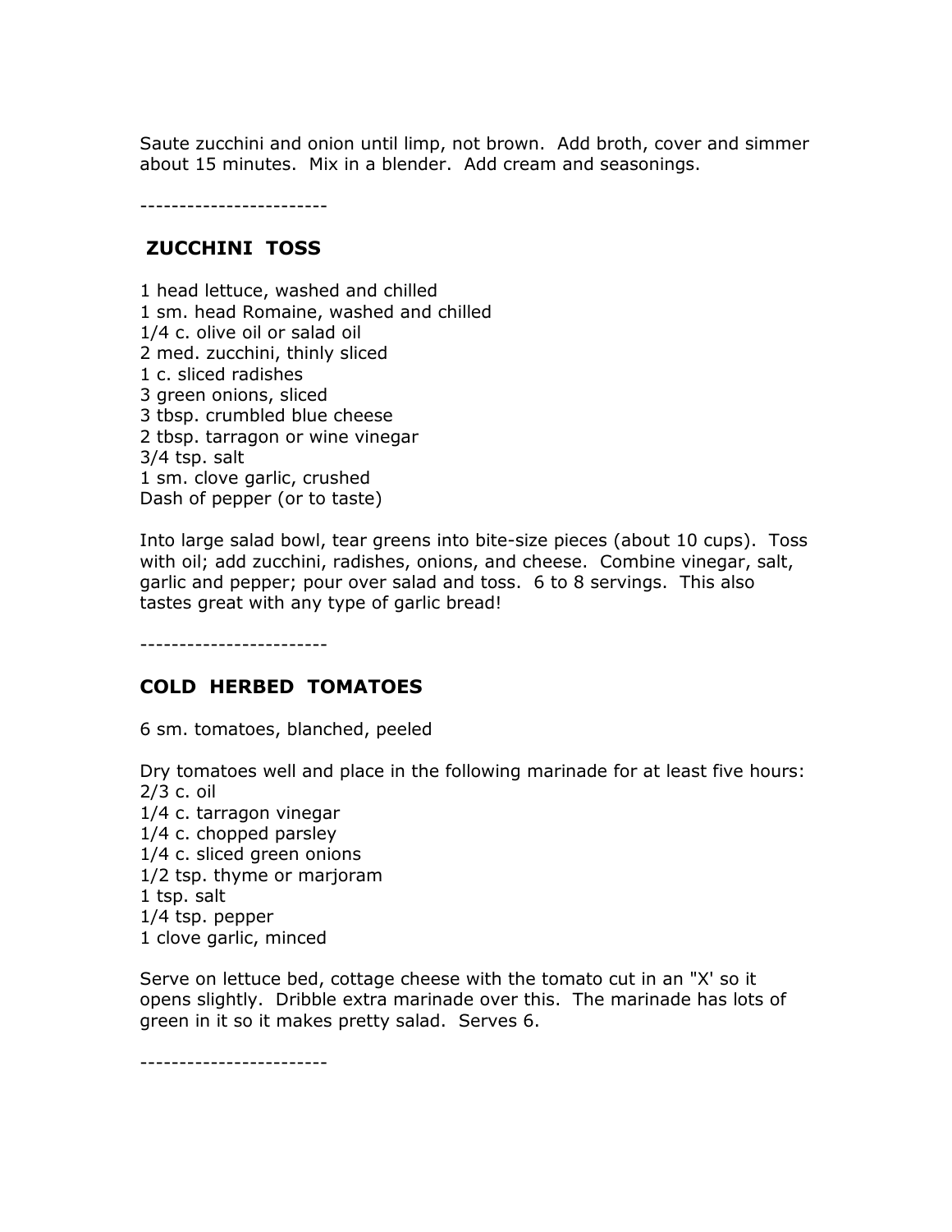Saute zucchini and onion until limp, not brown. Add broth, cover and simmer about 15 minutes. Mix in a blender. Add cream and seasonings.

------------------------

## ZUCCHINI TOSS

1 head lettuce, washed and chilled
1 sm. head Romaine, washed and chilled
1/4 c. olive oil or salad oil
2 med. zucchini, thinly sliced
1 c. sliced radishes
3 green onions, sliced
3 tbsp. crumbled blue cheese
2 tbsp. tarragon or wine vinegar
3/4 tsp. salt
1 sm. clove garlic, crushed
Dash of pepper (or to taste)

Into large salad bowl, tear greens into bite-size pieces (about 10 cups). Toss with oil; add zucchini, radishes, onions, and cheese. Combine vinegar, salt, garlic and pepper; pour over salad and toss. 6 to 8 servings. This also tastes great with any type of garlic bread!

------------------------

## COLD HERBED TOMATOES

6 sm. tomatoes, blanched, peeled

Dry tomatoes well and place in the following marinade for at least five hours:
2/3 c. oil
1/4 c. tarragon vinegar
1/4 c. chopped parsley
1/4 c. sliced green onions
1/2 tsp. thyme or marjoram
1 tsp. salt
1/4 tsp. pepper
1 clove garlic, minced

Serve on lettuce bed, cottage cheese with the tomato cut in an "X' so it opens slightly. Dribble extra marinade over this. The marinade has lots of green in it so it makes pretty salad. Serves 6.

------------------------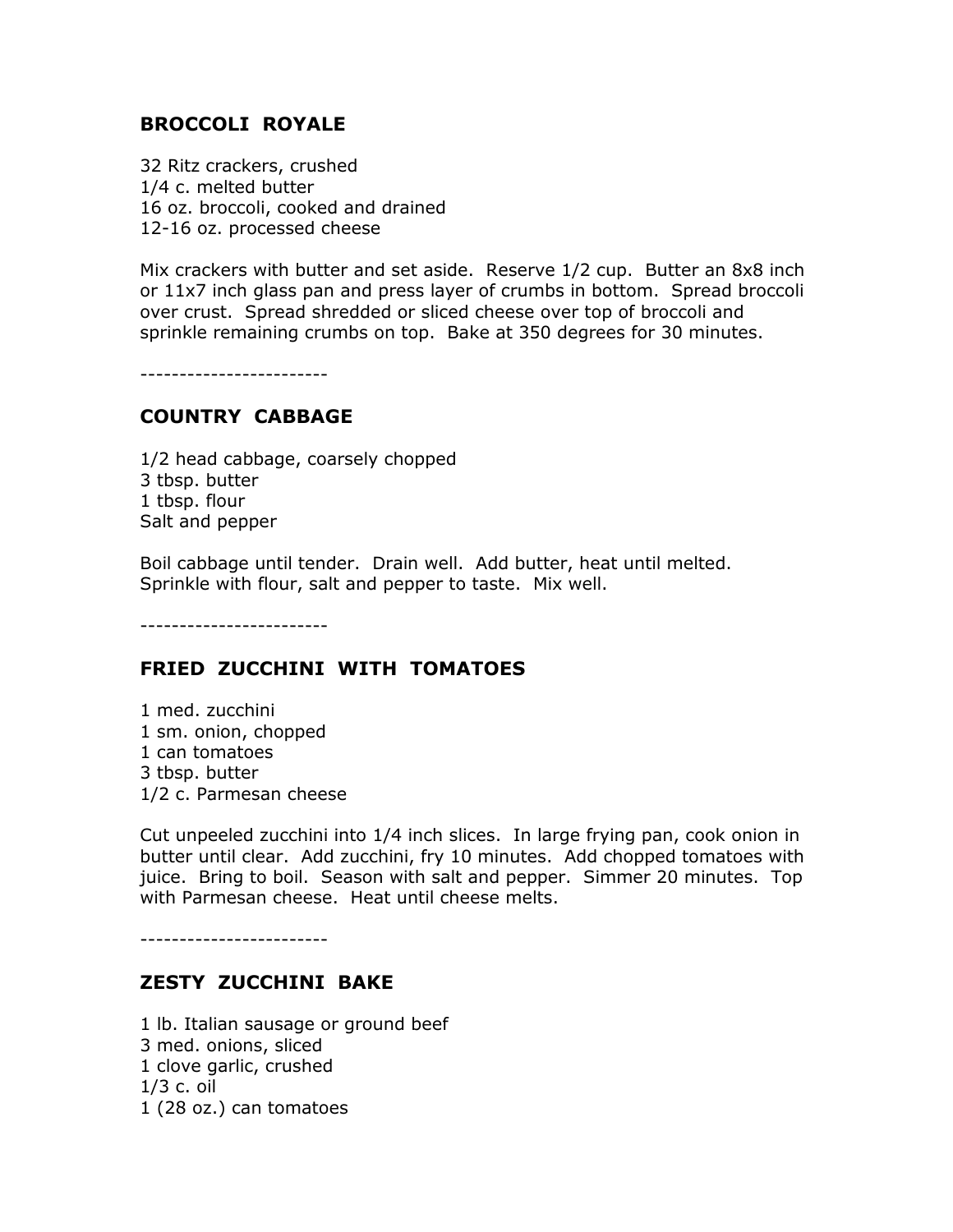## BROCCOLI ROYALE

32 Ritz crackers, crushed
1/4 c. melted butter
16 oz. broccoli, cooked and drained
12-16 oz. processed cheese

Mix crackers with butter and set aside. Reserve 1/2 cup. Butter an 8x8 inch or 11x7 inch glass pan and press layer of crumbs in bottom. Spread broccoli over crust. Spread shredded or sliced cheese over top of broccoli and sprinkle remaining crumbs on top. Bake at 350 degrees for 30 minutes.

------------------------

## COUNTRY CABBAGE

1/2 head cabbage, coarsely chopped
3 tbsp. butter
1 tbsp. flour
Salt and pepper

Boil cabbage until tender. Drain well. Add butter, heat until melted. Sprinkle with flour, salt and pepper to taste. Mix well.

------------------------

## FRIED ZUCCHINI WITH TOMATOES

1 med. zucchini
1 sm. onion, chopped
1 can tomatoes
3 tbsp. butter
1/2 c. Parmesan cheese

Cut unpeeled zucchini into 1/4 inch slices. In large frying pan, cook onion in butter until clear. Add zucchini, fry 10 minutes. Add chopped tomatoes with juice. Bring to boil. Season with salt and pepper. Simmer 20 minutes. Top with Parmesan cheese. Heat until cheese melts.

------------------------

## ZESTY ZUCCHINI BAKE

1 lb. Italian sausage or ground beef
3 med. onions, sliced
1 clove garlic, crushed
1/3 c. oil
1 (28 oz.) can tomatoes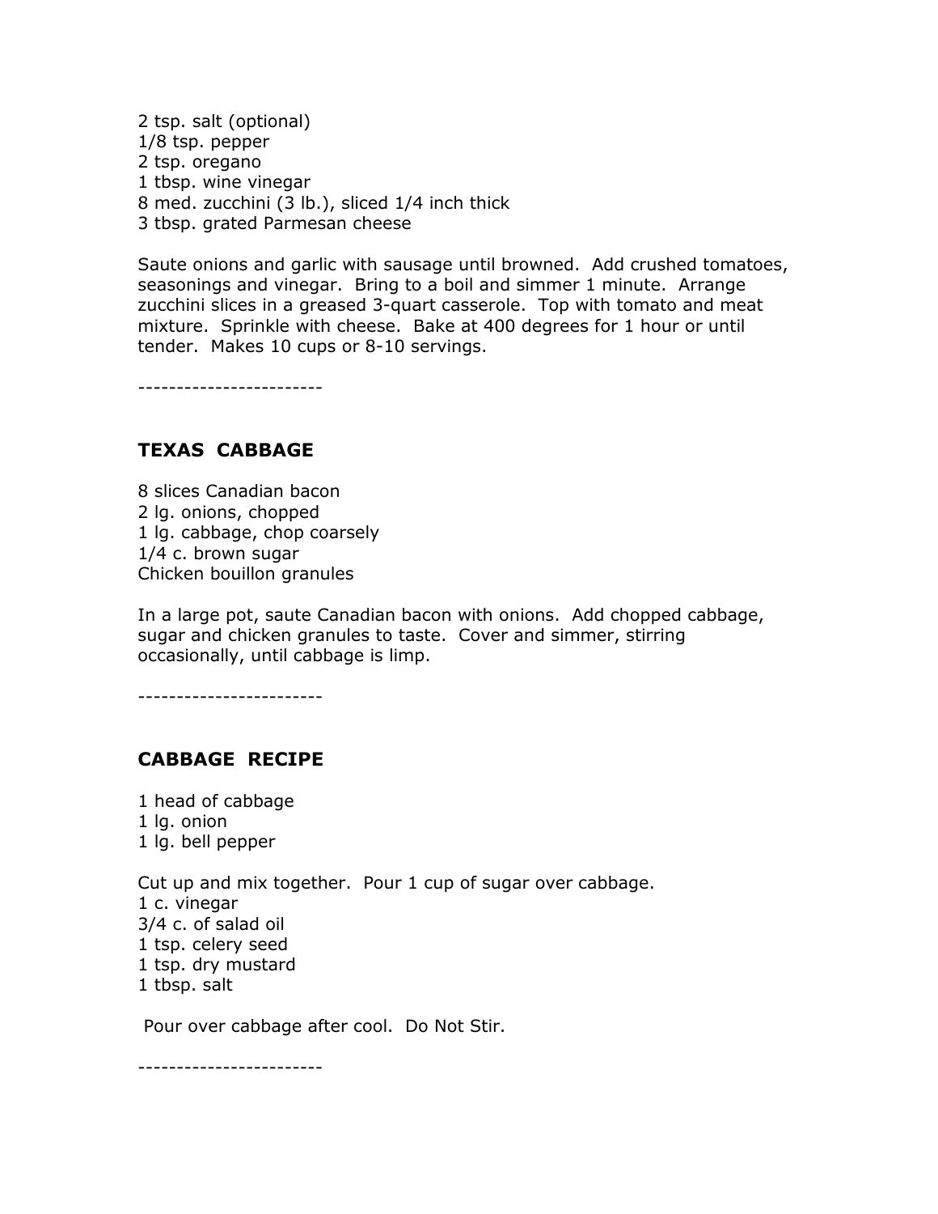2 tsp. salt (optional)
1/8 tsp. pepper
2 tsp. oregano
1 tbsp. wine vinegar
8 med. zucchini (3 lb.), sliced 1/4 inch thick
3 tbsp. grated Parmesan cheese

Saute onions and garlic with sausage until browned. Add crushed tomatoes, seasonings and vinegar. Bring to a boil and simmer 1 minute. Arrange zucchini slices in a greased 3-quart casserole. Top with tomato and meat mixture. Sprinkle with cheese. Bake at 400 degrees for 1 hour or until tender. Makes 10 cups or 8-10 servings.

------------------------

## TEXAS CABBAGE

8 slices Canadian bacon
2 lg. onions, chopped
1 lg. cabbage, chop coarsely
1/4 c. brown sugar
Chicken bouillon granules

In a large pot, saute Canadian bacon with onions. Add chopped cabbage, sugar and chicken granules to taste. Cover and simmer, stirring occasionally, until cabbage is limp.

------------------------

## CABBAGE RECIPE

1 head of cabbage
1 lg. onion
1 lg. bell pepper

Cut up and mix together. Pour 1 cup of sugar over cabbage.
1 c. vinegar
3/4 c. of salad oil
1 tsp. celery seed
1 tsp. dry mustard
1 tbsp. salt

Pour over cabbage after cool. Do Not Stir.

------------------------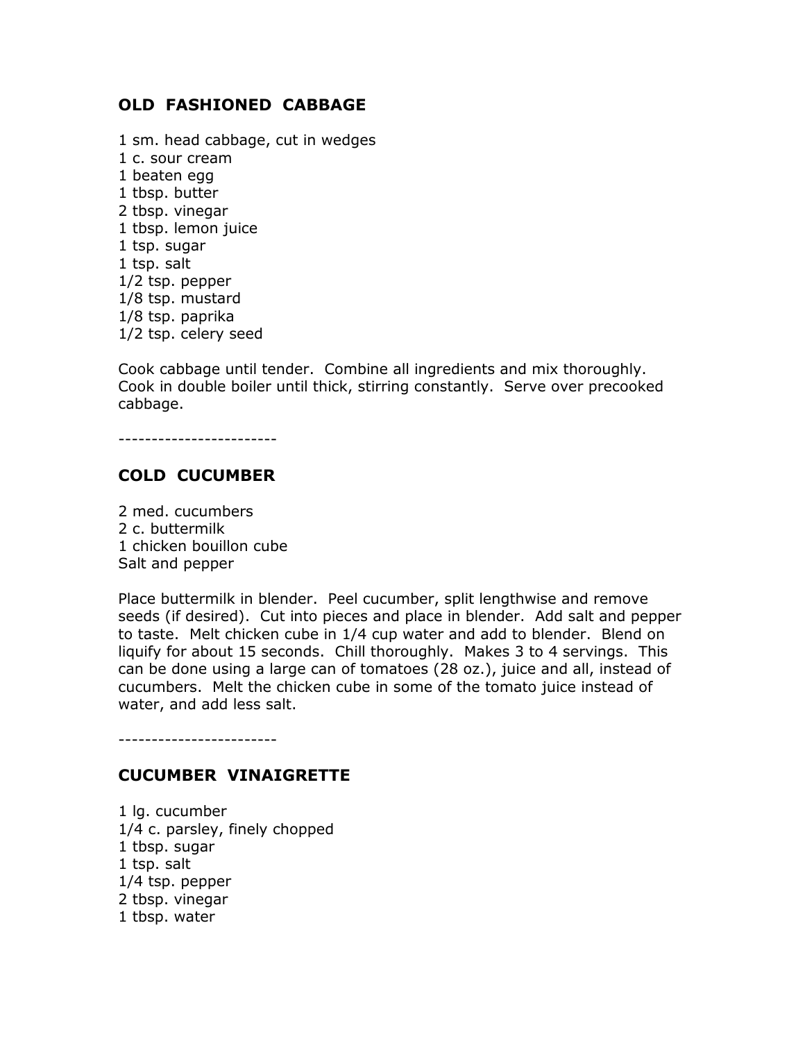## OLD FASHIONED CABBAGE

1 sm. head cabbage, cut in wedges
1 c. sour cream
1 beaten egg
1 tbsp. butter
2 tbsp. vinegar
1 tbsp. lemon juice
1 tsp. sugar
1 tsp. salt
1/2 tsp. pepper
1/8 tsp. mustard
1/8 tsp. paprika
1/2 tsp. celery seed

Cook cabbage until tender. Combine all ingredients and mix thoroughly. Cook in double boiler until thick, stirring constantly. Serve over precooked cabbage.

------------------------

## COLD CUCUMBER

2 med. cucumbers
2 c. buttermilk
1 chicken bouillon cube
Salt and pepper

Place buttermilk in blender. Peel cucumber, split lengthwise and remove seeds (if desired). Cut into pieces and place in blender. Add salt and pepper to taste. Melt chicken cube in 1/4 cup water and add to blender. Blend on liquify for about 15 seconds. Chill thoroughly. Makes 3 to 4 servings. This can be done using a large can of tomatoes (28 oz.), juice and all, instead of cucumbers. Melt the chicken cube in some of the tomato juice instead of water, and add less salt.

------------------------

## CUCUMBER VINAIGRETTE

1 lg. cucumber
1/4 c. parsley, finely chopped
1 tbsp. sugar
1 tsp. salt
1/4 tsp. pepper
2 tbsp. vinegar
1 tbsp. water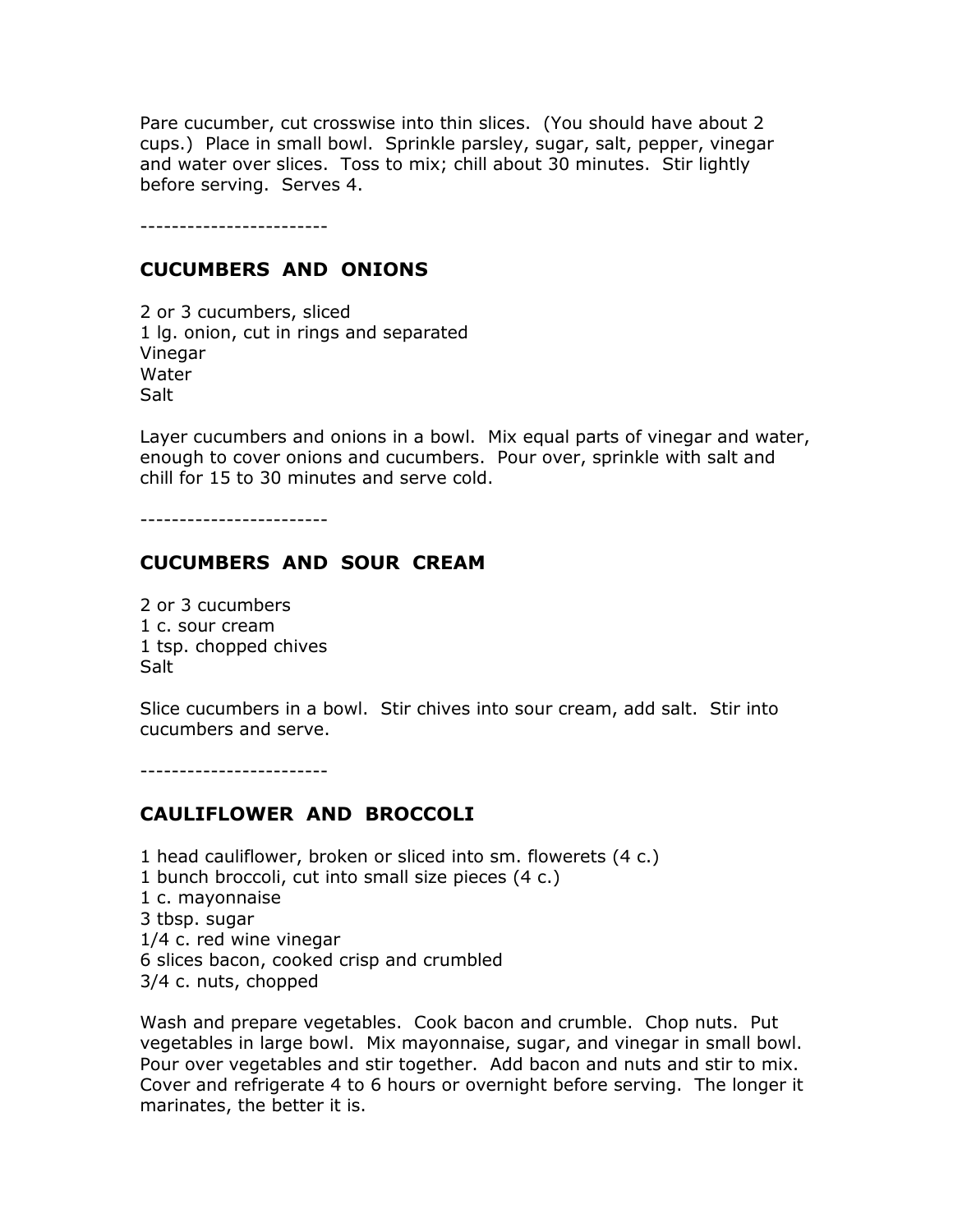Pare cucumber, cut crosswise into thin slices. (You should have about 2 cups.) Place in small bowl. Sprinkle parsley, sugar, salt, pepper, vinegar and water over slices. Toss to mix; chill about 30 minutes. Stir lightly before serving. Serves 4.

------------------------

### CUCUMBERS AND ONIONS

2 or 3 cucumbers, sliced
1 lg. onion, cut in rings and separated
Vinegar
Water
Salt

Layer cucumbers and onions in a bowl. Mix equal parts of vinegar and water, enough to cover onions and cucumbers. Pour over, sprinkle with salt and chill for 15 to 30 minutes and serve cold.

------------------------

### CUCUMBERS AND SOUR CREAM

2 or 3 cucumbers
1 c. sour cream
1 tsp. chopped chives
Salt

Slice cucumbers in a bowl. Stir chives into sour cream, add salt. Stir into cucumbers and serve.

------------------------

### CAULIFLOWER AND BROCCOLI

1 head cauliflower, broken or sliced into sm. flowerets (4 c.)
1 bunch broccoli, cut into small size pieces (4 c.)
1 c. mayonnaise
3 tbsp. sugar
1/4 c. red wine vinegar
6 slices bacon, cooked crisp and crumbled
3/4 c. nuts, chopped

Wash and prepare vegetables. Cook bacon and crumble. Chop nuts. Put vegetables in large bowl. Mix mayonnaise, sugar, and vinegar in small bowl. Pour over vegetables and stir together. Add bacon and nuts and stir to mix. Cover and refrigerate 4 to 6 hours or overnight before serving. The longer it marinates, the better it is.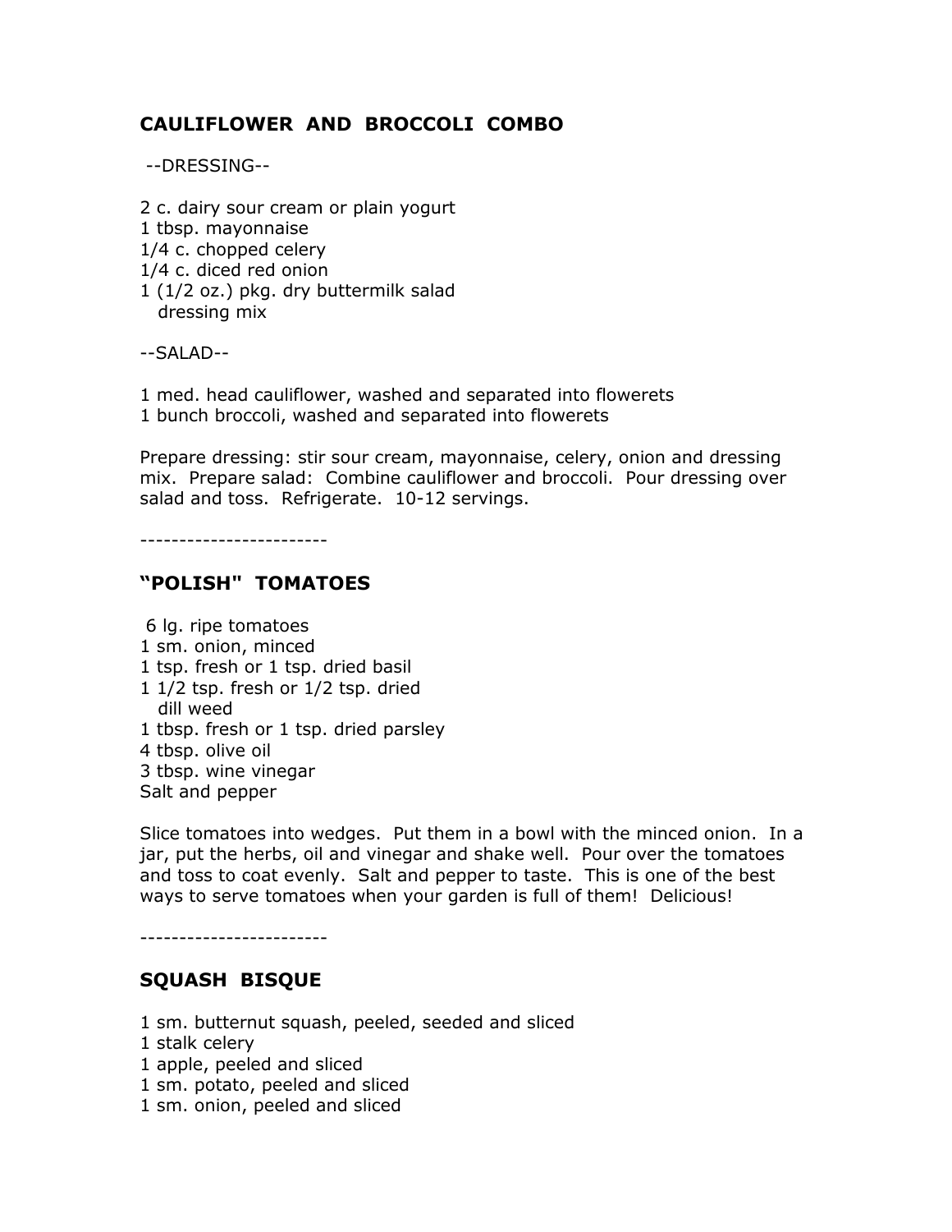## CAULIFLOWER AND BROCCOLI COMBO

--DRESSING--

2 c. dairy sour cream or plain yogurt
1 tbsp. mayonnaise
1/4 c. chopped celery
1/4 c. diced red onion
1 (1/2 oz.) pkg. dry buttermilk salad dressing mix

--SALAD--

1 med. head cauliflower, washed and separated into flowerets
1 bunch broccoli, washed and separated into flowerets

Prepare dressing: stir sour cream, mayonnaise, celery, onion and dressing mix. Prepare salad: Combine cauliflower and broccoli. Pour dressing over salad and toss. Refrigerate. 10-12 servings.

------------------------

## "POLISH" TOMATOES

6 lg. ripe tomatoes
1 sm. onion, minced
1 tsp. fresh or 1 tsp. dried basil
1 1/2 tsp. fresh or 1/2 tsp. dried dill weed
1 tbsp. fresh or 1 tsp. dried parsley
4 tbsp. olive oil
3 tbsp. wine vinegar
Salt and pepper

Slice tomatoes into wedges. Put them in a bowl with the minced onion. In a jar, put the herbs, oil and vinegar and shake well. Pour over the tomatoes and toss to coat evenly. Salt and pepper to taste. This is one of the best ways to serve tomatoes when your garden is full of them! Delicious!

------------------------

## SQUASH BISQUE

1 sm. butternut squash, peeled, seeded and sliced
1 stalk celery
1 apple, peeled and sliced
1 sm. potato, peeled and sliced
1 sm. onion, peeled and sliced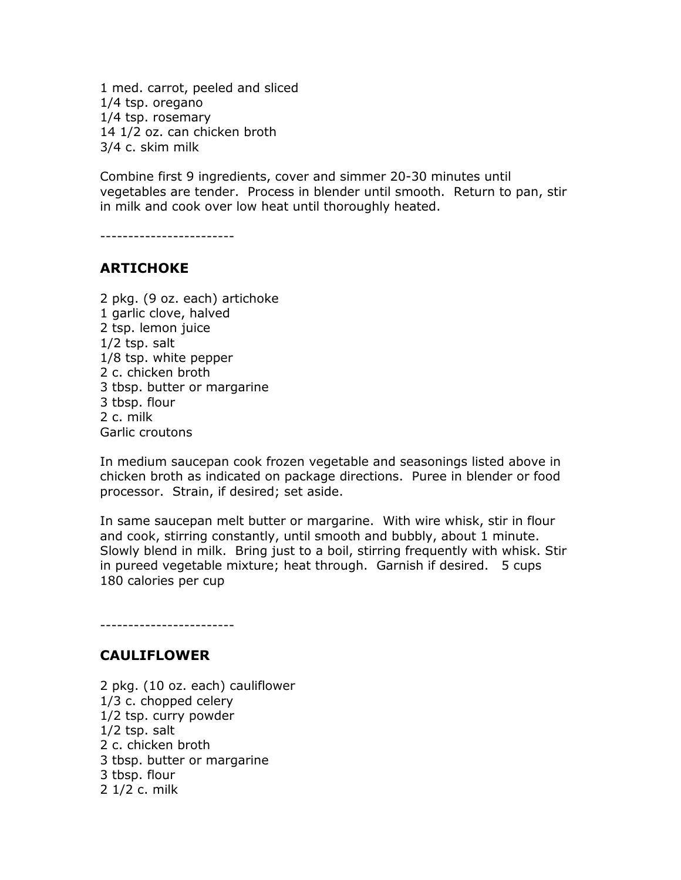1 med. carrot, peeled and sliced
1/4 tsp. oregano
1/4 tsp. rosemary
14 1/2 oz. can chicken broth
3/4 c. skim milk

Combine first 9 ingredients, cover and simmer 20-30 minutes until vegetables are tender. Process in blender until smooth. Return to pan, stir in milk and cook over low heat until thoroughly heated.

------------------------

## ARTICHOKE

2 pkg. (9 oz. each) artichoke
1 garlic clove, halved
2 tsp. lemon juice
1/2 tsp. salt
1/8 tsp. white pepper
2 c. chicken broth
3 tbsp. butter or margarine
3 tbsp. flour
2 c. milk
Garlic croutons

In medium saucepan cook frozen vegetable and seasonings listed above in chicken broth as indicated on package directions. Puree in blender or food processor. Strain, if desired; set aside.

In same saucepan melt butter or margarine. With wire whisk, stir in flour and cook, stirring constantly, until smooth and bubbly, about 1 minute. Slowly blend in milk. Bring just to a boil, stirring frequently with whisk. Stir in pureed vegetable mixture; heat through. Garnish if desired. 5 cups
180 calories per cup

------------------------

## CAULIFLOWER

2 pkg. (10 oz. each) cauliflower
1/3 c. chopped celery
1/2 tsp. curry powder
1/2 tsp. salt
2 c. chicken broth
3 tbsp. butter or margarine
3 tbsp. flour
2 1/2 c. milk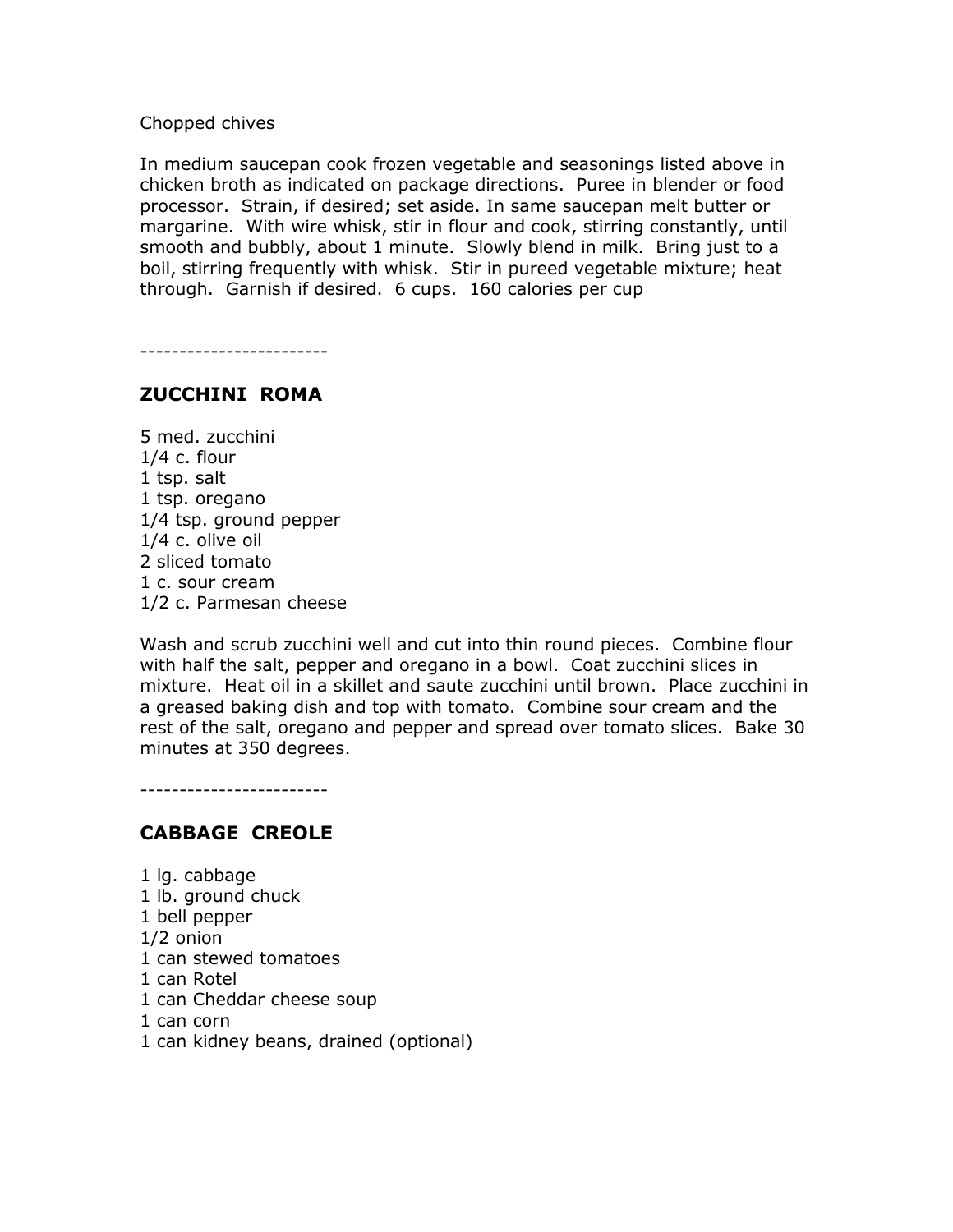Chopped chives

In medium saucepan cook frozen vegetable and seasonings listed above in chicken broth as indicated on package directions. Puree in blender or food processor. Strain, if desired; set aside. In same saucepan melt butter or margarine. With wire whisk, stir in flour and cook, stirring constantly, until smooth and bubbly, about 1 minute. Slowly blend in milk. Bring just to a boil, stirring frequently with whisk. Stir in pureed vegetable mixture; heat through. Garnish if desired. 6 cups. 160 calories per cup

------------------------

## ZUCCHINI ROMA

5 med. zucchini
1/4 c. flour
1 tsp. salt
1 tsp. oregano
1/4 tsp. ground pepper
1/4 c. olive oil
2 sliced tomato
1 c. sour cream
1/2 c. Parmesan cheese

Wash and scrub zucchini well and cut into thin round pieces. Combine flour with half the salt, pepper and oregano in a bowl. Coat zucchini slices in mixture. Heat oil in a skillet and saute zucchini until brown. Place zucchini in a greased baking dish and top with tomato. Combine sour cream and the rest of the salt, oregano and pepper and spread over tomato slices. Bake 30 minutes at 350 degrees.

------------------------

## CABBAGE CREOLE

1 lg. cabbage
1 lb. ground chuck
1 bell pepper
1/2 onion
1 can stewed tomatoes
1 can Rotel
1 can Cheddar cheese soup
1 can corn
1 can kidney beans, drained (optional)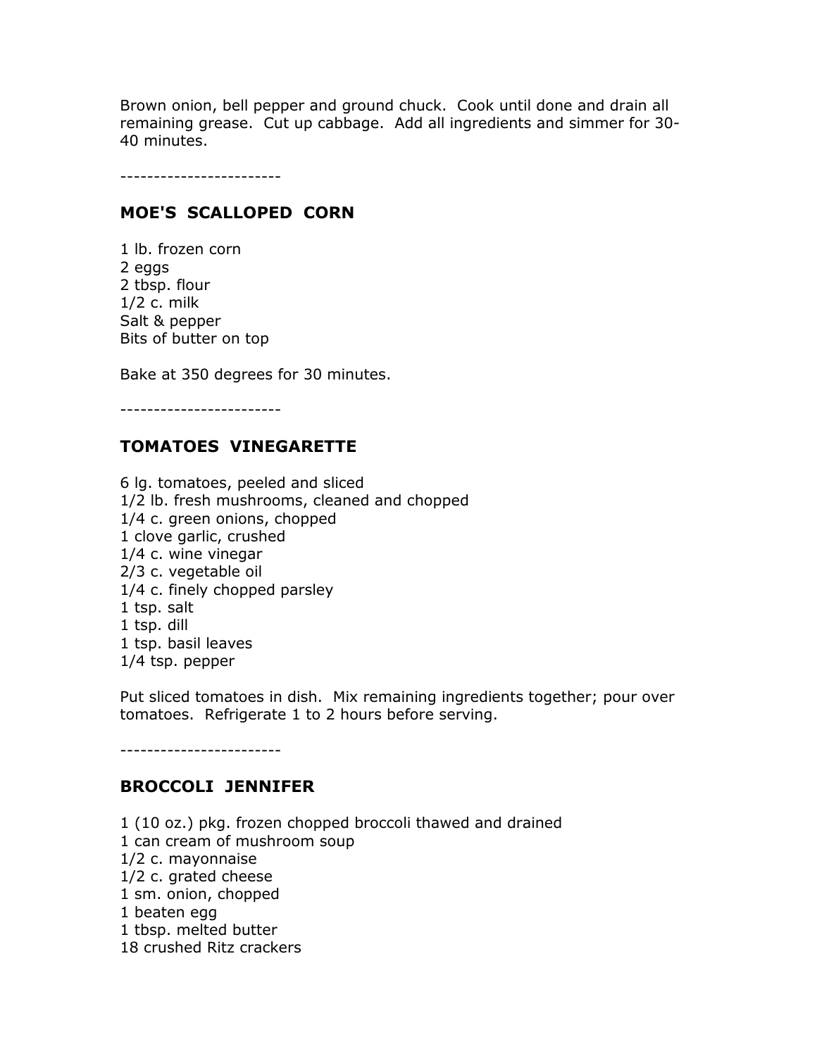Brown onion, bell pepper and ground chuck. Cook until done and drain all remaining grease. Cut up cabbage. Add all ingredients and simmer for 30-40 minutes.

------------------------

## MOE'S SCALLOPED CORN

1 lb. frozen corn
2 eggs
2 tbsp. flour
1/2 c. milk
Salt & pepper
Bits of butter on top

Bake at 350 degrees for 30 minutes.

------------------------

## TOMATOES VINEGARETTE

6 lg. tomatoes, peeled and sliced
1/2 lb. fresh mushrooms, cleaned and chopped
1/4 c. green onions, chopped
1 clove garlic, crushed
1/4 c. wine vinegar
2/3 c. vegetable oil
1/4 c. finely chopped parsley
1 tsp. salt
1 tsp. dill
1 tsp. basil leaves
1/4 tsp. pepper

Put sliced tomatoes in dish. Mix remaining ingredients together; pour over tomatoes. Refrigerate 1 to 2 hours before serving.

------------------------

## BROCCOLI JENNIFER

1 (10 oz.) pkg. frozen chopped broccoli thawed and drained
1 can cream of mushroom soup
1/2 c. mayonnaise
1/2 c. grated cheese
1 sm. onion, chopped
1 beaten egg
1 tbsp. melted butter
18 crushed Ritz crackers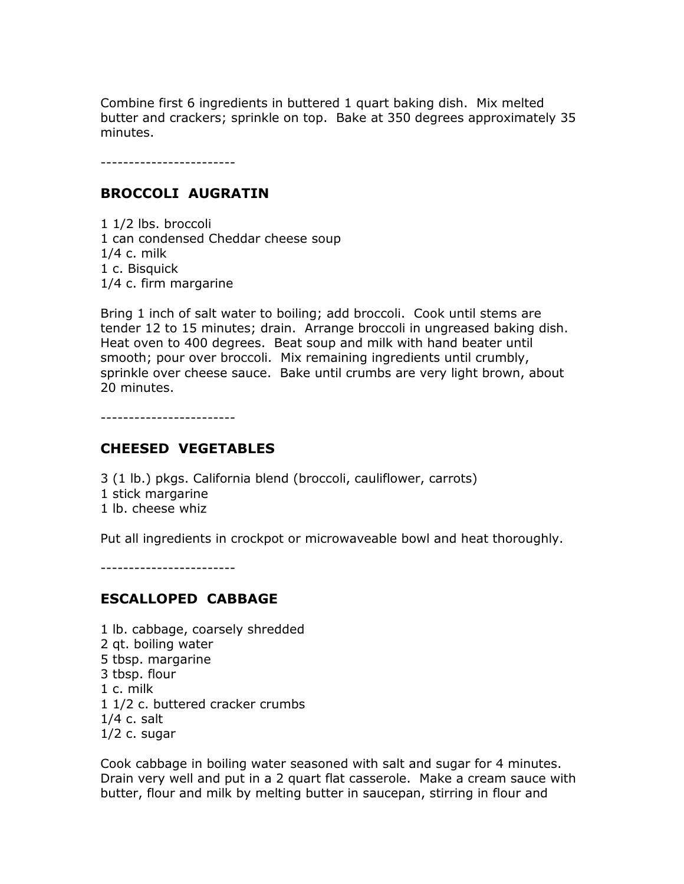Combine first 6 ingredients in buttered 1 quart baking dish. Mix melted butter and crackers; sprinkle on top. Bake at 350 degrees approximately 35 minutes.

------------------------

## BROCCOLI AUGRATIN

1 1/2 lbs. broccoli
1 can condensed Cheddar cheese soup
1/4 c. milk
1 c. Bisquick
1/4 c. firm margarine

Bring 1 inch of salt water to boiling; add broccoli. Cook until stems are tender 12 to 15 minutes; drain. Arrange broccoli in ungreased baking dish. Heat oven to 400 degrees. Beat soup and milk with hand beater until smooth; pour over broccoli. Mix remaining ingredients until crumbly, sprinkle over cheese sauce. Bake until crumbs are very light brown, about 20 minutes.

------------------------

## CHEESED VEGETABLES

3 (1 lb.) pkgs. California blend (broccoli, cauliflower, carrots)
1 stick margarine
1 lb. cheese whiz

Put all ingredients in crockpot or microwaveable bowl and heat thoroughly.

------------------------

## ESCALLOPED CABBAGE

1 lb. cabbage, coarsely shredded
2 qt. boiling water
5 tbsp. margarine
3 tbsp. flour
1 c. milk
1 1/2 c. buttered cracker crumbs
1/4 c. salt
1/2 c. sugar

Cook cabbage in boiling water seasoned with salt and sugar for 4 minutes. Drain very well and put in a 2 quart flat casserole. Make a cream sauce with butter, flour and milk by melting butter in saucepan, stirring in flour and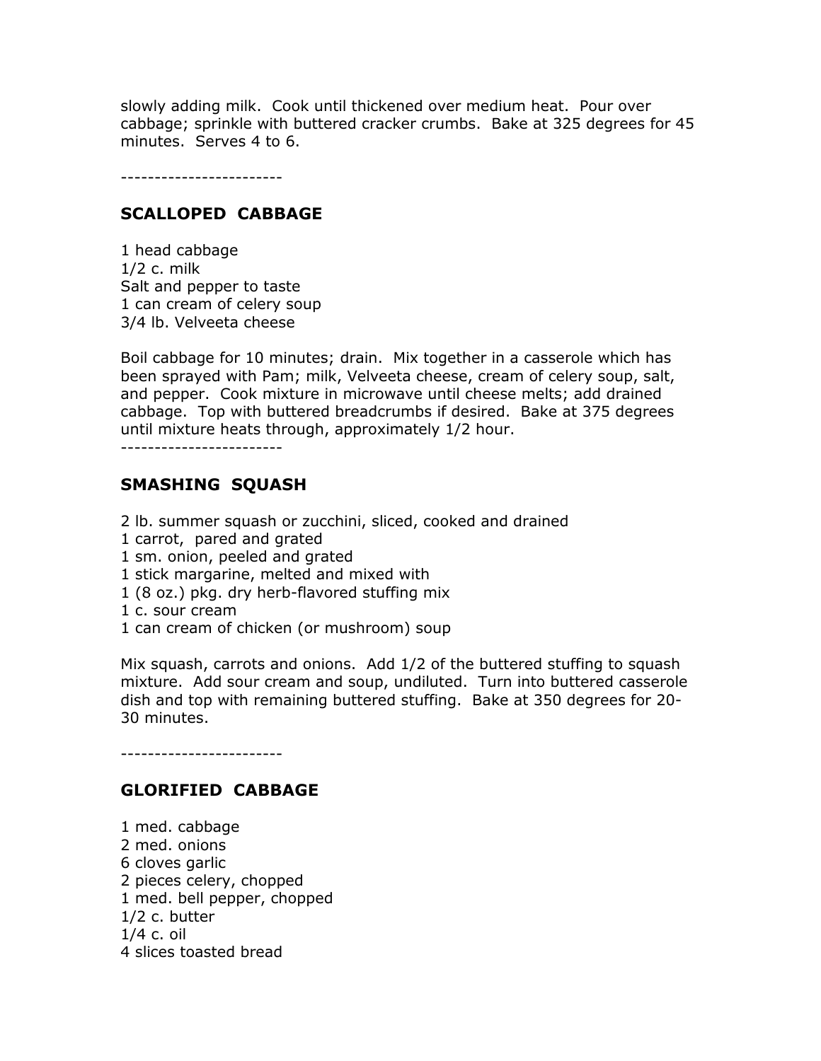slowly adding milk. Cook until thickened over medium heat. Pour over cabbage; sprinkle with buttered cracker crumbs. Bake at 325 degrees for 45 minutes. Serves 4 to 6.

------------------------

## SCALLOPED CABBAGE

1 head cabbage
1/2 c. milk
Salt and pepper to taste
1 can cream of celery soup
3/4 lb. Velveeta cheese

Boil cabbage for 10 minutes; drain. Mix together in a casserole which has been sprayed with Pam; milk, Velveeta cheese, cream of celery soup, salt, and pepper. Cook mixture in microwave until cheese melts; add drained cabbage. Top with buttered breadcrumbs if desired. Bake at 375 degrees until mixture heats through, approximately 1/2 hour.

------------------------

## SMASHING SQUASH

2 lb. summer squash or zucchini, sliced, cooked and drained
1 carrot, pared and grated
1 sm. onion, peeled and grated
1 stick margarine, melted and mixed with
1 (8 oz.) pkg. dry herb-flavored stuffing mix
1 c. sour cream
1 can cream of chicken (or mushroom) soup

Mix squash, carrots and onions. Add 1/2 of the buttered stuffing to squash mixture. Add sour cream and soup, undiluted. Turn into buttered casserole dish and top with remaining buttered stuffing. Bake at 350 degrees for 20-30 minutes.

------------------------

## GLORIFIED CABBAGE

1 med. cabbage
2 med. onions
6 cloves garlic
2 pieces celery, chopped
1 med. bell pepper, chopped
1/2 c. butter
1/4 c. oil
4 slices toasted bread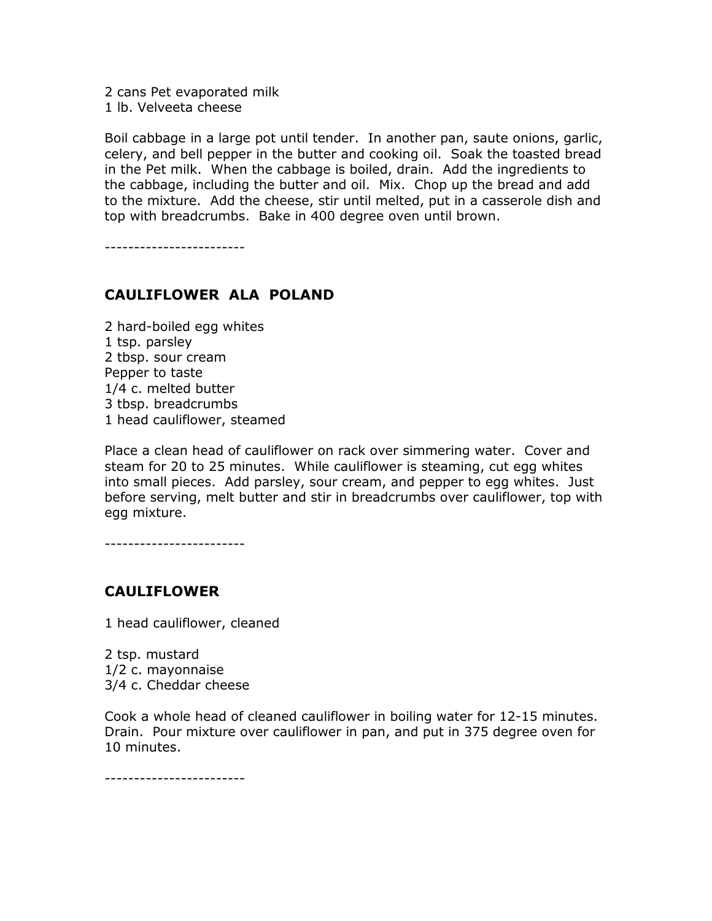2 cans Pet evaporated milk
1 lb. Velveeta cheese

Boil cabbage in a large pot until tender. In another pan, saute onions, garlic, celery, and bell pepper in the butter and cooking oil. Soak the toasted bread in the Pet milk. When the cabbage is boiled, drain. Add the ingredients to the cabbage, including the butter and oil. Mix. Chop up the bread and add to the mixture. Add the cheese, stir until melted, put in a casserole dish and top with breadcrumbs. Bake in 400 degree oven until brown.

------------------------

### CAULIFLOWER ALA POLAND

2 hard-boiled egg whites
1 tsp. parsley
2 tbsp. sour cream
Pepper to taste
1/4 c. melted butter
3 tbsp. breadcrumbs
1 head cauliflower, steamed

Place a clean head of cauliflower on rack over simmering water. Cover and steam for 20 to 25 minutes. While cauliflower is steaming, cut egg whites into small pieces. Add parsley, sour cream, and pepper to egg whites. Just before serving, melt butter and stir in breadcrumbs over cauliflower, top with egg mixture.

------------------------

### CAULIFLOWER

1 head cauliflower, cleaned

2 tsp. mustard
1/2 c. mayonnaise
3/4 c. Cheddar cheese

Cook a whole head of cleaned cauliflower in boiling water for 12-15 minutes. Drain. Pour mixture over cauliflower in pan, and put in 375 degree oven for 10 minutes.

------------------------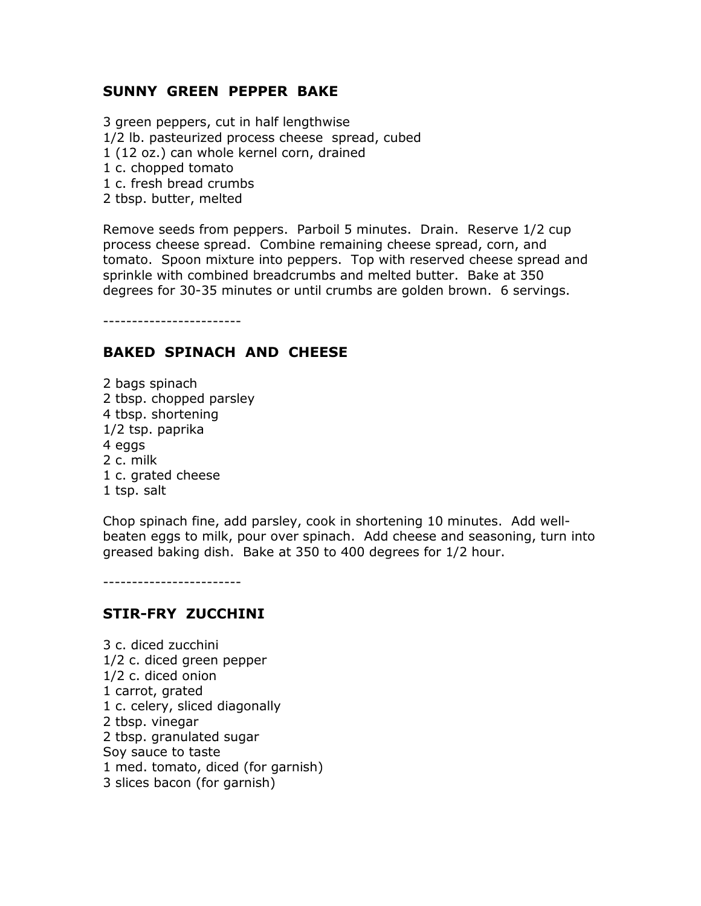## SUNNY GREEN PEPPER BAKE

3 green peppers, cut in half lengthwise
1/2 lb. pasteurized process cheese spread, cubed
1 (12 oz.) can whole kernel corn, drained
1 c. chopped tomato
1 c. fresh bread crumbs
2 tbsp. butter, melted

Remove seeds from peppers. Parboil 5 minutes. Drain. Reserve 1/2 cup process cheese spread. Combine remaining cheese spread, corn, and tomato. Spoon mixture into peppers. Top with reserved cheese spread and sprinkle with combined breadcrumbs and melted butter. Bake at 350 degrees for 30-35 minutes or until crumbs are golden brown. 6 servings.

------------------------

## BAKED SPINACH AND CHEESE

2 bags spinach
2 tbsp. chopped parsley
4 tbsp. shortening
1/2 tsp. paprika
4 eggs
2 c. milk
1 c. grated cheese
1 tsp. salt

Chop spinach fine, add parsley, cook in shortening 10 minutes. Add well-beaten eggs to milk, pour over spinach. Add cheese and seasoning, turn into greased baking dish. Bake at 350 to 400 degrees for 1/2 hour.

------------------------

## STIR-FRY ZUCCHINI

3 c. diced zucchini
1/2 c. diced green pepper
1/2 c. diced onion
1 carrot, grated
1 c. celery, sliced diagonally
2 tbsp. vinegar
2 tbsp. granulated sugar
Soy sauce to taste
1 med. tomato, diced (for garnish)
3 slices bacon (for garnish)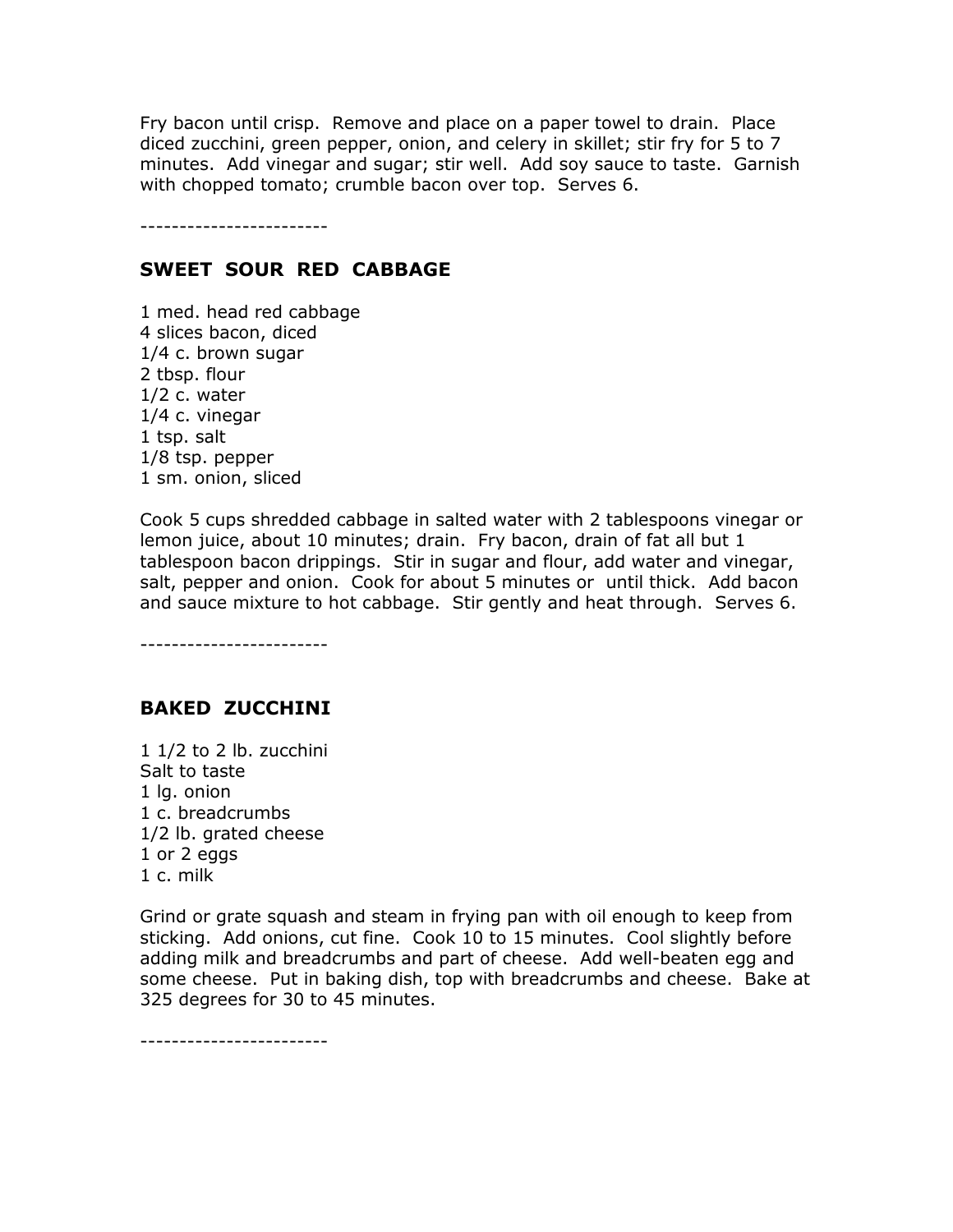Fry bacon until crisp. Remove and place on a paper towel to drain. Place diced zucchini, green pepper, onion, and celery in skillet; stir fry for 5 to 7 minutes. Add vinegar and sugar; stir well. Add soy sauce to taste. Garnish with chopped tomato; crumble bacon over top. Serves 6.

------------------------

## SWEET SOUR RED CABBAGE

1 med. head red cabbage
4 slices bacon, diced
1/4 c. brown sugar
2 tbsp. flour
1/2 c. water
1/4 c. vinegar
1 tsp. salt
1/8 tsp. pepper
1 sm. onion, sliced

Cook 5 cups shredded cabbage in salted water with 2 tablespoons vinegar or lemon juice, about 10 minutes; drain. Fry bacon, drain of fat all but 1 tablespoon bacon drippings. Stir in sugar and flour, add water and vinegar, salt, pepper and onion. Cook for about 5 minutes or until thick. Add bacon and sauce mixture to hot cabbage. Stir gently and heat through. Serves 6.

------------------------

## BAKED ZUCCHINI

1 1/2 to 2 lb. zucchini
Salt to taste
1 lg. onion
1 c. breadcrumbs
1/2 lb. grated cheese
1 or 2 eggs
1 c. milk

Grind or grate squash and steam in frying pan with oil enough to keep from sticking. Add onions, cut fine. Cook 10 to 15 minutes. Cool slightly before adding milk and breadcrumbs and part of cheese. Add well-beaten egg and some cheese. Put in baking dish, top with breadcrumbs and cheese. Bake at 325 degrees for 30 to 45 minutes.

------------------------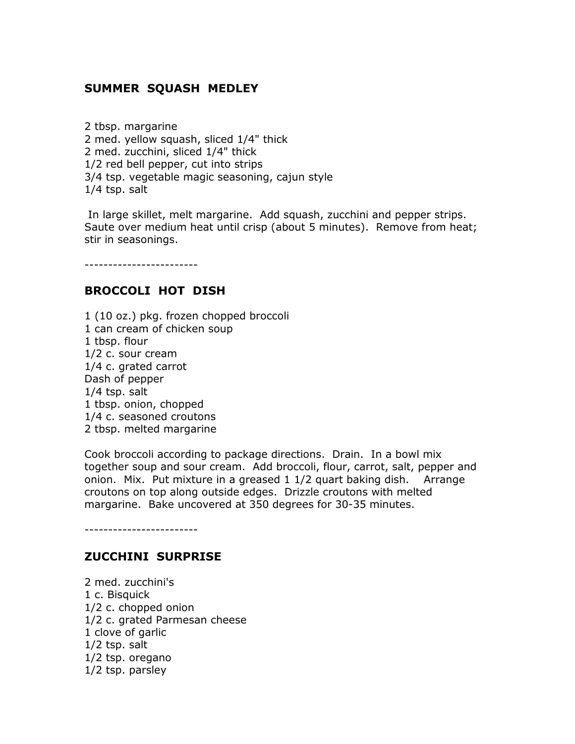## SUMMER SQUASH MEDLEY

2 tbsp. margarine
2 med. yellow squash, sliced 1/4" thick
2 med. zucchini, sliced 1/4" thick
1/2 red bell pepper, cut into strips
3/4 tsp. vegetable magic seasoning, cajun style
1/4 tsp. salt

In large skillet, melt margarine. Add squash, zucchini and pepper strips. Saute over medium heat until crisp (about 5 minutes). Remove from heat; stir in seasonings.

------------------------

## BROCCOLI HOT DISH

1 (10 oz.) pkg. frozen chopped broccoli
1 can cream of chicken soup
1 tbsp. flour
1/2 c. sour cream
1/4 c. grated carrot
Dash of pepper
1/4 tsp. salt
1 tbsp. onion, chopped
1/4 c. seasoned croutons
2 tbsp. melted margarine

Cook broccoli according to package directions. Drain. In a bowl mix together soup and sour cream. Add broccoli, flour, carrot, salt, pepper and onion. Mix. Put mixture in a greased 1 1/2 quart baking dish. Arrange croutons on top along outside edges. Drizzle croutons with melted margarine. Bake uncovered at 350 degrees for 30-35 minutes.

------------------------

## ZUCCHINI SURPRISE

2 med. zucchini's
1 c. Bisquick
1/2 c. chopped onion
1/2 c. grated Parmesan cheese
1 clove of garlic
1/2 tsp. salt
1/2 tsp. oregano
1/2 tsp. parsley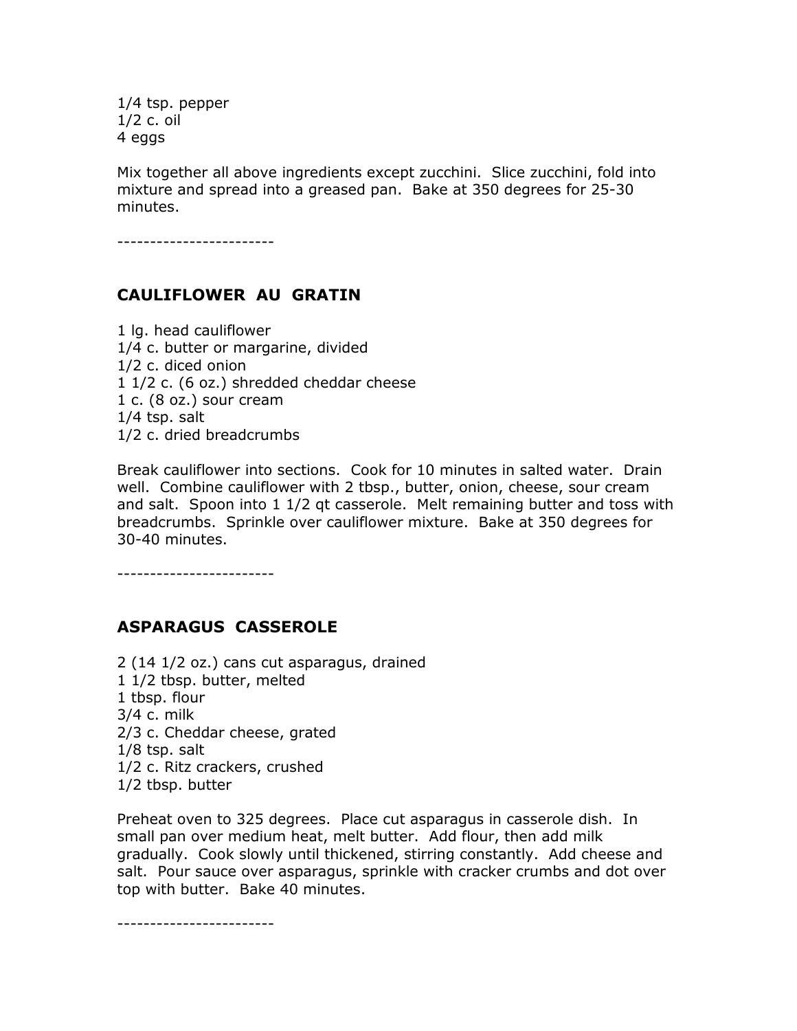1/4 tsp. pepper
1/2 c. oil
4 eggs

Mix together all above ingredients except zucchini. Slice zucchini, fold into mixture and spread into a greased pan. Bake at 350 degrees for 25-30 minutes.

------------------------

## CAULIFLOWER AU GRATIN

1 lg. head cauliflower
1/4 c. butter or margarine, divided
1/2 c. diced onion
1 1/2 c. (6 oz.) shredded cheddar cheese
1 c. (8 oz.) sour cream
1/4 tsp. salt
1/2 c. dried breadcrumbs

Break cauliflower into sections. Cook for 10 minutes in salted water. Drain well. Combine cauliflower with 2 tbsp., butter, onion, cheese, sour cream and salt. Spoon into 1 1/2 qt casserole. Melt remaining butter and toss with breadcrumbs. Sprinkle over cauliflower mixture. Bake at 350 degrees for 30-40 minutes.

------------------------

## ASPARAGUS CASSEROLE

2 (14 1/2 oz.) cans cut asparagus, drained
1 1/2 tbsp. butter, melted
1 tbsp. flour
3/4 c. milk
2/3 c. Cheddar cheese, grated
1/8 tsp. salt
1/2 c. Ritz crackers, crushed
1/2 tbsp. butter

Preheat oven to 325 degrees. Place cut asparagus in casserole dish. In small pan over medium heat, melt butter. Add flour, then add milk gradually. Cook slowly until thickened, stirring constantly. Add cheese and salt. Pour sauce over asparagus, sprinkle with cracker crumbs and dot over top with butter. Bake 40 minutes.

------------------------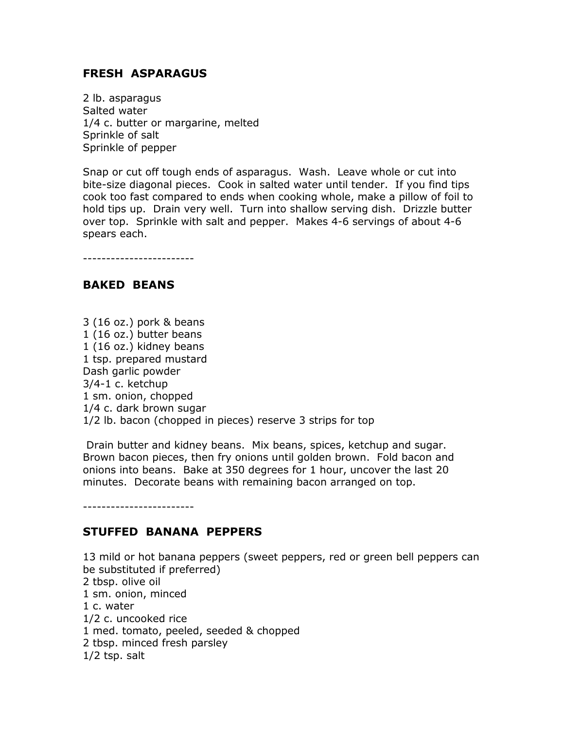### FRESH ASPARAGUS

2 lb. asparagus
Salted water
1/4 c. butter or margarine, melted
Sprinkle of salt
Sprinkle of pepper

Snap or cut off tough ends of asparagus. Wash. Leave whole or cut into bite-size diagonal pieces. Cook in salted water until tender. If you find tips cook too fast compared to ends when cooking whole, make a pillow of foil to hold tips up. Drain very well. Turn into shallow serving dish. Drizzle butter over top. Sprinkle with salt and pepper. Makes 4-6 servings of about 4-6 spears each.

------------------------

### BAKED BEANS

3 (16 oz.) pork & beans
1 (16 oz.) butter beans
1 (16 oz.) kidney beans
1 tsp. prepared mustard
Dash garlic powder
3/4-1 c. ketchup
1 sm. onion, chopped
1/4 c. dark brown sugar
1/2 lb. bacon (chopped in pieces) reserve 3 strips for top

Drain butter and kidney beans. Mix beans, spices, ketchup and sugar. Brown bacon pieces, then fry onions until golden brown. Fold bacon and onions into beans. Bake at 350 degrees for 1 hour, uncover the last 20 minutes. Decorate beans with remaining bacon arranged on top.

------------------------

### STUFFED BANANA PEPPERS

13 mild or hot banana peppers (sweet peppers, red or green bell peppers can be substituted if preferred)
2 tbsp. olive oil
1 sm. onion, minced
1 c. water
1/2 c. uncooked rice
1 med. tomato, peeled, seeded & chopped
2 tbsp. minced fresh parsley
1/2 tsp. salt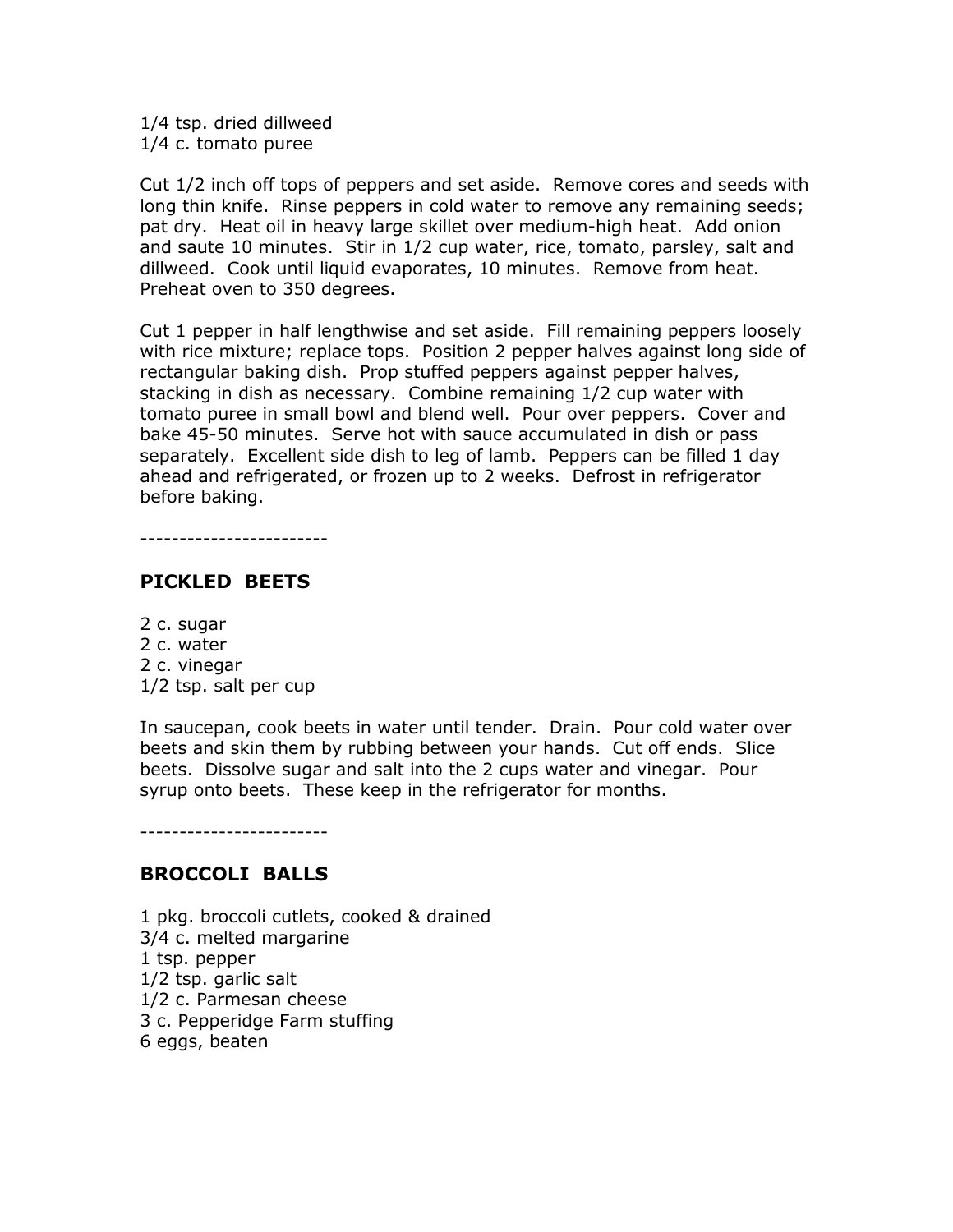1/4 tsp. dried dillweed
1/4 c. tomato puree

Cut 1/2 inch off tops of peppers and set aside. Remove cores and seeds with long thin knife. Rinse peppers in cold water to remove any remaining seeds; pat dry. Heat oil in heavy large skillet over medium-high heat. Add onion and saute 10 minutes. Stir in 1/2 cup water, rice, tomato, parsley, salt and dillweed. Cook until liquid evaporates, 10 minutes. Remove from heat. Preheat oven to 350 degrees.

Cut 1 pepper in half lengthwise and set aside. Fill remaining peppers loosely with rice mixture; replace tops. Position 2 pepper halves against long side of rectangular baking dish. Prop stuffed peppers against pepper halves, stacking in dish as necessary. Combine remaining 1/2 cup water with tomato puree in small bowl and blend well. Pour over peppers. Cover and bake 45-50 minutes. Serve hot with sauce accumulated in dish or pass separately. Excellent side dish to leg of lamb. Peppers can be filled 1 day ahead and refrigerated, or frozen up to 2 weeks. Defrost in refrigerator before baking.

------------------------

## PICKLED BEETS

2 c. sugar
2 c. water
2 c. vinegar
1/2 tsp. salt per cup

In saucepan, cook beets in water until tender. Drain. Pour cold water over beets and skin them by rubbing between your hands. Cut off ends. Slice beets. Dissolve sugar and salt into the 2 cups water and vinegar. Pour syrup onto beets. These keep in the refrigerator for months.

------------------------

## BROCCOLI BALLS

1 pkg. broccoli cutlets, cooked & drained
3/4 c. melted margarine
1 tsp. pepper
1/2 tsp. garlic salt
1/2 c. Parmesan cheese
3 c. Pepperidge Farm stuffing
6 eggs, beaten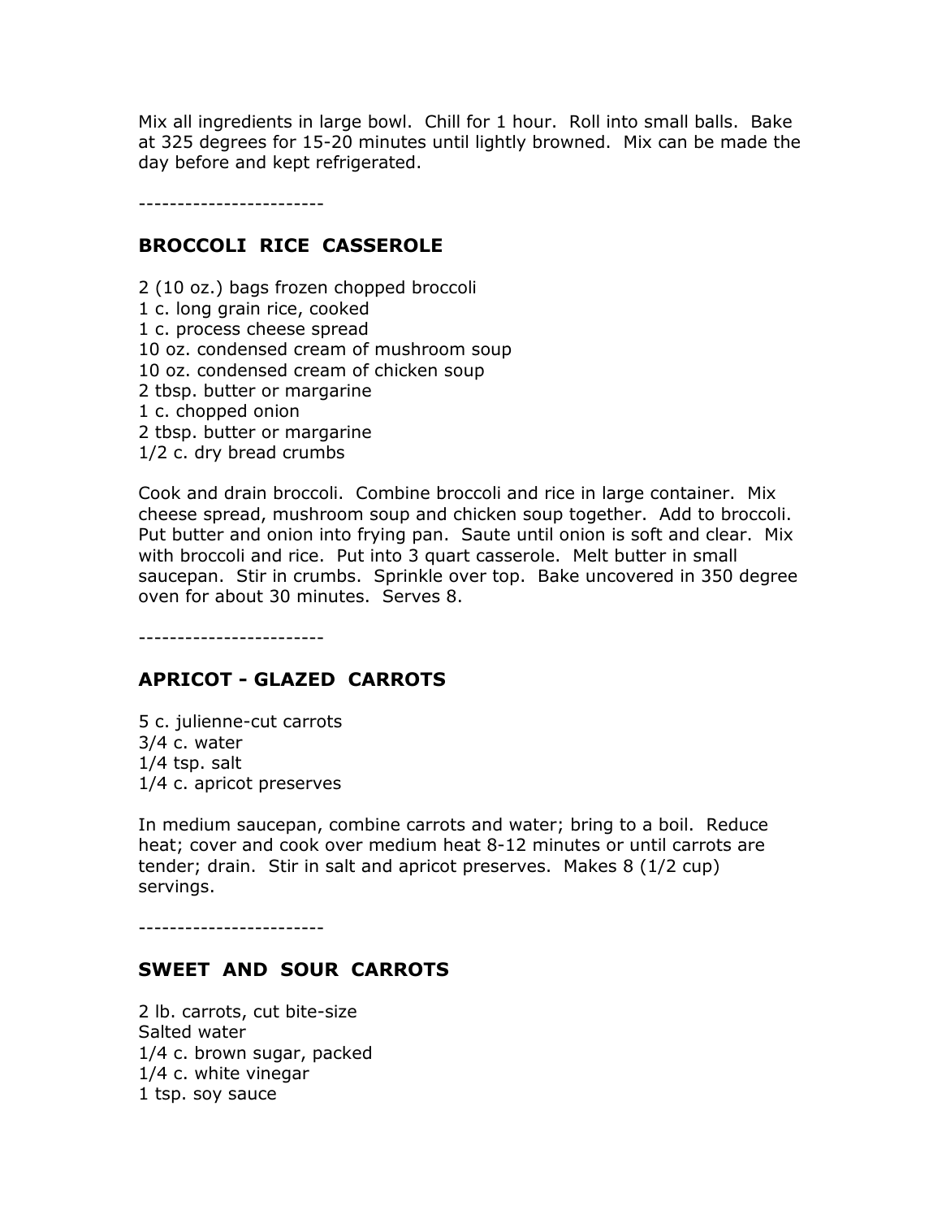Mix all ingredients in large bowl. Chill for 1 hour. Roll into small balls. Bake at 325 degrees for 15-20 minutes until lightly browned. Mix can be made the day before and kept refrigerated.

------------------------

## BROCCOLI RICE CASSEROLE

2 (10 oz.) bags frozen chopped broccoli
1 c. long grain rice, cooked
1 c. process cheese spread
10 oz. condensed cream of mushroom soup
10 oz. condensed cream of chicken soup
2 tbsp. butter or margarine
1 c. chopped onion
2 tbsp. butter or margarine
1/2 c. dry bread crumbs

Cook and drain broccoli. Combine broccoli and rice in large container. Mix cheese spread, mushroom soup and chicken soup together. Add to broccoli. Put butter and onion into frying pan. Saute until onion is soft and clear. Mix with broccoli and rice. Put into 3 quart casserole. Melt butter in small saucepan. Stir in crumbs. Sprinkle over top. Bake uncovered in 350 degree oven for about 30 minutes. Serves 8.

------------------------

## APRICOT - GLAZED CARROTS

5 c. julienne-cut carrots
3/4 c. water
1/4 tsp. salt
1/4 c. apricot preserves

In medium saucepan, combine carrots and water; bring to a boil. Reduce heat; cover and cook over medium heat 8-12 minutes or until carrots are tender; drain. Stir in salt and apricot preserves. Makes 8 (1/2 cup) servings.

------------------------

## SWEET AND SOUR CARROTS

2 lb. carrots, cut bite-size
Salted water
1/4 c. brown sugar, packed
1/4 c. white vinegar
1 tsp. soy sauce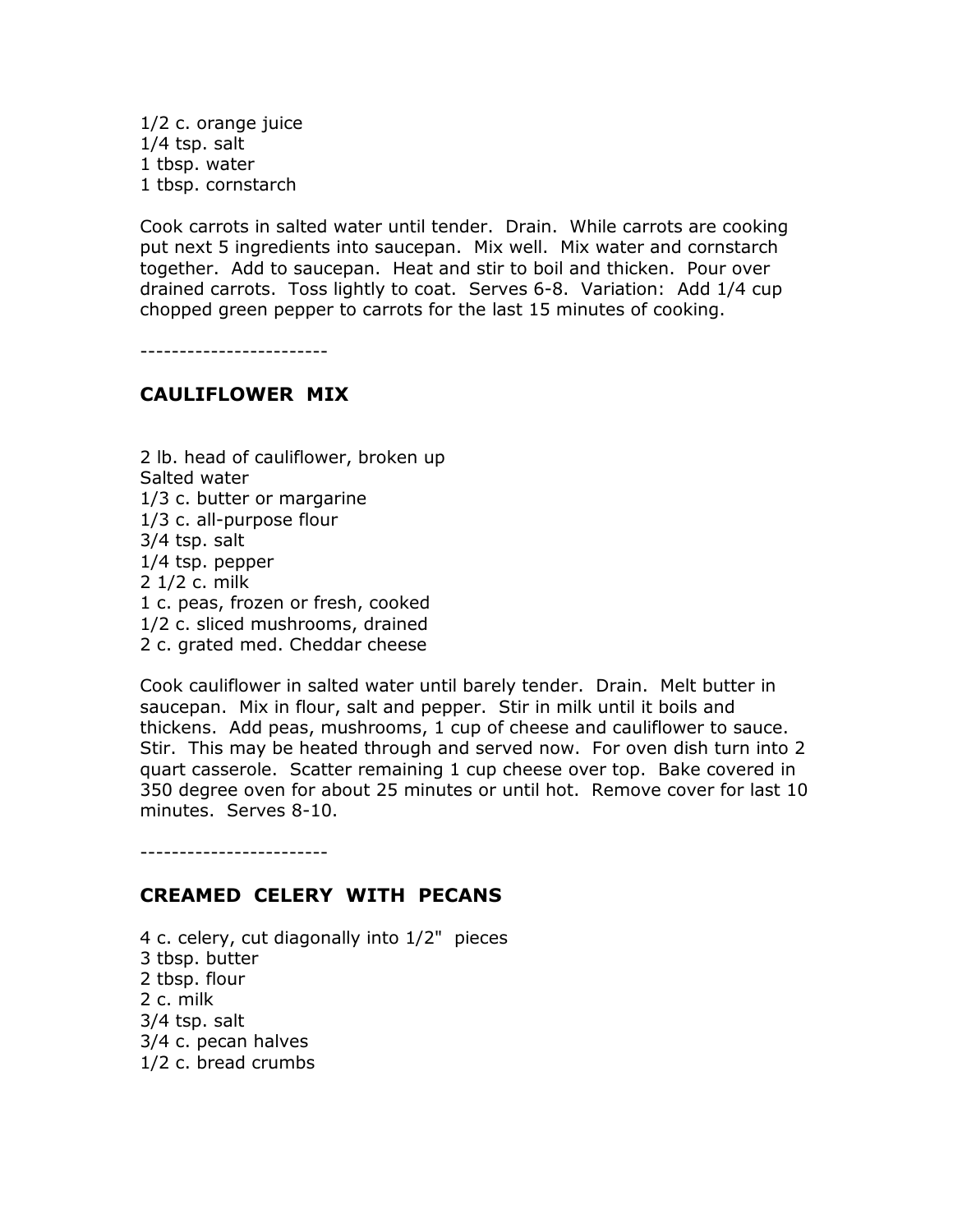1/2 c. orange juice
1/4 tsp. salt
1 tbsp. water
1 tbsp. cornstarch

Cook carrots in salted water until tender. Drain. While carrots are cooking put next 5 ingredients into saucepan. Mix well. Mix water and cornstarch together. Add to saucepan. Heat and stir to boil and thicken. Pour over drained carrots. Toss lightly to coat. Serves 6-8. Variation: Add 1/4 cup chopped green pepper to carrots for the last 15 minutes of cooking.

------------------------

## CAULIFLOWER MIX

2 lb. head of cauliflower, broken up
Salted water
1/3 c. butter or margarine
1/3 c. all-purpose flour
3/4 tsp. salt
1/4 tsp. pepper
2 1/2 c. milk
1 c. peas, frozen or fresh, cooked
1/2 c. sliced mushrooms, drained
2 c. grated med. Cheddar cheese

Cook cauliflower in salted water until barely tender. Drain. Melt butter in saucepan. Mix in flour, salt and pepper. Stir in milk until it boils and thickens. Add peas, mushrooms, 1 cup of cheese and cauliflower to sauce. Stir. This may be heated through and served now. For oven dish turn into 2 quart casserole. Scatter remaining 1 cup cheese over top. Bake covered in 350 degree oven for about 25 minutes or until hot. Remove cover for last 10 minutes. Serves 8-10.

------------------------

## CREAMED CELERY WITH PECANS

4 c. celery, cut diagonally into 1/2" pieces
3 tbsp. butter
2 tbsp. flour
2 c. milk
3/4 tsp. salt
3/4 c. pecan halves
1/2 c. bread crumbs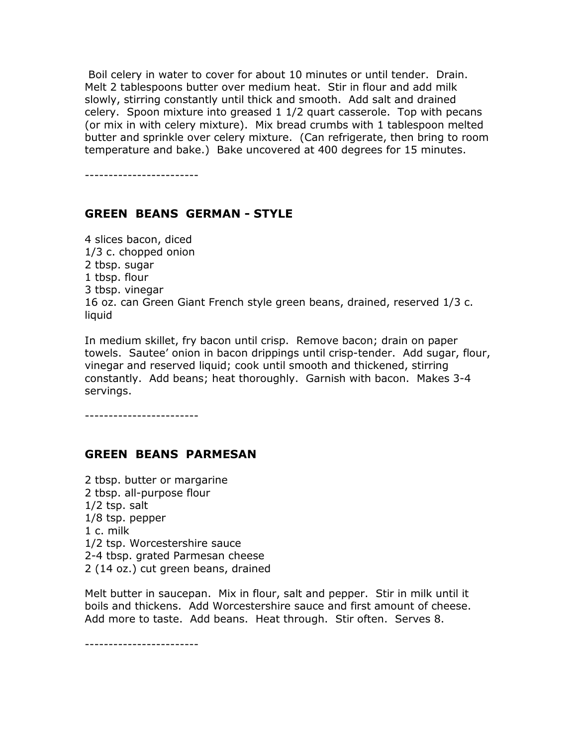Boil celery in water to cover for about 10 minutes or until tender. Drain. Melt 2 tablespoons butter over medium heat. Stir in flour and add milk slowly, stirring constantly until thick and smooth. Add salt and drained celery. Spoon mixture into greased 1 1/2 quart casserole. Top with pecans (or mix in with celery mixture). Mix bread crumbs with 1 tablespoon melted butter and sprinkle over celery mixture. (Can refrigerate, then bring to room temperature and bake.) Bake uncovered at 400 degrees for 15 minutes.

------------------------

## GREEN BEANS GERMAN - STYLE

4 slices bacon, diced
1/3 c. chopped onion
2 tbsp. sugar
1 tbsp. flour
3 tbsp. vinegar
16 oz. can Green Giant French style green beans, drained, reserved 1/3 c. liquid

In medium skillet, fry bacon until crisp. Remove bacon; drain on paper towels. Sautee' onion in bacon drippings until crisp-tender. Add sugar, flour, vinegar and reserved liquid; cook until smooth and thickened, stirring constantly. Add beans; heat thoroughly. Garnish with bacon. Makes 3-4 servings.

------------------------

## GREEN BEANS PARMESAN

2 tbsp. butter or margarine
2 tbsp. all-purpose flour
1/2 tsp. salt
1/8 tsp. pepper
1 c. milk
1/2 tsp. Worcestershire sauce
2-4 tbsp. grated Parmesan cheese
2 (14 oz.) cut green beans, drained

Melt butter in saucepan. Mix in flour, salt and pepper. Stir in milk until it boils and thickens. Add Worcestershire sauce and first amount of cheese. Add more to taste. Add beans. Heat through. Stir often. Serves 8.

------------------------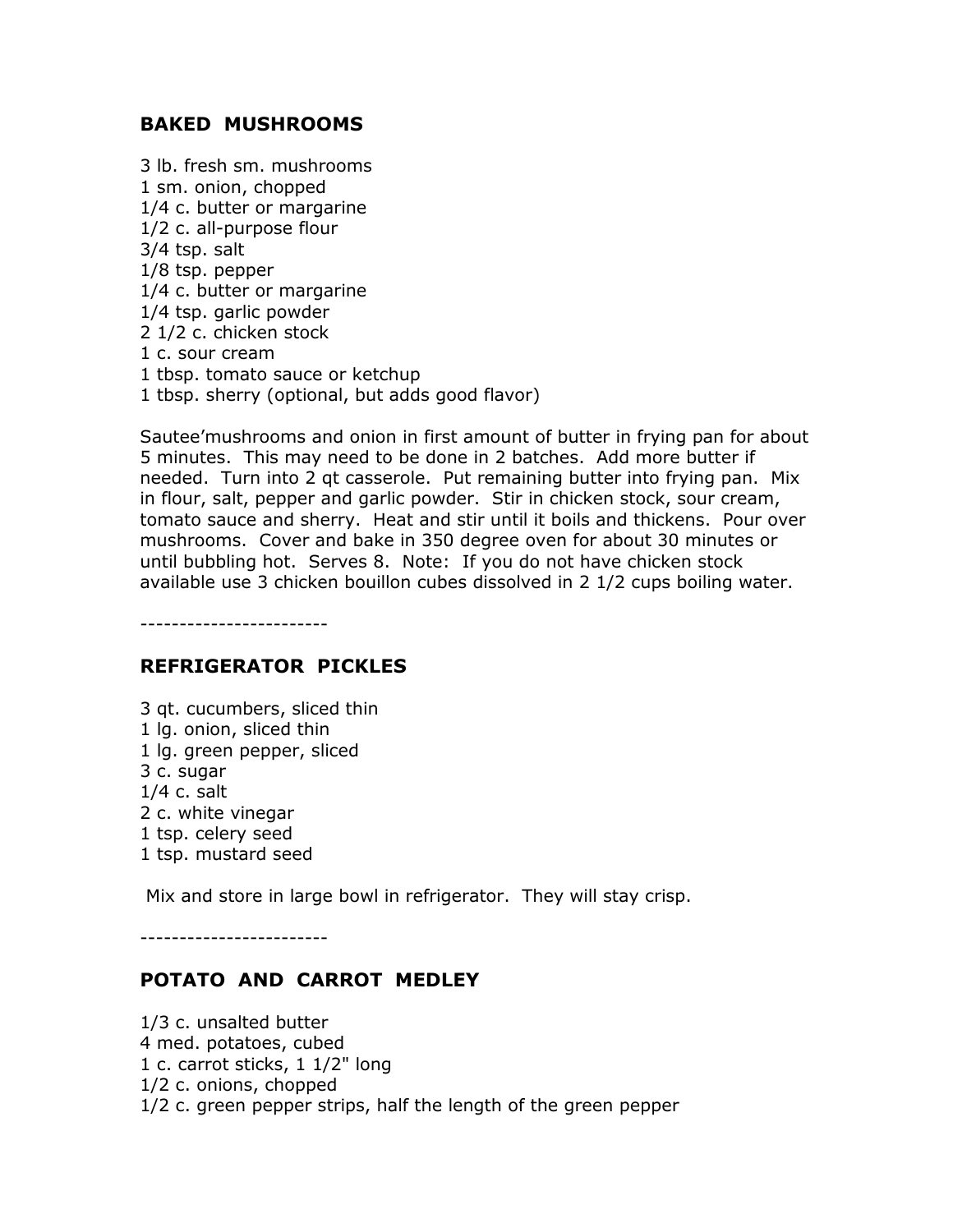## BAKED MUSHROOMS

3 lb. fresh sm. mushrooms
1 sm. onion, chopped
1/4 c. butter or margarine
1/2 c. all-purpose flour
3/4 tsp. salt
1/8 tsp. pepper
1/4 c. butter or margarine
1/4 tsp. garlic powder
2 1/2 c. chicken stock
1 c. sour cream
1 tbsp. tomato sauce or ketchup
1 tbsp. sherry (optional, but adds good flavor)

Sautee'mushrooms and onion in first amount of butter in frying pan for about 5 minutes. This may need to be done in 2 batches. Add more butter if needed. Turn into 2 qt casserole. Put remaining butter into frying pan. Mix in flour, salt, pepper and garlic powder. Stir in chicken stock, sour cream, tomato sauce and sherry. Heat and stir until it boils and thickens. Pour over mushrooms. Cover and bake in 350 degree oven for about 30 minutes or until bubbling hot. Serves 8. Note: If you do not have chicken stock available use 3 chicken bouillon cubes dissolved in 2 1/2 cups boiling water.

------------------------

## REFRIGERATOR PICKLES

3 qt. cucumbers, sliced thin
1 lg. onion, sliced thin
1 lg. green pepper, sliced
3 c. sugar
1/4 c. salt
2 c. white vinegar
1 tsp. celery seed
1 tsp. mustard seed

Mix and store in large bowl in refrigerator. They will stay crisp.

------------------------

## POTATO AND CARROT MEDLEY

1/3 c. unsalted butter
4 med. potatoes, cubed
1 c. carrot sticks, 1 1/2" long
1/2 c. onions, chopped
1/2 c. green pepper strips, half the length of the green pepper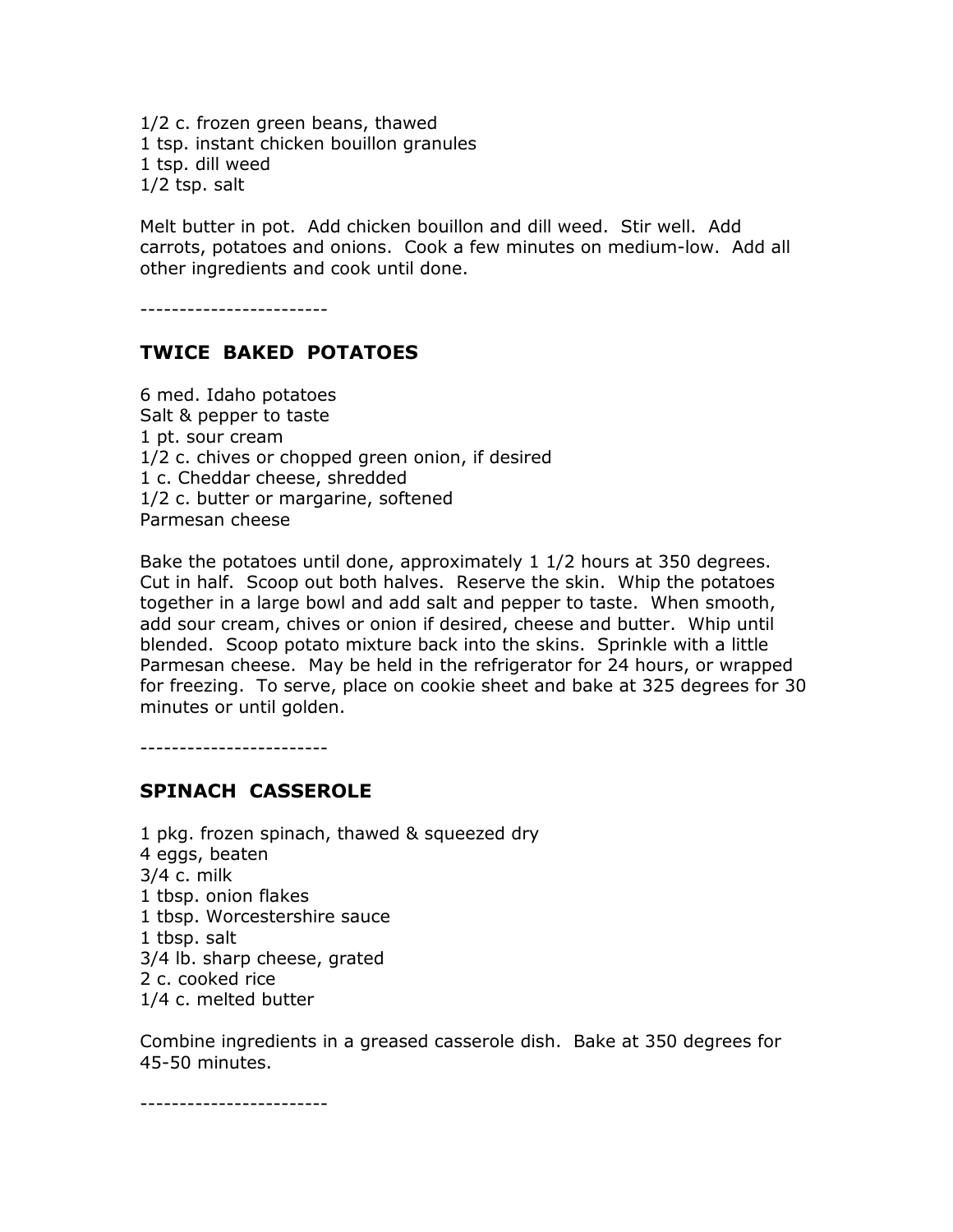1/2 c. frozen green beans, thawed
1 tsp. instant chicken bouillon granules
1 tsp. dill weed
1/2 tsp. salt

Melt butter in pot. Add chicken bouillon and dill weed. Stir well. Add carrots, potatoes and onions. Cook a few minutes on medium-low. Add all other ingredients and cook until done.

------------------------

## TWICE BAKED POTATOES

6 med. Idaho potatoes
Salt & pepper to taste
1 pt. sour cream
1/2 c. chives or chopped green onion, if desired
1 c. Cheddar cheese, shredded
1/2 c. butter or margarine, softened
Parmesan cheese

Bake the potatoes until done, approximately 1 1/2 hours at 350 degrees. Cut in half. Scoop out both halves. Reserve the skin. Whip the potatoes together in a large bowl and add salt and pepper to taste. When smooth, add sour cream, chives or onion if desired, cheese and butter. Whip until blended. Scoop potato mixture back into the skins. Sprinkle with a little Parmesan cheese. May be held in the refrigerator for 24 hours, or wrapped for freezing. To serve, place on cookie sheet and bake at 325 degrees for 30 minutes or until golden.

------------------------

## SPINACH CASSEROLE

1 pkg. frozen spinach, thawed & squeezed dry
4 eggs, beaten
3/4 c. milk
1 tbsp. onion flakes
1 tbsp. Worcestershire sauce
1 tbsp. salt
3/4 lb. sharp cheese, grated
2 c. cooked rice
1/4 c. melted butter

Combine ingredients in a greased casserole dish. Bake at 350 degrees for 45-50 minutes.

------------------------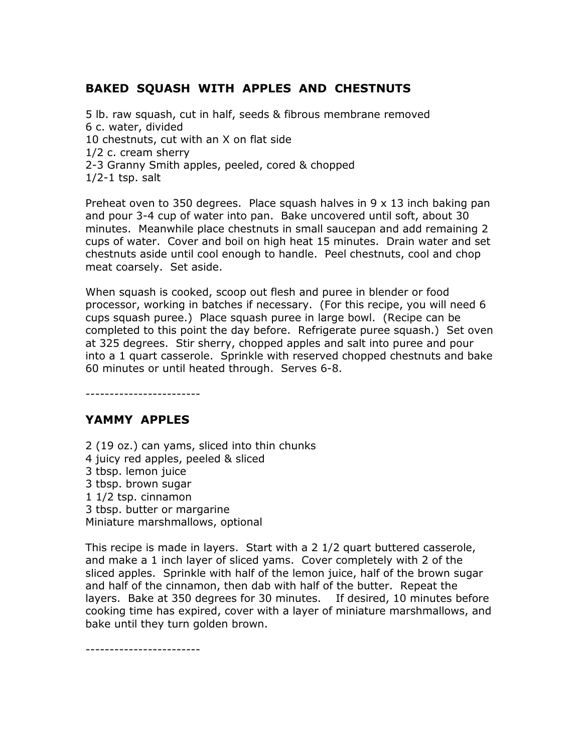## BAKED SQUASH WITH APPLES AND CHESTNUTS

5 lb. raw squash, cut in half, seeds & fibrous membrane removed
6 c. water, divided
10 chestnuts, cut with an X on flat side
1/2 c. cream sherry
2-3 Granny Smith apples, peeled, cored & chopped
1/2-1 tsp. salt

Preheat oven to 350 degrees. Place squash halves in 9 x 13 inch baking pan and pour 3-4 cup of water into pan. Bake uncovered until soft, about 30 minutes. Meanwhile place chestnuts in small saucepan and add remaining 2 cups of water. Cover and boil on high heat 15 minutes. Drain water and set chestnuts aside until cool enough to handle. Peel chestnuts, cool and chop meat coarsely. Set aside.

When squash is cooked, scoop out flesh and puree in blender or food processor, working in batches if necessary. (For this recipe, you will need 6 cups squash puree.) Place squash puree in large bowl. (Recipe can be completed to this point the day before. Refrigerate puree squash.) Set oven at 325 degrees. Stir sherry, chopped apples and salt into puree and pour into a 1 quart casserole. Sprinkle with reserved chopped chestnuts and bake 60 minutes or until heated through. Serves 6-8.

------------------------

## YAMMY APPLES

2 (19 oz.) can yams, sliced into thin chunks
4 juicy red apples, peeled & sliced
3 tbsp. lemon juice
3 tbsp. brown sugar
1 1/2 tsp. cinnamon
3 tbsp. butter or margarine
Miniature marshmallows, optional

This recipe is made in layers. Start with a 2 1/2 quart buttered casserole, and make a 1 inch layer of sliced yams. Cover completely with 2 of the sliced apples. Sprinkle with half of the lemon juice, half of the brown sugar and half of the cinnamon, then dab with half of the butter. Repeat the layers. Bake at 350 degrees for 30 minutes. If desired, 10 minutes before cooking time has expired, cover with a layer of miniature marshmallows, and bake until they turn golden brown.

------------------------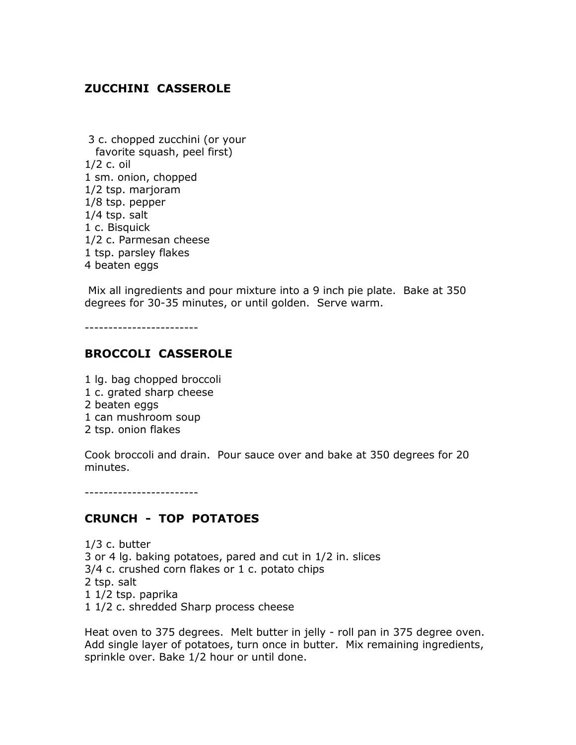## ZUCCHINI CASSEROLE

3 c. chopped zucchini (or your favorite squash, peel first)
1/2 c. oil
1 sm. onion, chopped
1/2 tsp. marjoram
1/8 tsp. pepper
1/4 tsp. salt
1 c. Bisquick
1/2 c. Parmesan cheese
1 tsp. parsley flakes
4 beaten eggs

Mix all ingredients and pour mixture into a 9 inch pie plate. Bake at 350 degrees for 30-35 minutes, or until golden. Serve warm.

------------------------

## BROCCOLI CASSEROLE

1 lg. bag chopped broccoli
1 c. grated sharp cheese
2 beaten eggs
1 can mushroom soup
2 tsp. onion flakes

Cook broccoli and drain. Pour sauce over and bake at 350 degrees for 20 minutes.

------------------------

## CRUNCH - TOP POTATOES

1/3 c. butter
3 or 4 lg. baking potatoes, pared and cut in 1/2 in. slices
3/4 c. crushed corn flakes or 1 c. potato chips
2 tsp. salt
1 1/2 tsp. paprika
1 1/2 c. shredded Sharp process cheese

Heat oven to 375 degrees. Melt butter in jelly - roll pan in 375 degree oven. Add single layer of potatoes, turn once in butter. Mix remaining ingredients, sprinkle over. Bake 1/2 hour or until done.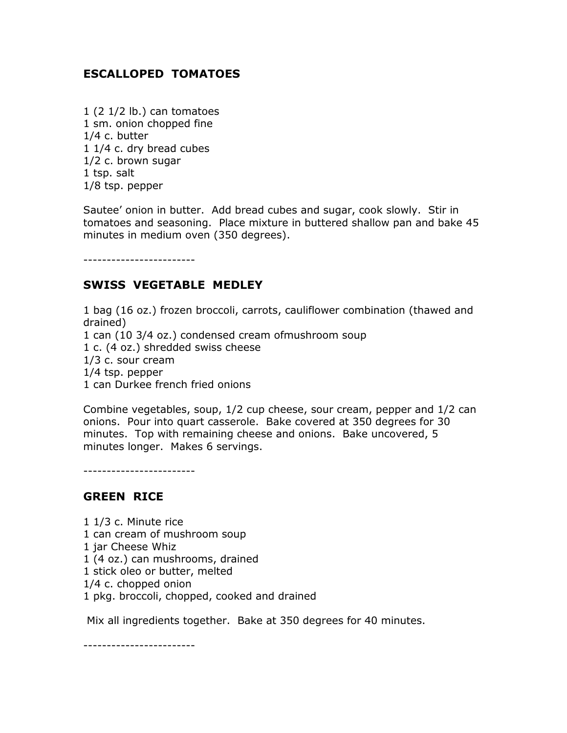## ESCALLOPED TOMATOES

1 (2 1/2 lb.) can tomatoes
1 sm. onion chopped fine
1/4 c. butter
1 1/4 c. dry bread cubes
1/2 c. brown sugar
1 tsp. salt
1/8 tsp. pepper

Sautee' onion in butter. Add bread cubes and sugar, cook slowly. Stir in tomatoes and seasoning. Place mixture in buttered shallow pan and bake 45 minutes in medium oven (350 degrees).

------------------------

## SWISS VEGETABLE MEDLEY

1 bag (16 oz.) frozen broccoli, carrots, cauliflower combination (thawed and drained)
1 can (10 3/4 oz.) condensed cream ofmushroom soup
1 c. (4 oz.) shredded swiss cheese
1/3 c. sour cream
1/4 tsp. pepper
1 can Durkee french fried onions

Combine vegetables, soup, 1/2 cup cheese, sour cream, pepper and 1/2 can onions. Pour into quart casserole. Bake covered at 350 degrees for 30 minutes. Top with remaining cheese and onions. Bake uncovered, 5 minutes longer. Makes 6 servings.

------------------------

## GREEN RICE

1 1/3 c. Minute rice
1 can cream of mushroom soup
1 jar Cheese Whiz
1 (4 oz.) can mushrooms, drained
1 stick oleo or butter, melted
1/4 c. chopped onion
1 pkg. broccoli, chopped, cooked and drained

Mix all ingredients together. Bake at 350 degrees for 40 minutes.

------------------------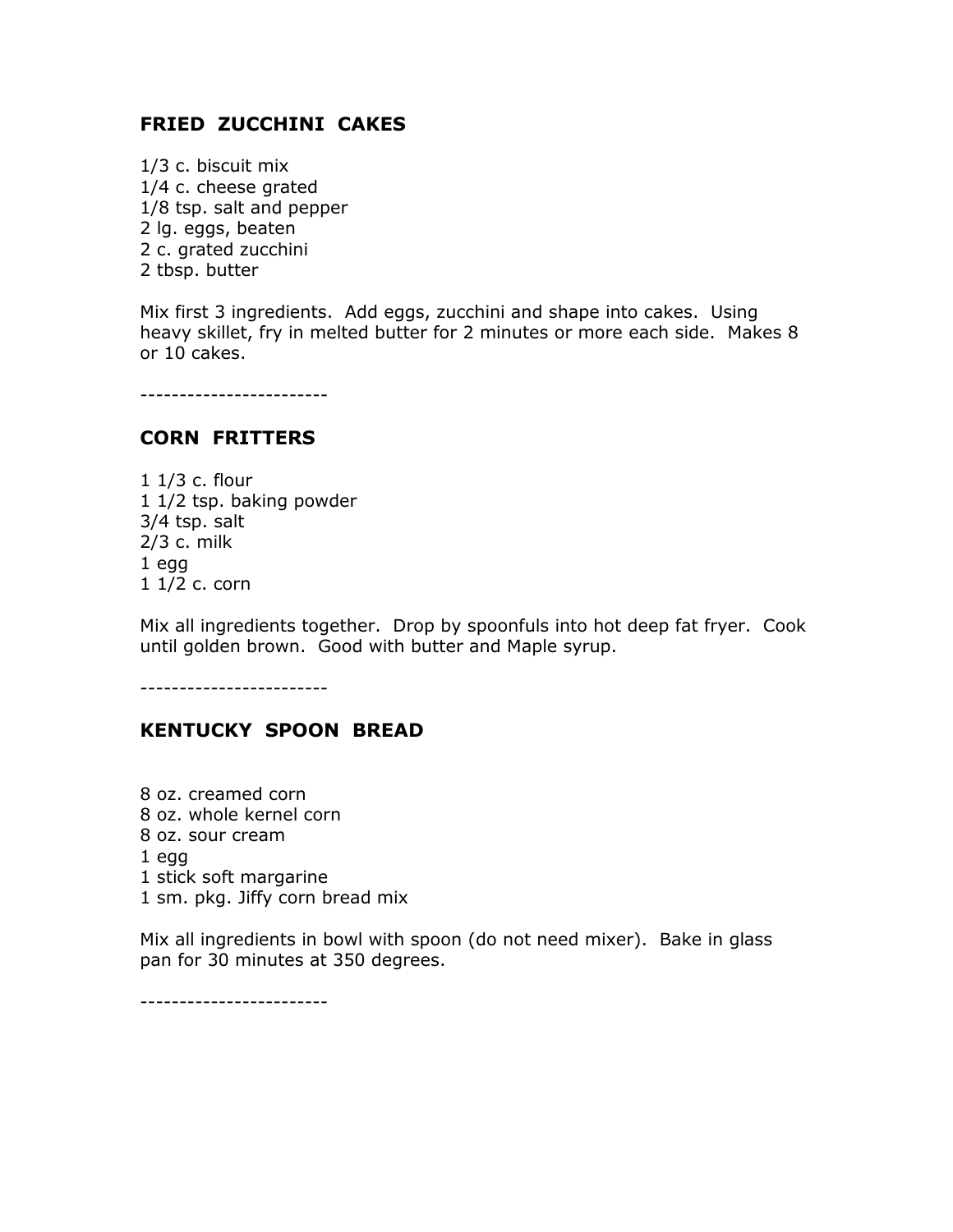### FRIED ZUCCHINI CAKES

1/3 c. biscuit mix
1/4 c. cheese grated
1/8 tsp. salt and pepper
2 lg. eggs, beaten
2 c. grated zucchini
2 tbsp. butter

Mix first 3 ingredients. Add eggs, zucchini and shape into cakes. Using heavy skillet, fry in melted butter for 2 minutes or more each side. Makes 8 or 10 cakes.

------------------------

### CORN FRITTERS

1 1/3 c. flour
1 1/2 tsp. baking powder
3/4 tsp. salt
2/3 c. milk
1 egg
1 1/2 c. corn

Mix all ingredients together. Drop by spoonfuls into hot deep fat fryer. Cook until golden brown. Good with butter and Maple syrup.

------------------------

### KENTUCKY SPOON BREAD

8 oz. creamed corn
8 oz. whole kernel corn
8 oz. sour cream
1 egg
1 stick soft margarine
1 sm. pkg. Jiffy corn bread mix

Mix all ingredients in bowl with spoon (do not need mixer). Bake in glass pan for 30 minutes at 350 degrees.

------------------------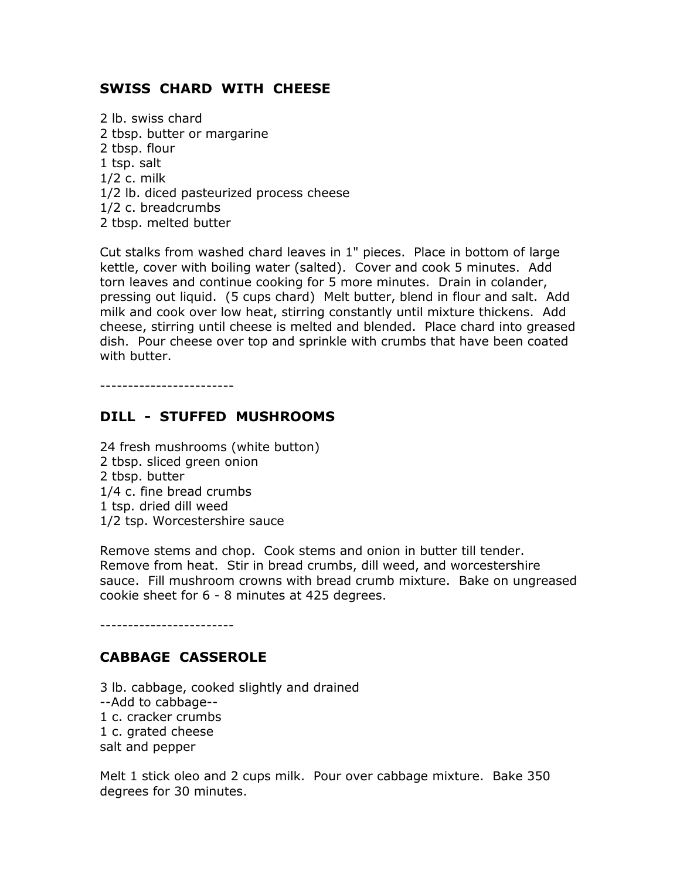## SWISS CHARD WITH CHEESE

2 lb. swiss chard
2 tbsp. butter or margarine
2 tbsp. flour
1 tsp. salt
1/2 c. milk
1/2 lb. diced pasteurized process cheese
1/2 c. breadcrumbs
2 tbsp. melted butter

Cut stalks from washed chard leaves in 1" pieces. Place in bottom of large kettle, cover with boiling water (salted). Cover and cook 5 minutes. Add torn leaves and continue cooking for 5 more minutes. Drain in colander, pressing out liquid. (5 cups chard) Melt butter, blend in flour and salt. Add milk and cook over low heat, stirring constantly until mixture thickens. Add cheese, stirring until cheese is melted and blended. Place chard into greased dish. Pour cheese over top and sprinkle with crumbs that have been coated with butter.

------------------------

## DILL - STUFFED MUSHROOMS

24 fresh mushrooms (white button)
2 tbsp. sliced green onion
2 tbsp. butter
1/4 c. fine bread crumbs
1 tsp. dried dill weed
1/2 tsp. Worcestershire sauce

Remove stems and chop. Cook stems and onion in butter till tender. Remove from heat. Stir in bread crumbs, dill weed, and worcestershire sauce. Fill mushroom crowns with bread crumb mixture. Bake on ungreased cookie sheet for 6 - 8 minutes at 425 degrees.

------------------------

## CABBAGE CASSEROLE

3 lb. cabbage, cooked slightly and drained
--Add to cabbage--
1 c. cracker crumbs
1 c. grated cheese
salt and pepper

Melt 1 stick oleo and 2 cups milk. Pour over cabbage mixture. Bake 350 degrees for 30 minutes.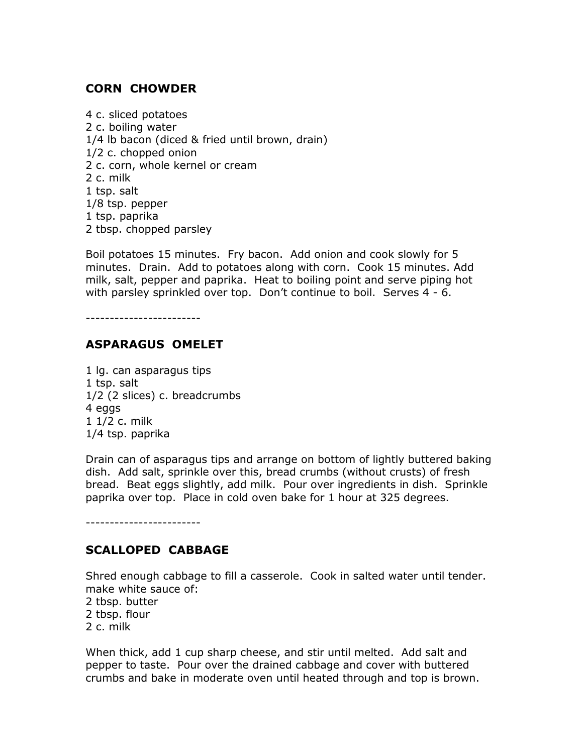## CORN CHOWDER

4 c. sliced potatoes
2 c. boiling water
1/4 lb bacon (diced & fried until brown, drain)
1/2 c. chopped onion
2 c. corn, whole kernel or cream
2 c. milk
1 tsp. salt
1/8 tsp. pepper
1 tsp. paprika
2 tbsp. chopped parsley

Boil potatoes 15 minutes. Fry bacon. Add onion and cook slowly for 5 minutes. Drain. Add to potatoes along with corn. Cook 15 minutes. Add milk, salt, pepper and paprika. Heat to boiling point and serve piping hot with parsley sprinkled over top. Don't continue to boil. Serves 4 - 6.

------------------------

## ASPARAGUS OMELET

1 lg. can asparagus tips
1 tsp. salt
1/2 (2 slices) c. breadcrumbs
4 eggs
1 1/2 c. milk
1/4 tsp. paprika

Drain can of asparagus tips and arrange on bottom of lightly buttered baking dish. Add salt, sprinkle over this, bread crumbs (without crusts) of fresh bread. Beat eggs slightly, add milk. Pour over ingredients in dish. Sprinkle paprika over top. Place in cold oven bake for 1 hour at 325 degrees.

------------------------

## SCALLOPED CABBAGE

Shred enough cabbage to fill a casserole. Cook in salted water until tender. make white sauce of:
2 tbsp. butter
2 tbsp. flour
2 c. milk

When thick, add 1 cup sharp cheese, and stir until melted. Add salt and pepper to taste. Pour over the drained cabbage and cover with buttered crumbs and bake in moderate oven until heated through and top is brown.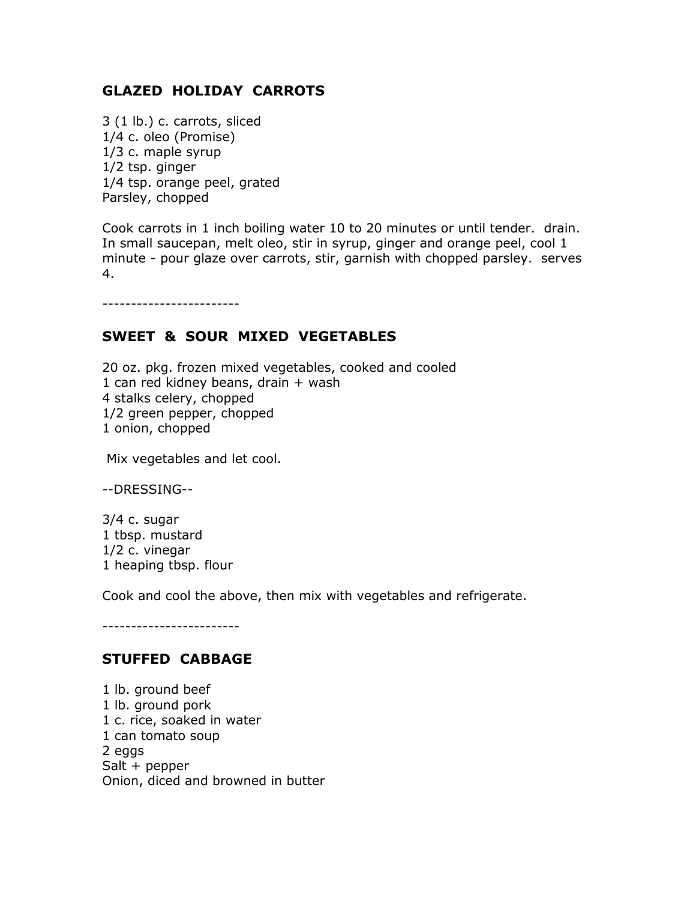## GLAZED HOLIDAY CARROTS

3 (1 lb.) c. carrots, sliced
1/4 c. oleo (Promise)
1/3 c. maple syrup
1/2 tsp. ginger
1/4 tsp. orange peel, grated
Parsley, chopped

Cook carrots in 1 inch boiling water 10 to 20 minutes or until tender. drain. In small saucepan, melt oleo, stir in syrup, ginger and orange peel, cool 1 minute - pour glaze over carrots, stir, garnish with chopped parsley. serves 4.

------------------------

## SWEET & SOUR MIXED VEGETABLES

20 oz. pkg. frozen mixed vegetables, cooked and cooled
1 can red kidney beans, drain + wash
4 stalks celery, chopped
1/2 green pepper, chopped
1 onion, chopped

Mix vegetables and let cool.

--DRESSING--

3/4 c. sugar
1 tbsp. mustard
1/2 c. vinegar
1 heaping tbsp. flour

Cook and cool the above, then mix with vegetables and refrigerate.

------------------------

## STUFFED CABBAGE

1 lb. ground beef
1 lb. ground pork
1 c. rice, soaked in water
1 can tomato soup
2 eggs
Salt + pepper
Onion, diced and browned in butter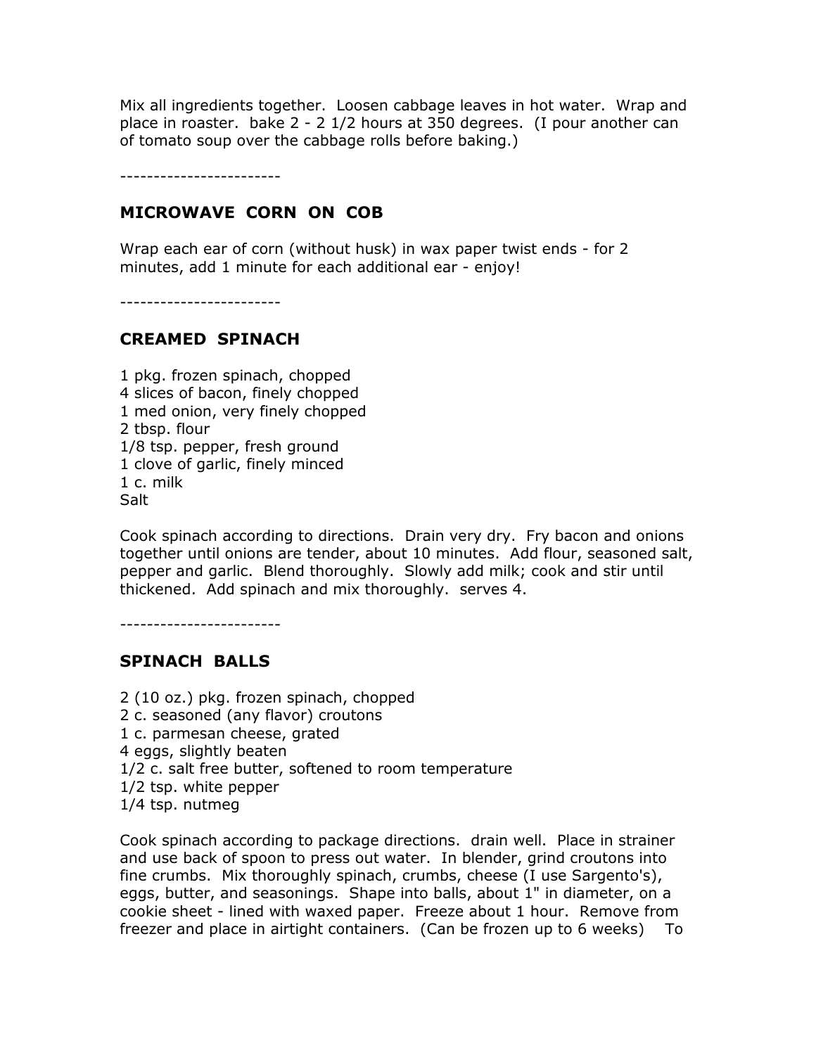Mix all ingredients together. Loosen cabbage leaves in hot water. Wrap and place in roaster. bake 2 - 2 1/2 hours at 350 degrees. (I pour another can of tomato soup over the cabbage rolls before baking.)

------------------------

### MICROWAVE CORN ON COB

Wrap each ear of corn (without husk) in wax paper twist ends - for 2 minutes, add 1 minute for each additional ear - enjoy!

------------------------

### CREAMED SPINACH

1 pkg. frozen spinach, chopped
4 slices of bacon, finely chopped
1 med onion, very finely chopped
2 tbsp. flour
1/8 tsp. pepper, fresh ground
1 clove of garlic, finely minced
1 c. milk
Salt

Cook spinach according to directions. Drain very dry. Fry bacon and onions together until onions are tender, about 10 minutes. Add flour, seasoned salt, pepper and garlic. Blend thoroughly. Slowly add milk; cook and stir until thickened. Add spinach and mix thoroughly. serves 4.

------------------------

### SPINACH BALLS

2 (10 oz.) pkg. frozen spinach, chopped
2 c. seasoned (any flavor) croutons
1 c. parmesan cheese, grated
4 eggs, slightly beaten
1/2 c. salt free butter, softened to room temperature
1/2 tsp. white pepper
1/4 tsp. nutmeg

Cook spinach according to package directions. drain well. Place in strainer and use back of spoon to press out water. In blender, grind croutons into fine crumbs. Mix thoroughly spinach, crumbs, cheese (I use Sargento's), eggs, butter, and seasonings. Shape into balls, about 1" in diameter, on a cookie sheet - lined with waxed paper. Freeze about 1 hour. Remove from freezer and place in airtight containers. (Can be frozen up to 6 weeks) To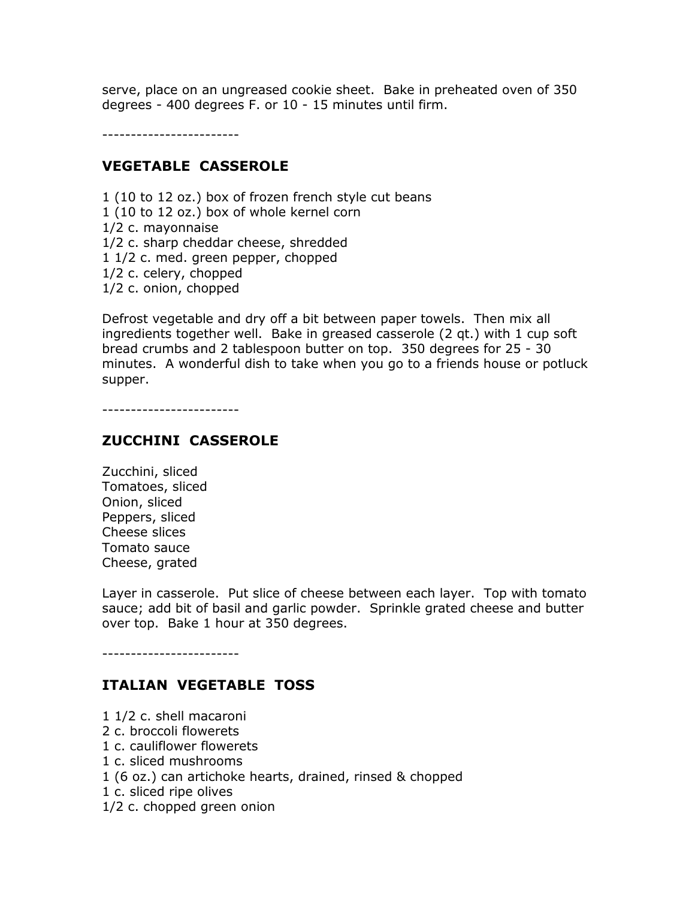serve, place on an ungreased cookie sheet. Bake in preheated oven of 350 degrees - 400 degrees F. or 10 - 15 minutes until firm.

------------------------

## VEGETABLE CASSEROLE

1 (10 to 12 oz.) box of frozen french style cut beans
1 (10 to 12 oz.) box of whole kernel corn
1/2 c. mayonnaise
1/2 c. sharp cheddar cheese, shredded
1 1/2 c. med. green pepper, chopped
1/2 c. celery, chopped
1/2 c. onion, chopped

Defrost vegetable and dry off a bit between paper towels. Then mix all ingredients together well. Bake in greased casserole (2 qt.) with 1 cup soft bread crumbs and 2 tablespoon butter on top. 350 degrees for 25 - 30 minutes. A wonderful dish to take when you go to a friends house or potluck supper.

------------------------

## ZUCCHINI CASSEROLE

Zucchini, sliced
Tomatoes, sliced
Onion, sliced
Peppers, sliced
Cheese slices
Tomato sauce
Cheese, grated

Layer in casserole. Put slice of cheese between each layer. Top with tomato sauce; add bit of basil and garlic powder. Sprinkle grated cheese and butter over top. Bake 1 hour at 350 degrees.

------------------------

## ITALIAN VEGETABLE TOSS

1 1/2 c. shell macaroni
2 c. broccoli flowerets
1 c. cauliflower flowerets
1 c. sliced mushrooms
1 (6 oz.) can artichoke hearts, drained, rinsed & chopped
1 c. sliced ripe olives
1/2 c. chopped green onion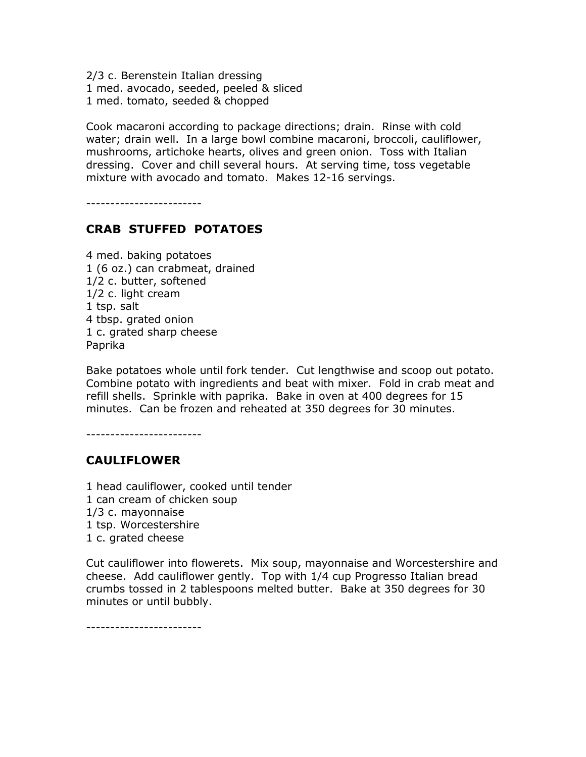2/3 c. Berenstein Italian dressing
1 med. avocado, seeded, peeled & sliced
1 med. tomato, seeded & chopped

Cook macaroni according to package directions; drain. Rinse with cold water; drain well. In a large bowl combine macaroni, broccoli, cauliflower, mushrooms, artichoke hearts, olives and green onion. Toss with Italian dressing. Cover and chill several hours. At serving time, toss vegetable mixture with avocado and tomato. Makes 12-16 servings.

------------------------

### CRAB STUFFED POTATOES

4 med. baking potatoes
1 (6 oz.) can crabmeat, drained
1/2 c. butter, softened
1/2 c. light cream
1 tsp. salt
4 tbsp. grated onion
1 c. grated sharp cheese
Paprika

Bake potatoes whole until fork tender. Cut lengthwise and scoop out potato. Combine potato with ingredients and beat with mixer. Fold in crab meat and refill shells. Sprinkle with paprika. Bake in oven at 400 degrees for 15 minutes. Can be frozen and reheated at 350 degrees for 30 minutes.

------------------------

### CAULIFLOWER

1 head cauliflower, cooked until tender
1 can cream of chicken soup
1/3 c. mayonnaise
1 tsp. Worcestershire
1 c. grated cheese

Cut cauliflower into flowerets. Mix soup, mayonnaise and Worcestershire and cheese. Add cauliflower gently. Top with 1/4 cup Progresso Italian bread crumbs tossed in 2 tablespoons melted butter. Bake at 350 degrees for 30 minutes or until bubbly.

------------------------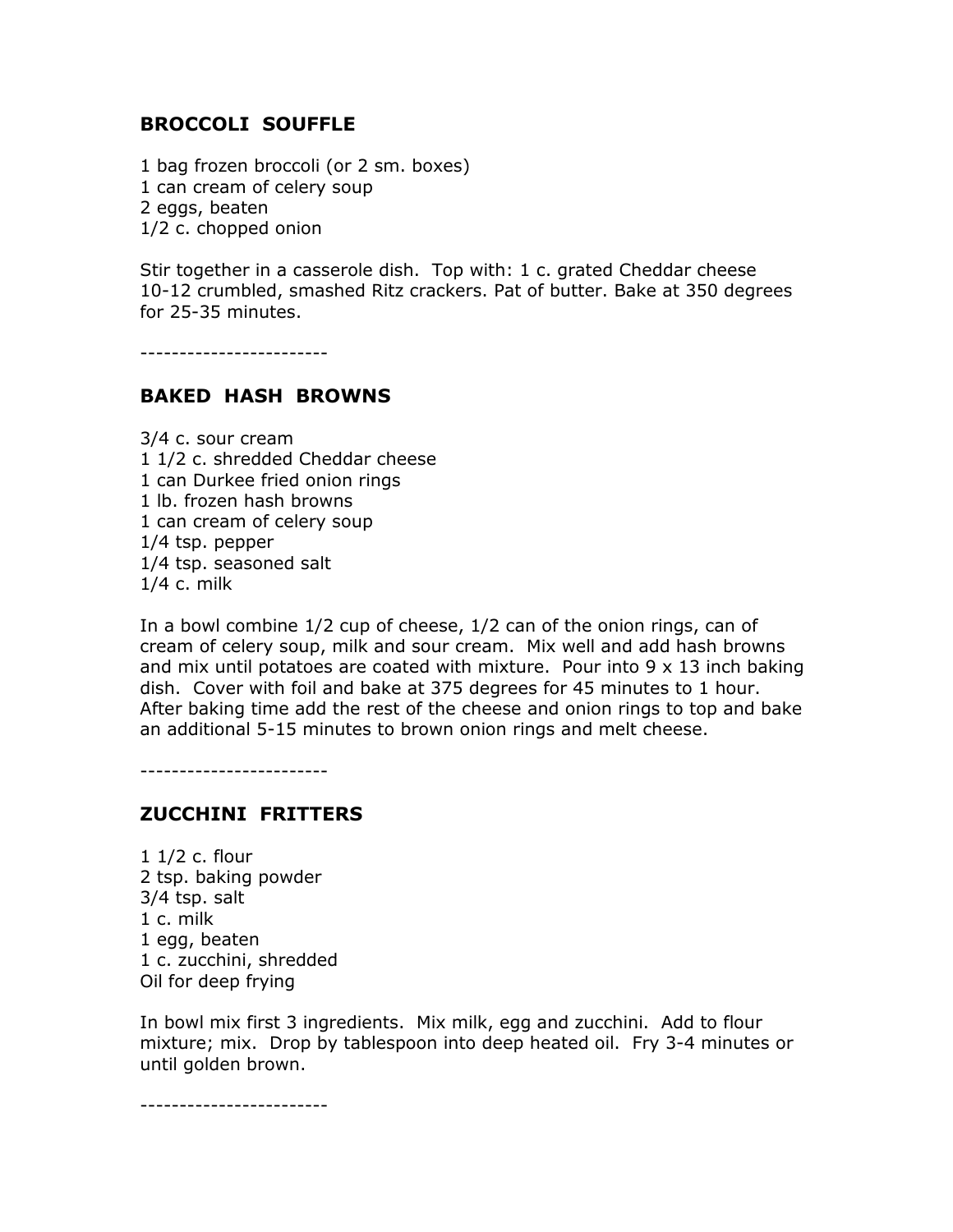## BROCCOLI SOUFFLE

1 bag frozen broccoli (or 2 sm. boxes)
1 can cream of celery soup
2 eggs, beaten
1/2 c. chopped onion

Stir together in a casserole dish. Top with: 1 c. grated Cheddar cheese 10-12 crumbled, smashed Ritz crackers. Pat of butter. Bake at 350 degrees for 25-35 minutes.

------------------------

## BAKED HASH BROWNS

3/4 c. sour cream
1 1/2 c. shredded Cheddar cheese
1 can Durkee fried onion rings
1 lb. frozen hash browns
1 can cream of celery soup
1/4 tsp. pepper
1/4 tsp. seasoned salt
1/4 c. milk

In a bowl combine 1/2 cup of cheese, 1/2 can of the onion rings, can of cream of celery soup, milk and sour cream. Mix well and add hash browns and mix until potatoes are coated with mixture. Pour into 9 x 13 inch baking dish. Cover with foil and bake at 375 degrees for 45 minutes to 1 hour. After baking time add the rest of the cheese and onion rings to top and bake an additional 5-15 minutes to brown onion rings and melt cheese.

------------------------

## ZUCCHINI FRITTERS

1 1/2 c. flour
2 tsp. baking powder
3/4 tsp. salt
1 c. milk
1 egg, beaten
1 c. zucchini, shredded
Oil for deep frying

In bowl mix first 3 ingredients. Mix milk, egg and zucchini. Add to flour mixture; mix. Drop by tablespoon into deep heated oil. Fry 3-4 minutes or until golden brown.

------------------------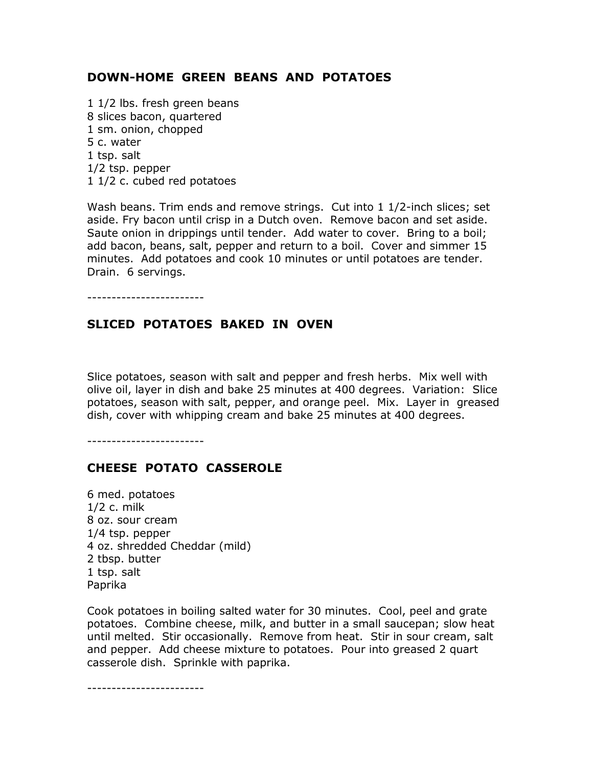### DOWN-HOME GREEN BEANS AND POTATOES

1 1/2 lbs. fresh green beans
8 slices bacon, quartered
1 sm. onion, chopped
5 c. water
1 tsp. salt
1/2 tsp. pepper
1 1/2 c. cubed red potatoes

Wash beans. Trim ends and remove strings. Cut into 1 1/2-inch slices; set aside. Fry bacon until crisp in a Dutch oven. Remove bacon and set aside. Saute onion in drippings until tender. Add water to cover. Bring to a boil; add bacon, beans, salt, pepper and return to a boil. Cover and simmer 15 minutes. Add potatoes and cook 10 minutes or until potatoes are tender. Drain. 6 servings.

------------------------

### SLICED POTATOES BAKED IN OVEN

Slice potatoes, season with salt and pepper and fresh herbs. Mix well with olive oil, layer in dish and bake 25 minutes at 400 degrees. Variation: Slice potatoes, season with salt, pepper, and orange peel. Mix. Layer in greased dish, cover with whipping cream and bake 25 minutes at 400 degrees.

------------------------

### CHEESE POTATO CASSEROLE

6 med. potatoes
1/2 c. milk
8 oz. sour cream
1/4 tsp. pepper
4 oz. shredded Cheddar (mild)
2 tbsp. butter
1 tsp. salt
Paprika

Cook potatoes in boiling salted water for 30 minutes. Cool, peel and grate potatoes. Combine cheese, milk, and butter in a small saucepan; slow heat until melted. Stir occasionally. Remove from heat. Stir in sour cream, salt and pepper. Add cheese mixture to potatoes. Pour into greased 2 quart casserole dish. Sprinkle with paprika.

------------------------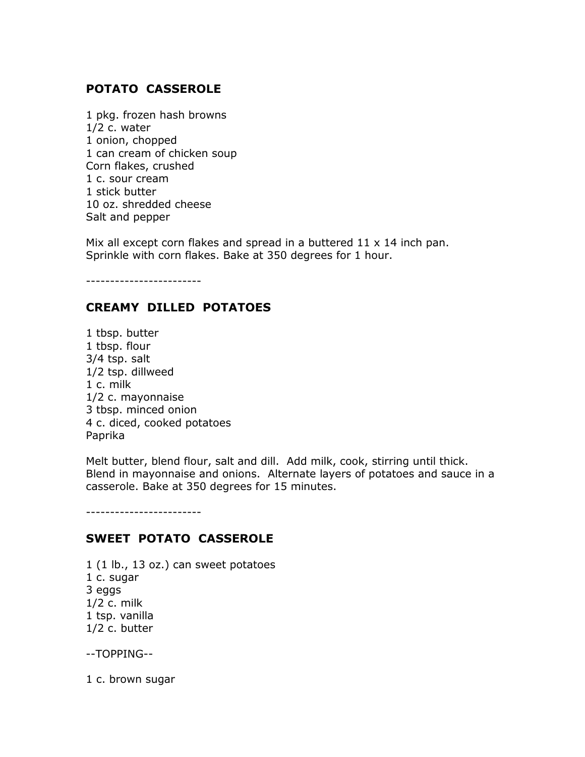## POTATO CASSEROLE

1 pkg. frozen hash browns
1/2 c. water
1 onion, chopped
1 can cream of chicken soup
Corn flakes, crushed
1 c. sour cream
1 stick butter
10 oz. shredded cheese
Salt and pepper

Mix all except corn flakes and spread in a buttered 11 x 14 inch pan. Sprinkle with corn flakes. Bake at 350 degrees for 1 hour.

------------------------

## CREAMY DILLED POTATOES

1 tbsp. butter
1 tbsp. flour
3/4 tsp. salt
1/2 tsp. dillweed
1 c. milk
1/2 c. mayonnaise
3 tbsp. minced onion
4 c. diced, cooked potatoes
Paprika

Melt butter, blend flour, salt and dill. Add milk, cook, stirring until thick. Blend in mayonnaise and onions. Alternate layers of potatoes and sauce in a casserole. Bake at 350 degrees for 15 minutes.

------------------------

## SWEET POTATO CASSEROLE

1 (1 lb., 13 oz.) can sweet potatoes
1 c. sugar
3 eggs
1/2 c. milk
1 tsp. vanilla
1/2 c. butter

--TOPPING--

1 c. brown sugar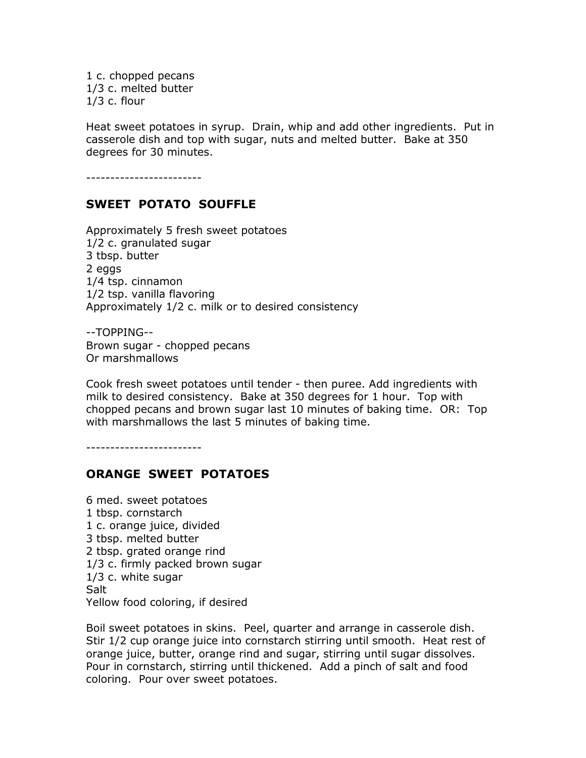1 c. chopped pecans
1/3 c. melted butter
1/3 c. flour

Heat sweet potatoes in syrup. Drain, whip and add other ingredients. Put in casserole dish and top with sugar, nuts and melted butter. Bake at 350 degrees for 30 minutes.

------------------------

## SWEET POTATO SOUFFLE

Approximately 5 fresh sweet potatoes
1/2 c. granulated sugar
3 tbsp. butter
2 eggs
1/4 tsp. cinnamon
1/2 tsp. vanilla flavoring
Approximately 1/2 c. milk or to desired consistency

--TOPPING--
Brown sugar - chopped pecans
Or marshmallows

Cook fresh sweet potatoes until tender - then puree. Add ingredients with milk to desired consistency. Bake at 350 degrees for 1 hour. Top with chopped pecans and brown sugar last 10 minutes of baking time. OR: Top with marshmallows the last 5 minutes of baking time.

------------------------

## ORANGE SWEET POTATOES

6 med. sweet potatoes
1 tbsp. cornstarch
1 c. orange juice, divided
3 tbsp. melted butter
2 tbsp. grated orange rind
1/3 c. firmly packed brown sugar
1/3 c. white sugar
Salt
Yellow food coloring, if desired

Boil sweet potatoes in skins. Peel, quarter and arrange in casserole dish. Stir 1/2 cup orange juice into cornstarch stirring until smooth. Heat rest of orange juice, butter, orange rind and sugar, stirring until sugar dissolves. Pour in cornstarch, stirring until thickened. Add a pinch of salt and food coloring. Pour over sweet potatoes.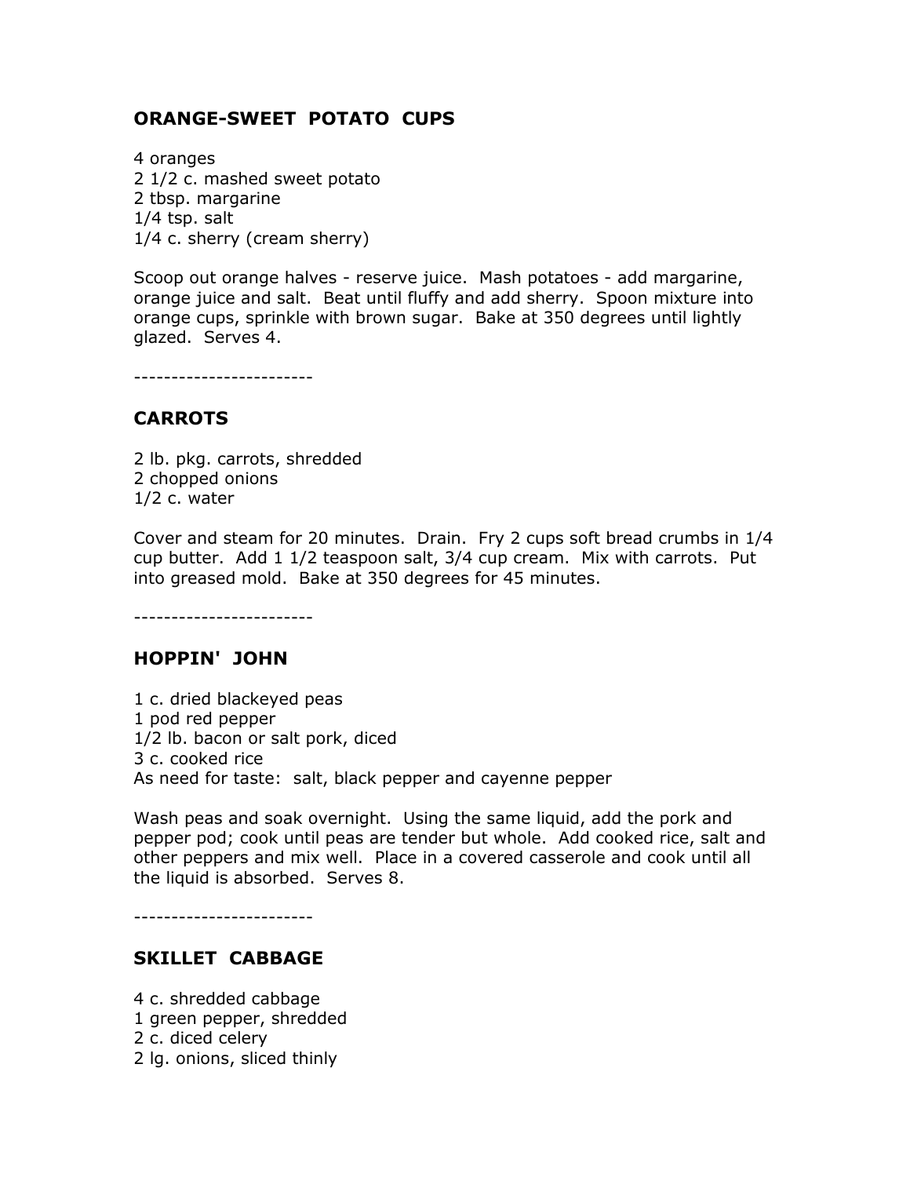## ORANGE-SWEET POTATO CUPS

4 oranges
2 1/2 c. mashed sweet potato
2 tbsp. margarine
1/4 tsp. salt
1/4 c. sherry (cream sherry)

Scoop out orange halves - reserve juice. Mash potatoes - add margarine, orange juice and salt. Beat until fluffy and add sherry. Spoon mixture into orange cups, sprinkle with brown sugar. Bake at 350 degrees until lightly glazed. Serves 4.

------------------------

## CARROTS

2 lb. pkg. carrots, shredded
2 chopped onions
1/2 c. water

Cover and steam for 20 minutes. Drain. Fry 2 cups soft bread crumbs in 1/4 cup butter. Add 1 1/2 teaspoon salt, 3/4 cup cream. Mix with carrots. Put into greased mold. Bake at 350 degrees for 45 minutes.

------------------------

## HOPPIN' JOHN

1 c. dried blackeyed peas
1 pod red pepper
1/2 lb. bacon or salt pork, diced
3 c. cooked rice
As need for taste: salt, black pepper and cayenne pepper

Wash peas and soak overnight. Using the same liquid, add the pork and pepper pod; cook until peas are tender but whole. Add cooked rice, salt and other peppers and mix well. Place in a covered casserole and cook until all the liquid is absorbed. Serves 8.

------------------------

## SKILLET CABBAGE

4 c. shredded cabbage
1 green pepper, shredded
2 c. diced celery
2 lg. onions, sliced thinly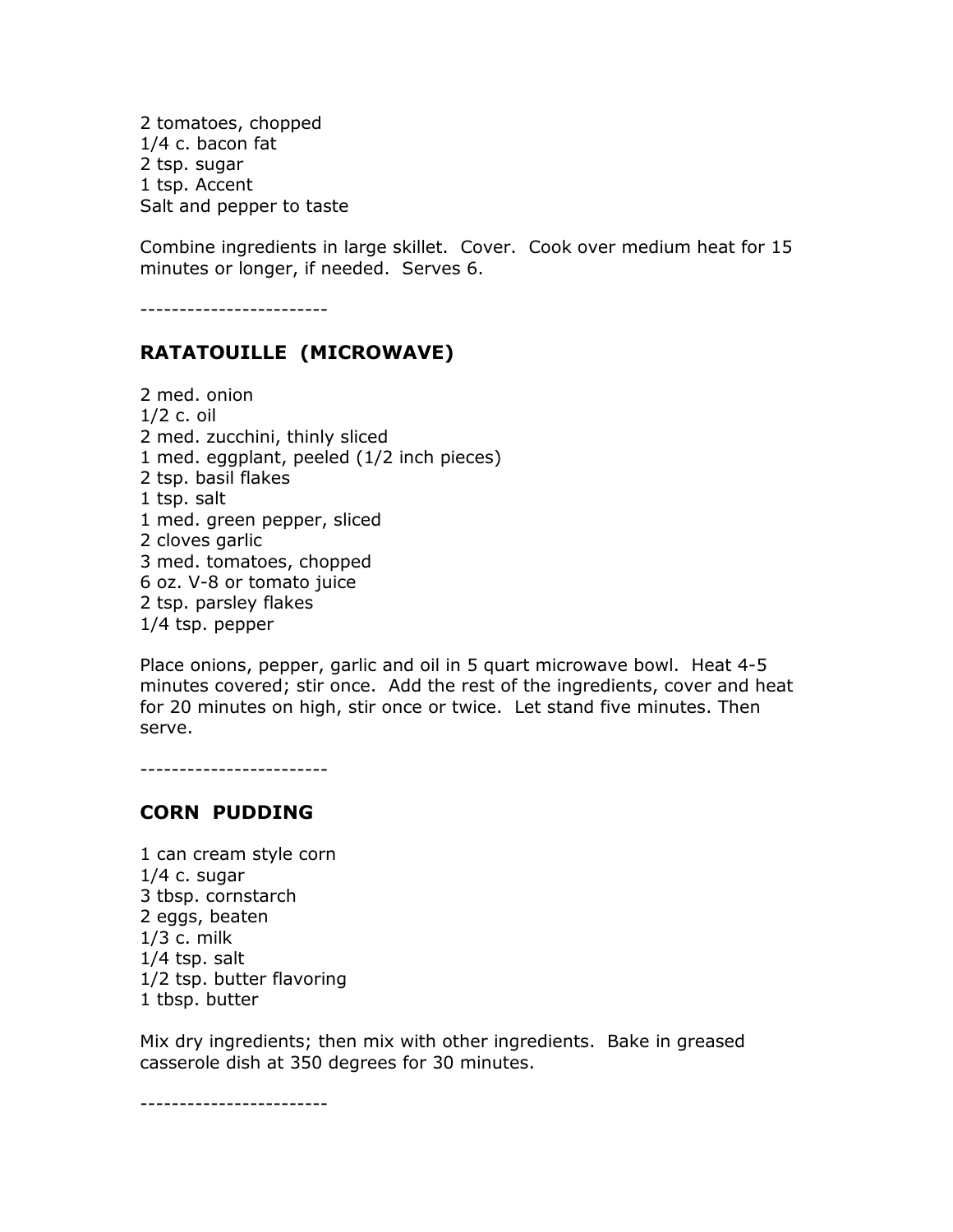2 tomatoes, chopped
1/4 c. bacon fat
2 tsp. sugar
1 tsp. Accent
Salt and pepper to taste

Combine ingredients in large skillet.  Cover.  Cook over medium heat for 15 minutes or longer, if needed.  Serves 6.

------------------------

## RATATOUILLE  (MICROWAVE)

2 med. onion
1/2 c. oil
2 med. zucchini, thinly sliced
1 med. eggplant, peeled (1/2 inch pieces)
2 tsp. basil flakes
1 tsp. salt
1 med. green pepper, sliced
2 cloves garlic
3 med. tomatoes, chopped
6 oz. V-8 or tomato juice
2 tsp. parsley flakes
1/4 tsp. pepper

Place onions, pepper, garlic and oil in 5 quart microwave bowl.  Heat 4-5 minutes covered; stir once.  Add the rest of the ingredients, cover and heat for 20 minutes on high, stir once or twice.  Let stand five minutes. Then serve.

------------------------

## CORN  PUDDING

1 can cream style corn
1/4 c. sugar
3 tbsp. cornstarch
2 eggs, beaten
1/3 c. milk
1/4 tsp. salt
1/2 tsp. butter flavoring
1 tbsp. butter

Mix dry ingredients; then mix with other ingredients.  Bake in greased casserole dish at 350 degrees for 30 minutes.

------------------------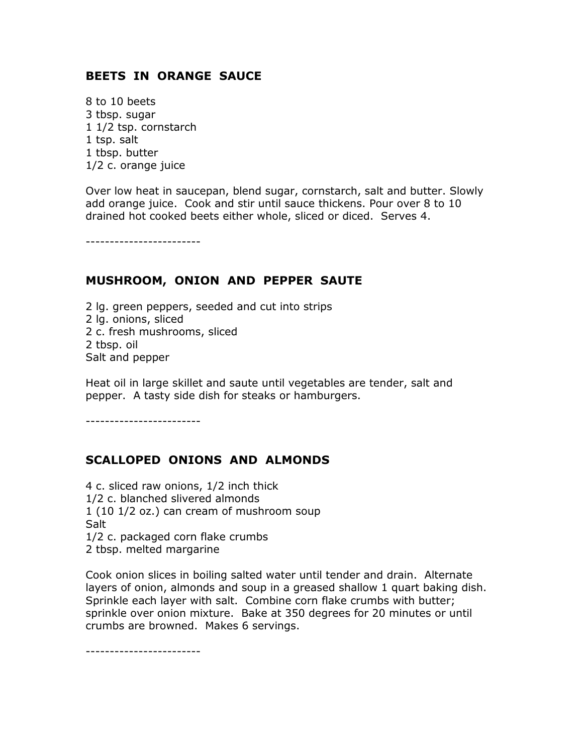## BEETS IN ORANGE SAUCE

8 to 10 beets
3 tbsp. sugar
1 1/2 tsp. cornstarch
1 tsp. salt
1 tbsp. butter
1/2 c. orange juice

Over low heat in saucepan, blend sugar, cornstarch, salt and butter. Slowly add orange juice. Cook and stir until sauce thickens. Pour over 8 to 10 drained hot cooked beets either whole, sliced or diced. Serves 4.

------------------------

## MUSHROOM, ONION AND PEPPER SAUTE

2 lg. green peppers, seeded and cut into strips
2 lg. onions, sliced
2 c. fresh mushrooms, sliced
2 tbsp. oil
Salt and pepper

Heat oil in large skillet and saute until vegetables are tender, salt and pepper. A tasty side dish for steaks or hamburgers.

------------------------

## SCALLOPED ONIONS AND ALMONDS

4 c. sliced raw onions, 1/2 inch thick
1/2 c. blanched slivered almonds
1 (10 1/2 oz.) can cream of mushroom soup
Salt
1/2 c. packaged corn flake crumbs
2 tbsp. melted margarine

Cook onion slices in boiling salted water until tender and drain. Alternate layers of onion, almonds and soup in a greased shallow 1 quart baking dish. Sprinkle each layer with salt. Combine corn flake crumbs with butter; sprinkle over onion mixture. Bake at 350 degrees for 20 minutes or until crumbs are browned. Makes 6 servings.

------------------------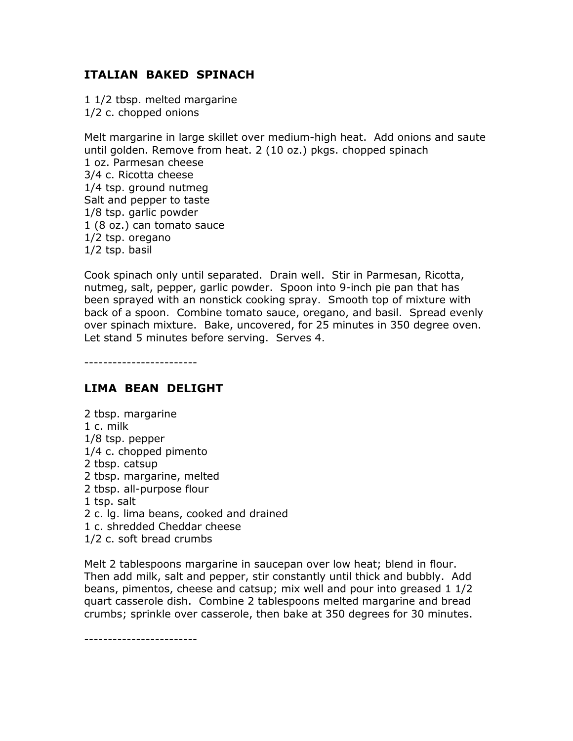## ITALIAN BAKED SPINACH

1 1/2 tbsp. melted margarine
1/2 c. chopped onions

Melt margarine in large skillet over medium-high heat. Add onions and saute until golden. Remove from heat. 2 (10 oz.) pkgs. chopped spinach
1 oz. Parmesan cheese
3/4 c. Ricotta cheese
1/4 tsp. ground nutmeg
Salt and pepper to taste
1/8 tsp. garlic powder
1 (8 oz.) can tomato sauce
1/2 tsp. oregano
1/2 tsp. basil

Cook spinach only until separated. Drain well. Stir in Parmesan, Ricotta, nutmeg, salt, pepper, garlic powder. Spoon into 9-inch pie pan that has been sprayed with an nonstick cooking spray. Smooth top of mixture with back of a spoon. Combine tomato sauce, oregano, and basil. Spread evenly over spinach mixture. Bake, uncovered, for 25 minutes in 350 degree oven. Let stand 5 minutes before serving. Serves 4.

------------------------

## LIMA BEAN DELIGHT

2 tbsp. margarine
1 c. milk
1/8 tsp. pepper
1/4 c. chopped pimento
2 tbsp. catsup
2 tbsp. margarine, melted
2 tbsp. all-purpose flour
1 tsp. salt
2 c. lg. lima beans, cooked and drained
1 c. shredded Cheddar cheese
1/2 c. soft bread crumbs

Melt 2 tablespoons margarine in saucepan over low heat; blend in flour. Then add milk, salt and pepper, stir constantly until thick and bubbly. Add beans, pimentos, cheese and catsup; mix well and pour into greased 1 1/2 quart casserole dish. Combine 2 tablespoons melted margarine and bread crumbs; sprinkle over casserole, then bake at 350 degrees for 30 minutes.

------------------------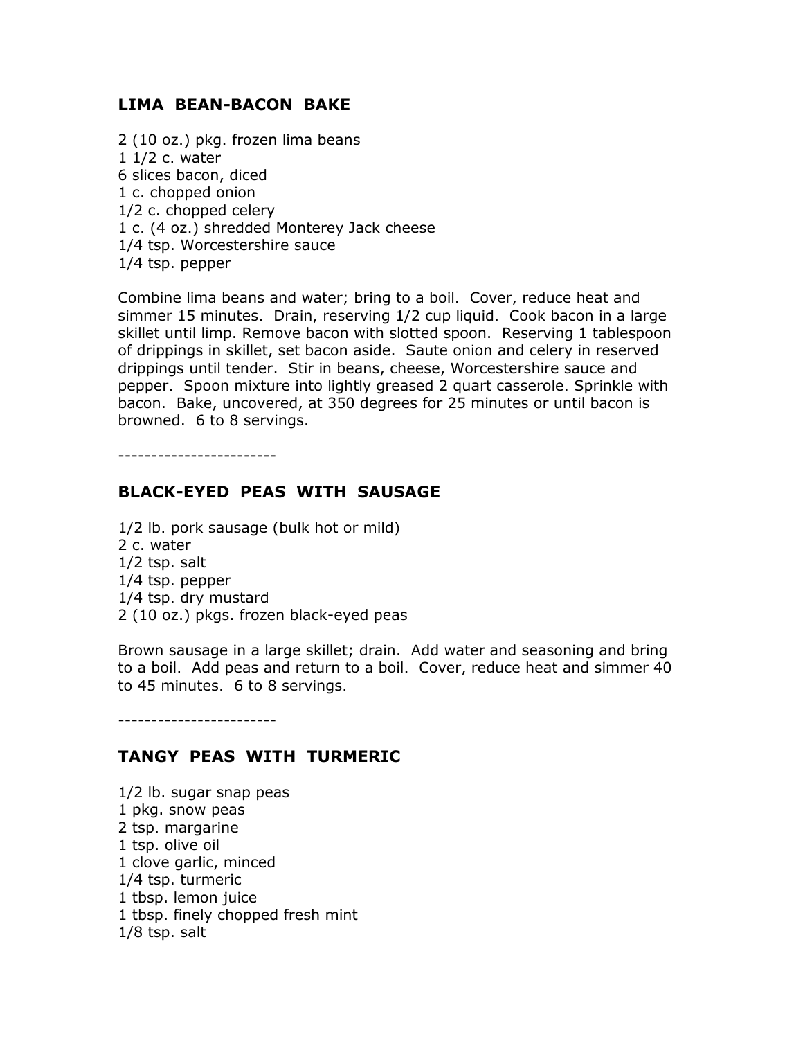## LIMA BEAN-BACON BAKE

2 (10 oz.) pkg. frozen lima beans
1 1/2 c. water
6 slices bacon, diced
1 c. chopped onion
1/2 c. chopped celery
1 c. (4 oz.) shredded Monterey Jack cheese
1/4 tsp. Worcestershire sauce
1/4 tsp. pepper

Combine lima beans and water; bring to a boil. Cover, reduce heat and simmer 15 minutes. Drain, reserving 1/2 cup liquid. Cook bacon in a large skillet until limp. Remove bacon with slotted spoon. Reserving 1 tablespoon of drippings in skillet, set bacon aside. Saute onion and celery in reserved drippings until tender. Stir in beans, cheese, Worcestershire sauce and pepper. Spoon mixture into lightly greased 2 quart casserole. Sprinkle with bacon. Bake, uncovered, at 350 degrees for 25 minutes or until bacon is browned. 6 to 8 servings.

------------------------

## BLACK-EYED PEAS WITH SAUSAGE

1/2 lb. pork sausage (bulk hot or mild)
2 c. water
1/2 tsp. salt
1/4 tsp. pepper
1/4 tsp. dry mustard
2 (10 oz.) pkgs. frozen black-eyed peas

Brown sausage in a large skillet; drain. Add water and seasoning and bring to a boil. Add peas and return to a boil. Cover, reduce heat and simmer 40 to 45 minutes. 6 to 8 servings.

------------------------

## TANGY PEAS WITH TURMERIC

1/2 lb. sugar snap peas
1 pkg. snow peas
2 tsp. margarine
1 tsp. olive oil
1 clove garlic, minced
1/4 tsp. turmeric
1 tbsp. lemon juice
1 tbsp. finely chopped fresh mint
1/8 tsp. salt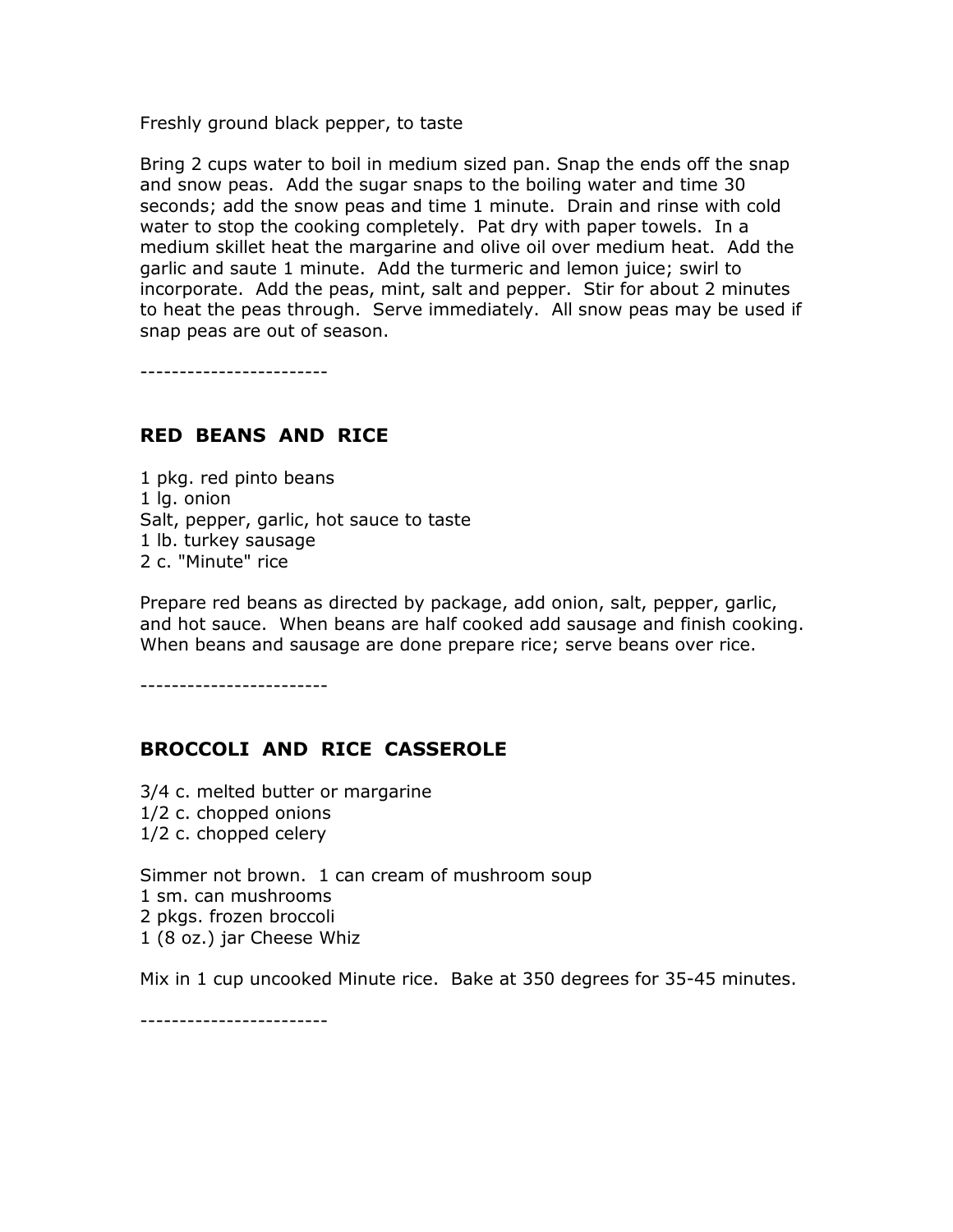Freshly ground black pepper, to taste

Bring 2 cups water to boil in medium sized pan. Snap the ends off the snap and snow peas. Add the sugar snaps to the boiling water and time 30 seconds; add the snow peas and time 1 minute. Drain and rinse with cold water to stop the cooking completely. Pat dry with paper towels. In a medium skillet heat the margarine and olive oil over medium heat. Add the garlic and saute 1 minute. Add the turmeric and lemon juice; swirl to incorporate. Add the peas, mint, salt and pepper. Stir for about 2 minutes to heat the peas through. Serve immediately. All snow peas may be used if snap peas are out of season.

------------------------

## RED BEANS AND RICE

1 pkg. red pinto beans
1 lg. onion
Salt, pepper, garlic, hot sauce to taste
1 lb. turkey sausage
2 c. "Minute" rice

Prepare red beans as directed by package, add onion, salt, pepper, garlic, and hot sauce. When beans are half cooked add sausage and finish cooking. When beans and sausage are done prepare rice; serve beans over rice.

------------------------

## BROCCOLI AND RICE CASSEROLE

3/4 c. melted butter or margarine
1/2 c. chopped onions
1/2 c. chopped celery

Simmer not brown. 1 can cream of mushroom soup
1 sm. can mushrooms
2 pkgs. frozen broccoli
1 (8 oz.) jar Cheese Whiz

Mix in 1 cup uncooked Minute rice. Bake at 350 degrees for 35-45 minutes.

------------------------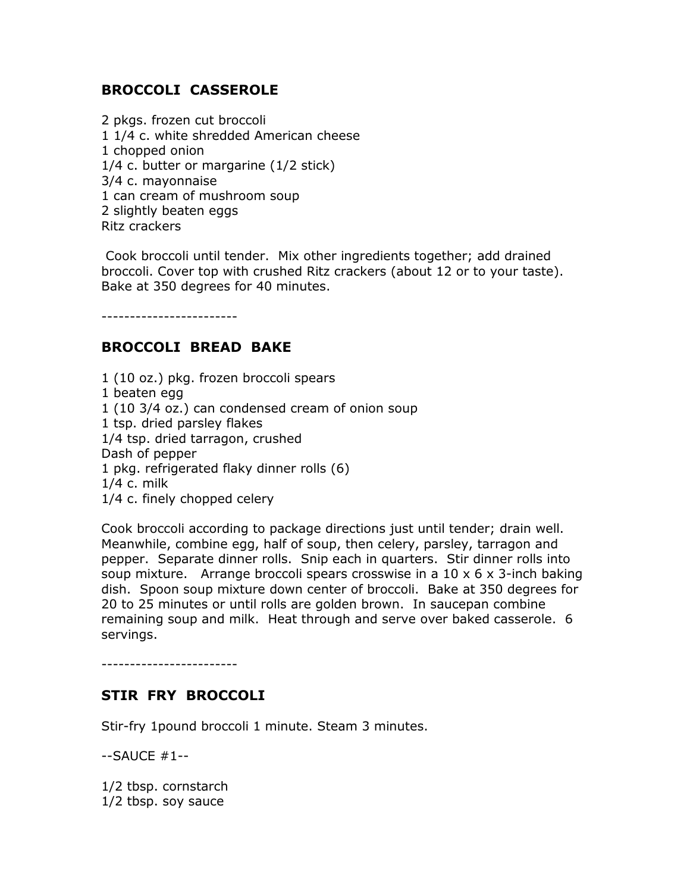## BROCCOLI CASSEROLE

2 pkgs. frozen cut broccoli
1 1/4 c. white shredded American cheese
1 chopped onion
1/4 c. butter or margarine (1/2 stick)
3/4 c. mayonnaise
1 can cream of mushroom soup
2 slightly beaten eggs
Ritz crackers

Cook broccoli until tender. Mix other ingredients together; add drained broccoli. Cover top with crushed Ritz crackers (about 12 or to your taste). Bake at 350 degrees for 40 minutes.

------------------------

## BROCCOLI BREAD BAKE

1 (10 oz.) pkg. frozen broccoli spears
1 beaten egg
1 (10 3/4 oz.) can condensed cream of onion soup
1 tsp. dried parsley flakes
1/4 tsp. dried tarragon, crushed
Dash of pepper
1 pkg. refrigerated flaky dinner rolls (6)
1/4 c. milk
1/4 c. finely chopped celery

Cook broccoli according to package directions just until tender; drain well. Meanwhile, combine egg, half of soup, then celery, parsley, tarragon and pepper. Separate dinner rolls. Snip each in quarters. Stir dinner rolls into soup mixture. Arrange broccoli spears crosswise in a 10 x 6 x 3-inch baking dish. Spoon soup mixture down center of broccoli. Bake at 350 degrees for 20 to 25 minutes or until rolls are golden brown. In saucepan combine remaining soup and milk. Heat through and serve over baked casserole. 6 servings.

------------------------

## STIR FRY BROCCOLI

Stir-fry 1pound broccoli 1 minute. Steam 3 minutes.

--SAUCE #1--

1/2 tbsp. cornstarch
1/2 tbsp. soy sauce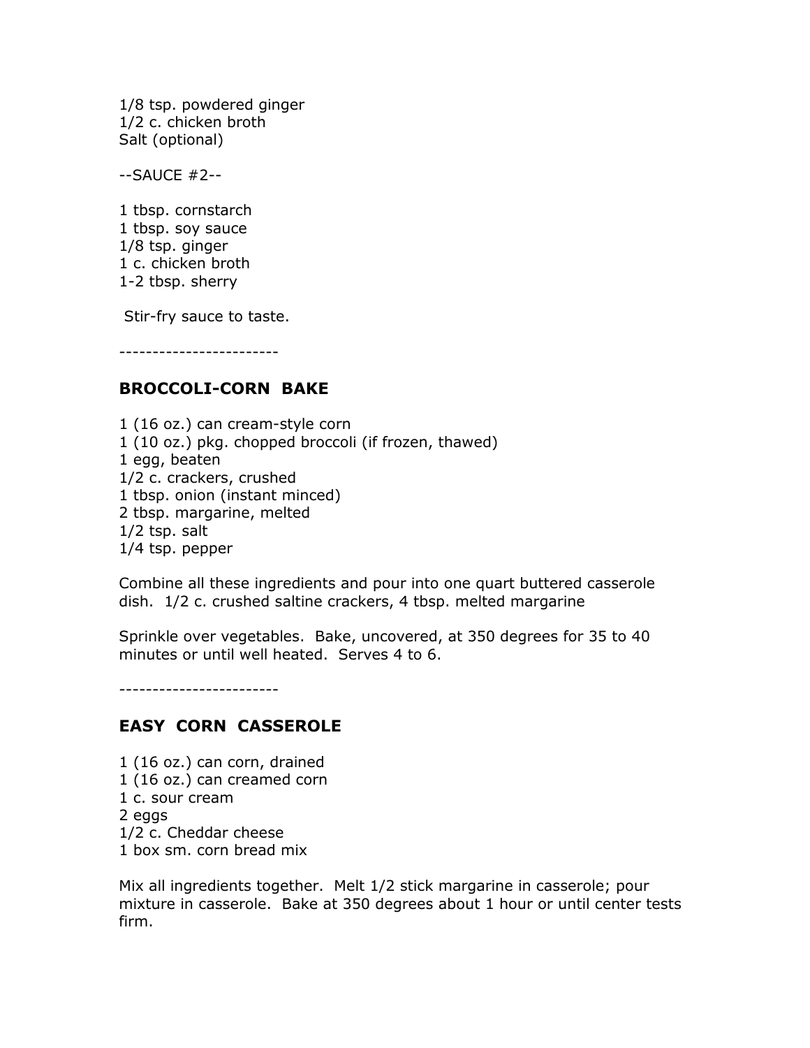1/8 tsp. powdered ginger
1/2 c. chicken broth
Salt (optional)

--SAUCE #2--

1 tbsp. cornstarch
1 tbsp. soy sauce
1/8 tsp. ginger
1 c. chicken broth
1-2 tbsp. sherry

Stir-fry sauce to taste.

------------------------

## BROCCOLI-CORN BAKE

1 (16 oz.) can cream-style corn
1 (10 oz.) pkg. chopped broccoli (if frozen, thawed)
1 egg, beaten
1/2 c. crackers, crushed
1 tbsp. onion (instant minced)
2 tbsp. margarine, melted
1/2 tsp. salt
1/4 tsp. pepper

Combine all these ingredients and pour into one quart buttered casserole dish. 1/2 c. crushed saltine crackers, 4 tbsp. melted margarine

Sprinkle over vegetables. Bake, uncovered, at 350 degrees for 35 to 40 minutes or until well heated. Serves 4 to 6.

------------------------

## EASY CORN CASSEROLE

1 (16 oz.) can corn, drained
1 (16 oz.) can creamed corn
1 c. sour cream
2 eggs
1/2 c. Cheddar cheese
1 box sm. corn bread mix

Mix all ingredients together. Melt 1/2 stick margarine in casserole; pour mixture in casserole. Bake at 350 degrees about 1 hour or until center tests firm.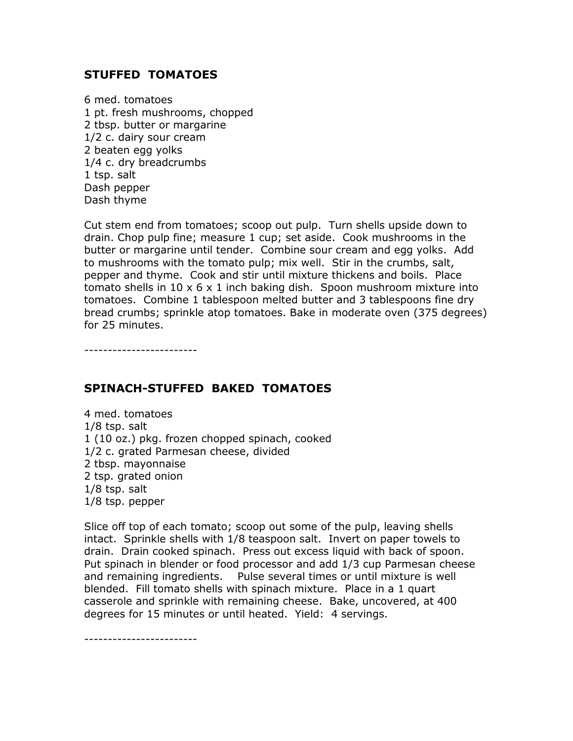## STUFFED TOMATOES

6 med. tomatoes
1 pt. fresh mushrooms, chopped
2 tbsp. butter or margarine
1/2 c. dairy sour cream
2 beaten egg yolks
1/4 c. dry breadcrumbs
1 tsp. salt
Dash pepper
Dash thyme

Cut stem end from tomatoes; scoop out pulp. Turn shells upside down to drain. Chop pulp fine; measure 1 cup; set aside. Cook mushrooms in the butter or margarine until tender. Combine sour cream and egg yolks. Add to mushrooms with the tomato pulp; mix well. Stir in the crumbs, salt, pepper and thyme. Cook and stir until mixture thickens and boils. Place tomato shells in 10 x 6 x 1 inch baking dish. Spoon mushroom mixture into tomatoes. Combine 1 tablespoon melted butter and 3 tablespoons fine dry bread crumbs; sprinkle atop tomatoes. Bake in moderate oven (375 degrees) for 25 minutes.

------------------------

## SPINACH-STUFFED BAKED TOMATOES

4 med. tomatoes
1/8 tsp. salt
1 (10 oz.) pkg. frozen chopped spinach, cooked
1/2 c. grated Parmesan cheese, divided
2 tbsp. mayonnaise
2 tsp. grated onion
1/8 tsp. salt
1/8 tsp. pepper

Slice off top of each tomato; scoop out some of the pulp, leaving shells intact. Sprinkle shells with 1/8 teaspoon salt. Invert on paper towels to drain. Drain cooked spinach. Press out excess liquid with back of spoon. Put spinach in blender or food processor and add 1/3 cup Parmesan cheese and remaining ingredients. Pulse several times or until mixture is well blended. Fill tomato shells with spinach mixture. Place in a 1 quart casserole and sprinkle with remaining cheese. Bake, uncovered, at 400 degrees for 15 minutes or until heated. Yield: 4 servings.

------------------------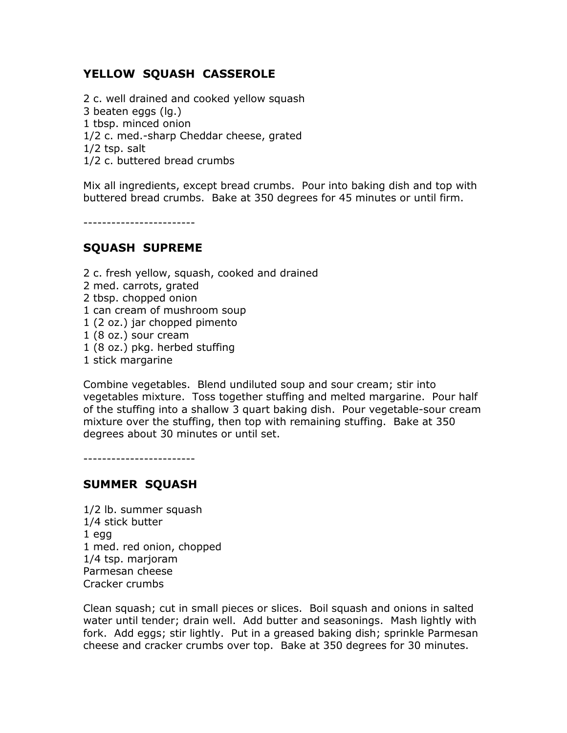## YELLOW SQUASH CASSEROLE

2 c. well drained and cooked yellow squash
3 beaten eggs (lg.)
1 tbsp. minced onion
1/2 c. med.-sharp Cheddar cheese, grated
1/2 tsp. salt
1/2 c. buttered bread crumbs

Mix all ingredients, except bread crumbs. Pour into baking dish and top with buttered bread crumbs. Bake at 350 degrees for 45 minutes or until firm.

------------------------

## SQUASH SUPREME

2 c. fresh yellow, squash, cooked and drained
2 med. carrots, grated
2 tbsp. chopped onion
1 can cream of mushroom soup
1 (2 oz.) jar chopped pimento
1 (8 oz.) sour cream
1 (8 oz.) pkg. herbed stuffing
1 stick margarine

Combine vegetables. Blend undiluted soup and sour cream; stir into vegetables mixture. Toss together stuffing and melted margarine. Pour half of the stuffing into a shallow 3 quart baking dish. Pour vegetable-sour cream mixture over the stuffing, then top with remaining stuffing. Bake at 350 degrees about 30 minutes or until set.

------------------------

## SUMMER SQUASH

1/2 lb. summer squash
1/4 stick butter
1 egg
1 med. red onion, chopped
1/4 tsp. marjoram
Parmesan cheese
Cracker crumbs

Clean squash; cut in small pieces or slices. Boil squash and onions in salted water until tender; drain well. Add butter and seasonings. Mash lightly with fork. Add eggs; stir lightly. Put in a greased baking dish; sprinkle Parmesan cheese and cracker crumbs over top. Bake at 350 degrees for 30 minutes.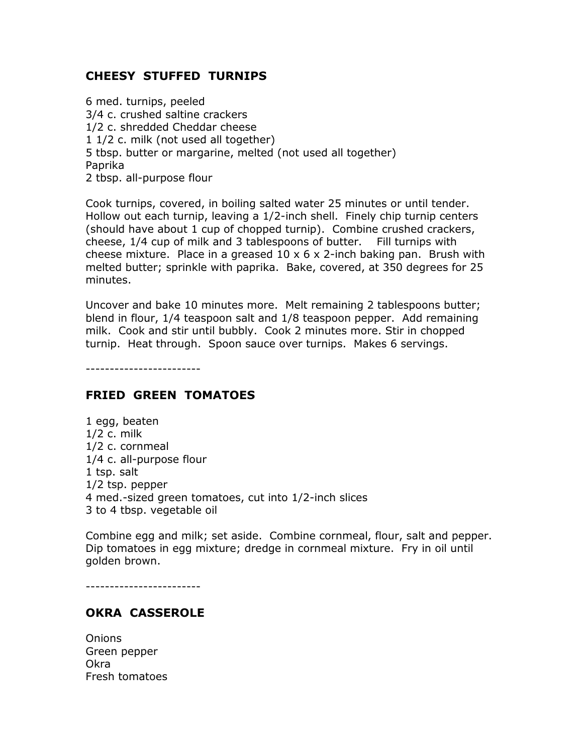## CHEESY STUFFED TURNIPS

6 med. turnips, peeled
3/4 c. crushed saltine crackers
1/2 c. shredded Cheddar cheese
1 1/2 c. milk (not used all together)
5 tbsp. butter or margarine, melted (not used all together)
Paprika
2 tbsp. all-purpose flour

Cook turnips, covered, in boiling salted water 25 minutes or until tender. Hollow out each turnip, leaving a 1/2-inch shell. Finely chip turnip centers (should have about 1 cup of chopped turnip). Combine crushed crackers, cheese, 1/4 cup of milk and 3 tablespoons of butter. Fill turnips with cheese mixture. Place in a greased 10 x 6 x 2-inch baking pan. Brush with melted butter; sprinkle with paprika. Bake, covered, at 350 degrees for 25 minutes.

Uncover and bake 10 minutes more. Melt remaining 2 tablespoons butter; blend in flour, 1/4 teaspoon salt and 1/8 teaspoon pepper. Add remaining milk. Cook and stir until bubbly. Cook 2 minutes more. Stir in chopped turnip. Heat through. Spoon sauce over turnips. Makes 6 servings.

------------------------

## FRIED GREEN TOMATOES

1 egg, beaten
1/2 c. milk
1/2 c. cornmeal
1/4 c. all-purpose flour
1 tsp. salt
1/2 tsp. pepper
4 med.-sized green tomatoes, cut into 1/2-inch slices
3 to 4 tbsp. vegetable oil

Combine egg and milk; set aside. Combine cornmeal, flour, salt and pepper. Dip tomatoes in egg mixture; dredge in cornmeal mixture. Fry in oil until golden brown.

------------------------

## OKRA CASSEROLE

Onions
Green pepper
Okra
Fresh tomatoes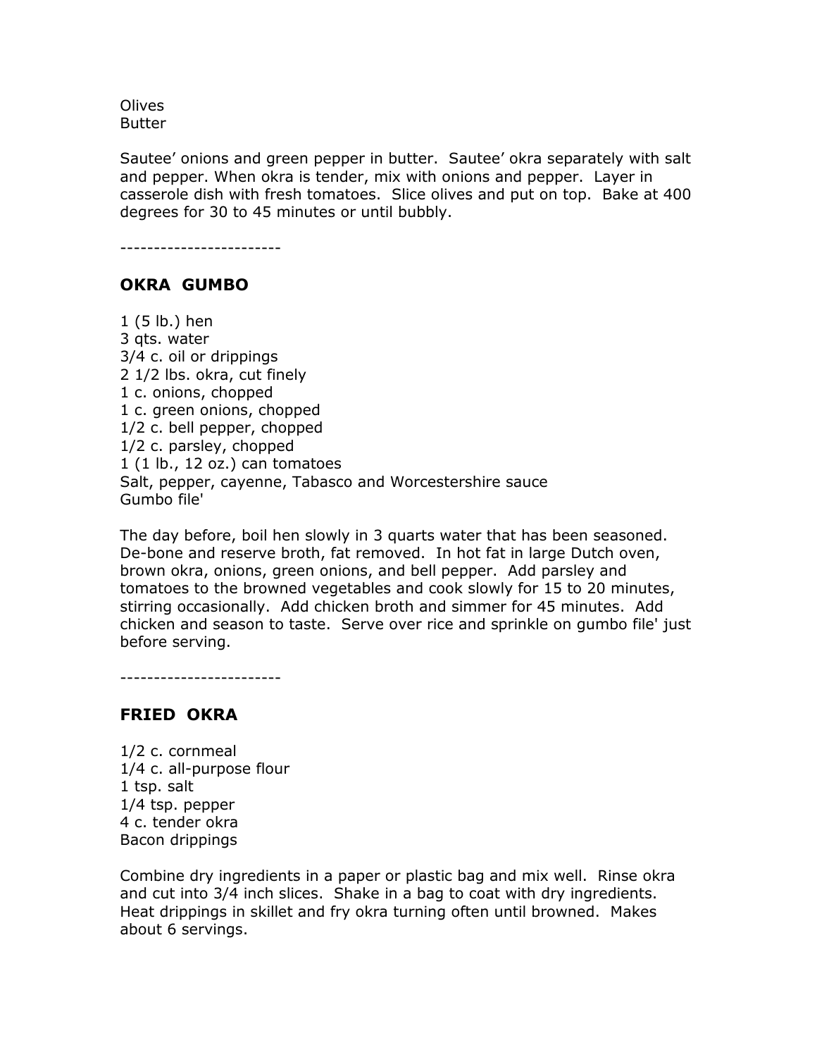Olives
Butter

Sautee' onions and green pepper in butter. Sautee' okra separately with salt and pepper. When okra is tender, mix with onions and pepper. Layer in casserole dish with fresh tomatoes. Slice olives and put on top. Bake at 400 degrees for 30 to 45 minutes or until bubbly.

------------------------

## OKRA GUMBO

1 (5 lb.) hen
3 qts. water
3/4 c. oil or drippings
2 1/2 lbs. okra, cut finely
1 c. onions, chopped
1 c. green onions, chopped
1/2 c. bell pepper, chopped
1/2 c. parsley, chopped
1 (1 lb., 12 oz.) can tomatoes
Salt, pepper, cayenne, Tabasco and Worcestershire sauce
Gumbo file'

The day before, boil hen slowly in 3 quarts water that has been seasoned. De-bone and reserve broth, fat removed. In hot fat in large Dutch oven, brown okra, onions, green onions, and bell pepper. Add parsley and tomatoes to the browned vegetables and cook slowly for 15 to 20 minutes, stirring occasionally. Add chicken broth and simmer for 45 minutes. Add chicken and season to taste. Serve over rice and sprinkle on gumbo file' just before serving.

------------------------

## FRIED OKRA

1/2 c. cornmeal
1/4 c. all-purpose flour
1 tsp. salt
1/4 tsp. pepper
4 c. tender okra
Bacon drippings

Combine dry ingredients in a paper or plastic bag and mix well. Rinse okra and cut into 3/4 inch slices. Shake in a bag to coat with dry ingredients. Heat drippings in skillet and fry okra turning often until browned. Makes about 6 servings.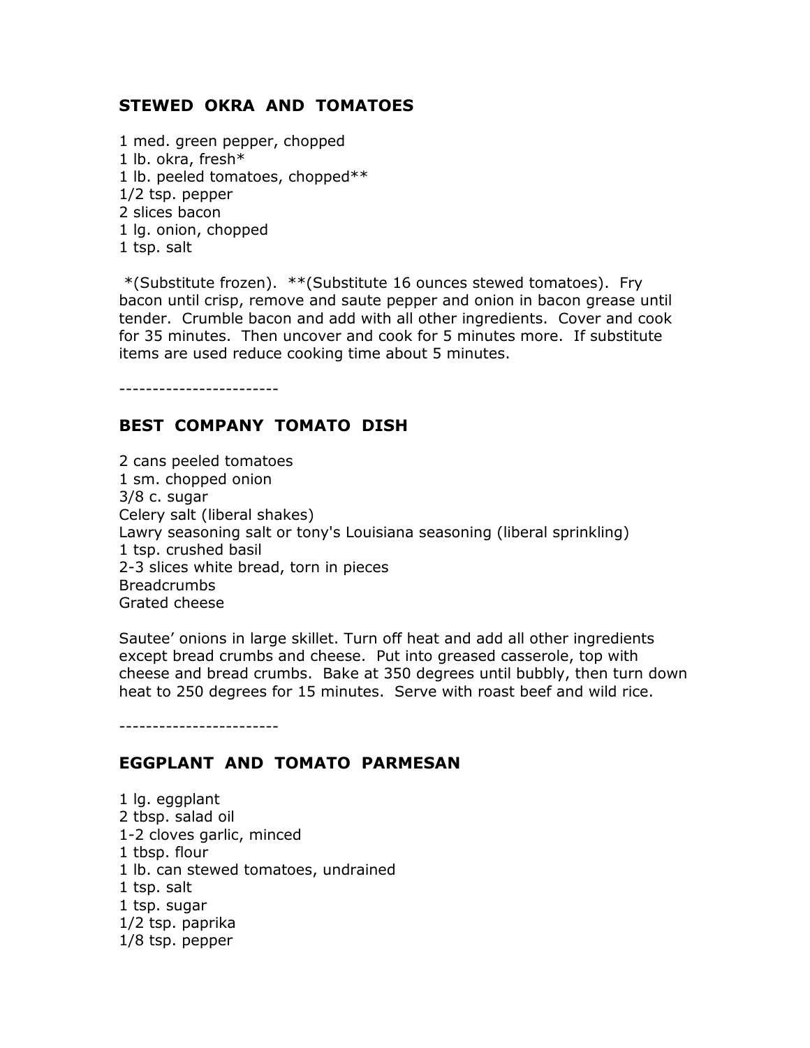## STEWED OKRA AND TOMATOES

1 med. green pepper, chopped
1 lb. okra, fresh*
1 lb. peeled tomatoes, chopped**
1/2 tsp. pepper
2 slices bacon
1 lg. onion, chopped
1 tsp. salt

*(Substitute frozen). **(Substitute 16 ounces stewed tomatoes). Fry bacon until crisp, remove and saute pepper and onion in bacon grease until tender. Crumble bacon and add with all other ingredients. Cover and cook for 35 minutes. Then uncover and cook for 5 minutes more. If substitute items are used reduce cooking time about 5 minutes.

------------------------

## BEST COMPANY TOMATO DISH

2 cans peeled tomatoes
1 sm. chopped onion
3/8 c. sugar
Celery salt (liberal shakes)
Lawry seasoning salt or tony's Louisiana seasoning (liberal sprinkling)
1 tsp. crushed basil
2-3 slices white bread, torn in pieces
Breadcrumbs
Grated cheese

Sautee' onions in large skillet. Turn off heat and add all other ingredients except bread crumbs and cheese. Put into greased casserole, top with cheese and bread crumbs. Bake at 350 degrees until bubbly, then turn down heat to 250 degrees for 15 minutes. Serve with roast beef and wild rice.

------------------------

## EGGPLANT AND TOMATO PARMESAN

1 lg. eggplant
2 tbsp. salad oil
1-2 cloves garlic, minced
1 tbsp. flour
1 lb. can stewed tomatoes, undrained
1 tsp. salt
1 tsp. sugar
1/2 tsp. paprika
1/8 tsp. pepper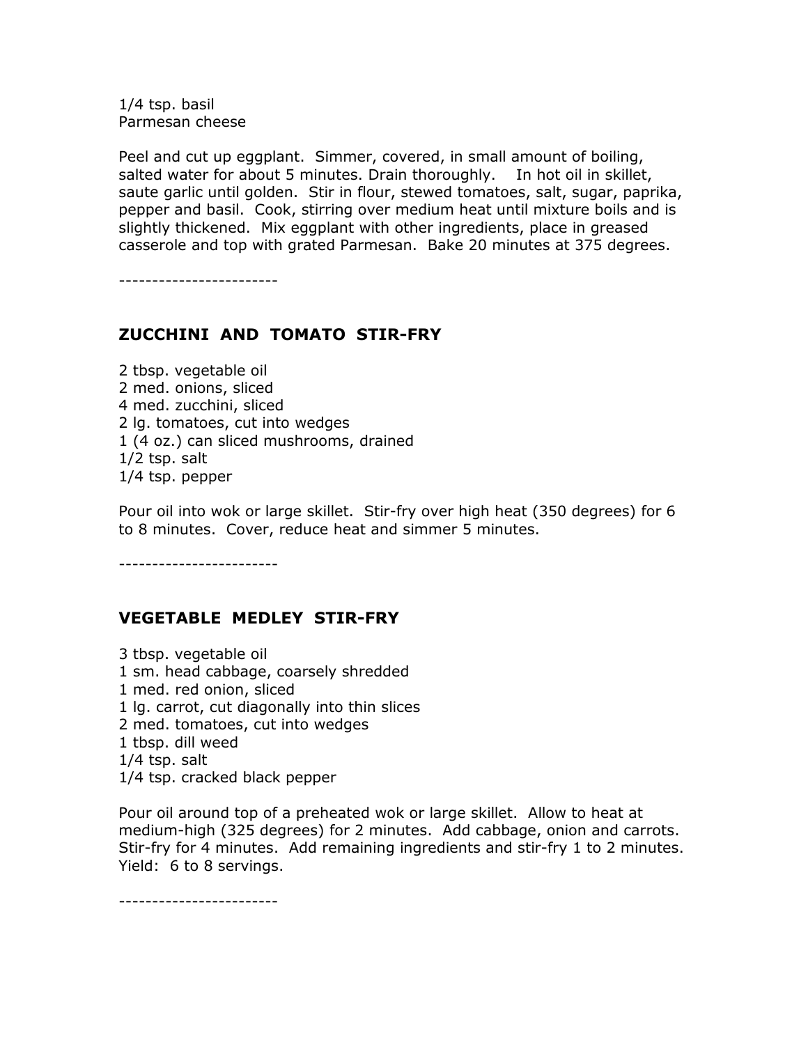1/4 tsp. basil
Parmesan cheese

Peel and cut up eggplant. Simmer, covered, in small amount of boiling, salted water for about 5 minutes. Drain thoroughly. In hot oil in skillet, saute garlic until golden. Stir in flour, stewed tomatoes, salt, sugar, paprika, pepper and basil. Cook, stirring over medium heat until mixture boils and is slightly thickened. Mix eggplant with other ingredients, place in greased casserole and top with grated Parmesan. Bake 20 minutes at 375 degrees.

------------------------

## ZUCCHINI AND TOMATO STIR-FRY

2 tbsp. vegetable oil
2 med. onions, sliced
4 med. zucchini, sliced
2 lg. tomatoes, cut into wedges
1 (4 oz.) can sliced mushrooms, drained
1/2 tsp. salt
1/4 tsp. pepper

Pour oil into wok or large skillet. Stir-fry over high heat (350 degrees) for 6 to 8 minutes. Cover, reduce heat and simmer 5 minutes.

------------------------

## VEGETABLE MEDLEY STIR-FRY

3 tbsp. vegetable oil
1 sm. head cabbage, coarsely shredded
1 med. red onion, sliced
1 lg. carrot, cut diagonally into thin slices
2 med. tomatoes, cut into wedges
1 tbsp. dill weed
1/4 tsp. salt
1/4 tsp. cracked black pepper

Pour oil around top of a preheated wok or large skillet. Allow to heat at medium-high (325 degrees) for 2 minutes. Add cabbage, onion and carrots. Stir-fry for 4 minutes. Add remaining ingredients and stir-fry 1 to 2 minutes. Yield: 6 to 8 servings.

------------------------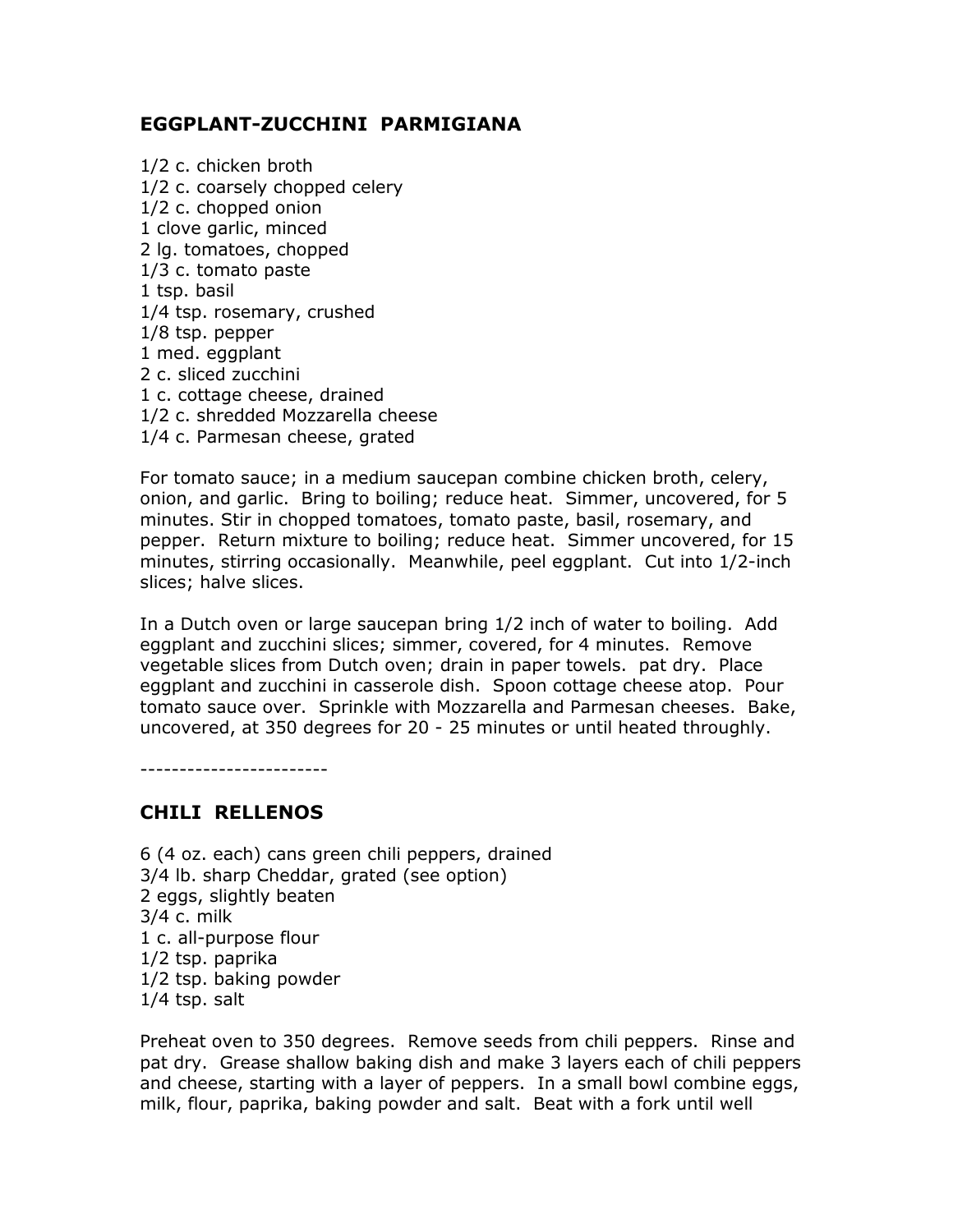## EGGPLANT-ZUCCHINI PARMIGIANA

1/2 c. chicken broth
1/2 c. coarsely chopped celery
1/2 c. chopped onion
1 clove garlic, minced
2 lg. tomatoes, chopped
1/3 c. tomato paste
1 tsp. basil
1/4 tsp. rosemary, crushed
1/8 tsp. pepper
1 med. eggplant
2 c. sliced zucchini
1 c. cottage cheese, drained
1/2 c. shredded Mozzarella cheese
1/4 c. Parmesan cheese, grated

For tomato sauce; in a medium saucepan combine chicken broth, celery, onion, and garlic. Bring to boiling; reduce heat. Simmer, uncovered, for 5 minutes. Stir in chopped tomatoes, tomato paste, basil, rosemary, and pepper. Return mixture to boiling; reduce heat. Simmer uncovered, for 15 minutes, stirring occasionally. Meanwhile, peel eggplant. Cut into 1/2-inch slices; halve slices.

In a Dutch oven or large saucepan bring 1/2 inch of water to boiling. Add eggplant and zucchini slices; simmer, covered, for 4 minutes. Remove vegetable slices from Dutch oven; drain in paper towels. pat dry. Place eggplant and zucchini in casserole dish. Spoon cottage cheese atop. Pour tomato sauce over. Sprinkle with Mozzarella and Parmesan cheeses. Bake, uncovered, at 350 degrees for 20 - 25 minutes or until heated throughly.

------------------------

## CHILI RELLENOS

6 (4 oz. each) cans green chili peppers, drained
3/4 lb. sharp Cheddar, grated (see option)
2 eggs, slightly beaten
3/4 c. milk
1 c. all-purpose flour
1/2 tsp. paprika
1/2 tsp. baking powder
1/4 tsp. salt

Preheat oven to 350 degrees. Remove seeds from chili peppers. Rinse and pat dry. Grease shallow baking dish and make 3 layers each of chili peppers and cheese, starting with a layer of peppers. In a small bowl combine eggs, milk, flour, paprika, baking powder and salt. Beat with a fork until well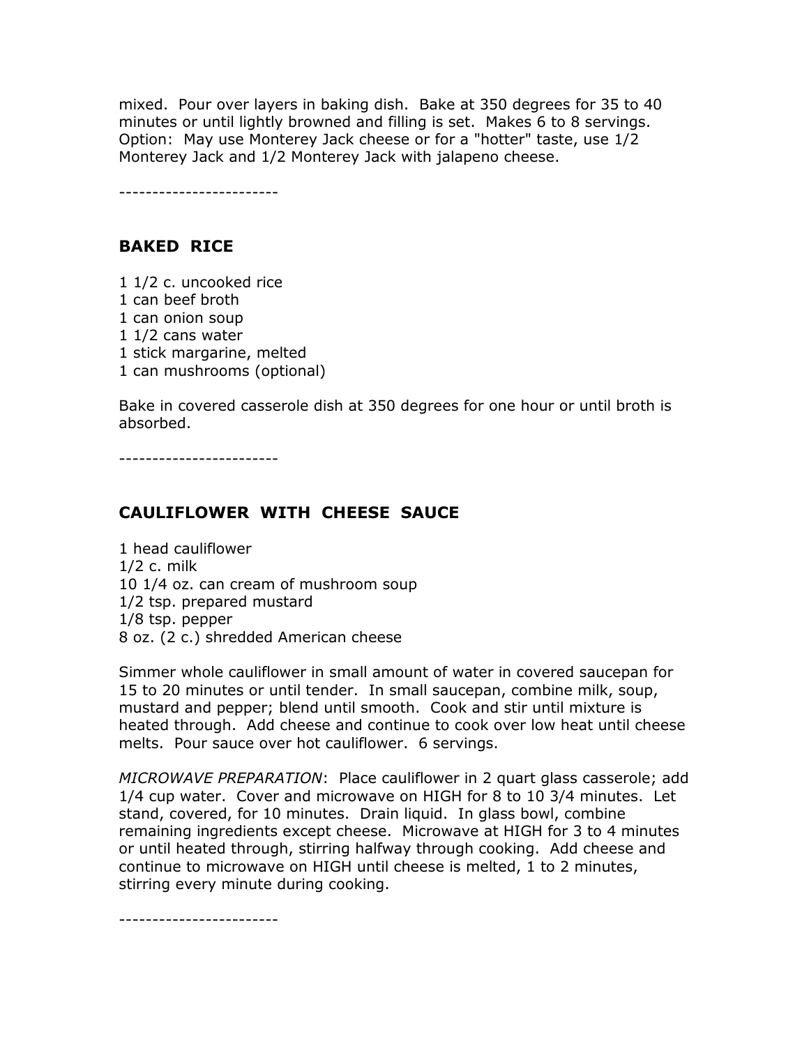mixed. Pour over layers in baking dish. Bake at 350 degrees for 35 to 40 minutes or until lightly browned and filling is set. Makes 6 to 8 servings. Option: May use Monterey Jack cheese or for a "hotter" taste, use 1/2 Monterey Jack and 1/2 Monterey Jack with jalapeno cheese.

------------------------

## BAKED RICE

1 1/2 c. uncooked rice
1 can beef broth
1 can onion soup
1 1/2 cans water
1 stick margarine, melted
1 can mushrooms (optional)

Bake in covered casserole dish at 350 degrees for one hour or until broth is absorbed.

------------------------

## CAULIFLOWER WITH CHEESE SAUCE

1 head cauliflower
1/2 c. milk
10 1/4 oz. can cream of mushroom soup
1/2 tsp. prepared mustard
1/8 tsp. pepper
8 oz. (2 c.) shredded American cheese

Simmer whole cauliflower in small amount of water in covered saucepan for 15 to 20 minutes or until tender. In small saucepan, combine milk, soup, mustard and pepper; blend until smooth. Cook and stir until mixture is heated through. Add cheese and continue to cook over low heat until cheese melts. Pour sauce over hot cauliflower. 6 servings.

*MICROWAVE PREPARATION*: Place cauliflower in 2 quart glass casserole; add 1/4 cup water. Cover and microwave on HIGH for 8 to 10 3/4 minutes. Let stand, covered, for 10 minutes. Drain liquid. In glass bowl, combine remaining ingredients except cheese. Microwave at HIGH for 3 to 4 minutes or until heated through, stirring halfway through cooking. Add cheese and continue to microwave on HIGH until cheese is melted, 1 to 2 minutes, stirring every minute during cooking.

------------------------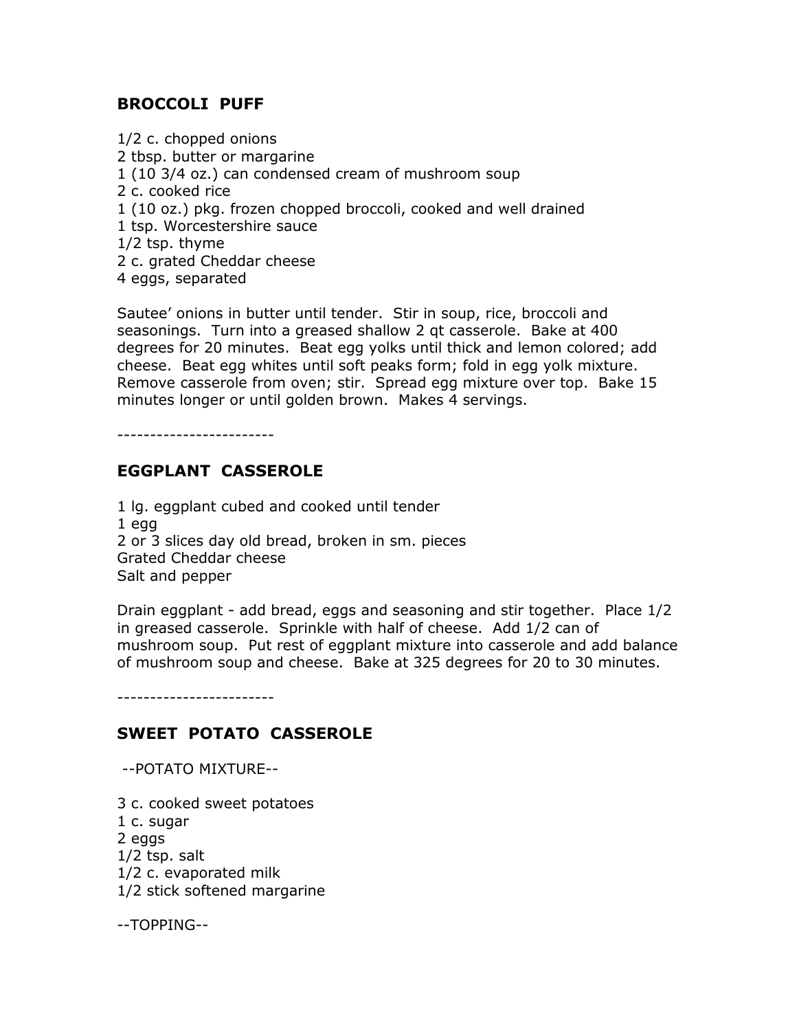## BROCCOLI PUFF

1/2 c. chopped onions
2 tbsp. butter or margarine
1 (10 3/4 oz.) can condensed cream of mushroom soup
2 c. cooked rice
1 (10 oz.) pkg. frozen chopped broccoli, cooked and well drained
1 tsp. Worcestershire sauce
1/2 tsp. thyme
2 c. grated Cheddar cheese
4 eggs, separated

Sautee' onions in butter until tender. Stir in soup, rice, broccoli and seasonings. Turn into a greased shallow 2 qt casserole. Bake at 400 degrees for 20 minutes. Beat egg yolks until thick and lemon colored; add cheese. Beat egg whites until soft peaks form; fold in egg yolk mixture. Remove casserole from oven; stir. Spread egg mixture over top. Bake 15 minutes longer or until golden brown. Makes 4 servings.

------------------------

## EGGPLANT CASSEROLE

1 lg. eggplant cubed and cooked until tender
1 egg
2 or 3 slices day old bread, broken in sm. pieces
Grated Cheddar cheese
Salt and pepper

Drain eggplant - add bread, eggs and seasoning and stir together. Place 1/2 in greased casserole. Sprinkle with half of cheese. Add 1/2 can of mushroom soup. Put rest of eggplant mixture into casserole and add balance of mushroom soup and cheese. Bake at 325 degrees for 20 to 30 minutes.

------------------------

## SWEET POTATO CASSEROLE

--POTATO MIXTURE--

3 c. cooked sweet potatoes
1 c. sugar
2 eggs
1/2 tsp. salt
1/2 c. evaporated milk
1/2 stick softened margarine

--TOPPING--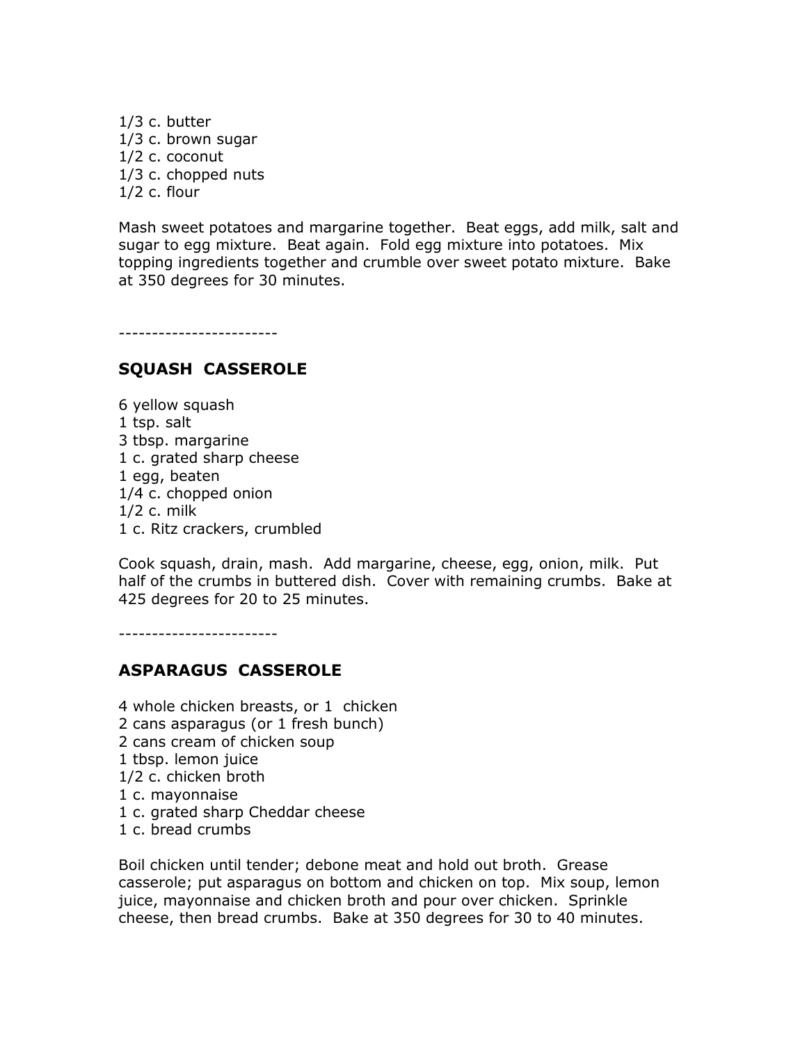1/3 c. butter
1/3 c. brown sugar
1/2 c. coconut
1/3 c. chopped nuts
1/2 c. flour

Mash sweet potatoes and margarine together. Beat eggs, add milk, salt and sugar to egg mixture. Beat again. Fold egg mixture into potatoes. Mix topping ingredients together and crumble over sweet potato mixture. Bake at 350 degrees for 30 minutes.

------------------------

## SQUASH CASSEROLE

6 yellow squash
1 tsp. salt
3 tbsp. margarine
1 c. grated sharp cheese
1 egg, beaten
1/4 c. chopped onion
1/2 c. milk
1 c. Ritz crackers, crumbled

Cook squash, drain, mash. Add margarine, cheese, egg, onion, milk. Put half of the crumbs in buttered dish. Cover with remaining crumbs. Bake at 425 degrees for 20 to 25 minutes.

------------------------

## ASPARAGUS CASSEROLE

4 whole chicken breasts, or 1 chicken
2 cans asparagus (or 1 fresh bunch)
2 cans cream of chicken soup
1 tbsp. lemon juice
1/2 c. chicken broth
1 c. mayonnaise
1 c. grated sharp Cheddar cheese
1 c. bread crumbs

Boil chicken until tender; debone meat and hold out broth. Grease casserole; put asparagus on bottom and chicken on top. Mix soup, lemon juice, mayonnaise and chicken broth and pour over chicken. Sprinkle cheese, then bread crumbs. Bake at 350 degrees for 30 to 40 minutes.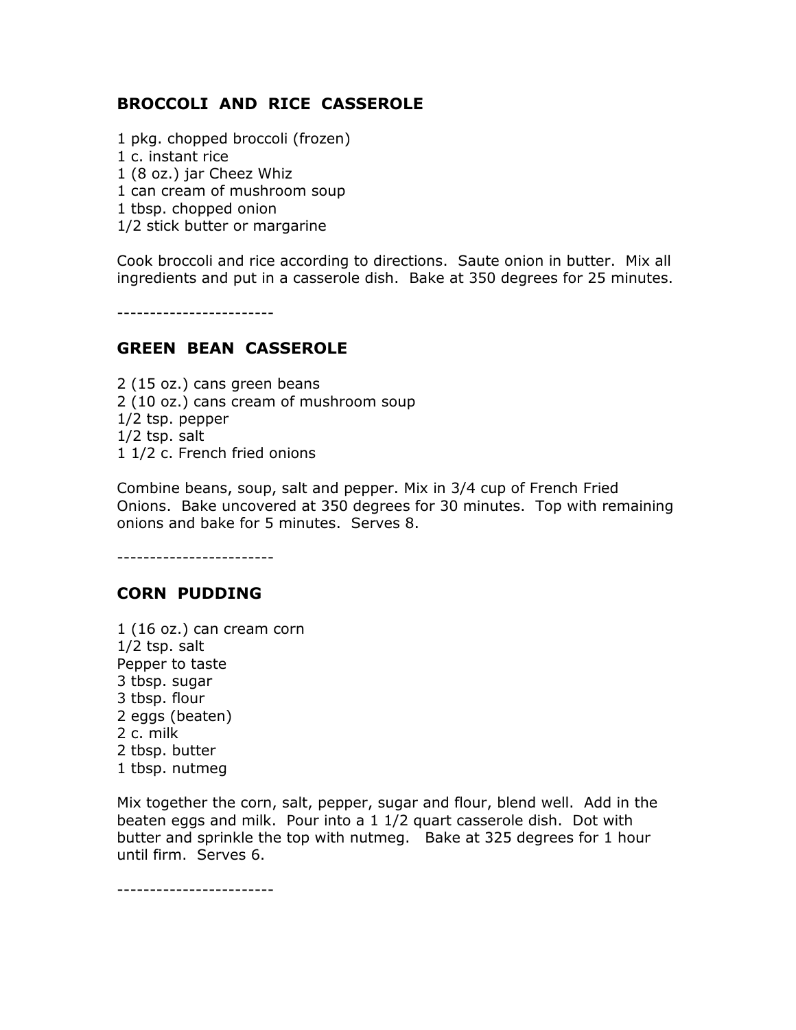## BROCCOLI AND RICE CASSEROLE

1 pkg. chopped broccoli (frozen)
1 c. instant rice
1 (8 oz.) jar Cheez Whiz
1 can cream of mushroom soup
1 tbsp. chopped onion
1/2 stick butter or margarine

Cook broccoli and rice according to directions. Saute onion in butter. Mix all ingredients and put in a casserole dish. Bake at 350 degrees for 25 minutes.

------------------------

## GREEN BEAN CASSEROLE

2 (15 oz.) cans green beans
2 (10 oz.) cans cream of mushroom soup
1/2 tsp. pepper
1/2 tsp. salt
1 1/2 c. French fried onions

Combine beans, soup, salt and pepper. Mix in 3/4 cup of French Fried Onions. Bake uncovered at 350 degrees for 30 minutes. Top with remaining onions and bake for 5 minutes. Serves 8.

------------------------

## CORN PUDDING

1 (16 oz.) can cream corn
1/2 tsp. salt
Pepper to taste
3 tbsp. sugar
3 tbsp. flour
2 eggs (beaten)
2 c. milk
2 tbsp. butter
1 tbsp. nutmeg

Mix together the corn, salt, pepper, sugar and flour, blend well. Add in the beaten eggs and milk. Pour into a 1 1/2 quart casserole dish. Dot with butter and sprinkle the top with nutmeg. Bake at 325 degrees for 1 hour until firm. Serves 6.

------------------------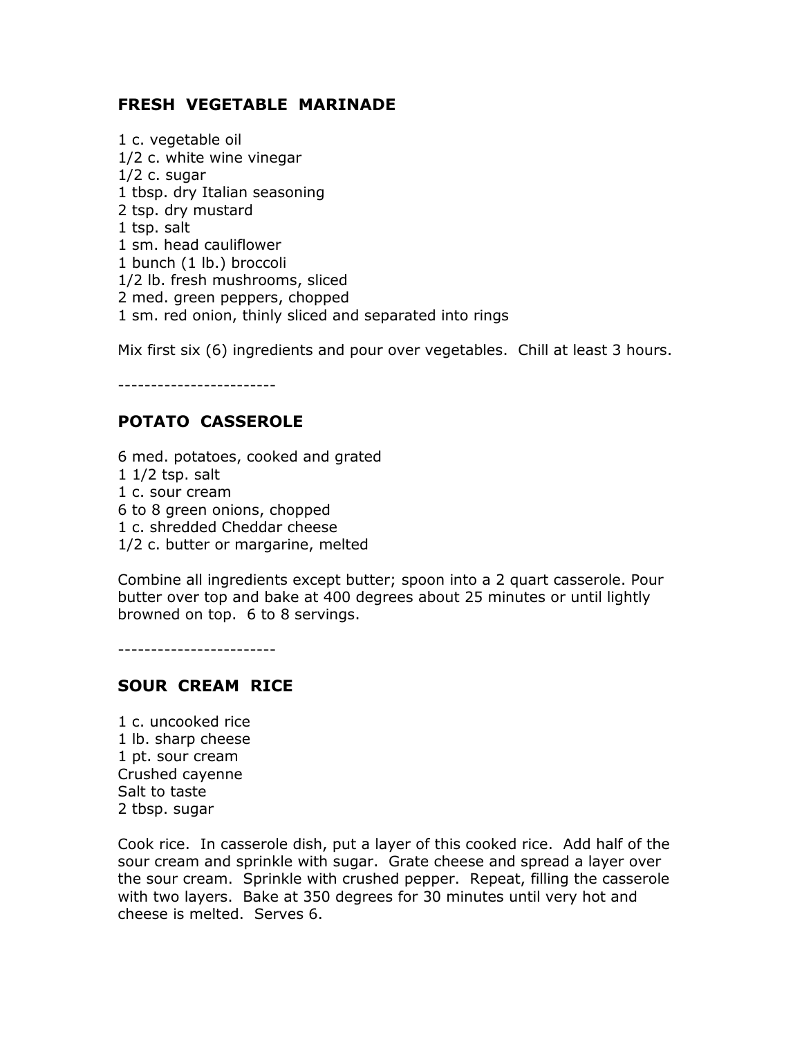## FRESH VEGETABLE MARINADE

1 c. vegetable oil
1/2 c. white wine vinegar
1/2 c. sugar
1 tbsp. dry Italian seasoning
2 tsp. dry mustard
1 tsp. salt
1 sm. head cauliflower
1 bunch (1 lb.) broccoli
1/2 lb. fresh mushrooms, sliced
2 med. green peppers, chopped
1 sm. red onion, thinly sliced and separated into rings

Mix first six (6) ingredients and pour over vegetables. Chill at least 3 hours.

------------------------

## POTATO CASSEROLE

6 med. potatoes, cooked and grated
1 1/2 tsp. salt
1 c. sour cream
6 to 8 green onions, chopped
1 c. shredded Cheddar cheese
1/2 c. butter or margarine, melted

Combine all ingredients except butter; spoon into a 2 quart casserole. Pour butter over top and bake at 400 degrees about 25 minutes or until lightly browned on top. 6 to 8 servings.

------------------------

## SOUR CREAM RICE

1 c. uncooked rice
1 lb. sharp cheese
1 pt. sour cream
Crushed cayenne
Salt to taste
2 tbsp. sugar

Cook rice. In casserole dish, put a layer of this cooked rice. Add half of the sour cream and sprinkle with sugar. Grate cheese and spread a layer over the sour cream. Sprinkle with crushed pepper. Repeat, filling the casserole with two layers. Bake at 350 degrees for 30 minutes until very hot and cheese is melted. Serves 6.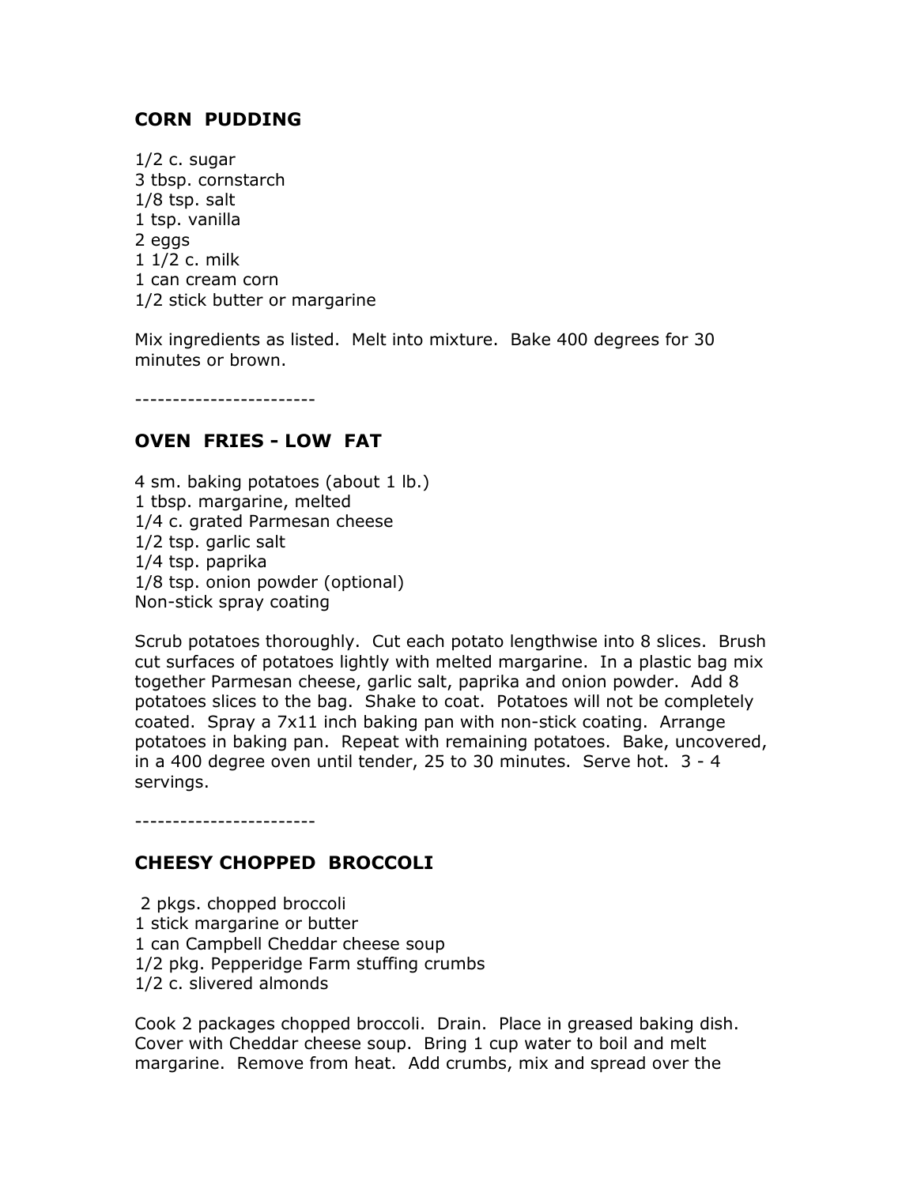## CORN PUDDING

1/2 c. sugar
3 tbsp. cornstarch
1/8 tsp. salt
1 tsp. vanilla
2 eggs
1 1/2 c. milk
1 can cream corn
1/2 stick butter or margarine

Mix ingredients as listed. Melt into mixture. Bake 400 degrees for 30 minutes or brown.

------------------------

## OVEN FRIES - LOW FAT

4 sm. baking potatoes (about 1 lb.)
1 tbsp. margarine, melted
1/4 c. grated Parmesan cheese
1/2 tsp. garlic salt
1/4 tsp. paprika
1/8 tsp. onion powder (optional)
Non-stick spray coating

Scrub potatoes thoroughly. Cut each potato lengthwise into 8 slices. Brush cut surfaces of potatoes lightly with melted margarine. In a plastic bag mix together Parmesan cheese, garlic salt, paprika and onion powder. Add 8 potatoes slices to the bag. Shake to coat. Potatoes will not be completely coated. Spray a 7x11 inch baking pan with non-stick coating. Arrange potatoes in baking pan. Repeat with remaining potatoes. Bake, uncovered, in a 400 degree oven until tender, 25 to 30 minutes. Serve hot. 3 - 4 servings.

------------------------

## CHEESY CHOPPED BROCCOLI

2 pkgs. chopped broccoli
1 stick margarine or butter
1 can Campbell Cheddar cheese soup
1/2 pkg. Pepperidge Farm stuffing crumbs
1/2 c. slivered almonds

Cook 2 packages chopped broccoli. Drain. Place in greased baking dish. Cover with Cheddar cheese soup. Bring 1 cup water to boil and melt margarine. Remove from heat. Add crumbs, mix and spread over the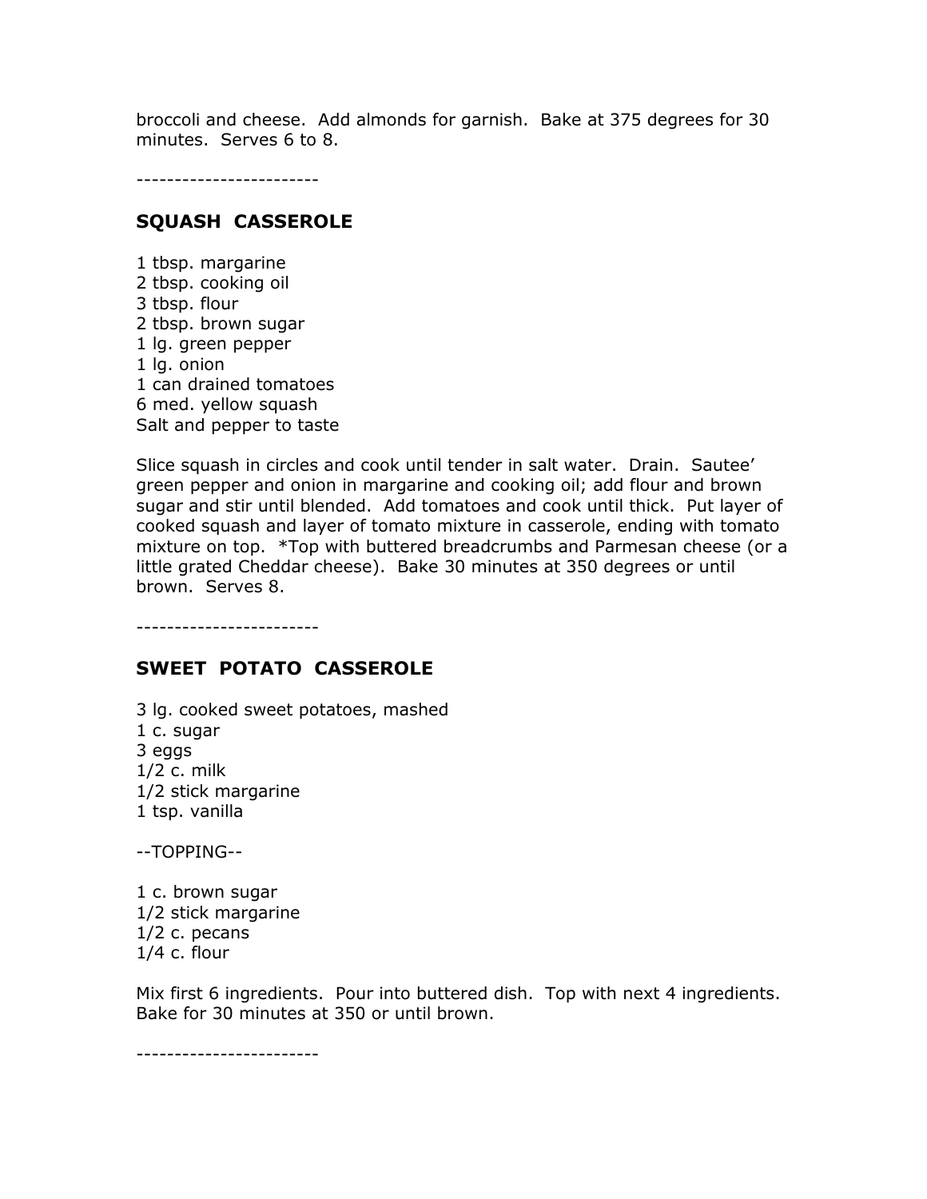broccoli and cheese. Add almonds for garnish. Bake at 375 degrees for 30 minutes. Serves 6 to 8.

------------------------

## SQUASH CASSEROLE

1 tbsp. margarine
2 tbsp. cooking oil
3 tbsp. flour
2 tbsp. brown sugar
1 lg. green pepper
1 lg. onion
1 can drained tomatoes
6 med. yellow squash
Salt and pepper to taste

Slice squash in circles and cook until tender in salt water. Drain. Sautee' green pepper and onion in margarine and cooking oil; add flour and brown sugar and stir until blended. Add tomatoes and cook until thick. Put layer of cooked squash and layer of tomato mixture in casserole, ending with tomato mixture on top. *Top with buttered breadcrumbs and Parmesan cheese (or a little grated Cheddar cheese). Bake 30 minutes at 350 degrees or until brown. Serves 8.

------------------------

## SWEET POTATO CASSEROLE

3 lg. cooked sweet potatoes, mashed
1 c. sugar
3 eggs
1/2 c. milk
1/2 stick margarine
1 tsp. vanilla

--TOPPING--

1 c. brown sugar
1/2 stick margarine
1/2 c. pecans
1/4 c. flour

Mix first 6 ingredients. Pour into buttered dish. Top with next 4 ingredients. Bake for 30 minutes at 350 or until brown.

------------------------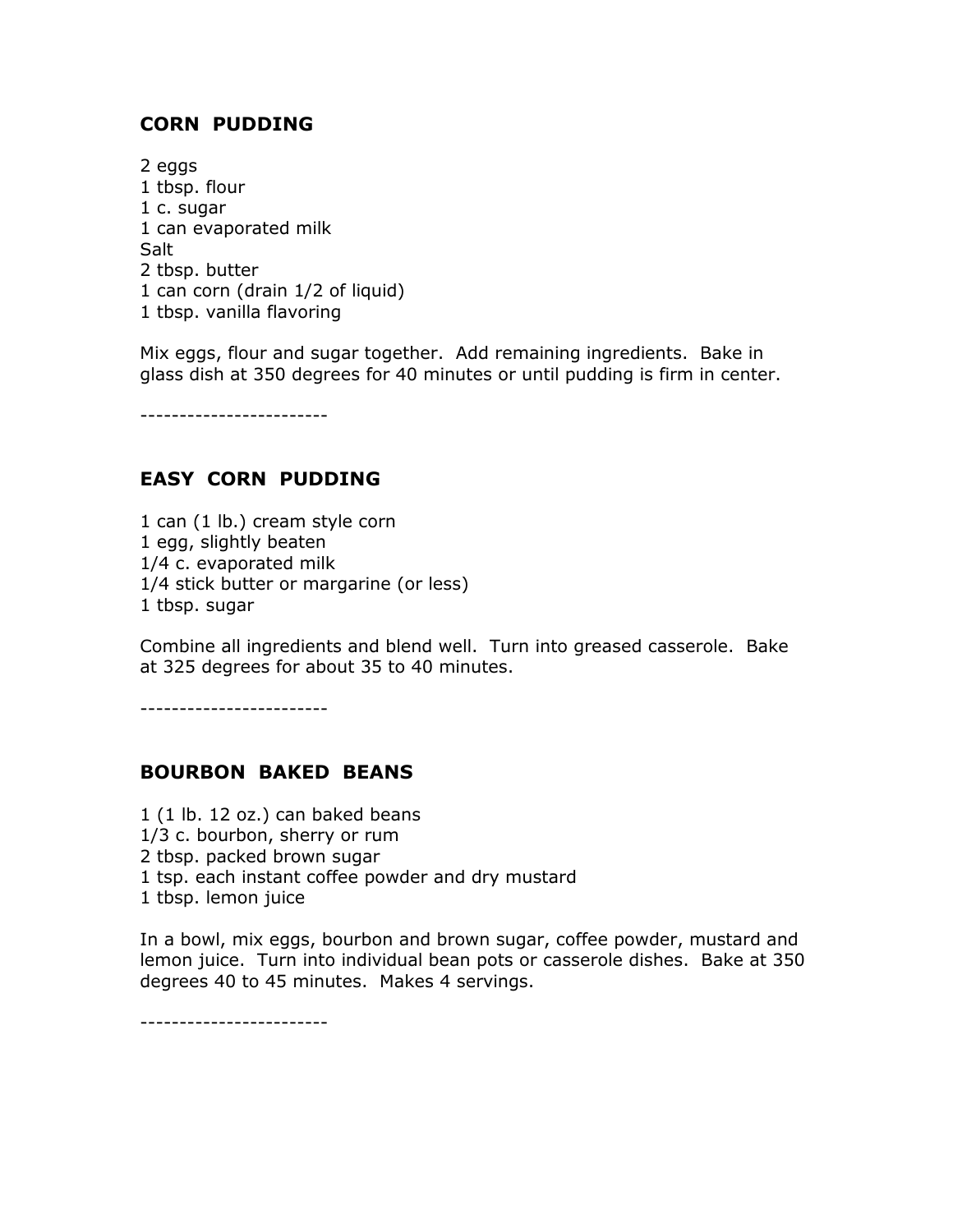## CORN PUDDING

2 eggs
1 tbsp. flour
1 c. sugar
1 can evaporated milk
Salt
2 tbsp. butter
1 can corn (drain 1/2 of liquid)
1 tbsp. vanilla flavoring

Mix eggs, flour and sugar together. Add remaining ingredients. Bake in glass dish at 350 degrees for 40 minutes or until pudding is firm in center.

------------------------

## EASY CORN PUDDING

1 can (1 lb.) cream style corn
1 egg, slightly beaten
1/4 c. evaporated milk
1/4 stick butter or margarine (or less)
1 tbsp. sugar

Combine all ingredients and blend well. Turn into greased casserole. Bake at 325 degrees for about 35 to 40 minutes.

------------------------

## BOURBON BAKED BEANS

1 (1 lb. 12 oz.) can baked beans
1/3 c. bourbon, sherry or rum
2 tbsp. packed brown sugar
1 tsp. each instant coffee powder and dry mustard
1 tbsp. lemon juice

In a bowl, mix eggs, bourbon and brown sugar, coffee powder, mustard and lemon juice. Turn into individual bean pots or casserole dishes. Bake at 350 degrees 40 to 45 minutes. Makes 4 servings.

------------------------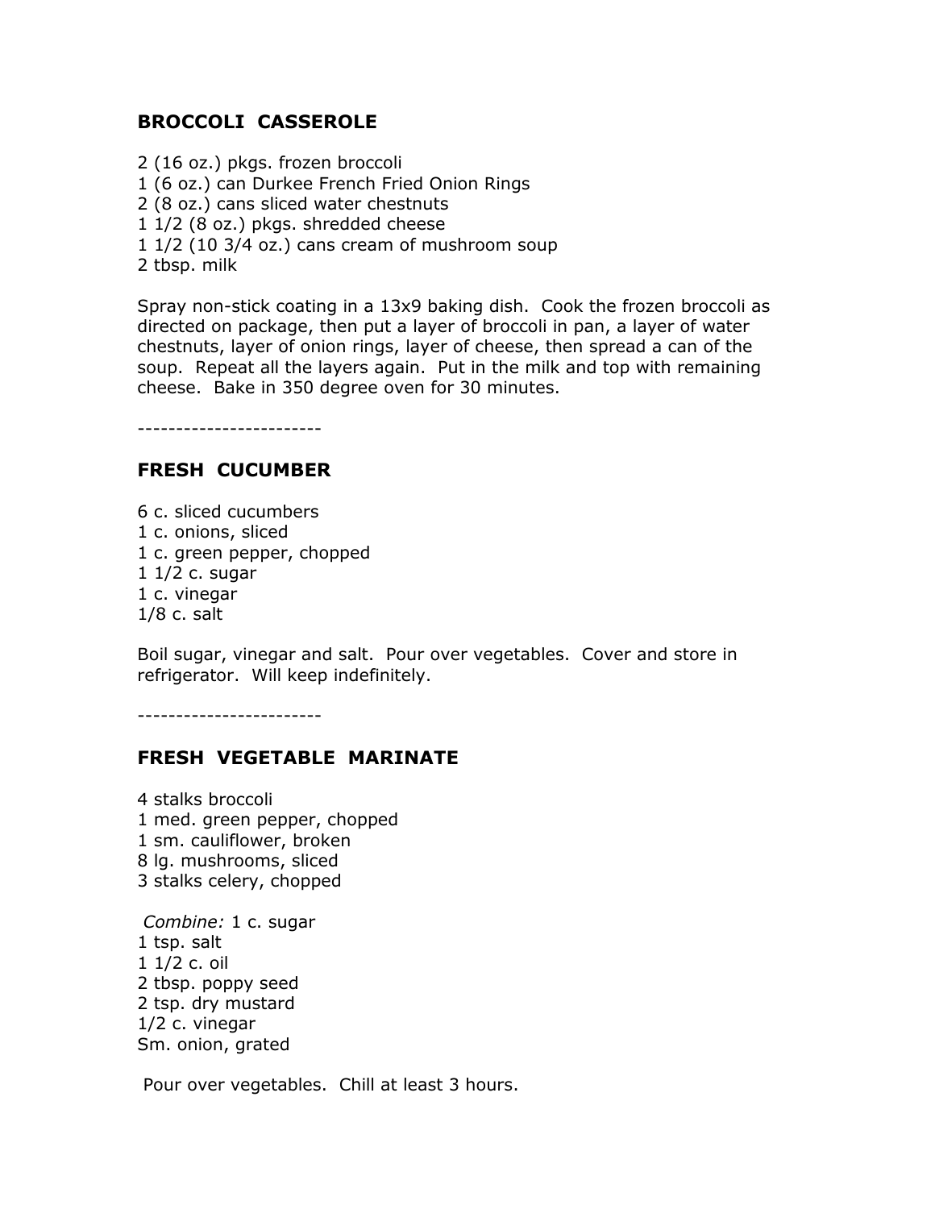## BROCCOLI CASSEROLE

2 (16 oz.) pkgs. frozen broccoli
1 (6 oz.) can Durkee French Fried Onion Rings
2 (8 oz.) cans sliced water chestnuts
1 1/2 (8 oz.) pkgs. shredded cheese
1 1/2 (10 3/4 oz.) cans cream of mushroom soup
2 tbsp. milk

Spray non-stick coating in a 13x9 baking dish. Cook the frozen broccoli as directed on package, then put a layer of broccoli in pan, a layer of water chestnuts, layer of onion rings, layer of cheese, then spread a can of the soup. Repeat all the layers again. Put in the milk and top with remaining cheese. Bake in 350 degree oven for 30 minutes.

------------------------

## FRESH CUCUMBER

6 c. sliced cucumbers
1 c. onions, sliced
1 c. green pepper, chopped
1 1/2 c. sugar
1 c. vinegar
1/8 c. salt

Boil sugar, vinegar and salt. Pour over vegetables. Cover and store in refrigerator. Will keep indefinitely.

------------------------

## FRESH VEGETABLE MARINATE

4 stalks broccoli
1 med. green pepper, chopped
1 sm. cauliflower, broken
8 lg. mushrooms, sliced
3 stalks celery, chopped

*Combine:* 1 c. sugar
1 tsp. salt
1 1/2 c. oil
2 tbsp. poppy seed
2 tsp. dry mustard
1/2 c. vinegar
Sm. onion, grated

Pour over vegetables. Chill at least 3 hours.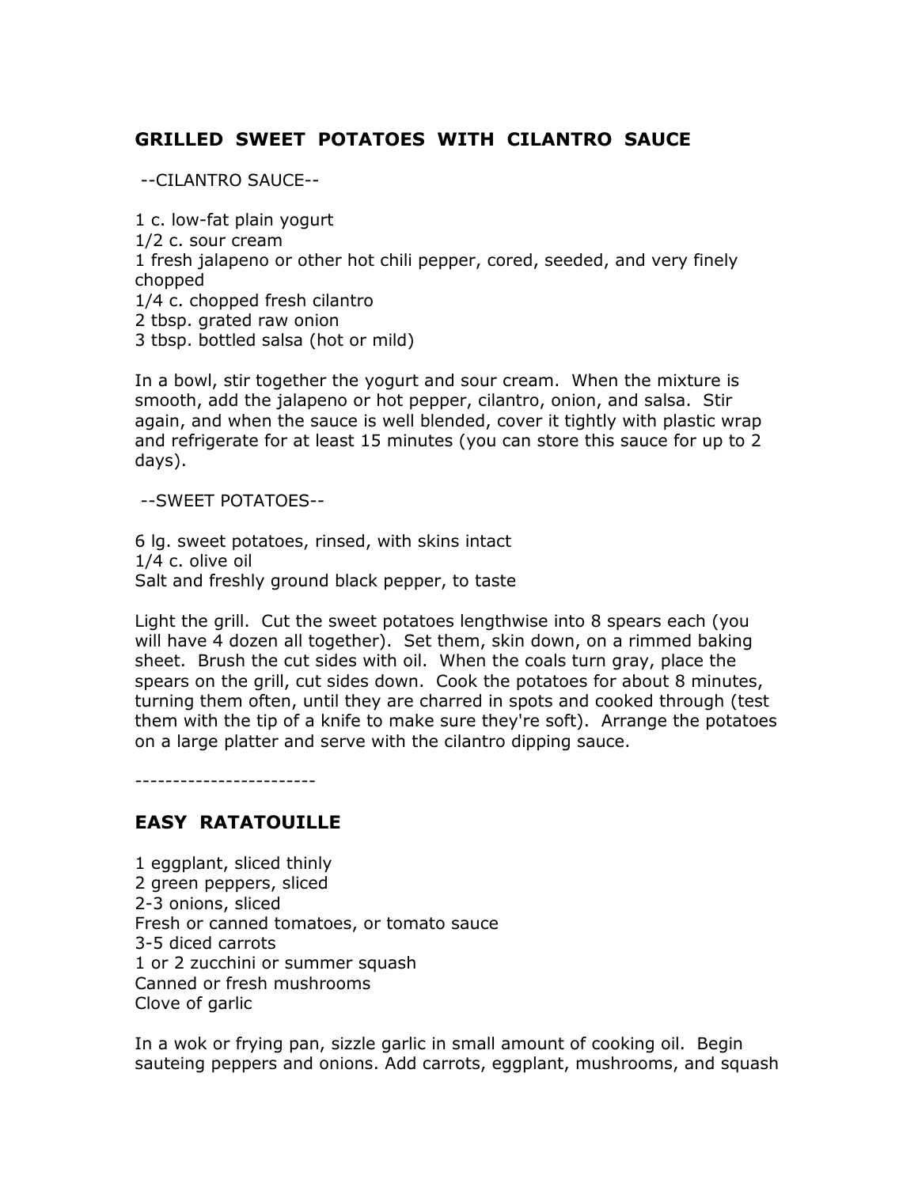## GRILLED SWEET POTATOES WITH CILANTRO SAUCE

--CILANTRO SAUCE--

1 c. low-fat plain yogurt
1/2 c. sour cream
1 fresh jalapeno or other hot chili pepper, cored, seeded, and very finely chopped
1/4 c. chopped fresh cilantro
2 tbsp. grated raw onion
3 tbsp. bottled salsa (hot or mild)

In a bowl, stir together the yogurt and sour cream. When the mixture is smooth, add the jalapeno or hot pepper, cilantro, onion, and salsa. Stir again, and when the sauce is well blended, cover it tightly with plastic wrap and refrigerate for at least 15 minutes (you can store this sauce for up to 2 days).

--SWEET POTATOES--

6 lg. sweet potatoes, rinsed, with skins intact
1/4 c. olive oil
Salt and freshly ground black pepper, to taste

Light the grill. Cut the sweet potatoes lengthwise into 8 spears each (you will have 4 dozen all together). Set them, skin down, on a rimmed baking sheet. Brush the cut sides with oil. When the coals turn gray, place the spears on the grill, cut sides down. Cook the potatoes for about 8 minutes, turning them often, until they are charred in spots and cooked through (test them with the tip of a knife to make sure they're soft). Arrange the potatoes on a large platter and serve with the cilantro dipping sauce.

------------------------

## EASY RATATOUILLE

1 eggplant, sliced thinly
2 green peppers, sliced
2-3 onions, sliced
Fresh or canned tomatoes, or tomato sauce
3-5 diced carrots
1 or 2 zucchini or summer squash
Canned or fresh mushrooms
Clove of garlic

In a wok or frying pan, sizzle garlic in small amount of cooking oil. Begin sauteing peppers and onions. Add carrots, eggplant, mushrooms, and squash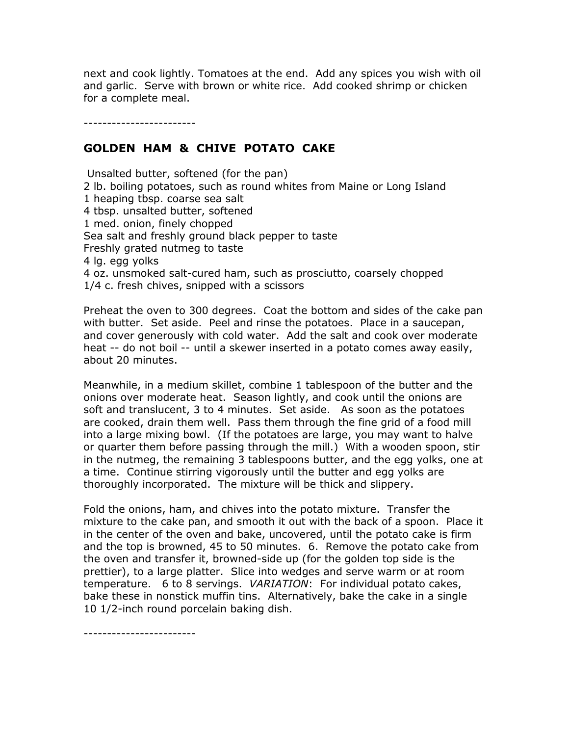next and cook lightly. Tomatoes at the end. Add any spices you wish with oil and garlic. Serve with brown or white rice. Add cooked shrimp or chicken for a complete meal.

------------------------

## GOLDEN HAM & CHIVE POTATO CAKE

Unsalted butter, softened (for the pan)
2 lb. boiling potatoes, such as round whites from Maine or Long Island
1 heaping tbsp. coarse sea salt
4 tbsp. unsalted butter, softened
1 med. onion, finely chopped
Sea salt and freshly ground black pepper to taste
Freshly grated nutmeg to taste
4 lg. egg yolks
4 oz. unsmoked salt-cured ham, such as prosciutto, coarsely chopped
1/4 c. fresh chives, snipped with a scissors

Preheat the oven to 300 degrees. Coat the bottom and sides of the cake pan with butter. Set aside. Peel and rinse the potatoes. Place in a saucepan, and cover generously with cold water. Add the salt and cook over moderate heat -- do not boil -- until a skewer inserted in a potato comes away easily, about 20 minutes.

Meanwhile, in a medium skillet, combine 1 tablespoon of the butter and the onions over moderate heat. Season lightly, and cook until the onions are soft and translucent, 3 to 4 minutes. Set aside. As soon as the potatoes are cooked, drain them well. Pass them through the fine grid of a food mill into a large mixing bowl. (If the potatoes are large, you may want to halve or quarter them before passing through the mill.) With a wooden spoon, stir in the nutmeg, the remaining 3 tablespoons butter, and the egg yolks, one at a time. Continue stirring vigorously until the butter and egg yolks are thoroughly incorporated. The mixture will be thick and slippery.

Fold the onions, ham, and chives into the potato mixture. Transfer the mixture to the cake pan, and smooth it out with the back of a spoon. Place it in the center of the oven and bake, uncovered, until the potato cake is firm and the top is browned, 45 to 50 minutes. 6. Remove the potato cake from the oven and transfer it, browned-side up (for the golden top side is the prettier), to a large platter. Slice into wedges and serve warm or at room temperature. 6 to 8 servings. *VARIATION*: For individual potato cakes, bake these in nonstick muffin tins. Alternatively, bake the cake in a single 10 1/2-inch round porcelain baking dish.

------------------------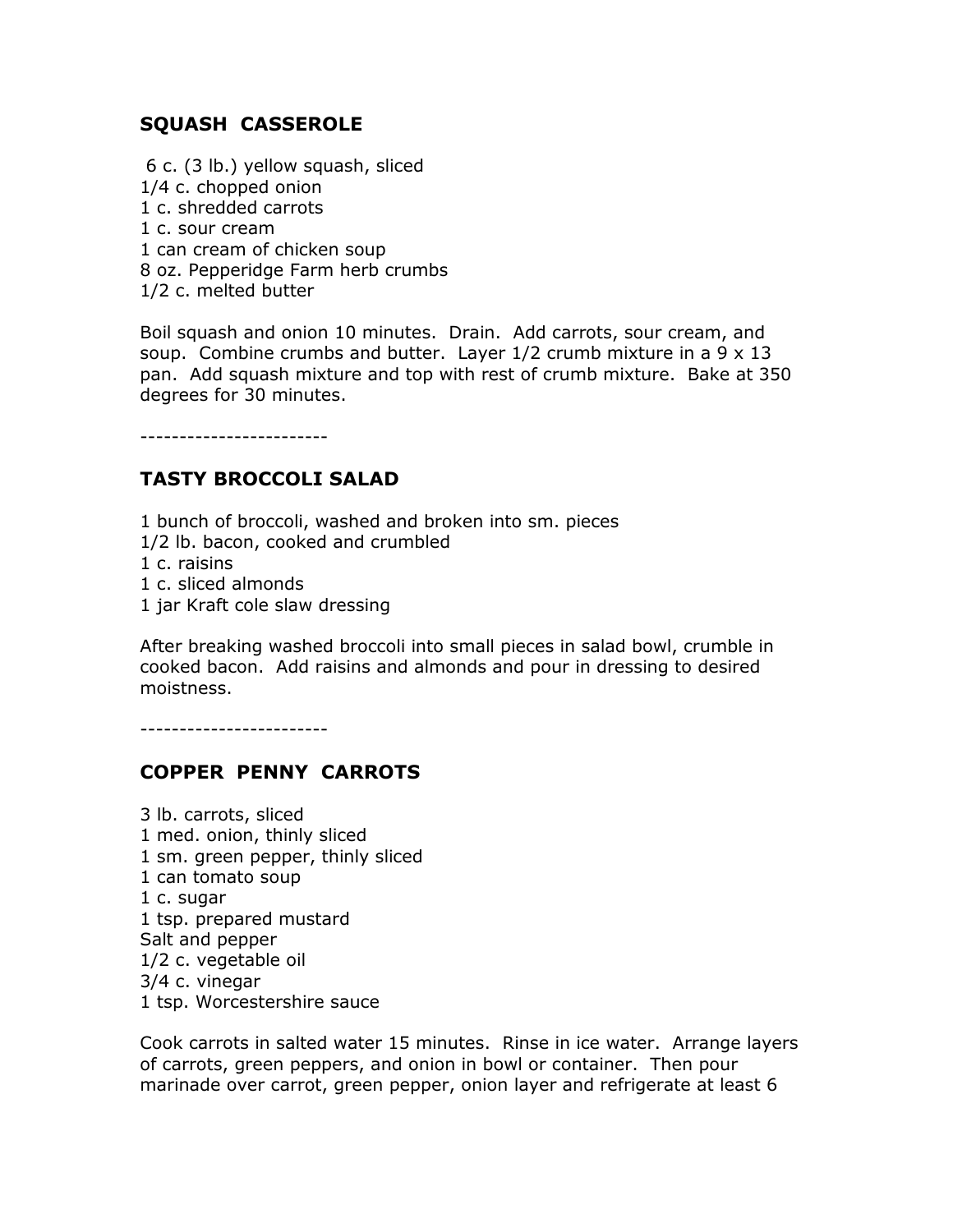## SQUASH CASSEROLE

6 c. (3 lb.) yellow squash, sliced
1/4 c. chopped onion
1 c. shredded carrots
1 c. sour cream
1 can cream of chicken soup
8 oz. Pepperidge Farm herb crumbs
1/2 c. melted butter

Boil squash and onion 10 minutes. Drain. Add carrots, sour cream, and soup. Combine crumbs and butter. Layer 1/2 crumb mixture in a 9 x 13 pan. Add squash mixture and top with rest of crumb mixture. Bake at 350 degrees for 30 minutes.

------------------------

## TASTY BROCCOLI SALAD

1 bunch of broccoli, washed and broken into sm. pieces
1/2 lb. bacon, cooked and crumbled
1 c. raisins
1 c. sliced almonds
1 jar Kraft cole slaw dressing

After breaking washed broccoli into small pieces in salad bowl, crumble in cooked bacon. Add raisins and almonds and pour in dressing to desired moistness.

------------------------

## COPPER PENNY CARROTS

3 lb. carrots, sliced
1 med. onion, thinly sliced
1 sm. green pepper, thinly sliced
1 can tomato soup
1 c. sugar
1 tsp. prepared mustard
Salt and pepper
1/2 c. vegetable oil
3/4 c. vinegar
1 tsp. Worcestershire sauce

Cook carrots in salted water 15 minutes. Rinse in ice water. Arrange layers of carrots, green peppers, and onion in bowl or container. Then pour marinade over carrot, green pepper, onion layer and refrigerate at least 6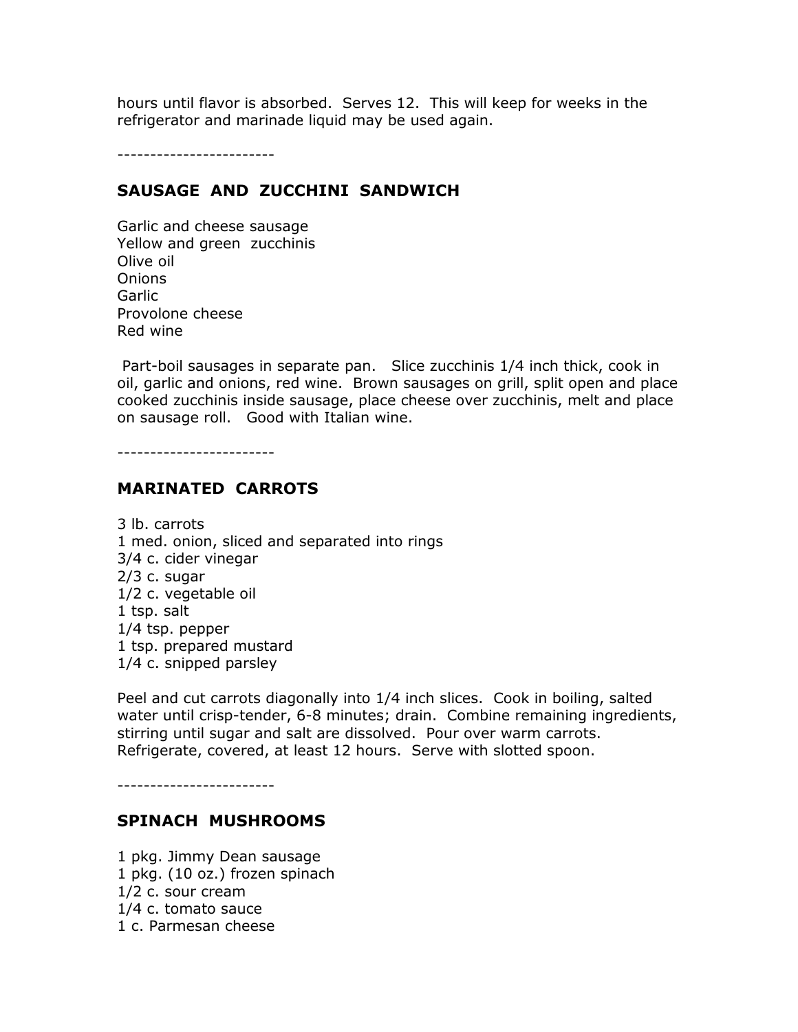hours until flavor is absorbed. Serves 12. This will keep for weeks in the refrigerator and marinade liquid may be used again.

------------------------

## SAUSAGE AND ZUCCHINI SANDWICH

Garlic and cheese sausage
Yellow and green zucchinis
Olive oil
Onions
Garlic
Provolone cheese
Red wine

Part-boil sausages in separate pan. Slice zucchinis 1/4 inch thick, cook in oil, garlic and onions, red wine. Brown sausages on grill, split open and place cooked zucchinis inside sausage, place cheese over zucchinis, melt and place on sausage roll. Good with Italian wine.

------------------------

## MARINATED CARROTS

3 lb. carrots
1 med. onion, sliced and separated into rings
3/4 c. cider vinegar
2/3 c. sugar
1/2 c. vegetable oil
1 tsp. salt
1/4 tsp. pepper
1 tsp. prepared mustard
1/4 c. snipped parsley

Peel and cut carrots diagonally into 1/4 inch slices. Cook in boiling, salted water until crisp-tender, 6-8 minutes; drain. Combine remaining ingredients, stirring until sugar and salt are dissolved. Pour over warm carrots. Refrigerate, covered, at least 12 hours. Serve with slotted spoon.

------------------------

## SPINACH MUSHROOMS

1 pkg. Jimmy Dean sausage
1 pkg. (10 oz.) frozen spinach
1/2 c. sour cream
1/4 c. tomato sauce
1 c. Parmesan cheese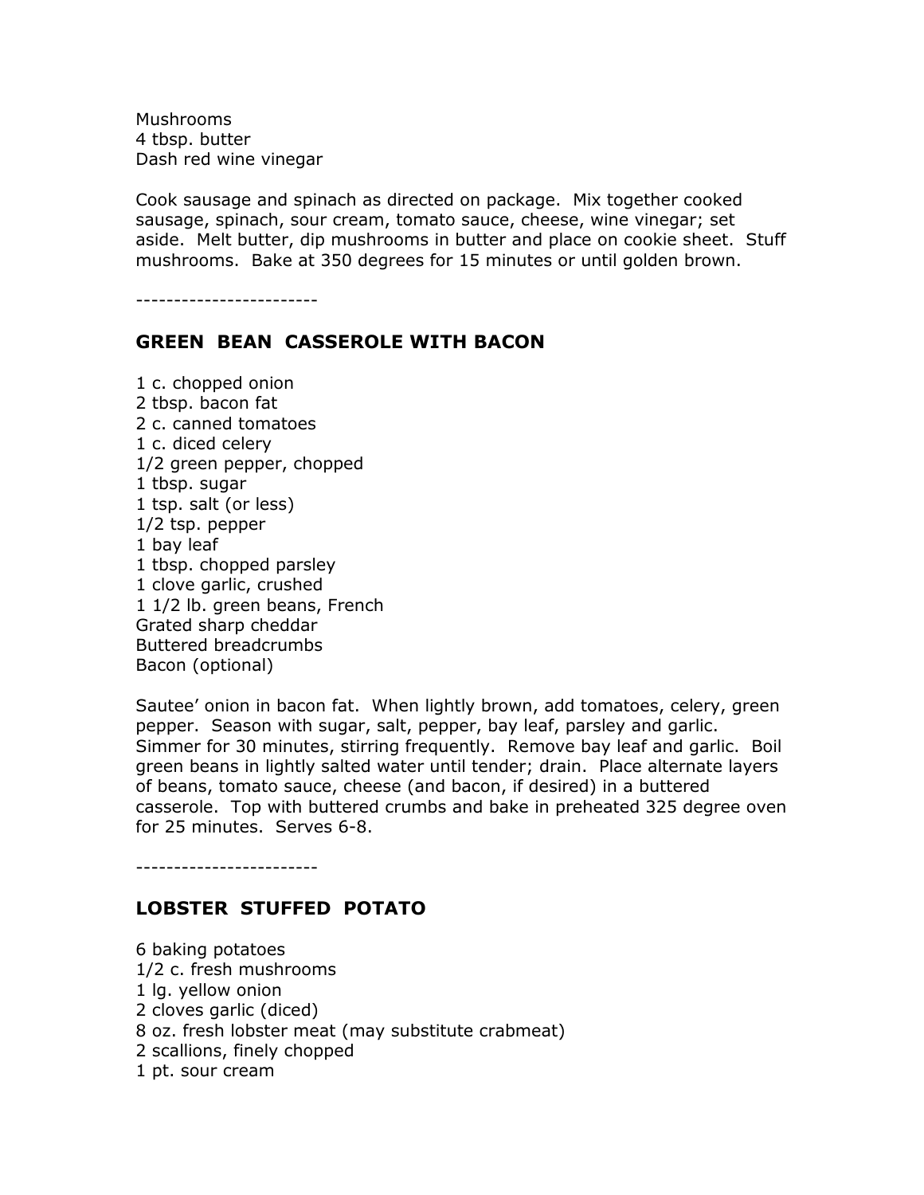Mushrooms
4 tbsp. butter
Dash red wine vinegar

Cook sausage and spinach as directed on package.  Mix together cooked sausage, spinach, sour cream, tomato sauce, cheese, wine vinegar; set aside.  Melt butter, dip mushrooms in butter and place on cookie sheet.  Stuff mushrooms.  Bake at 350 degrees for 15 minutes or until golden brown.

------------------------

## GREEN BEAN CASSEROLE WITH BACON

1 c. chopped onion
2 tbsp. bacon fat
2 c. canned tomatoes
1 c. diced celery
1/2 green pepper, chopped
1 tbsp. sugar
1 tsp. salt (or less)
1/2 tsp. pepper
1 bay leaf
1 tbsp. chopped parsley
1 clove garlic, crushed
1 1/2 lb. green beans, French
Grated sharp cheddar
Buttered breadcrumbs
Bacon (optional)

Sautee' onion in bacon fat.  When lightly brown, add tomatoes, celery, green pepper.  Season with sugar, salt, pepper, bay leaf, parsley and garlic.  Simmer for 30 minutes, stirring frequently.  Remove bay leaf and garlic.  Boil green beans in lightly salted water until tender; drain.  Place alternate layers of beans, tomato sauce, cheese (and bacon, if desired) in a buttered casserole.  Top with buttered crumbs and bake in preheated 325 degree oven for 25 minutes.  Serves 6-8.

------------------------

## LOBSTER STUFFED POTATO

6 baking potatoes
1/2 c. fresh mushrooms
1 lg. yellow onion
2 cloves garlic (diced)
8 oz. fresh lobster meat (may substitute crabmeat)
2 scallions, finely chopped
1 pt. sour cream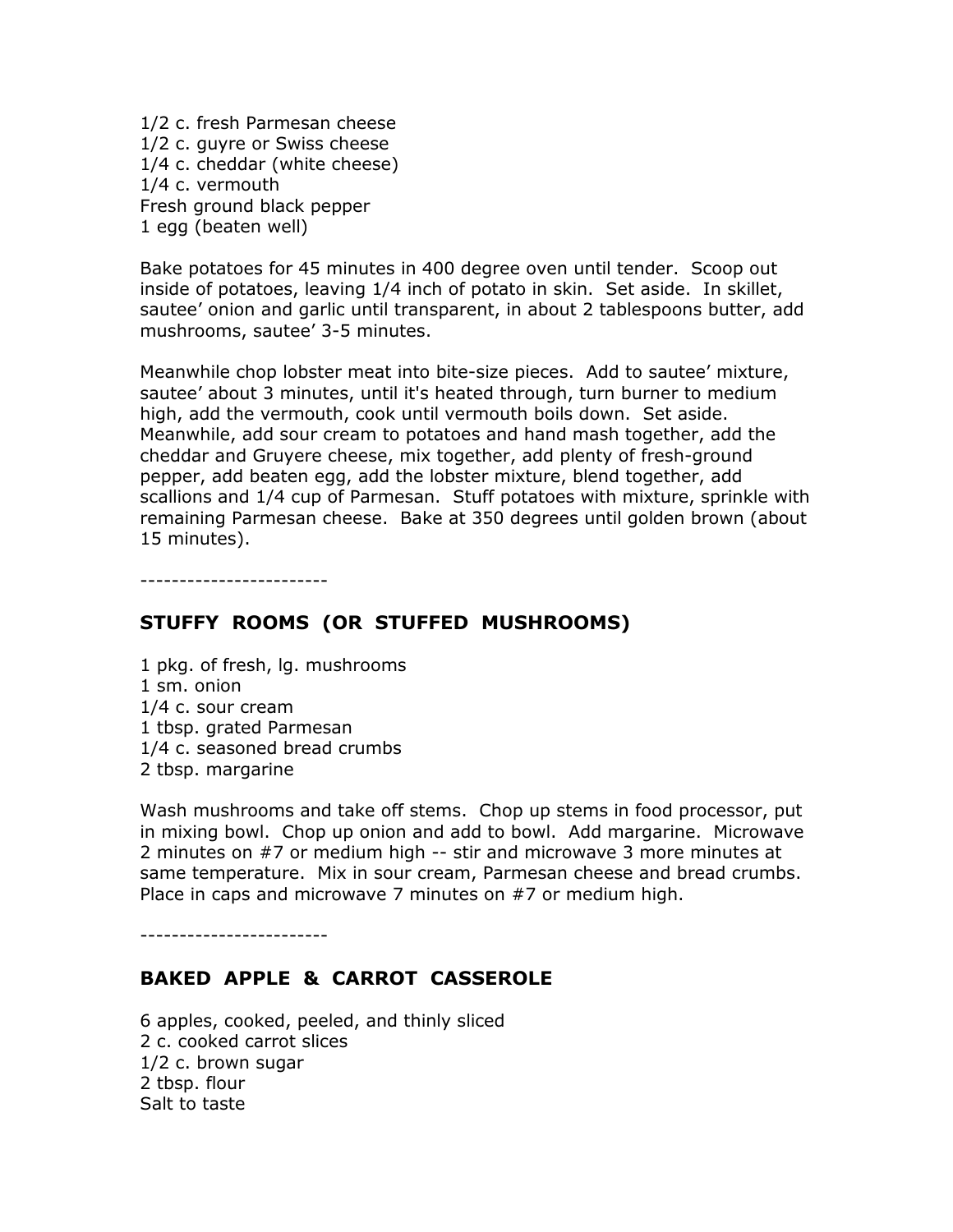1/2 c. fresh Parmesan cheese
1/2 c. guyre or Swiss cheese
1/4 c. cheddar (white cheese)
1/4 c. vermouth
Fresh ground black pepper
1 egg (beaten well)

Bake potatoes for 45 minutes in 400 degree oven until tender. Scoop out inside of potatoes, leaving 1/4 inch of potato in skin. Set aside. In skillet, sautee' onion and garlic until transparent, in about 2 tablespoons butter, add mushrooms, sautee' 3-5 minutes.

Meanwhile chop lobster meat into bite-size pieces. Add to sautee' mixture, sautee' about 3 minutes, until it's heated through, turn burner to medium high, add the vermouth, cook until vermouth boils down. Set aside. Meanwhile, add sour cream to potatoes and hand mash together, add the cheddar and Gruyere cheese, mix together, add plenty of fresh-ground pepper, add beaten egg, add the lobster mixture, blend together, add scallions and 1/4 cup of Parmesan. Stuff potatoes with mixture, sprinkle with remaining Parmesan cheese. Bake at 350 degrees until golden brown (about 15 minutes).

------------------------

## STUFFY ROOMS (OR STUFFED MUSHROOMS)

1 pkg. of fresh, lg. mushrooms
1 sm. onion
1/4 c. sour cream
1 tbsp. grated Parmesan
1/4 c. seasoned bread crumbs
2 tbsp. margarine

Wash mushrooms and take off stems. Chop up stems in food processor, put in mixing bowl. Chop up onion and add to bowl. Add margarine. Microwave 2 minutes on #7 or medium high -- stir and microwave 3 more minutes at same temperature. Mix in sour cream, Parmesan cheese and bread crumbs. Place in caps and microwave 7 minutes on #7 or medium high.

------------------------

## BAKED APPLE & CARROT CASSEROLE

6 apples, cooked, peeled, and thinly sliced
2 c. cooked carrot slices
1/2 c. brown sugar
2 tbsp. flour
Salt to taste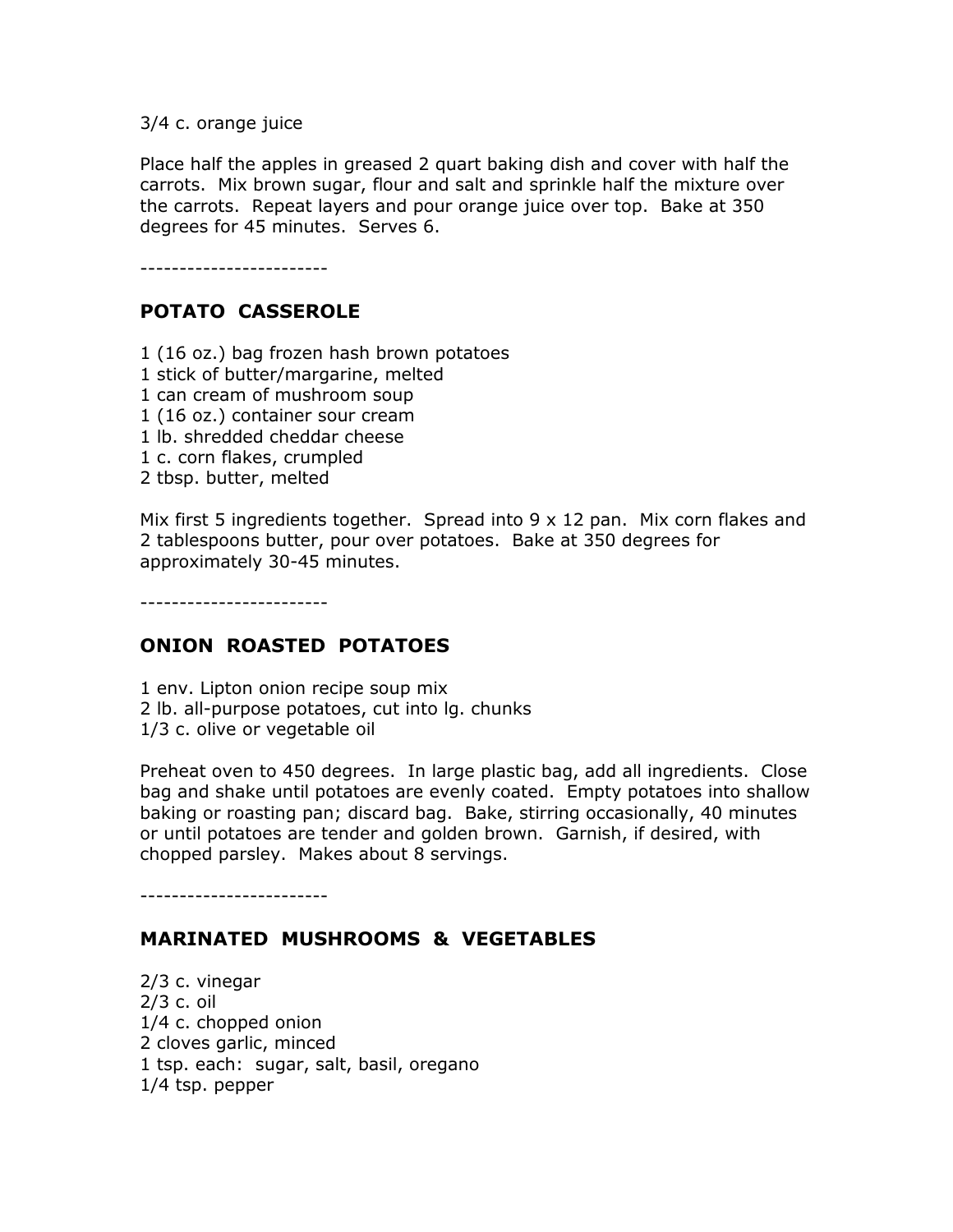3/4 c. orange juice

Place half the apples in greased 2 quart baking dish and cover with half the carrots. Mix brown sugar, flour and salt and sprinkle half the mixture over the carrots. Repeat layers and pour orange juice over top. Bake at 350 degrees for 45 minutes. Serves 6.

------------------------

## POTATO CASSEROLE

1 (16 oz.) bag frozen hash brown potatoes
1 stick of butter/margarine, melted
1 can cream of mushroom soup
1 (16 oz.) container sour cream
1 lb. shredded cheddar cheese
1 c. corn flakes, crumpled
2 tbsp. butter, melted

Mix first 5 ingredients together. Spread into 9 x 12 pan. Mix corn flakes and 2 tablespoons butter, pour over potatoes. Bake at 350 degrees for approximately 30-45 minutes.

------------------------

## ONION ROASTED POTATOES

1 env. Lipton onion recipe soup mix
2 lb. all-purpose potatoes, cut into lg. chunks
1/3 c. olive or vegetable oil

Preheat oven to 450 degrees. In large plastic bag, add all ingredients. Close bag and shake until potatoes are evenly coated. Empty potatoes into shallow baking or roasting pan; discard bag. Bake, stirring occasionally, 40 minutes or until potatoes are tender and golden brown. Garnish, if desired, with chopped parsley. Makes about 8 servings.

------------------------

## MARINATED MUSHROOMS & VEGETABLES

2/3 c. vinegar
2/3 c. oil
1/4 c. chopped onion
2 cloves garlic, minced
1 tsp. each: sugar, salt, basil, oregano
1/4 tsp. pepper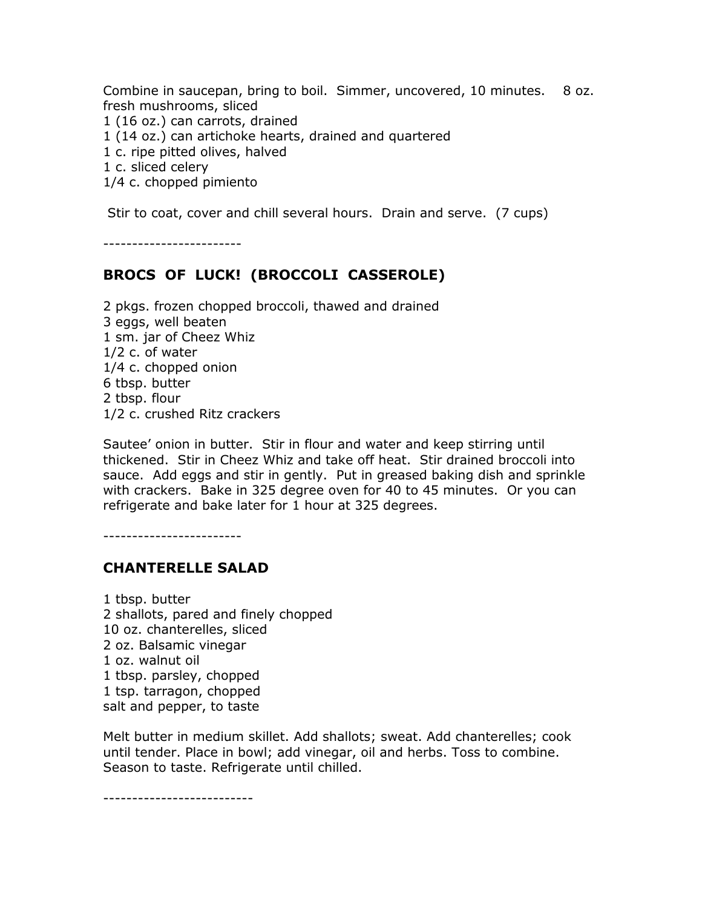Combine in saucepan, bring to boil. Simmer, uncovered, 10 minutes. 8 oz. fresh mushrooms, sliced
1 (16 oz.) can carrots, drained
1 (14 oz.) can artichoke hearts, drained and quartered
1 c. ripe pitted olives, halved
1 c. sliced celery
1/4 c. chopped pimiento

Stir to coat, cover and chill several hours. Drain and serve. (7 cups)

------------------------

## BROCS OF LUCK! (BROCCOLI CASSEROLE)

2 pkgs. frozen chopped broccoli, thawed and drained
3 eggs, well beaten
1 sm. jar of Cheez Whiz
1/2 c. of water
1/4 c. chopped onion
6 tbsp. butter
2 tbsp. flour
1/2 c. crushed Ritz crackers

Sautee' onion in butter. Stir in flour and water and keep stirring until thickened. Stir in Cheez Whiz and take off heat. Stir drained broccoli into sauce. Add eggs and stir in gently. Put in greased baking dish and sprinkle with crackers. Bake in 325 degree oven for 40 to 45 minutes. Or you can refrigerate and bake later for 1 hour at 325 degrees.

------------------------

## CHANTERELLE SALAD

1 tbsp. butter
2 shallots, pared and finely chopped
10 oz. chanterelles, sliced
2 oz. Balsamic vinegar
1 oz. walnut oil
1 tbsp. parsley, chopped
1 tsp. tarragon, chopped
salt and pepper, to taste

Melt butter in medium skillet. Add shallots; sweat. Add chanterelles; cook until tender. Place in bowl; add vinegar, oil and herbs. Toss to combine. Season to taste. Refrigerate until chilled.

--------------------------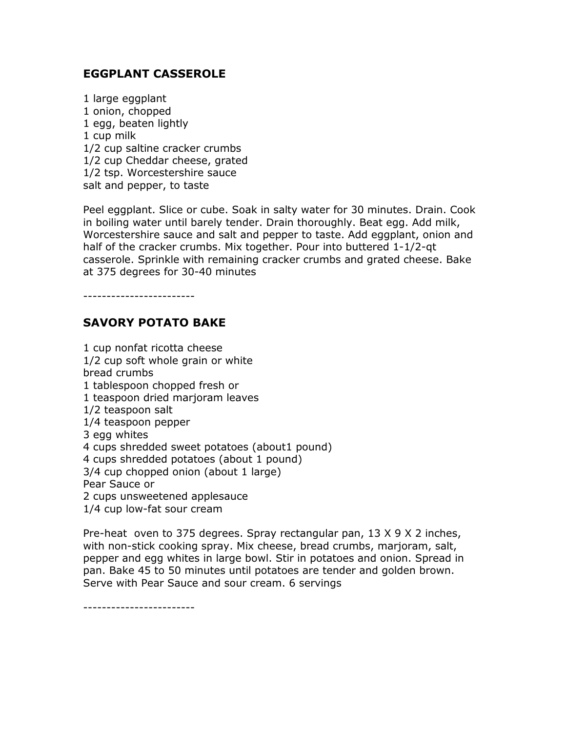## EGGPLANT CASSEROLE

1 large eggplant
1 onion, chopped
1 egg, beaten lightly
1 cup milk
1/2 cup saltine cracker crumbs
1/2 cup Cheddar cheese, grated
1/2 tsp. Worcestershire sauce
salt and pepper, to taste

Peel eggplant. Slice or cube. Soak in salty water for 30 minutes. Drain. Cook in boiling water until barely tender. Drain thoroughly. Beat egg. Add milk, Worcestershire sauce and salt and pepper to taste. Add eggplant, onion and half of the cracker crumbs. Mix together. Pour into buttered 1-1/2-qt casserole. Sprinkle with remaining cracker crumbs and grated cheese. Bake at 375 degrees for 30-40 minutes

------------------------

## SAVORY POTATO BAKE

1 cup nonfat ricotta cheese
1/2 cup soft whole grain or white
bread crumbs
1 tablespoon chopped fresh or
1 teaspoon dried marjoram leaves
1/2 teaspoon salt
1/4 teaspoon pepper
3 egg whites
4 cups shredded sweet potatoes (about1 pound)
4 cups shredded potatoes (about 1 pound)
3/4 cup chopped onion (about 1 large)
Pear Sauce or
2 cups unsweetened applesauce
1/4 cup low-fat sour cream

Pre-heat oven to 375 degrees. Spray rectangular pan, 13 X 9 X 2 inches, with non-stick cooking spray. Mix cheese, bread crumbs, marjoram, salt, pepper and egg whites in large bowl. Stir in potatoes and onion. Spread in pan. Bake 45 to 50 minutes until potatoes are tender and golden brown. Serve with Pear Sauce and sour cream. 6 servings

------------------------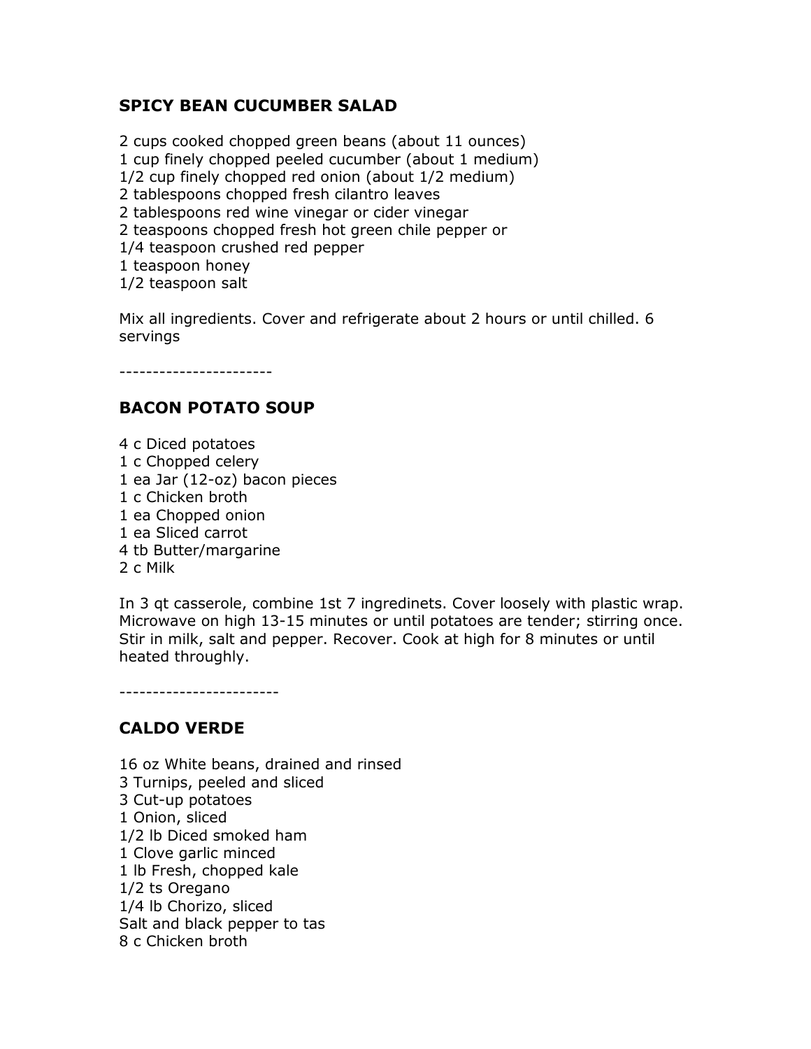## SPICY BEAN CUCUMBER SALAD

2 cups cooked chopped green beans (about 11 ounces)
1 cup finely chopped peeled cucumber (about 1 medium)
1/2 cup finely chopped red onion (about 1/2 medium)
2 tablespoons chopped fresh cilantro leaves
2 tablespoons red wine vinegar or cider vinegar
2 teaspoons chopped fresh hot green chile pepper or
1/4 teaspoon crushed red pepper
1 teaspoon honey
1/2 teaspoon salt

Mix all ingredients. Cover and refrigerate about 2 hours or until chilled. 6 servings

-----------------------

## BACON POTATO SOUP

4 c Diced potatoes
1 c Chopped celery
1 ea Jar (12-oz) bacon pieces
1 c Chicken broth
1 ea Chopped onion
1 ea Sliced carrot
4 tb Butter/margarine
2 c Milk

In 3 qt casserole, combine 1st 7 ingredinets. Cover loosely with plastic wrap. Microwave on high 13-15 minutes or until potatoes are tender; stirring once. Stir in milk, salt and pepper. Recover. Cook at high for 8 minutes or until heated throughly.

------------------------

## CALDO VERDE

16 oz White beans, drained and rinsed
3 Turnips, peeled and sliced
3 Cut-up potatoes
1 Onion, sliced
1/2 lb Diced smoked ham
1 Clove garlic minced
1 lb Fresh, chopped kale
1/2 ts Oregano
1/4 lb Chorizo, sliced
Salt and black pepper to tas
8 c Chicken broth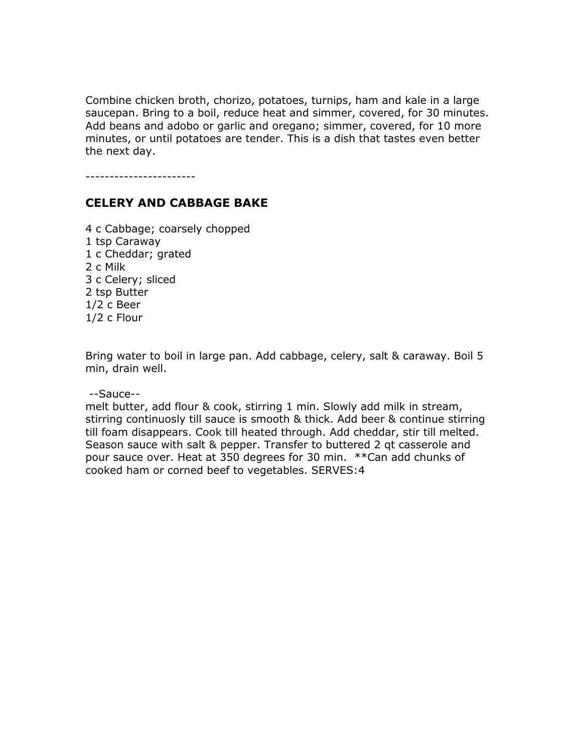Combine chicken broth, chorizo, potatoes, turnips, ham and kale in a large saucepan. Bring to a boil, reduce heat and simmer, covered, for 30 minutes. Add beans and adobo or garlic and oregano; simmer, covered, for 10 more minutes, or until potatoes are tender. This is a dish that tastes even better the next day.

-----------------------

## CELERY AND CABBAGE BAKE

4 c Cabbage; coarsely chopped
1 tsp Caraway
1 c Cheddar; grated
2 c Milk
3 c Celery; sliced
2 tsp Butter
1/2 c Beer
1/2 c Flour

Bring water to boil in large pan. Add cabbage, celery, salt & caraway. Boil 5 min, drain well.

--Sauce--
melt butter, add flour & cook, stirring 1 min. Slowly add milk in stream, stirring continuosly till sauce is smooth & thick. Add beer & continue stirring till foam disappears. Cook till heated through. Add cheddar, stir till melted. Season sauce with salt & pepper. Transfer to buttered 2 qt casserole and pour sauce over. Heat at 350 degrees for 30 min. **Can add chunks of cooked ham or corned beef to vegetables. SERVES:4